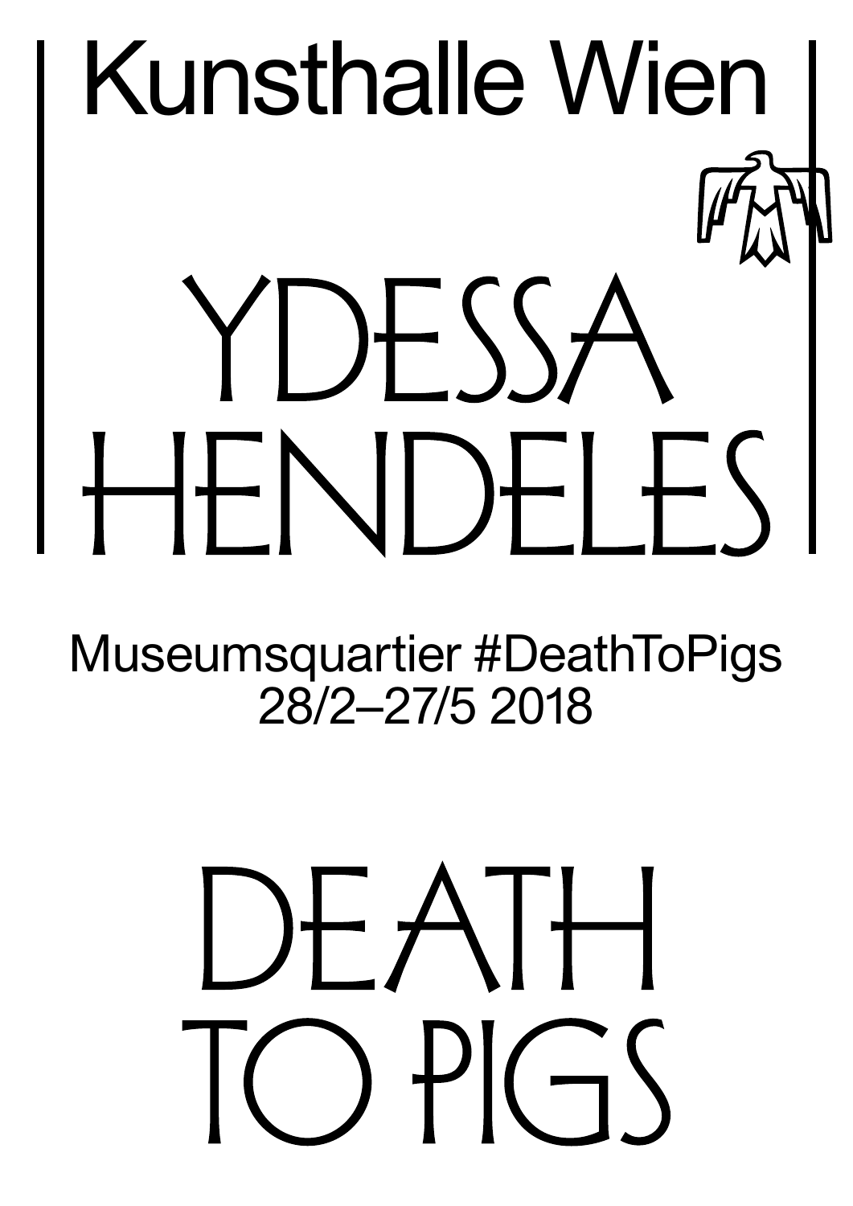Kunsthalle Wien

# YDESSA HENDELES

Museumsquartier #DeathToPigs
28/2–27/5 2018

# DEATH TO PIGS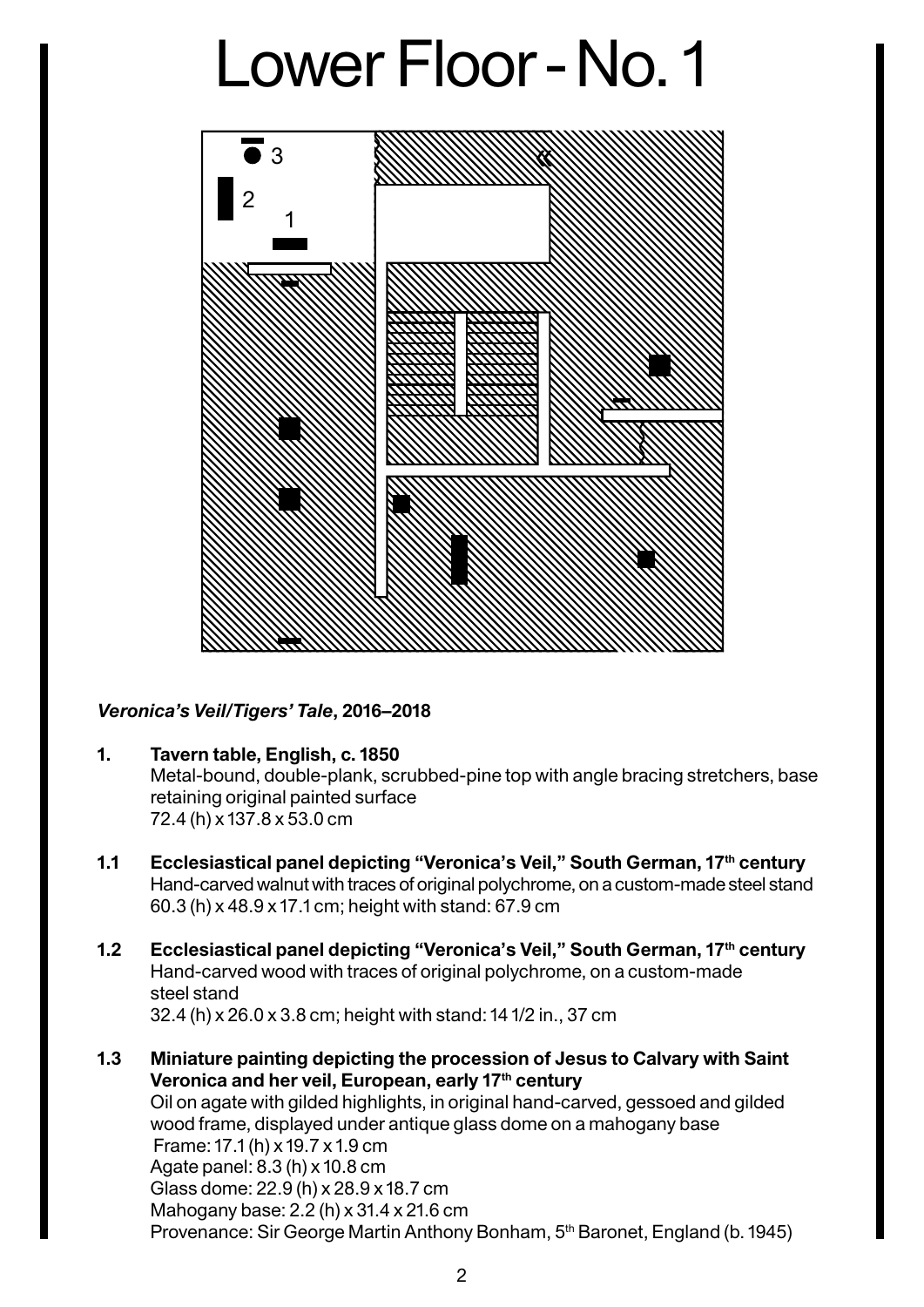# Lower Floor - No. 1

3

2

1

***Veronica's Veil/Tigers' Tale*, 2016–2018**

**1. Tavern table, English, c. 1850**
Metal-bound, double-plank, scrubbed-pine top with angle bracing stretchers, base retaining original painted surface
72.4 (h) x 137.8 x 53.0 cm

**1.1 Ecclesiastical panel depicting "Veronica's Veil," South German, 17th century**
Hand-carved walnut with traces of original polychrome, on a custom-made steel stand
60.3 (h) x 48.9 x 17.1 cm; height with stand: 67.9 cm

**1.2 Ecclesiastical panel depicting "Veronica's Veil," South German, 17th century**
Hand-carved wood with traces of original polychrome, on a custom-made steel stand
32.4 (h) x 26.0 x 3.8 cm; height with stand: 14 1/2 in., 37 cm

**1.3 Miniature painting depicting the procession of Jesus to Calvary with Saint Veronica and her veil, European, early 17th century**
Oil on agate with gilded highlights, in original hand-carved, gessoed and gilded wood frame, displayed under antique glass dome on a mahogany base
Frame: 17.1 (h) x 19.7 x 1.9 cm
Agate panel: 8.3 (h) x 10.8 cm
Glass dome: 22.9 (h) x 28.9 x 18.7 cm
Mahogany base: 2.2 (h) x 31.4 x 21.6 cm
Provenance: Sir George Martin Anthony Bonham, 5th Baronet, England (b. 1945)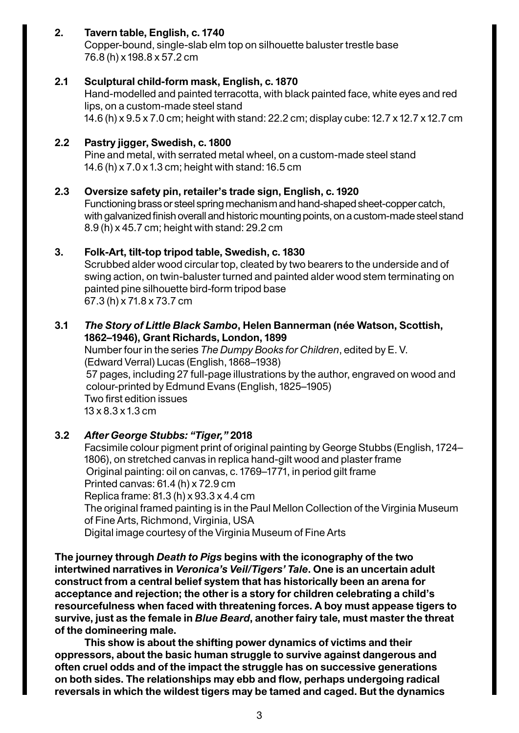**2. Tavern table, English, c. 1740**
Copper-bound, single-slab elm top on silhouette baluster trestle base
76.8 (h) x 198.8 x 57.2 cm

**2.1 Sculptural child-form mask, English, c. 1870**
Hand-modelled and painted terracotta, with black painted face, white eyes and red lips, on a custom-made steel stand
14.6 (h) x 9.5 x 7.0 cm; height with stand: 22.2 cm; display cube: 12.7 x 12.7 x 12.7 cm

**2.2 Pastry jigger, Swedish, c. 1800**
Pine and metal, with serrated metal wheel, on a custom-made steel stand
14.6 (h) x 7.0 x 1.3 cm; height with stand: 16.5 cm

**2.3 Oversize safety pin, retailer's trade sign, English, c. 1920**
Functioning brass or steel spring mechanism and hand-shaped sheet-copper catch, with galvanized finish overall and historic mounting points, on a custom-made steel stand
8.9 (h) x 45.7 cm; height with stand: 29.2 cm

**3. Folk-Art, tilt-top tripod table, Swedish, c. 1830**
Scrubbed alder wood circular top, cleated by two bearers to the underside and of swing action, on twin-baluster turned and painted alder wood stem terminating on painted pine silhouette bird-form tripod base
67.3 (h) x 71.8 x 73.7 cm

**3.1 *The Story of Little Black Sambo*, Helen Bannerman (née Watson, Scottish, 1862–1946), Grant Richards, London, 1899**
Number four in the series *The Dumpy Books for Children*, edited by E. V. (Edward Verral) Lucas (English, 1868–1938)
57 pages, including 27 full-page illustrations by the author, engraved on wood and colour-printed by Edmund Evans (English, 1825–1905)
Two first edition issues
13 x 8.3 x 1.3 cm

**3.2 *After George Stubbs: "Tiger,"* 2018**
Facsimile colour pigment print of original painting by George Stubbs (English, 1724–1806), on stretched canvas in replica hand-gilt wood and plaster frame
Original painting: oil on canvas, c. 1769–1771, in period gilt frame
Printed canvas: 61.4 (h) x 72.9 cm
Replica frame: 81.3 (h) x 93.3 x 4.4 cm
The original framed painting is in the Paul Mellon Collection of the Virginia Museum of Fine Arts, Richmond, Virginia, USA
Digital image courtesy of the Virginia Museum of Fine Arts

**The journey through *Death to Pigs* begins with the iconography of the two intertwined narratives in *Veronica's Veil/Tigers' Tale*. One is an uncertain adult construct from a central belief system that has historically been an arena for acceptance and rejection; the other is a story for children celebrating a child's resourcefulness when faced with threatening forces. A boy must appease tigers to survive, just as the female in *Blue Beard*, another fairy tale, must master the threat of the domineering male.**

**This show is about the shifting power dynamics of victims and their oppressors, about the basic human struggle to survive against dangerous and often cruel odds and of the impact the struggle has on successive generations on both sides. The relationships may ebb and flow, perhaps undergoing radical reversals in which the wildest tigers may be tamed and caged. But the dynamics**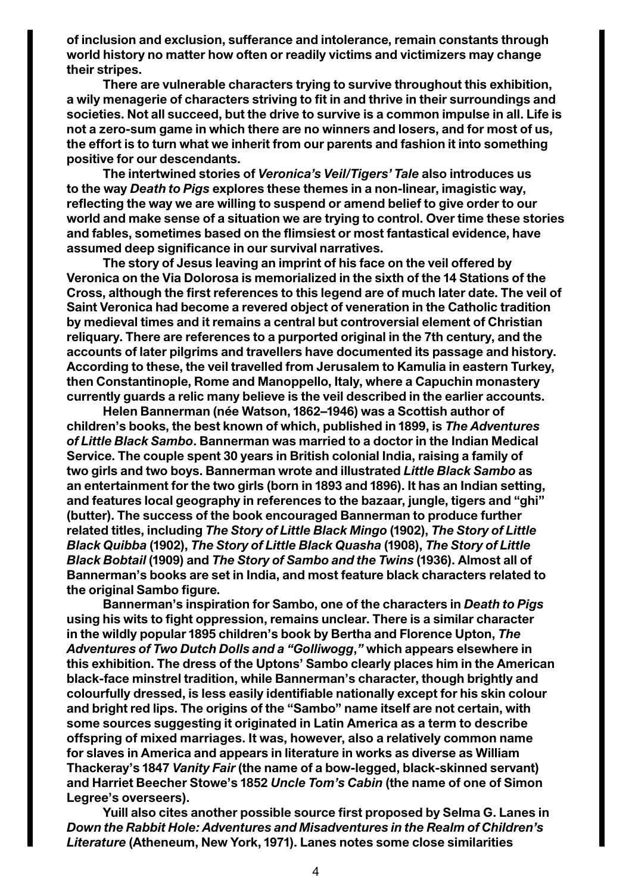of inclusion and exclusion, sufferance and intolerance, remain constants through world history no matter how often or readily victims and victimizers may change their stripes.

There are vulnerable characters trying to survive throughout this exhibition, a wily menagerie of characters striving to fit in and thrive in their surroundings and societies. Not all succeed, but the drive to survive is a common impulse in all. Life is not a zero-sum game in which there are no winners and losers, and for most of us, the effort is to turn what we inherit from our parents and fashion it into something positive for our descendants.

The intertwined stories of *Veronica's Veil/Tigers' Tale* also introduces us to the way *Death to Pigs* explores these themes in a non-linear, imagistic way, reflecting the way we are willing to suspend or amend belief to give order to our world and make sense of a situation we are trying to control. Over time these stories and fables, sometimes based on the flimsiest or most fantastical evidence, have assumed deep significance in our survival narratives.

The story of Jesus leaving an imprint of his face on the veil offered by Veronica on the Via Dolorosa is memorialized in the sixth of the 14 Stations of the Cross, although the first references to this legend are of much later date. The veil of Saint Veronica had become a revered object of veneration in the Catholic tradition by medieval times and it remains a central but controversial element of Christian reliquary. There are references to a purported original in the 7th century, and the accounts of later pilgrims and travellers have documented its passage and history. According to these, the veil travelled from Jerusalem to Kamulia in eastern Turkey, then Constantinople, Rome and Manoppello, Italy, where a Capuchin monastery currently guards a relic many believe is the veil described in the earlier accounts.

Helen Bannerman (née Watson, 1862–1946) was a Scottish author of children's books, the best known of which, published in 1899, is *The Adventures of Little Black Sambo*. Bannerman was married to a doctor in the Indian Medical Service. The couple spent 30 years in British colonial India, raising a family of two girls and two boys. Bannerman wrote and illustrated *Little Black Sambo* as an entertainment for the two girls (born in 1893 and 1896). It has an Indian setting, and features local geography in references to the bazaar, jungle, tigers and "ghi" (butter). The success of the book encouraged Bannerman to produce further related titles, including *The Story of Little Black Mingo* (1902), *The Story of Little Black Quibba* (1902), *The Story of Little Black Quasha* (1908), *The Story of Little Black Bobtail* (1909) and *The Story of Sambo and the Twins* (1936). Almost all of Bannerman's books are set in India, and most feature black characters related to the original Sambo figure.

Bannerman's inspiration for Sambo, one of the characters in *Death to Pigs* using his wits to fight oppression, remains unclear. There is a similar character in the wildly popular 1895 children's book by Bertha and Florence Upton, *The Adventures of Two Dutch Dolls and a "Golliwogg,"* which appears elsewhere in this exhibition. The dress of the Uptons' Sambo clearly places him in the American black-face minstrel tradition, while Bannerman's character, though brightly and colourfully dressed, is less easily identifiable nationally except for his skin colour and bright red lips. The origins of the "Sambo" name itself are not certain, with some sources suggesting it originated in Latin America as a term to describe offspring of mixed marriages. It was, however, also a relatively common name for slaves in America and appears in literature in works as diverse as William Thackeray's 1847 *Vanity Fair* (the name of a bow-legged, black-skinned servant) and Harriet Beecher Stowe's 1852 *Uncle Tom's Cabin* (the name of one of Simon Legree's overseers).

Yuill also cites another possible source first proposed by Selma G. Lanes in *Down the Rabbit Hole: Adventures and Misadventures in the Realm of Children's Literature* (Atheneum, New York, 1971). Lanes notes some close similarities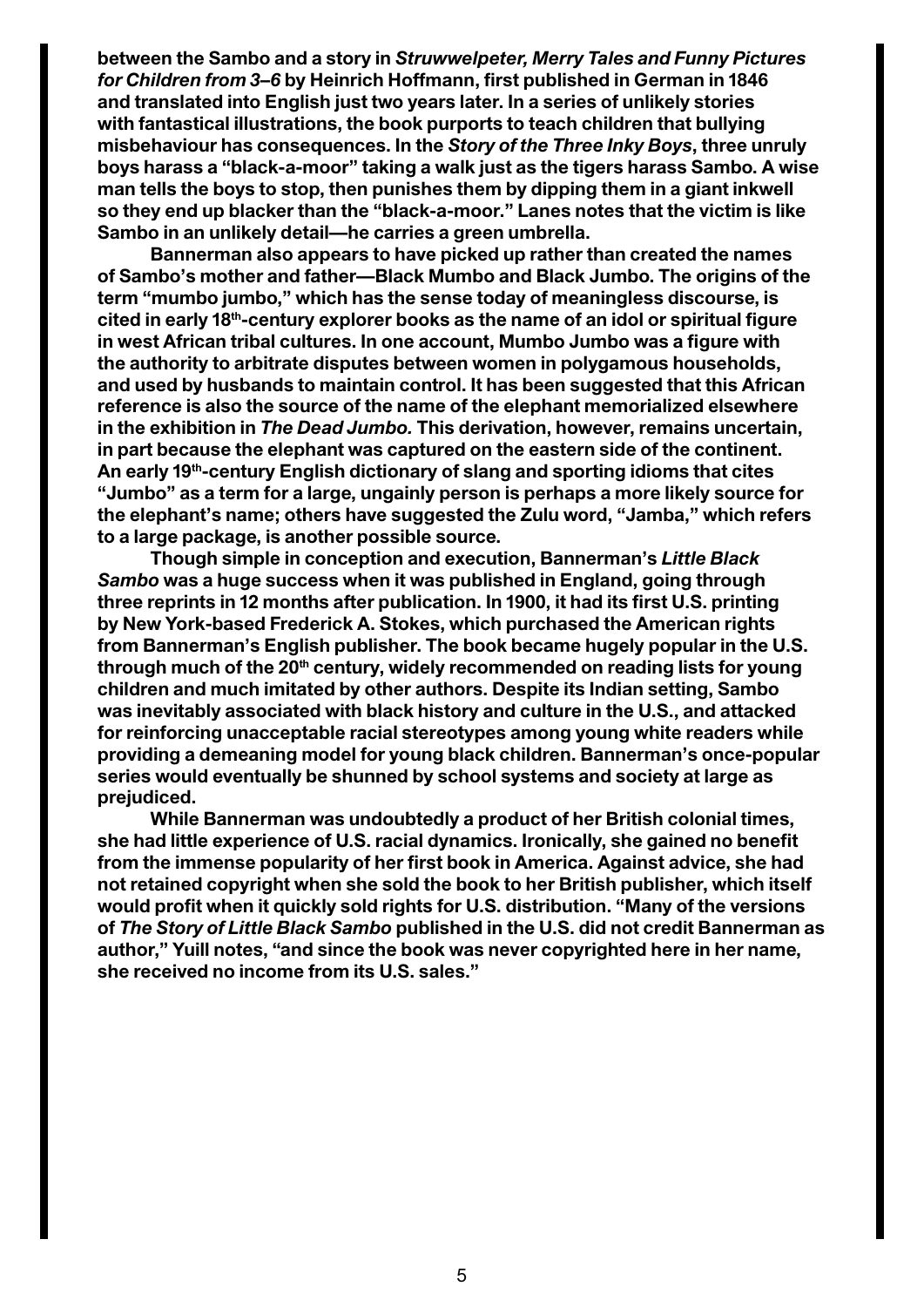**between the Sambo and a story in *Struwwelpeter, Merry Tales and Funny Pictures for Children from 3–6* by Heinrich Hoffmann, first published in German in 1846 and translated into English just two years later. In a series of unlikely stories with fantastical illustrations, the book purports to teach children that bullying misbehaviour has consequences. In the *Story of the Three Inky Boys*, three unruly boys harass a "black-a-moor" taking a walk just as the tigers harass Sambo. A wise man tells the boys to stop, then punishes them by dipping them in a giant inkwell so they end up blacker than the "black-a-moor." Lanes notes that the victim is like Sambo in an unlikely detail—he carries a green umbrella.**

**Bannerman also appears to have picked up rather than created the names of Sambo's mother and father—Black Mumbo and Black Jumbo. The origins of the term "mumbo jumbo," which has the sense today of meaningless discourse, is cited in early 18th-century explorer books as the name of an idol or spiritual figure in west African tribal cultures. In one account, Mumbo Jumbo was a figure with the authority to arbitrate disputes between women in polygamous households, and used by husbands to maintain control. It has been suggested that this African reference is also the source of the name of the elephant memorialized elsewhere in the exhibition in *The Dead Jumbo.* This derivation, however, remains uncertain, in part because the elephant was captured on the eastern side of the continent. An early 19th-century English dictionary of slang and sporting idioms that cites "Jumbo" as a term for a large, ungainly person is perhaps a more likely source for the elephant's name; others have suggested the Zulu word, "Jamba," which refers to a large package, is another possible source.**

**Though simple in conception and execution, Bannerman's *Little Black Sambo* was a huge success when it was published in England, going through three reprints in 12 months after publication. In 1900, it had its first U.S. printing by New York-based Frederick A. Stokes, which purchased the American rights from Bannerman's English publisher. The book became hugely popular in the U.S. through much of the 20th century, widely recommended on reading lists for young children and much imitated by other authors. Despite its Indian setting, Sambo was inevitably associated with black history and culture in the U.S., and attacked for reinforcing unacceptable racial stereotypes among young white readers while providing a demeaning model for young black children. Bannerman's once-popular series would eventually be shunned by school systems and society at large as prejudiced.**

**While Bannerman was undoubtedly a product of her British colonial times, she had little experience of U.S. racial dynamics. Ironically, she gained no benefit from the immense popularity of her first book in America. Against advice, she had not retained copyright when she sold the book to her British publisher, which itself would profit when it quickly sold rights for U.S. distribution. "Many of the versions of *The Story of Little Black Sambo* published in the U.S. did not credit Bannerman as author," Yuill notes, "and since the book was never copyrighted here in her name, she received no income from its U.S. sales."**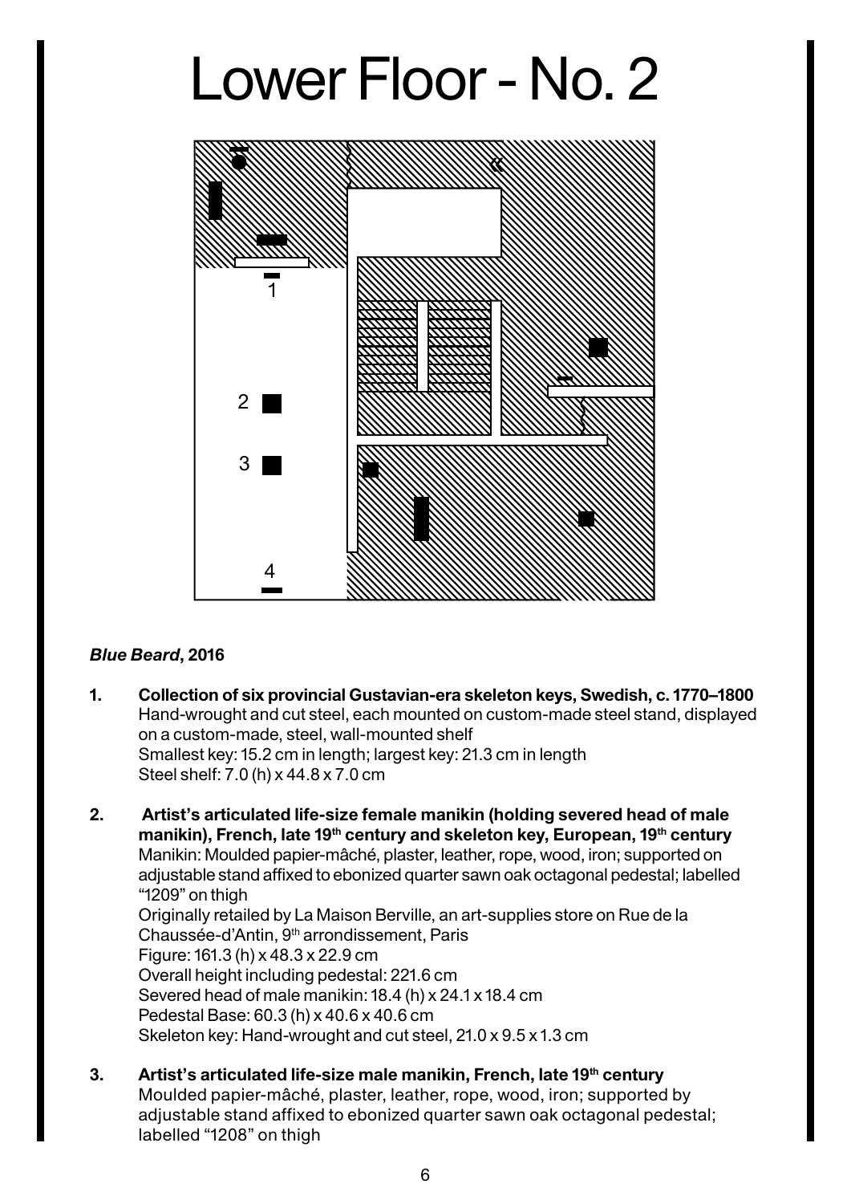# Lower Floor - No. 2

1

2

3

4

***Blue Beard*, 2016**

1. **Collection of six provincial Gustavian-era skeleton keys, Swedish, c. 1770–1800**
   Hand-wrought and cut steel, each mounted on custom-made steel stand, displayed on a custom-made, steel, wall-mounted shelf
   Smallest key: 15.2 cm in length; largest key: 21.3 cm in length
   Steel shelf: 7.0 (h) x 44.8 x 7.0 cm

2. **Artist's articulated life-size female manikin (holding severed head of male manikin), French, late 19th century and skeleton key, European, 19th century**
   Manikin: Moulded papier-mâché, plaster, leather, rope, wood, iron; supported on adjustable stand affixed to ebonized quarter sawn oak octagonal pedestal; labelled "1209" on thigh
   Originally retailed by La Maison Berville, an art-supplies store on Rue de la Chaussée-d'Antin, 9th arrondissement, Paris
   Figure: 161.3 (h) x 48.3 x 22.9 cm
   Overall height including pedestal: 221.6 cm
   Severed head of male manikin: 18.4 (h) x 24.1 x 18.4 cm
   Pedestal Base: 60.3 (h) x 40.6 x 40.6 cm
   Skeleton key: Hand-wrought and cut steel, 21.0 x 9.5 x 1.3 cm

3. **Artist's articulated life-size male manikin, French, late 19th century**
   Moulded papier-mâché, plaster, leather, rope, wood, iron; supported by adjustable stand affixed to ebonized quarter sawn oak octagonal pedestal; labelled "1208" on thigh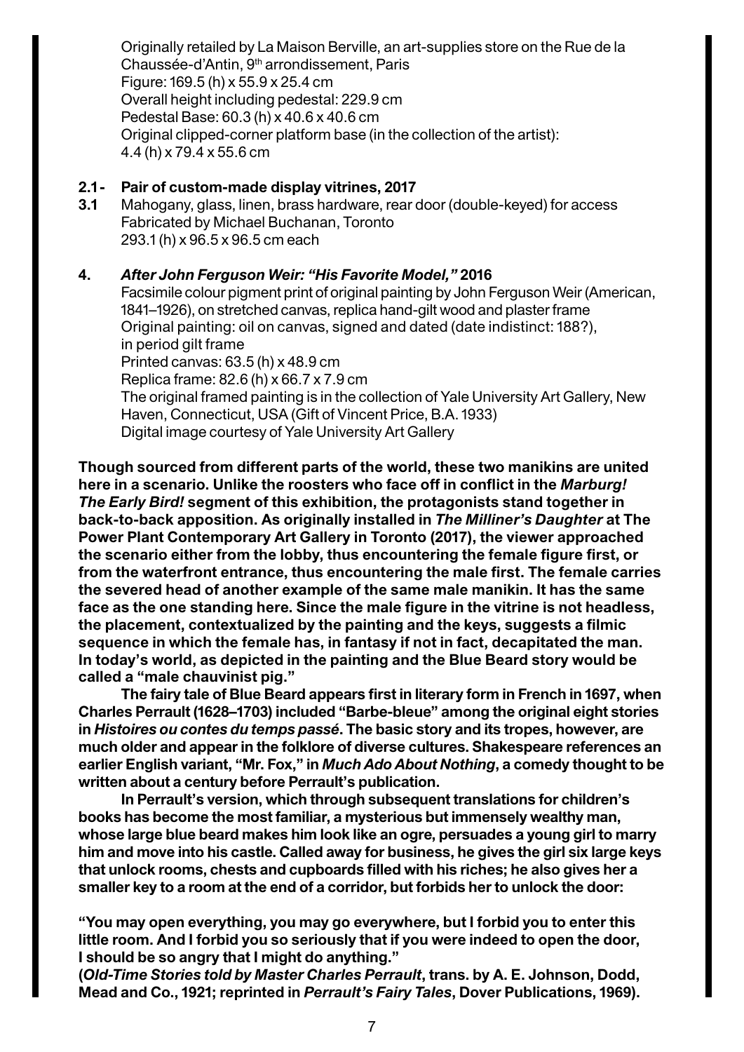Originally retailed by La Maison Berville, an art-supplies store on the Rue de la Chaussée-d'Antin, 9th arrondissement, Paris
Figure: 169.5 (h) x 55.9 x 25.4 cm
Overall height including pedestal: 229.9 cm
Pedestal Base: 60.3 (h) x 40.6 x 40.6 cm
Original clipped-corner platform base (in the collection of the artist): 4.4 (h) x 79.4 x 55.6 cm

**2.1- 3.1 Pair of custom-made display vitrines, 2017**

Mahogany, glass, linen, brass hardware, rear door (double-keyed) for access
Fabricated by Michael Buchanan, Toronto
293.1 (h) x 96.5 x 96.5 cm each

**4. *After John Ferguson Weir: "His Favorite Model,"* 2016**

Facsimile colour pigment print of original painting by John Ferguson Weir (American, 1841–1926), on stretched canvas, replica hand-gilt wood and plaster frame
Original painting: oil on canvas, signed and dated (date indistinct: 188?), in period gilt frame
Printed canvas: 63.5 (h) x 48.9 cm
Replica frame: 82.6 (h) x 66.7 x 7.9 cm
The original framed painting is in the collection of Yale University Art Gallery, New Haven, Connecticut, USA (Gift of Vincent Price, B.A. 1933)
Digital image courtesy of Yale University Art Gallery

**Though sourced from different parts of the world, these two manikins are united here in a scenario. Unlike the roosters who face off in conflict in the *Marburg! The Early Bird!* segment of this exhibition, the protagonists stand together in back-to-back apposition. As originally installed in *The Milliner's Daughter* at The Power Plant Contemporary Art Gallery in Toronto (2017), the viewer approached the scenario either from the lobby, thus encountering the female figure first, or from the waterfront entrance, thus encountering the male first. The female carries the severed head of another example of the same male manikin. It has the same face as the one standing here. Since the male figure in the vitrine is not headless, the placement, contextualized by the painting and the keys, suggests a filmic sequence in which the female has, in fantasy if not in fact, decapitated the man. In today's world, as depicted in the painting and the Blue Beard story would be called a "male chauvinist pig."**

**The fairy tale of Blue Beard appears first in literary form in French in 1697, when Charles Perrault (1628–1703) included "Barbe-bleue" among the original eight stories in *Histoires ou contes du temps passé*. The basic story and its tropes, however, are much older and appear in the folklore of diverse cultures. Shakespeare references an earlier English variant, "Mr. Fox," in *Much Ado About Nothing*, a comedy thought to be written about a century before Perrault's publication.**

**In Perrault's version, which through subsequent translations for children's books has become the most familiar, a mysterious but immensely wealthy man, whose large blue beard makes him look like an ogre, persuades a young girl to marry him and move into his castle. Called away for business, he gives the girl six large keys that unlock rooms, chests and cupboards filled with his riches; he also gives her a smaller key to a room at the end of a corridor, but forbids her to unlock the door:**

**"You may open everything, you may go everywhere, but I forbid you to enter this little room. And I forbid you so seriously that if you were indeed to open the door, I should be so angry that I might do anything."**
**(*Old-Time Stories told by Master Charles Perrault*, trans. by A. E. Johnson, Dodd, Mead and Co., 1921; reprinted in *Perrault's Fairy Tales*, Dover Publications, 1969).**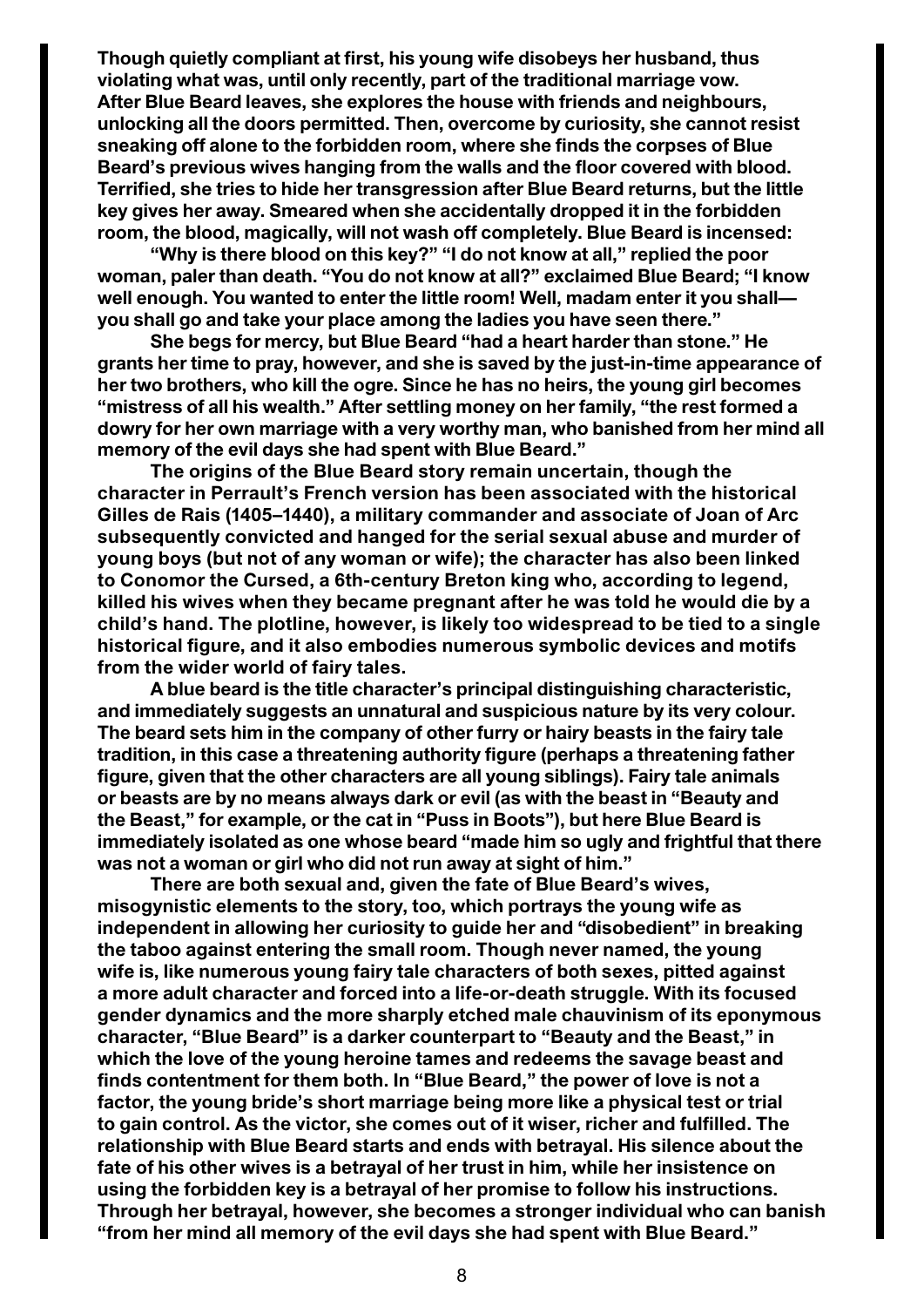Though quietly compliant at first, his young wife disobeys her husband, thus violating what was, until only recently, part of the traditional marriage vow. After Blue Beard leaves, she explores the house with friends and neighbours, unlocking all the doors permitted. Then, overcome by curiosity, she cannot resist sneaking off alone to the forbidden room, where she finds the corpses of Blue Beard's previous wives hanging from the walls and the floor covered with blood. Terrified, she tries to hide her transgression after Blue Beard returns, but the little key gives her away. Smeared when she accidentally dropped it in the forbidden room, the blood, magically, will not wash off completely. Blue Beard is incensed:

"Why is there blood on this key?" "I do not know at all," replied the poor woman, paler than death. "You do not know at all?" exclaimed Blue Beard; "I know well enough. You wanted to enter the little room! Well, madam enter it you shall—you shall go and take your place among the ladies you have seen there."

She begs for mercy, but Blue Beard "had a heart harder than stone." He grants her time to pray, however, and she is saved by the just-in-time appearance of her two brothers, who kill the ogre. Since he has no heirs, the young girl becomes "mistress of all his wealth." After settling money on her family, "the rest formed a dowry for her own marriage with a very worthy man, who banished from her mind all memory of the evil days she had spent with Blue Beard."

The origins of the Blue Beard story remain uncertain, though the character in Perrault's French version has been associated with the historical Gilles de Rais (1405–1440), a military commander and associate of Joan of Arc subsequently convicted and hanged for the serial sexual abuse and murder of young boys (but not of any woman or wife); the character has also been linked to Conomor the Cursed, a 6th-century Breton king who, according to legend, killed his wives when they became pregnant after he was told he would die by a child's hand. The plotline, however, is likely too widespread to be tied to a single historical figure, and it also embodies numerous symbolic devices and motifs from the wider world of fairy tales.

A blue beard is the title character's principal distinguishing characteristic, and immediately suggests an unnatural and suspicious nature by its very colour. The beard sets him in the company of other furry or hairy beasts in the fairy tale tradition, in this case a threatening authority figure (perhaps a threatening father figure, given that the other characters are all young siblings). Fairy tale animals or beasts are by no means always dark or evil (as with the beast in "Beauty and the Beast," for example, or the cat in "Puss in Boots"), but here Blue Beard is immediately isolated as one whose beard "made him so ugly and frightful that there was not a woman or girl who did not run away at sight of him."

There are both sexual and, given the fate of Blue Beard's wives, misogynistic elements to the story, too, which portrays the young wife as independent in allowing her curiosity to guide her and "disobedient" in breaking the taboo against entering the small room. Though never named, the young wife is, like numerous young fairy tale characters of both sexes, pitted against a more adult character and forced into a life-or-death struggle. With its focused gender dynamics and the more sharply etched male chauvinism of its eponymous character, "Blue Beard" is a darker counterpart to "Beauty and the Beast," in which the love of the young heroine tames and redeems the savage beast and finds contentment for them both. In "Blue Beard," the power of love is not a factor, the young bride's short marriage being more like a physical test or trial to gain control. As the victor, she comes out of it wiser, richer and fulfilled. The relationship with Blue Beard starts and ends with betrayal. His silence about the fate of his other wives is a betrayal of her trust in him, while her insistence on using the forbidden key is a betrayal of her promise to follow his instructions. Through her betrayal, however, she becomes a stronger individual who can banish "from her mind all memory of the evil days she had spent with Blue Beard."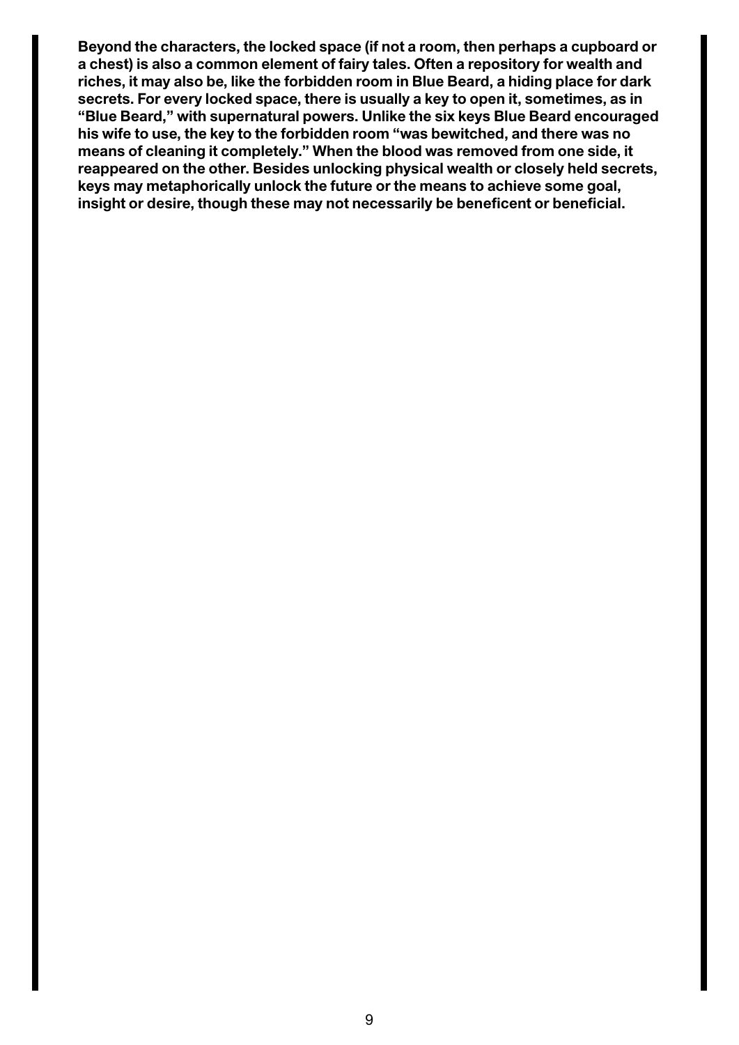**Beyond the characters, the locked space (if not a room, then perhaps a cupboard or a chest) is also a common element of fairy tales. Often a repository for wealth and riches, it may also be, like the forbidden room in Blue Beard, a hiding place for dark secrets. For every locked space, there is usually a key to open it, sometimes, as in "Blue Beard," with supernatural powers. Unlike the six keys Blue Beard encouraged his wife to use, the key to the forbidden room "was bewitched, and there was no means of cleaning it completely." When the blood was removed from one side, it reappeared on the other. Besides unlocking physical wealth or closely held secrets, keys may metaphorically unlock the future or the means to achieve some goal, insight or desire, though these may not necessarily be beneficent or beneficial.**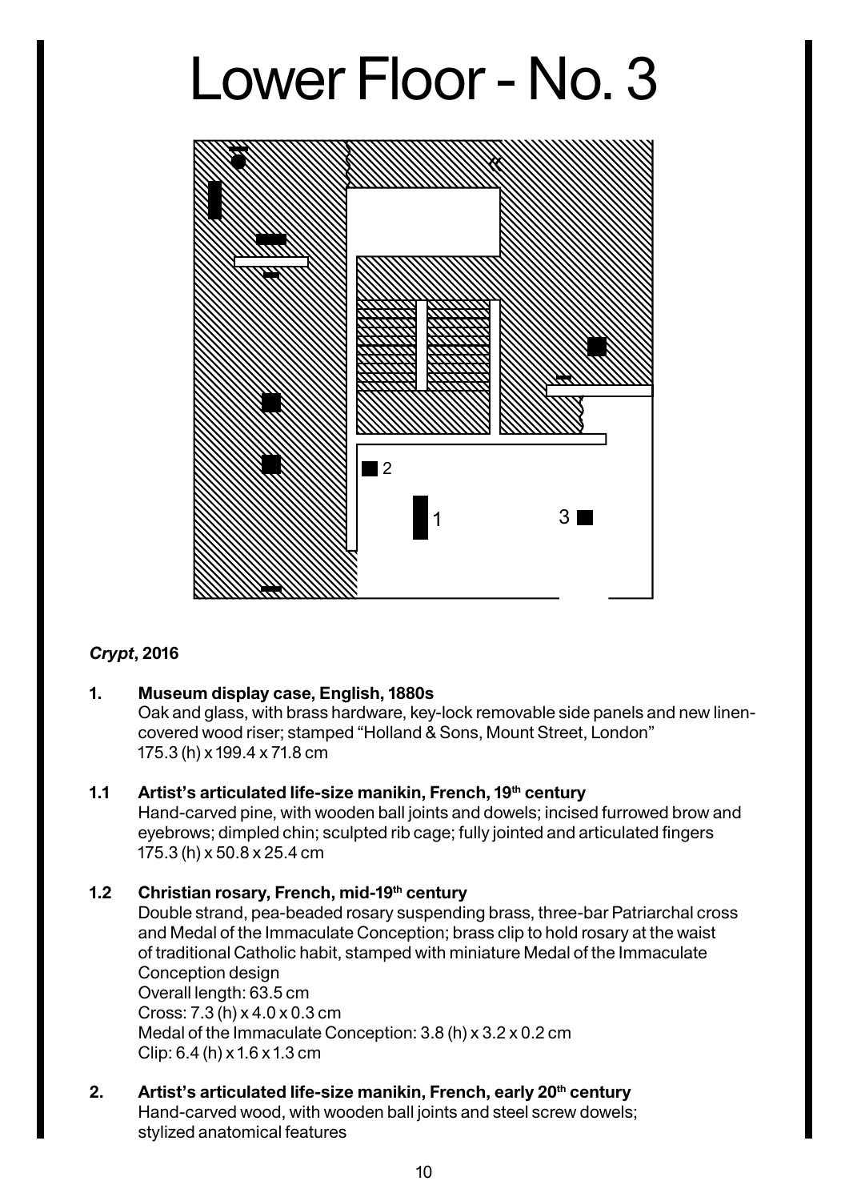# Lower Floor - No. 3

*Crypt*, **2016**

**1. Museum display case, English, 1880s**
Oak and glass, with brass hardware, key-lock removable side panels and new linen-covered wood riser; stamped "Holland & Sons, Mount Street, London"
175.3 (h) x 199.4 x 71.8 cm

**1.1 Artist's articulated life-size manikin, French, 19th century**
Hand-carved pine, with wooden ball joints and dowels; incised furrowed brow and eyebrows; dimpled chin; sculpted rib cage; fully jointed and articulated fingers
175.3 (h) x 50.8 x 25.4 cm

**1.2 Christian rosary, French, mid-19th century**
Double strand, pea-beaded rosary suspending brass, three-bar Patriarchal cross and Medal of the Immaculate Conception; brass clip to hold rosary at the waist of traditional Catholic habit, stamped with miniature Medal of the Immaculate Conception design
Overall length: 63.5 cm
Cross: 7.3 (h) x 4.0 x 0.3 cm
Medal of the Immaculate Conception: 3.8 (h) x 3.2 x 0.2 cm
Clip: 6.4 (h) x 1.6 x 1.3 cm

**2. Artist's articulated life-size manikin, French, early 20th century**
Hand-carved wood, with wooden ball joints and steel screw dowels; stylized anatomical features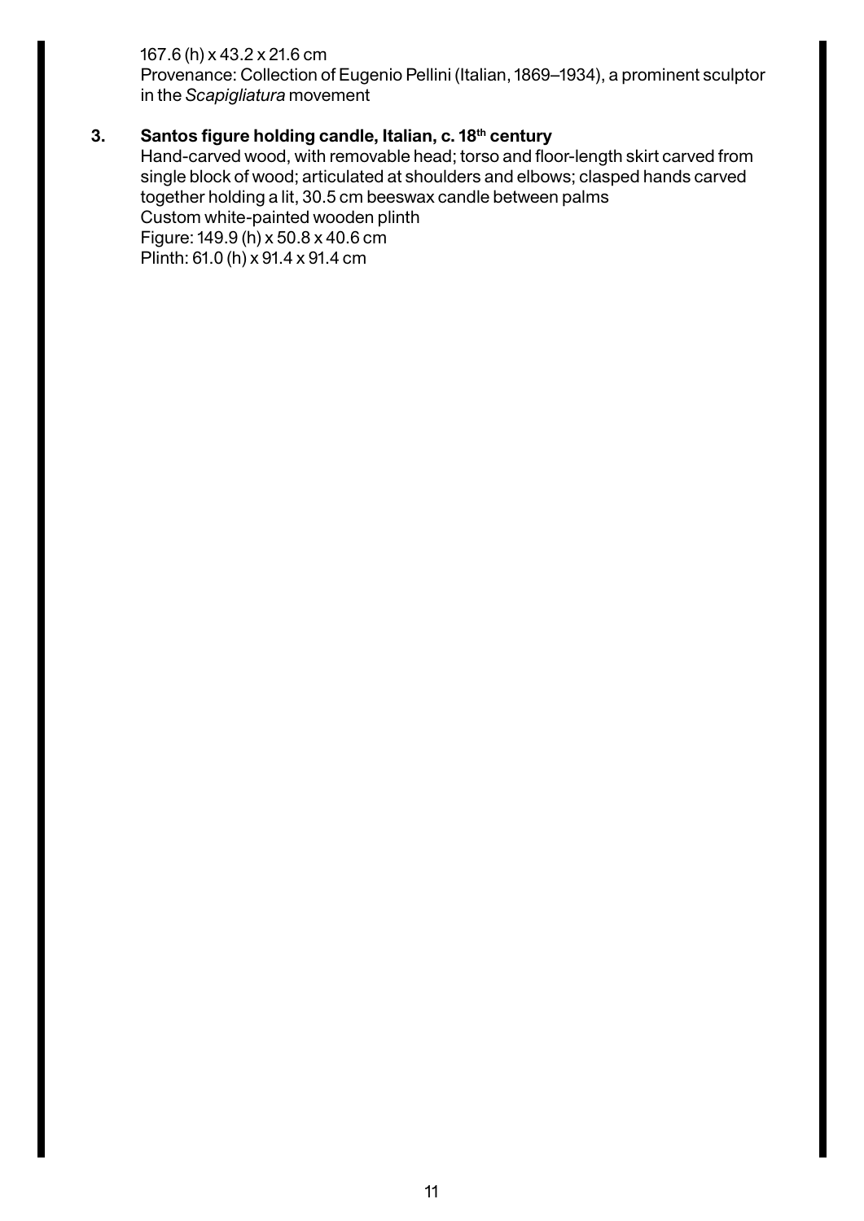167.6 (h) x 43.2 x 21.6 cm
Provenance: Collection of Eugenio Pellini (Italian, 1869–1934), a prominent sculptor in the *Scapigliatura* movement

3. **Santos figure holding candle, Italian, c. 18th century**
Hand-carved wood, with removable head; torso and floor-length skirt carved from single block of wood; articulated at shoulders and elbows; clasped hands carved together holding a lit, 30.5 cm beeswax candle between palms
Custom white-painted wooden plinth
Figure: 149.9 (h) x 50.8 x 40.6 cm
Plinth: 61.0 (h) x 91.4 x 91.4 cm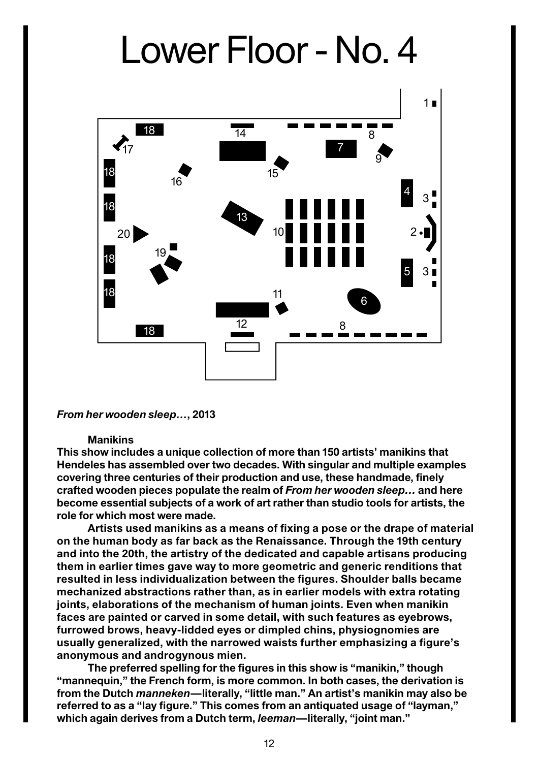# Lower Floor - No. 4

***From her wooden sleep…*, 2013**

**Manikins**

**This show includes a unique collection of more than 150 artists' manikins that Hendeles has assembled over two decades. With singular and multiple examples covering three centuries of their production and use, these handmade, finely crafted wooden pieces populate the realm of *From her wooden sleep…* and here become essential subjects of a work of art rather than studio tools for artists, the role for which most were made.**

**Artists used manikins as a means of fixing a pose or the drape of material on the human body as far back as the Renaissance. Through the 19th century and into the 20th, the artistry of the dedicated and capable artisans producing them in earlier times gave way to more geometric and generic renditions that resulted in less individualization between the figures. Shoulder balls became mechanized abstractions rather than, as in earlier models with extra rotating joints, elaborations of the mechanism of human joints. Even when manikin faces are painted or carved in some detail, with such features as eyebrows, furrowed brows, heavy-lidded eyes or dimpled chins, physiognomies are usually generalized, with the narrowed waists further emphasizing a figure's anonymous and androgynous mien.**

**The preferred spelling for the figures in this show is "manikin," though "mannequin," the French form, is more common. In both cases, the derivation is from the Dutch *manneken*—literally, "little man." An artist's manikin may also be referred to as a "lay figure." This comes from an antiquated usage of "layman," which again derives from a Dutch term, *leeman*—literally, "joint man."**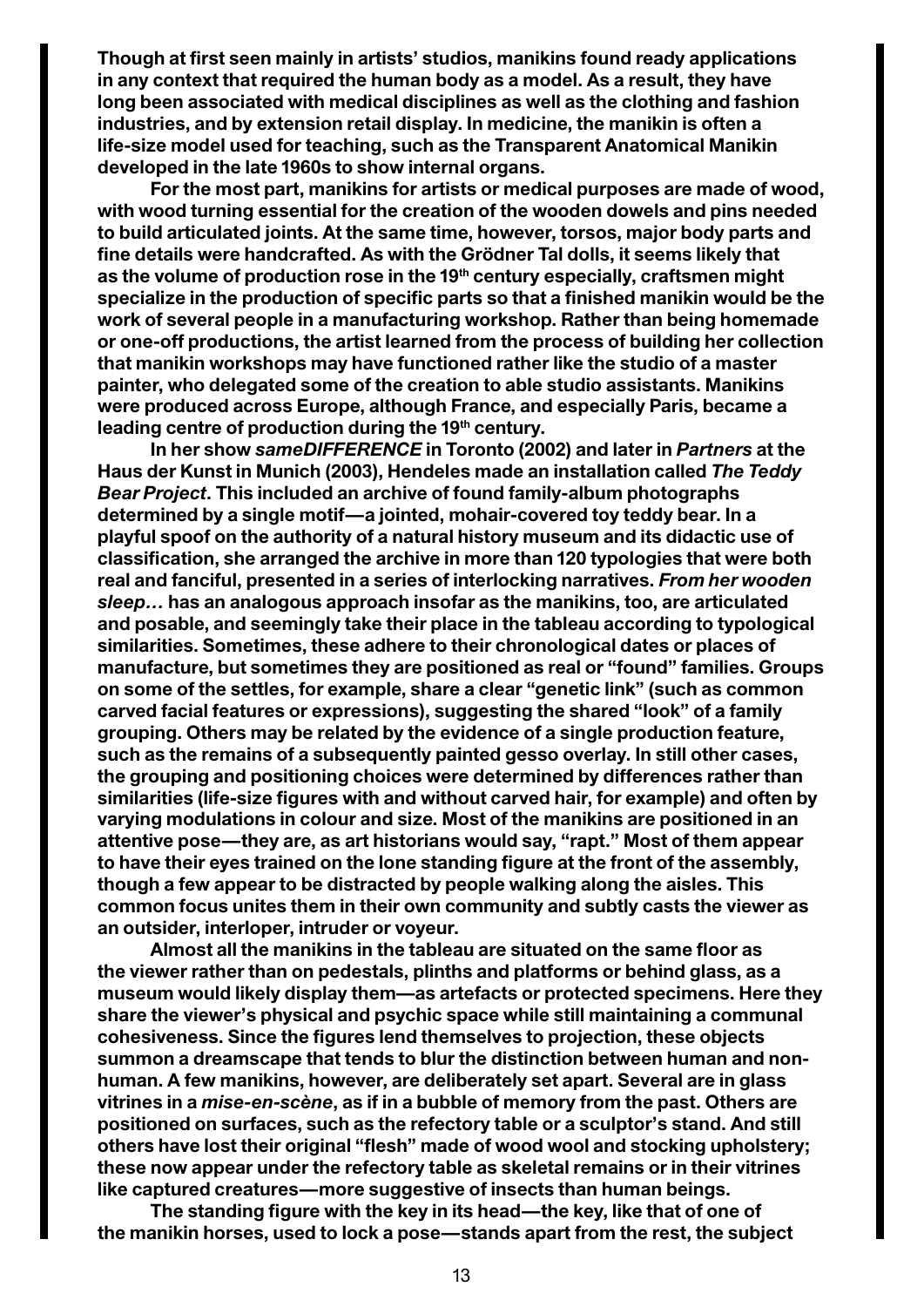Though at first seen mainly in artists' studios, manikins found ready applications in any context that required the human body as a model. As a result, they have long been associated with medical disciplines as well as the clothing and fashion industries, and by extension retail display. In medicine, the manikin is often a life-size model used for teaching, such as the Transparent Anatomical Manikin developed in the late 1960s to show internal organs.

For the most part, manikins for artists or medical purposes are made of wood, with wood turning essential for the creation of the wooden dowels and pins needed to build articulated joints. At the same time, however, torsos, major body parts and fine details were handcrafted. As with the Grödner Tal dolls, it seems likely that as the volume of production rose in the 19th century especially, craftsmen might specialize in the production of specific parts so that a finished manikin would be the work of several people in a manufacturing workshop. Rather than being homemade or one-off productions, the artist learned from the process of building her collection that manikin workshops may have functioned rather like the studio of a master painter, who delegated some of the creation to able studio assistants. Manikins were produced across Europe, although France, and especially Paris, became a leading centre of production during the 19th century.

In her show *sameDIFFERENCE* in Toronto (2002) and later in *Partners* at the Haus der Kunst in Munich (2003), Hendeles made an installation called *The Teddy Bear Project*. This included an archive of found family-album photographs determined by a single motif—a jointed, mohair-covered toy teddy bear. In a playful spoof on the authority of a natural history museum and its didactic use of classification, she arranged the archive in more than 120 typologies that were both real and fanciful, presented in a series of interlocking narratives. *From her wooden sleep…* has an analogous approach insofar as the manikins, too, are articulated and posable, and seemingly take their place in the tableau according to typological similarities. Sometimes, these adhere to their chronological dates or places of manufacture, but sometimes they are positioned as real or "found" families. Groups on some of the settles, for example, share a clear "genetic link" (such as common carved facial features or expressions), suggesting the shared "look" of a family grouping. Others may be related by the evidence of a single production feature, such as the remains of a subsequently painted gesso overlay. In still other cases, the grouping and positioning choices were determined by differences rather than similarities (life-size figures with and without carved hair, for example) and often by varying modulations in colour and size. Most of the manikins are positioned in an attentive pose—they are, as art historians would say, "rapt." Most of them appear to have their eyes trained on the lone standing figure at the front of the assembly, though a few appear to be distracted by people walking along the aisles. This common focus unites them in their own community and subtly casts the viewer as an outsider, interloper, intruder or voyeur.

Almost all the manikins in the tableau are situated on the same floor as the viewer rather than on pedestals, plinths and platforms or behind glass, as a museum would likely display them—as artefacts or protected specimens. Here they share the viewer's physical and psychic space while still maintaining a communal cohesiveness. Since the figures lend themselves to projection, these objects summon a dreamscape that tends to blur the distinction between human and non-human. A few manikins, however, are deliberately set apart. Several are in glass vitrines in a *mise-en-scène*, as if in a bubble of memory from the past. Others are positioned on surfaces, such as the refectory table or a sculptor's stand. And still others have lost their original "flesh" made of wood wool and stocking upholstery; these now appear under the refectory table as skeletal remains or in their vitrines like captured creatures—more suggestive of insects than human beings.

The standing figure with the key in its head—the key, like that of one of the manikin horses, used to lock a pose—stands apart from the rest, the subject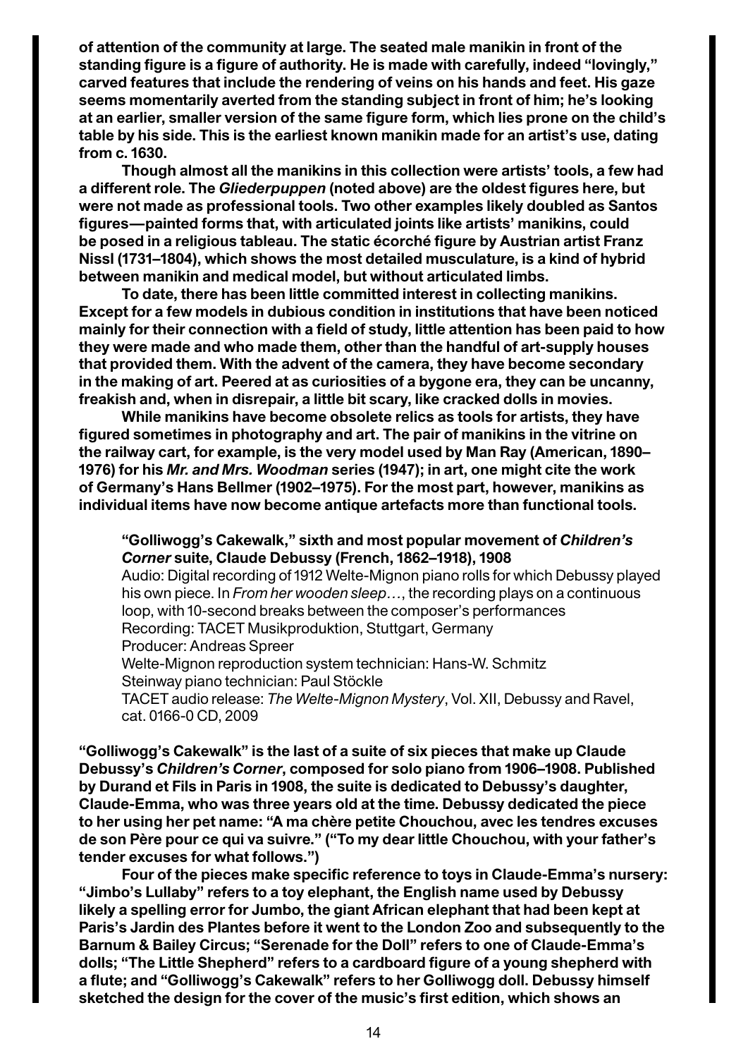**of attention of the community at large. The seated male manikin in front of the standing figure is a figure of authority. He is made with carefully, indeed "lovingly," carved features that include the rendering of veins on his hands and feet. His gaze seems momentarily averted from the standing subject in front of him; he's looking at an earlier, smaller version of the same figure form, which lies prone on the child's table by his side. This is the earliest known manikin made for an artist's use, dating from c. 1630.**

**Though almost all the manikins in this collection were artists' tools, a few had a different role. The *Gliederpuppen* (noted above) are the oldest figures here, but were not made as professional tools. Two other examples likely doubled as Santos figures—painted forms that, with articulated joints like artists' manikins, could be posed in a religious tableau. The static écorché figure by Austrian artist Franz Nissl (1731–1804), which shows the most detailed musculature, is a kind of hybrid between manikin and medical model, but without articulated limbs.**

**To date, there has been little committed interest in collecting manikins. Except for a few models in dubious condition in institutions that have been noticed mainly for their connection with a field of study, little attention has been paid to how they were made and who made them, other than the handful of art-supply houses that provided them. With the advent of the camera, they have become secondary in the making of art. Peered at as curiosities of a bygone era, they can be uncanny, freakish and, when in disrepair, a little bit scary, like cracked dolls in movies.**

**While manikins have become obsolete relics as tools for artists, they have figured sometimes in photography and art. The pair of manikins in the vitrine on the railway cart, for example, is the very model used by Man Ray (American, 1890–1976) for his *Mr. and Mrs. Woodman* series (1947); in art, one might cite the work of Germany's Hans Bellmer (1902–1975). For the most part, however, manikins as individual items have now become antique artefacts more than functional tools.**

> **"Golliwogg's Cakewalk," sixth and most popular movement of *Children's Corner* suite, Claude Debussy (French, 1862–1918), 1908**
> Audio: Digital recording of 1912 Welte-Mignon piano rolls for which Debussy played his own piece. In *From her wooden sleep…*, the recording plays on a continuous loop, with 10-second breaks between the composer's performances
> Recording: TACET Musikproduktion, Stuttgart, Germany
> Producer: Andreas Spreer
> Welte-Mignon reproduction system technician: Hans-W. Schmitz
> Steinway piano technician: Paul Stöckle
> TACET audio release: *The Welte-Mignon Mystery*, Vol. XII, Debussy and Ravel, cat. 0166-0 CD, 2009

**"Golliwogg's Cakewalk" is the last of a suite of six pieces that make up Claude Debussy's *Children's Corner*, composed for solo piano from 1906–1908. Published by Durand et Fils in Paris in 1908, the suite is dedicated to Debussy's daughter, Claude-Emma, who was three years old at the time. Debussy dedicated the piece to her using her pet name: "A ma chère petite Chouchou, avec les tendres excuses de son Père pour ce qui va suivre." ("To my dear little Chouchou, with your father's tender excuses for what follows.")**

**Four of the pieces make specific reference to toys in Claude-Emma's nursery: "Jimbo's Lullaby" refers to a toy elephant, the English name used by Debussy likely a spelling error for Jumbo, the giant African elephant that had been kept at Paris's Jardin des Plantes before it went to the London Zoo and subsequently to the Barnum & Bailey Circus; "Serenade for the Doll" refers to one of Claude-Emma's dolls; "The Little Shepherd" refers to a cardboard figure of a young shepherd with a flute; and "Golliwogg's Cakewalk" refers to her Golliwogg doll. Debussy himself sketched the design for the cover of the music's first edition, which shows an**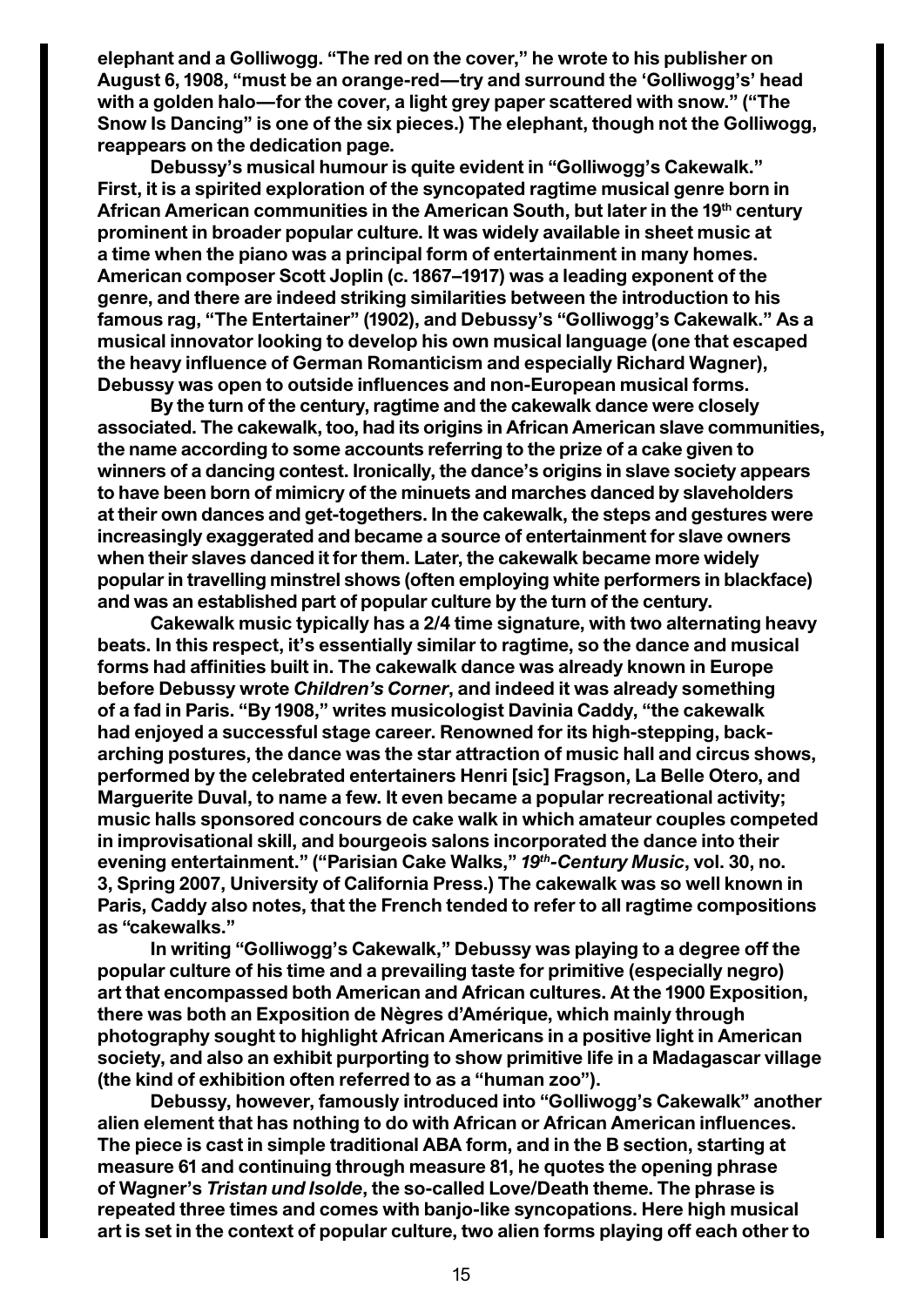elephant and a Golliwogg. "The red on the cover," he wrote to his publisher on August 6, 1908, "must be an orange-red—try and surround the 'Golliwogg's' head with a golden halo—for the cover, a light grey paper scattered with snow." ("The Snow Is Dancing" is one of the six pieces.) The elephant, though not the Golliwogg, reappears on the dedication page.

Debussy's musical humour is quite evident in "Golliwogg's Cakewalk." First, it is a spirited exploration of the syncopated ragtime musical genre born in African American communities in the American South, but later in the 19th century prominent in broader popular culture. It was widely available in sheet music at a time when the piano was a principal form of entertainment in many homes. American composer Scott Joplin (c. 1867–1917) was a leading exponent of the genre, and there are indeed striking similarities between the introduction to his famous rag, "The Entertainer" (1902), and Debussy's "Golliwogg's Cakewalk." As a musical innovator looking to develop his own musical language (one that escaped the heavy influence of German Romanticism and especially Richard Wagner), Debussy was open to outside influences and non-European musical forms.

By the turn of the century, ragtime and the cakewalk dance were closely associated. The cakewalk, too, had its origins in African American slave communities, the name according to some accounts referring to the prize of a cake given to winners of a dancing contest. Ironically, the dance's origins in slave society appears to have been born of mimicry of the minuets and marches danced by slaveholders at their own dances and get-togethers. In the cakewalk, the steps and gestures were increasingly exaggerated and became a source of entertainment for slave owners when their slaves danced it for them. Later, the cakewalk became more widely popular in travelling minstrel shows (often employing white performers in blackface) and was an established part of popular culture by the turn of the century.

Cakewalk music typically has a 2/4 time signature, with two alternating heavy beats. In this respect, it's essentially similar to ragtime, so the dance and musical forms had affinities built in. The cakewalk dance was already known in Europe before Debussy wrote *Children's Corner*, and indeed it was already something of a fad in Paris. "By 1908," writes musicologist Davinia Caddy, "the cakewalk had enjoyed a successful stage career. Renowned for its high-stepping, back-arching postures, the dance was the star attraction of music hall and circus shows, performed by the celebrated entertainers Henri [sic] Fragson, La Belle Otero, and Marguerite Duval, to name a few. It even became a popular recreational activity; music halls sponsored concours de cake walk in which amateur couples competed in improvisational skill, and bourgeois salons incorporated the dance into their evening entertainment." ("Parisian Cake Walks," *19th-Century Music*, vol. 30, no. 3, Spring 2007, University of California Press.) The cakewalk was so well known in Paris, Caddy also notes, that the French tended to refer to all ragtime compositions as "cakewalks."

In writing "Golliwogg's Cakewalk," Debussy was playing to a degree off the popular culture of his time and a prevailing taste for primitive (especially negro) art that encompassed both American and African cultures. At the 1900 Exposition, there was both an Exposition de Nègres d'Amérique, which mainly through photography sought to highlight African Americans in a positive light in American society, and also an exhibit purporting to show primitive life in a Madagascar village (the kind of exhibition often referred to as a "human zoo").

Debussy, however, famously introduced into "Golliwogg's Cakewalk" another alien element that has nothing to do with African or African American influences. The piece is cast in simple traditional ABA form, and in the B section, starting at measure 61 and continuing through measure 81, he quotes the opening phrase of Wagner's *Tristan und Isolde*, the so-called Love/Death theme. The phrase is repeated three times and comes with banjo-like syncopations. Here high musical art is set in the context of popular culture, two alien forms playing off each other to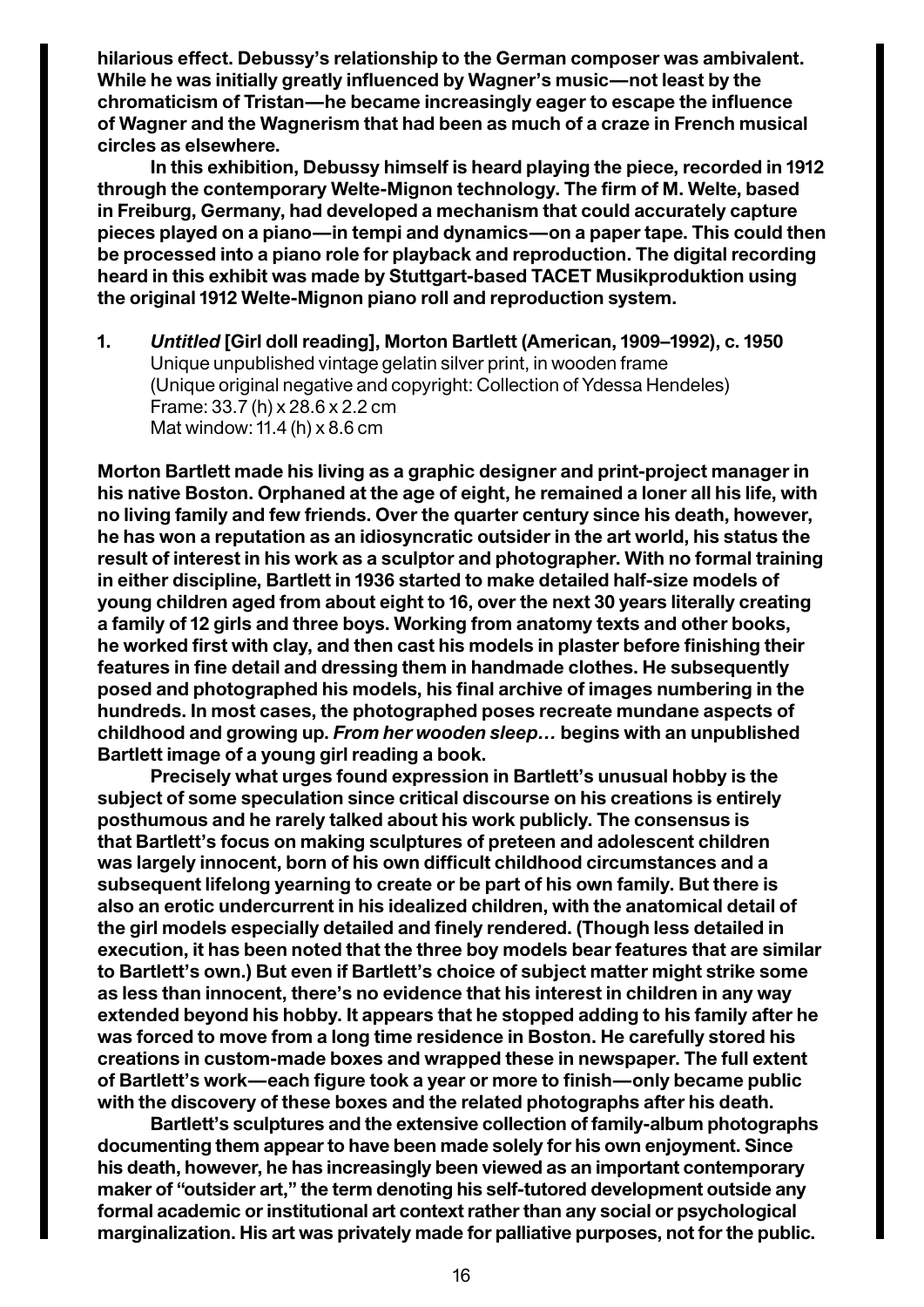**hilarious effect. Debussy's relationship to the German composer was ambivalent. While he was initially greatly influenced by Wagner's music—not least by the chromaticism of Tristan—he became increasingly eager to escape the influence of Wagner and the Wagnerism that had been as much of a craze in French musical circles as elsewhere.**

**In this exhibition, Debussy himself is heard playing the piece, recorded in 1912 through the contemporary Welte-Mignon technology. The firm of M. Welte, based in Freiburg, Germany, had developed a mechanism that could accurately capture pieces played on a piano—in tempi and dynamics—on a paper tape. This could then be processed into a piano role for playback and reproduction. The digital recording heard in this exhibit was made by Stuttgart-based TACET Musikproduktion using the original 1912 Welte-Mignon piano roll and reproduction system.**

1. ***Untitled* [Girl doll reading], Morton Bartlett (American, 1909–1992), c. 1950**
   Unique unpublished vintage gelatin silver print, in wooden frame
   (Unique original negative and copyright: Collection of Ydessa Hendeles)
   Frame: 33.7 (h) x 28.6 x 2.2 cm
   Mat window: 11.4 (h) x 8.6 cm

**Morton Bartlett made his living as a graphic designer and print-project manager in his native Boston. Orphaned at the age of eight, he remained a loner all his life, with no living family and few friends. Over the quarter century since his death, however, he has won a reputation as an idiosyncratic outsider in the art world, his status the result of interest in his work as a sculptor and photographer. With no formal training in either discipline, Bartlett in 1936 started to make detailed half-size models of young children aged from about eight to 16, over the next 30 years literally creating a family of 12 girls and three boys. Working from anatomy texts and other books, he worked first with clay, and then cast his models in plaster before finishing their features in fine detail and dressing them in handmade clothes. He subsequently posed and photographed his models, his final archive of images numbering in the hundreds. In most cases, the photographed poses recreate mundane aspects of childhood and growing up. *From her wooden sleep…* begins with an unpublished Bartlett image of a young girl reading a book.**

**Precisely what urges found expression in Bartlett's unusual hobby is the subject of some speculation since critical discourse on his creations is entirely posthumous and he rarely talked about his work publicly. The consensus is that Bartlett's focus on making sculptures of preteen and adolescent children was largely innocent, born of his own difficult childhood circumstances and a subsequent lifelong yearning to create or be part of his own family. But there is also an erotic undercurrent in his idealized children, with the anatomical detail of the girl models especially detailed and finely rendered. (Though less detailed in execution, it has been noted that the three boy models bear features that are similar to Bartlett's own.) But even if Bartlett's choice of subject matter might strike some as less than innocent, there's no evidence that his interest in children in any way extended beyond his hobby. It appears that he stopped adding to his family after he was forced to move from a long time residence in Boston. He carefully stored his creations in custom-made boxes and wrapped these in newspaper. The full extent of Bartlett's work—each figure took a year or more to finish—only became public with the discovery of these boxes and the related photographs after his death.**

**Bartlett's sculptures and the extensive collection of family-album photographs documenting them appear to have been made solely for his own enjoyment. Since his death, however, he has increasingly been viewed as an important contemporary maker of "outsider art," the term denoting his self-tutored development outside any formal academic or institutional art context rather than any social or psychological marginalization. His art was privately made for palliative purposes, not for the public.**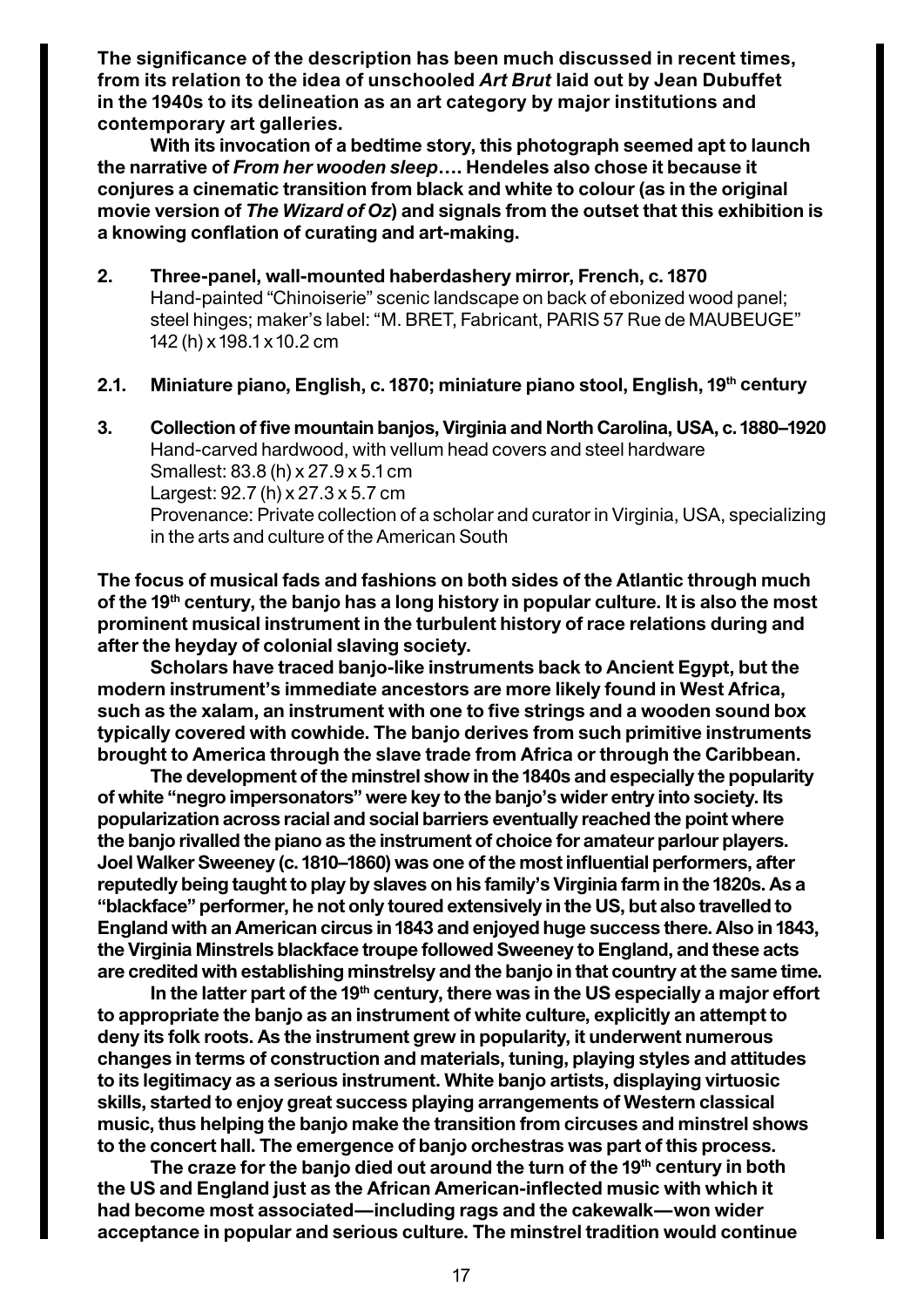**The significance of the description has been much discussed in recent times, from its relation to the idea of unschooled *Art Brut* laid out by Jean Dubuffet in the 1940s to its delineation as an art category by major institutions and contemporary art galleries.**

**With its invocation of a bedtime story, this photograph seemed apt to launch the narrative of *From her wooden sleep*…. Hendeles also chose it because it conjures a cinematic transition from black and white to colour (as in the original movie version of *The Wizard of Oz*) and signals from the outset that this exhibition is a knowing conflation of curating and art-making.**

**2. Three-panel, wall-mounted haberdashery mirror, French, c. 1870**
Hand-painted "Chinoiserie" scenic landscape on back of ebonized wood panel; steel hinges; maker's label: "M. BRET, Fabricant, PARIS 57 Rue de MAUBEUGE"
142 (h) x 198.1 x 10.2 cm

**2.1. Miniature piano, English, c. 1870; miniature piano stool, English, 19th century**

**3. Collection of five mountain banjos, Virginia and North Carolina, USA, c. 1880–1920**
Hand-carved hardwood, with vellum head covers and steel hardware
Smallest: 83.8 (h) x 27.9 x 5.1 cm
Largest: 92.7 (h) x 27.3 x 5.7 cm
Provenance: Private collection of a scholar and curator in Virginia, USA, specializing in the arts and culture of the American South

**The focus of musical fads and fashions on both sides of the Atlantic through much of the 19th century, the banjo has a long history in popular culture. It is also the most prominent musical instrument in the turbulent history of race relations during and after the heyday of colonial slaving society.**

**Scholars have traced banjo-like instruments back to Ancient Egypt, but the modern instrument's immediate ancestors are more likely found in West Africa, such as the xalam, an instrument with one to five strings and a wooden sound box typically covered with cowhide. The banjo derives from such primitive instruments brought to America through the slave trade from Africa or through the Caribbean.**

**The development of the minstrel show in the 1840s and especially the popularity of white "negro impersonators" were key to the banjo's wider entry into society. Its popularization across racial and social barriers eventually reached the point where the banjo rivalled the piano as the instrument of choice for amateur parlour players. Joel Walker Sweeney (c. 1810–1860) was one of the most influential performers, after reputedly being taught to play by slaves on his family's Virginia farm in the 1820s. As a "blackface" performer, he not only toured extensively in the US, but also travelled to England with an American circus in 1843 and enjoyed huge success there. Also in 1843, the Virginia Minstrels blackface troupe followed Sweeney to England, and these acts are credited with establishing minstrelsy and the banjo in that country at the same time.**

**In the latter part of the 19th century, there was in the US especially a major effort to appropriate the banjo as an instrument of white culture, explicitly an attempt to deny its folk roots. As the instrument grew in popularity, it underwent numerous changes in terms of construction and materials, tuning, playing styles and attitudes to its legitimacy as a serious instrument. White banjo artists, displaying virtuosic skills, started to enjoy great success playing arrangements of Western classical music, thus helping the banjo make the transition from circuses and minstrel shows to the concert hall. The emergence of banjo orchestras was part of this process.**

**The craze for the banjo died out around the turn of the 19th century in both the US and England just as the African American-inflected music with which it had become most associated—including rags and the cakewalk—won wider acceptance in popular and serious culture. The minstrel tradition would continue**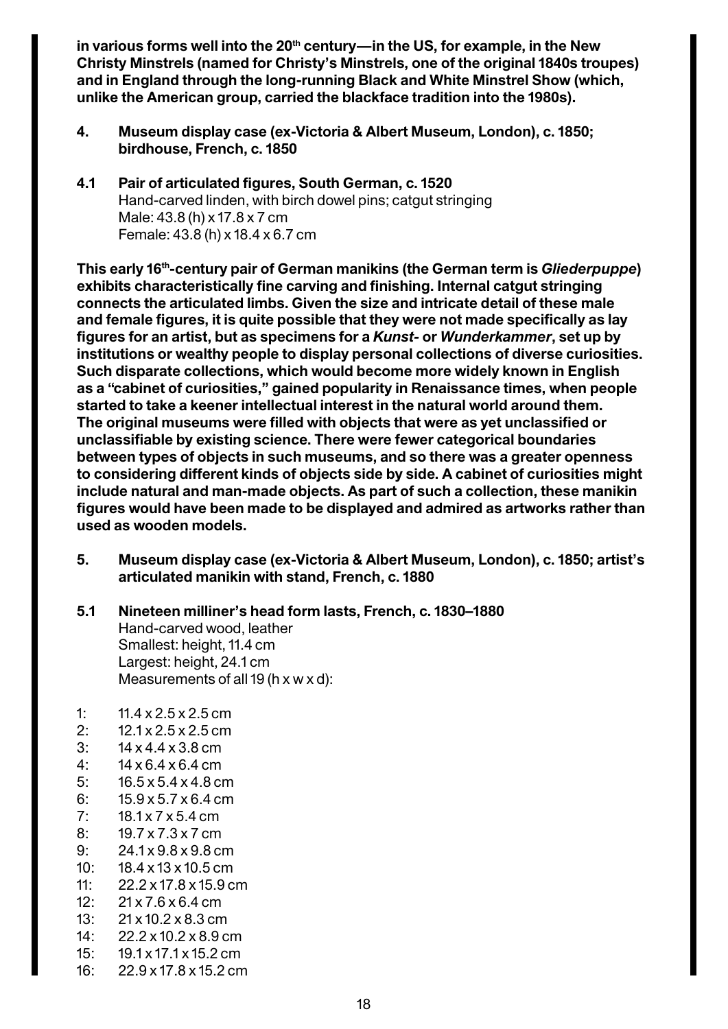**in various forms well into the 20th century—in the US, for example, in the New Christy Minstrels (named for Christy's Minstrels, one of the original 1840s troupes) and in England through the long-running Black and White Minstrel Show (which, unlike the American group, carried the blackface tradition into the 1980s).**

**4. Museum display case (ex-Victoria & Albert Museum, London), c. 1850; birdhouse, French, c. 1850**

**4.1 Pair of articulated figures, South German, c. 1520**
Hand-carved linden, with birch dowel pins; catgut stringing
Male: 43.8 (h) x 17.8 x 7 cm
Female: 43.8 (h) x 18.4 x 6.7 cm

**This early 16th-century pair of German manikins (the German term is *Gliederpuppe*) exhibits characteristically fine carving and finishing. Internal catgut stringing connects the articulated limbs. Given the size and intricate detail of these male and female figures, it is quite possible that they were not made specifically as lay figures for an artist, but as specimens for a *Kunst-* or *Wunderkammer*, set up by institutions or wealthy people to display personal collections of diverse curiosities. Such disparate collections, which would become more widely known in English as a "cabinet of curiosities," gained popularity in Renaissance times, when people started to take a keener intellectual interest in the natural world around them. The original museums were filled with objects that were as yet unclassified or unclassifiable by existing science. There were fewer categorical boundaries between types of objects in such museums, and so there was a greater openness to considering different kinds of objects side by side. A cabinet of curiosities might include natural and man-made objects. As part of such a collection, these manikin figures would have been made to be displayed and admired as artworks rather than used as wooden models.**

**5. Museum display case (ex-Victoria & Albert Museum, London), c. 1850; artist's articulated manikin with stand, French, c. 1880**

**5.1 Nineteen milliner's head form lasts, French, c. 1830–1880**
Hand-carved wood, leather
Smallest: height, 11.4 cm
Largest: height, 24.1 cm
Measurements of all 19 (h x w x d):

1: 11.4 x 2.5 x 2.5 cm
2: 12.1 x 2.5 x 2.5 cm
3: 14 x 4.4 x 3.8 cm
4: 14 x 6.4 x 6.4 cm
5: 16.5 x 5.4 x 4.8 cm
6: 15.9 x 5.7 x 6.4 cm
7: 18.1 x 7 x 5.4 cm
8: 19.7 x 7.3 x 7 cm
9: 24.1 x 9.8 x 9.8 cm
10: 18.4 x 13 x 10.5 cm
11: 22.2 x 17.8 x 15.9 cm
12: 21 x 7.6 x 6.4 cm
13: 21 x 10.2 x 8.3 cm
14: 22.2 x 10.2 x 8.9 cm
15: 19.1 x 17.1 x 15.2 cm
16: 22.9 x 17.8 x 15.2 cm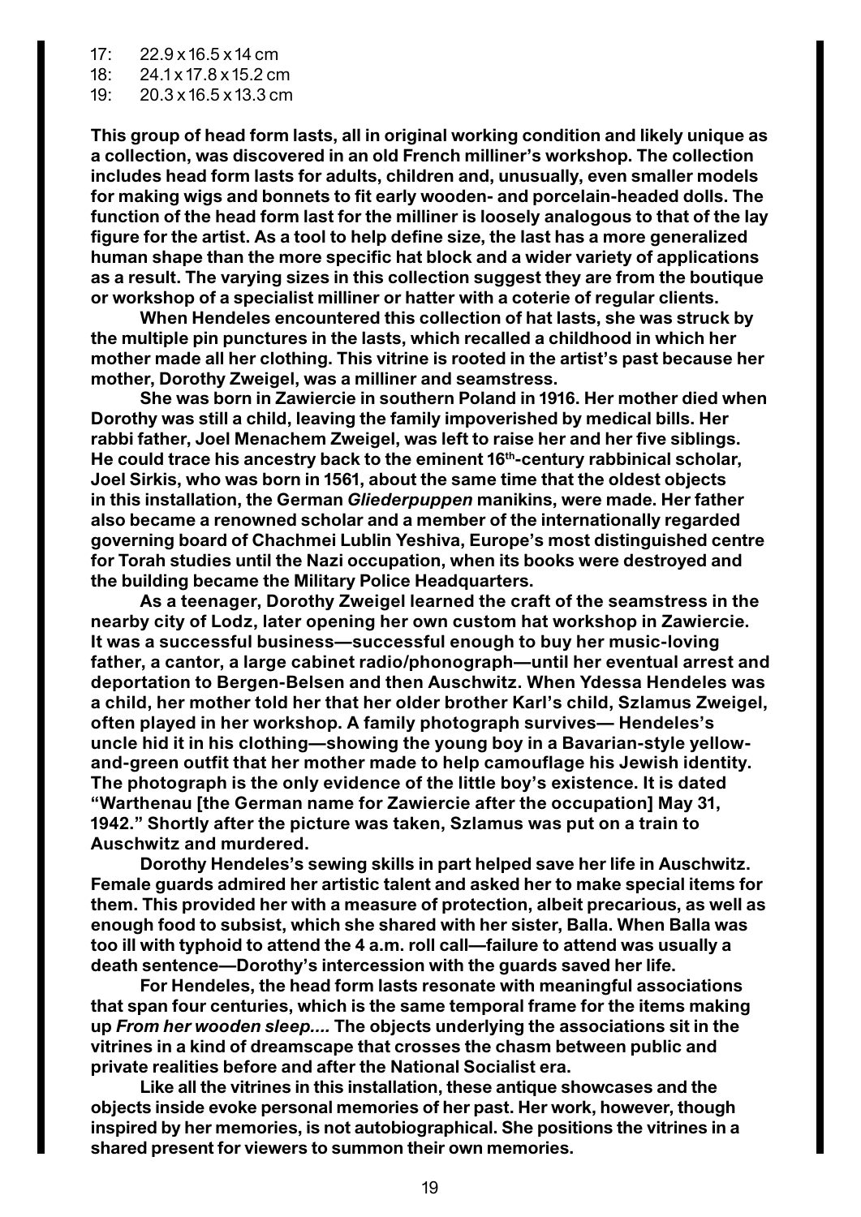17: 22.9 x 16.5 x 14 cm
18: 24.1 x 17.8 x 15.2 cm
19: 20.3 x 16.5 x 13.3 cm

**This group of head form lasts, all in original working condition and likely unique as a collection, was discovered in an old French milliner's workshop. The collection includes head form lasts for adults, children and, unusually, even smaller models for making wigs and bonnets to fit early wooden- and porcelain-headed dolls. The function of the head form last for the milliner is loosely analogous to that of the lay figure for the artist. As a tool to help define size, the last has a more generalized human shape than the more specific hat block and a wider variety of applications as a result. The varying sizes in this collection suggest they are from the boutique or workshop of a specialist milliner or hatter with a coterie of regular clients.**

**When Hendeles encountered this collection of hat lasts, she was struck by the multiple pin punctures in the lasts, which recalled a childhood in which her mother made all her clothing. This vitrine is rooted in the artist's past because her mother, Dorothy Zweigel, was a milliner and seamstress.**

**She was born in Zawiercie in southern Poland in 1916. Her mother died when Dorothy was still a child, leaving the family impoverished by medical bills. Her rabbi father, Joel Menachem Zweigel, was left to raise her and her five siblings. He could trace his ancestry back to the eminent 16th-century rabbinical scholar, Joel Sirkis, who was born in 1561, about the same time that the oldest objects in this installation, the German *Gliederpuppen* manikins, were made. Her father also became a renowned scholar and a member of the internationally regarded governing board of Chachmei Lublin Yeshiva, Europe's most distinguished centre for Torah studies until the Nazi occupation, when its books were destroyed and the building became the Military Police Headquarters.**

**As a teenager, Dorothy Zweigel learned the craft of the seamstress in the nearby city of Lodz, later opening her own custom hat workshop in Zawiercie. It was a successful business—successful enough to buy her music-loving father, a cantor, a large cabinet radio/phonograph—until her eventual arrest and deportation to Bergen-Belsen and then Auschwitz. When Ydessa Hendeles was a child, her mother told her that her older brother Karl's child, Szlamus Zweigel, often played in her workshop. A family photograph survives— Hendeles's uncle hid it in his clothing—showing the young boy in a Bavarian-style yellow-and-green outfit that her mother made to help camouflage his Jewish identity. The photograph is the only evidence of the little boy's existence. It is dated "Warthenau [the German name for Zawiercie after the occupation] May 31, 1942." Shortly after the picture was taken, Szlamus was put on a train to Auschwitz and murdered.**

**Dorothy Hendeles's sewing skills in part helped save her life in Auschwitz. Female guards admired her artistic talent and asked her to make special items for them. This provided her with a measure of protection, albeit precarious, as well as enough food to subsist, which she shared with her sister, Balla. When Balla was too ill with typhoid to attend the 4 a.m. roll call—failure to attend was usually a death sentence—Dorothy's intercession with the guards saved her life.**

**For Hendeles, the head form lasts resonate with meaningful associations that span four centuries, which is the same temporal frame for the items making up *From her wooden sleep....* The objects underlying the associations sit in the vitrines in a kind of dreamscape that crosses the chasm between public and private realities before and after the National Socialist era.**

**Like all the vitrines in this installation, these antique showcases and the objects inside evoke personal memories of her past. Her work, however, though inspired by her memories, is not autobiographical. She positions the vitrines in a shared present for viewers to summon their own memories.**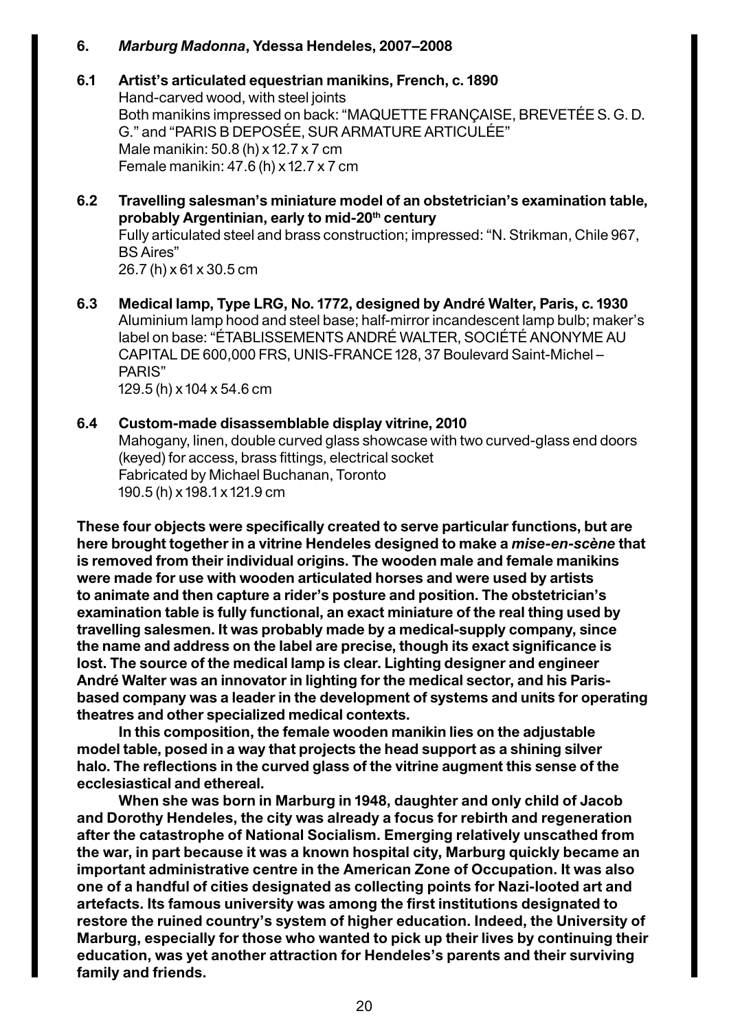**6. *Marburg Madonna*, Ydessa Hendeles, 2007–2008**

**6.1 Artist's articulated equestrian manikins, French, c. 1890**
Hand-carved wood, with steel joints
Both manikins impressed on back: "MAQUETTE FRANÇAISE, BREVETÉE S. G. D. G." and "PARIS B DEPOSÉE, SUR ARMATURE ARTICULÉE"
Male manikin: 50.8 (h) x 12.7 x 7 cm
Female manikin: 47.6 (h) x 12.7 x 7 cm

**6.2 Travelling salesman's miniature model of an obstetrician's examination table, probably Argentinian, early to mid-20th century**
Fully articulated steel and brass construction; impressed: "N. Strikman, Chile 967, BS Aires"
26.7 (h) x 61 x 30.5 cm

**6.3 Medical lamp, Type LRG, No. 1772, designed by André Walter, Paris, c. 1930**
Aluminium lamp hood and steel base; half-mirror incandescent lamp bulb; maker's label on base: "ÉTABLISSEMENTS ANDRÉ WALTER, SOCIÉTÉ ANONYME AU CAPITAL DE 600,000 FRS, UNIS-FRANCE 128, 37 Boulevard Saint-Michel – PARIS"
129.5 (h) x 104 x 54.6 cm

**6.4 Custom-made disassemblable display vitrine, 2010**
Mahogany, linen, double curved glass showcase with two curved-glass end doors (keyed) for access, brass fittings, electrical socket
Fabricated by Michael Buchanan, Toronto
190.5 (h) x 198.1 x 121.9 cm

**These four objects were specifically created to serve particular functions, but are here brought together in a vitrine Hendeles designed to make a *mise-en-scène* that is removed from their individual origins. The wooden male and female manikins were made for use with wooden articulated horses and were used by artists to animate and then capture a rider's posture and position. The obstetrician's examination table is fully functional, an exact miniature of the real thing used by travelling salesmen. It was probably made by a medical-supply company, since the name and address on the label are precise, though its exact significance is lost. The source of the medical lamp is clear. Lighting designer and engineer André Walter was an innovator in lighting for the medical sector, and his Paris-based company was a leader in the development of systems and units for operating theatres and other specialized medical contexts.**

**In this composition, the female wooden manikin lies on the adjustable model table, posed in a way that projects the head support as a shining silver halo. The reflections in the curved glass of the vitrine augment this sense of the ecclesiastical and ethereal.**

**When she was born in Marburg in 1948, daughter and only child of Jacob and Dorothy Hendeles, the city was already a focus for rebirth and regeneration after the catastrophe of National Socialism. Emerging relatively unscathed from the war, in part because it was a known hospital city, Marburg quickly became an important administrative centre in the American Zone of Occupation. It was also one of a handful of cities designated as collecting points for Nazi-looted art and artefacts. Its famous university was among the first institutions designated to restore the ruined country's system of higher education. Indeed, the University of Marburg, especially for those who wanted to pick up their lives by continuing their education, was yet another attraction for Hendeles's parents and their surviving family and friends.**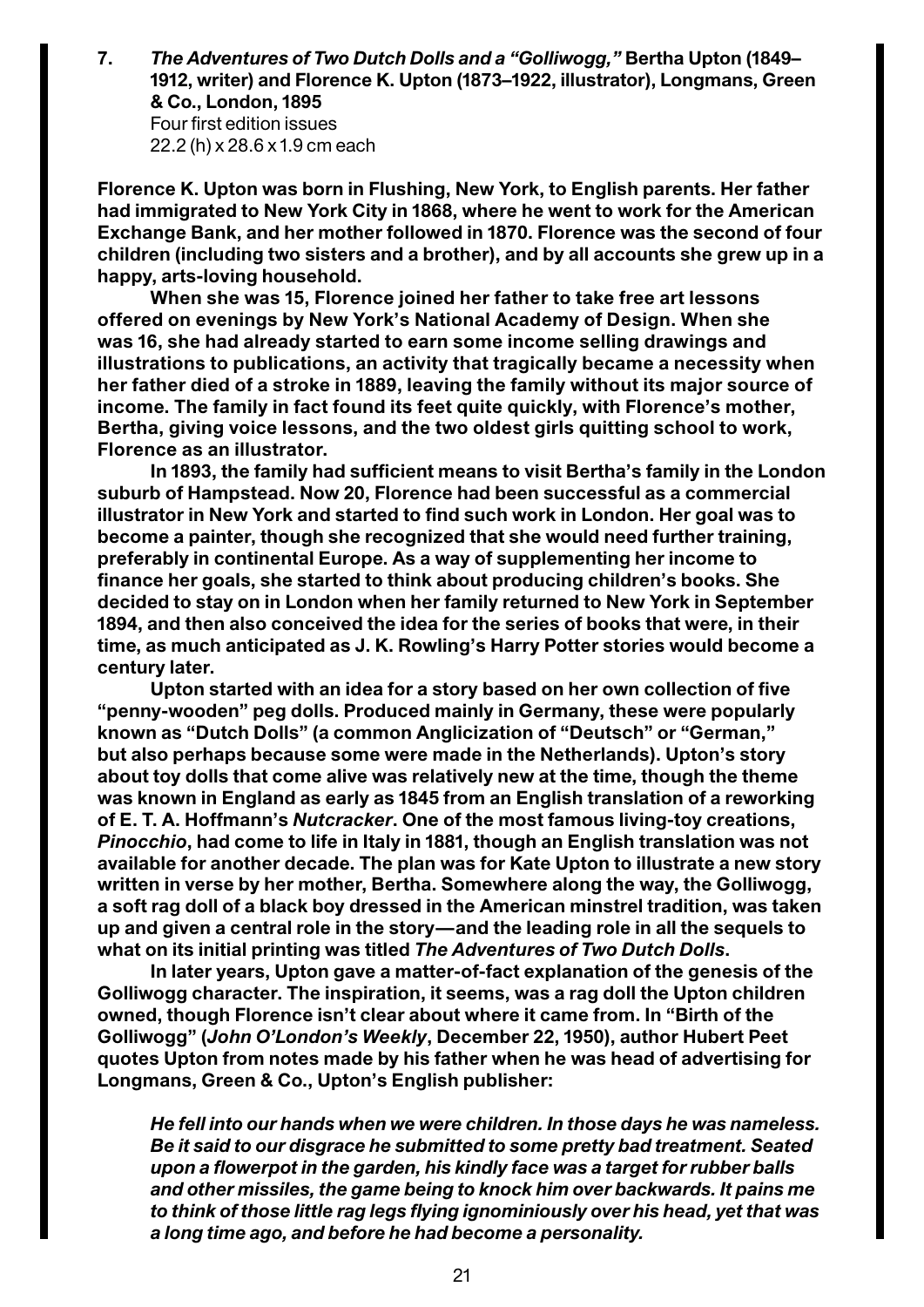**7. *The Adventures of Two Dutch Dolls and a "Golliwogg,"* Bertha Upton (1849–1912, writer) and Florence K. Upton (1873–1922, illustrator), Longmans, Green & Co., London, 1895**
Four first edition issues
22.2 (h) x 28.6 x 1.9 cm each

**Florence K. Upton was born in Flushing, New York, to English parents. Her father had immigrated to New York City in 1868, where he went to work for the American Exchange Bank, and her mother followed in 1870. Florence was the second of four children (including two sisters and a brother), and by all accounts she grew up in a happy, arts-loving household.**

**When she was 15, Florence joined her father to take free art lessons offered on evenings by New York's National Academy of Design. When she was 16, she had already started to earn some income selling drawings and illustrations to publications, an activity that tragically became a necessity when her father died of a stroke in 1889, leaving the family without its major source of income. The family in fact found its feet quite quickly, with Florence's mother, Bertha, giving voice lessons, and the two oldest girls quitting school to work, Florence as an illustrator.**

**In 1893, the family had sufficient means to visit Bertha's family in the London suburb of Hampstead. Now 20, Florence had been successful as a commercial illustrator in New York and started to find such work in London. Her goal was to become a painter, though she recognized that she would need further training, preferably in continental Europe. As a way of supplementing her income to finance her goals, she started to think about producing children's books. She decided to stay on in London when her family returned to New York in September 1894, and then also conceived the idea for the series of books that were, in their time, as much anticipated as J. K. Rowling's Harry Potter stories would become a century later.**

**Upton started with an idea for a story based on her own collection of five "penny-wooden" peg dolls. Produced mainly in Germany, these were popularly known as "Dutch Dolls" (a common Anglicization of "Deutsch" or "German," but also perhaps because some were made in the Netherlands). Upton's story about toy dolls that come alive was relatively new at the time, though the theme was known in England as early as 1845 from an English translation of a reworking of E. T. A. Hoffmann's *Nutcracker*. One of the most famous living-toy creations, *Pinocchio*, had come to life in Italy in 1881, though an English translation was not available for another decade. The plan was for Kate Upton to illustrate a new story written in verse by her mother, Bertha. Somewhere along the way, the Golliwogg, a soft rag doll of a black boy dressed in the American minstrel tradition, was taken up and given a central role in the story—and the leading role in all the sequels to what on its initial printing was titled *The Adventures of Two Dutch Dolls*.**

**In later years, Upton gave a matter-of-fact explanation of the genesis of the Golliwogg character. The inspiration, it seems, was a rag doll the Upton children owned, though Florence isn't clear about where it came from. In "Birth of the Golliwogg" (*John O'London's Weekly*, December 22, 1950), author Hubert Peet quotes Upton from notes made by his father when he was head of advertising for Longmans, Green & Co., Upton's English publisher:**

> ***He fell into our hands when we were children. In those days he was nameless. Be it said to our disgrace he submitted to some pretty bad treatment. Seated upon a flowerpot in the garden, his kindly face was a target for rubber balls and other missiles, the game being to knock him over backwards. It pains me to think of those little rag legs flying ignominiously over his head, yet that was a long time ago, and before he had become a personality.***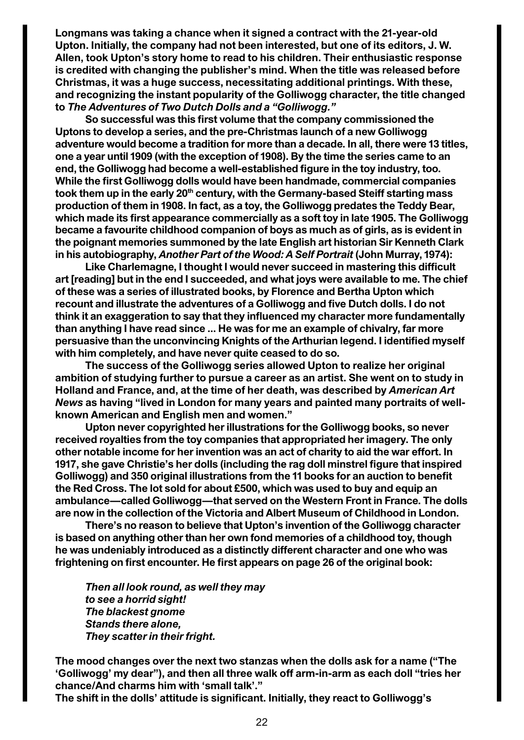Longmans was taking a chance when it signed a contract with the 21-year-old Upton. Initially, the company had not been interested, but one of its editors, J. W. Allen, took Upton's story home to read to his children. Their enthusiastic response is credited with changing the publisher's mind. When the title was released before Christmas, it was a huge success, necessitating additional printings. With these, and recognizing the instant popularity of the Golliwogg character, the title changed to *The Adventures of Two Dutch Dolls and a "Golliwogg."*

So successful was this first volume that the company commissioned the Uptons to develop a series, and the pre-Christmas launch of a new Golliwogg adventure would become a tradition for more than a decade. In all, there were 13 titles, one a year until 1909 (with the exception of 1908). By the time the series came to an end, the Golliwogg had become a well-established figure in the toy industry, too. While the first Golliwogg dolls would have been handmade, commercial companies took them up in the early 20th century, with the Germany-based Steiff starting mass production of them in 1908. In fact, as a toy, the Golliwogg predates the Teddy Bear, which made its first appearance commercially as a soft toy in late 1905. The Golliwogg became a favourite childhood companion of boys as much as of girls, as is evident in the poignant memories summoned by the late English art historian Sir Kenneth Clark in his autobiography, *Another Part of the Wood: A Self Portrait* (John Murray, 1974):

Like Charlemagne, I thought I would never succeed in mastering this difficult art [reading] but in the end I succeeded, and what joys were available to me. The chief of these was a series of illustrated books, by Florence and Bertha Upton which recount and illustrate the adventures of a Golliwogg and five Dutch dolls. I do not think it an exaggeration to say that they influenced my character more fundamentally than anything I have read since ... He was for me an example of chivalry, far more persuasive than the unconvincing Knights of the Arthurian legend. I identified myself with him completely, and have never quite ceased to do so.

The success of the Golliwogg series allowed Upton to realize her original ambition of studying further to pursue a career as an artist. She went on to study in Holland and France, and, at the time of her death, was described by *American Art News* as having "lived in London for many years and painted many portraits of well-known American and English men and women."

Upton never copyrighted her illustrations for the Golliwogg books, so never received royalties from the toy companies that appropriated her imagery. The only other notable income for her invention was an act of charity to aid the war effort. In 1917, she gave Christie's her dolls (including the rag doll minstrel figure that inspired Golliwogg) and 350 original illustrations from the 11 books for an auction to benefit the Red Cross. The lot sold for about £500, which was used to buy and equip an ambulance—called Golliwogg—that served on the Western Front in France. The dolls are now in the collection of the Victoria and Albert Museum of Childhood in London.

There's no reason to believe that Upton's invention of the Golliwogg character is based on anything other than her own fond memories of a childhood toy, though he was undeniably introduced as a distinctly different character and one who was frightening on first encounter. He first appears on page 26 of the original book:

> *Then all look round, as well they may*
> *to see a horrid sight!*
> *The blackest gnome*
> *Stands there alone,*
> *They scatter in their fright.*

The mood changes over the next two stanzas when the dolls ask for a name ("The 'Golliwogg' my dear"), and then all three walk off arm-in-arm as each doll "tries her chance/And charms him with 'small talk'."

The shift in the dolls' attitude is significant. Initially, they react to Golliwogg's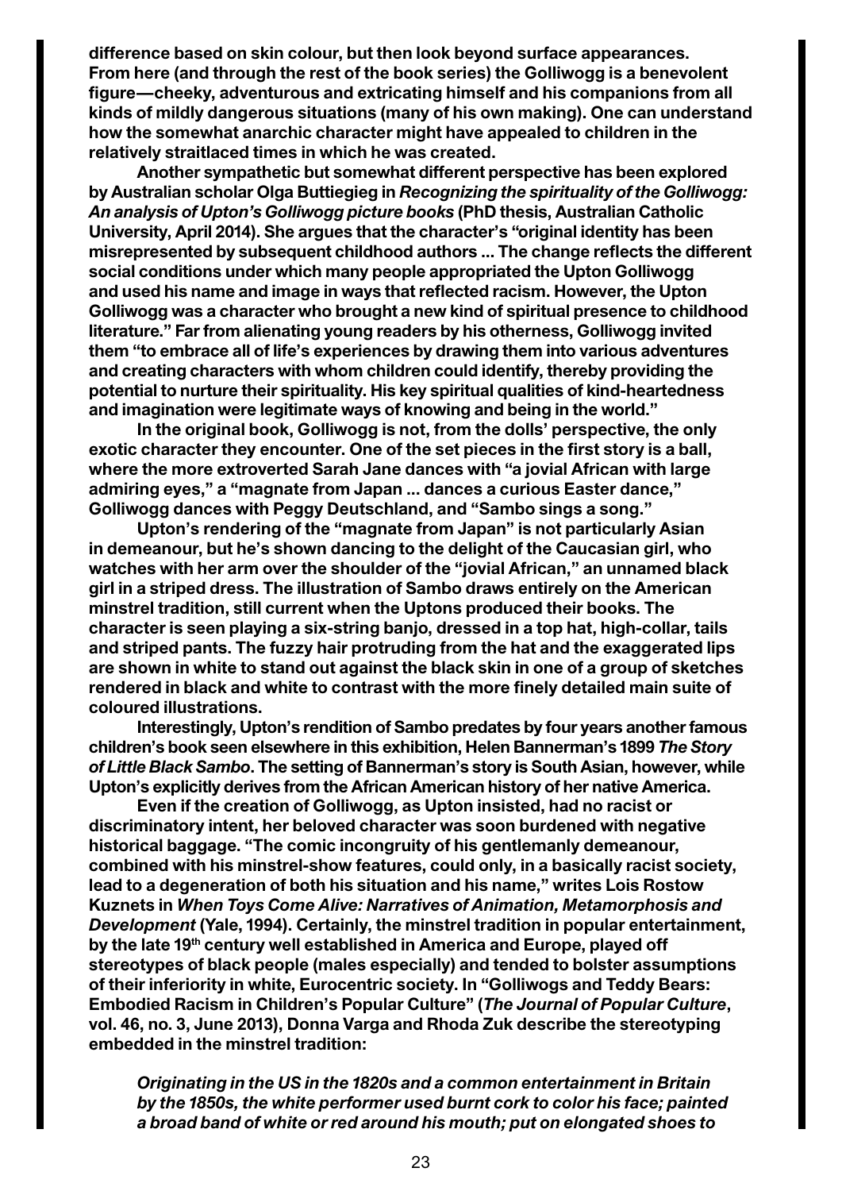difference based on skin colour, but then look beyond surface appearances. From here (and through the rest of the book series) the Golliwogg is a benevolent figure—cheeky, adventurous and extricating himself and his companions from all kinds of mildly dangerous situations (many of his own making). One can understand how the somewhat anarchic character might have appealed to children in the relatively straitlaced times in which he was created.

Another sympathetic but somewhat different perspective has been explored by Australian scholar Olga Buttiegieg in *Recognizing the spirituality of the Golliwogg: An analysis of Upton's Golliwogg picture books* (PhD thesis, Australian Catholic University, April 2014). She argues that the character's "original identity has been misrepresented by subsequent childhood authors ... The change reflects the different social conditions under which many people appropriated the Upton Golliwogg and used his name and image in ways that reflected racism. However, the Upton Golliwogg was a character who brought a new kind of spiritual presence to childhood literature." Far from alienating young readers by his otherness, Golliwogg invited them "to embrace all of life's experiences by drawing them into various adventures and creating characters with whom children could identify, thereby providing the potential to nurture their spirituality. His key spiritual qualities of kind-heartedness and imagination were legitimate ways of knowing and being in the world."

In the original book, Golliwogg is not, from the dolls' perspective, the only exotic character they encounter. One of the set pieces in the first story is a ball, where the more extroverted Sarah Jane dances with "a jovial African with large admiring eyes," a "magnate from Japan ... dances a curious Easter dance," Golliwogg dances with Peggy Deutschland, and "Sambo sings a song."

Upton's rendering of the "magnate from Japan" is not particularly Asian in demeanour, but he's shown dancing to the delight of the Caucasian girl, who watches with her arm over the shoulder of the "jovial African," an unnamed black girl in a striped dress. The illustration of Sambo draws entirely on the American minstrel tradition, still current when the Uptons produced their books. The character is seen playing a six-string banjo, dressed in a top hat, high-collar, tails and striped pants. The fuzzy hair protruding from the hat and the exaggerated lips are shown in white to stand out against the black skin in one of a group of sketches rendered in black and white to contrast with the more finely detailed main suite of coloured illustrations.

Interestingly, Upton's rendition of Sambo predates by four years another famous children's book seen elsewhere in this exhibition, Helen Bannerman's 1899 *The Story of Little Black Sambo*. The setting of Bannerman's story is South Asian, however, while Upton's explicitly derives from the African American history of her native America.

Even if the creation of Golliwogg, as Upton insisted, had no racist or discriminatory intent, her beloved character was soon burdened with negative historical baggage. "The comic incongruity of his gentlemanly demeanour, combined with his minstrel-show features, could only, in a basically racist society, lead to a degeneration of both his situation and his name," writes Lois Rostow Kuznets in *When Toys Come Alive: Narratives of Animation, Metamorphosis and Development* (Yale, 1994). Certainly, the minstrel tradition in popular entertainment, by the late 19th century well established in America and Europe, played off stereotypes of black people (males especially) and tended to bolster assumptions of their inferiority in white, Eurocentric society. In "Golliwogs and Teddy Bears: Embodied Racism in Children's Popular Culture" (*The Journal of Popular Culture*, vol. 46, no. 3, June 2013), Donna Varga and Rhoda Zuk describe the stereotyping embedded in the minstrel tradition:

> *Originating in the US in the 1820s and a common entertainment in Britain by the 1850s, the white performer used burnt cork to color his face; painted a broad band of white or red around his mouth; put on elongated shoes to*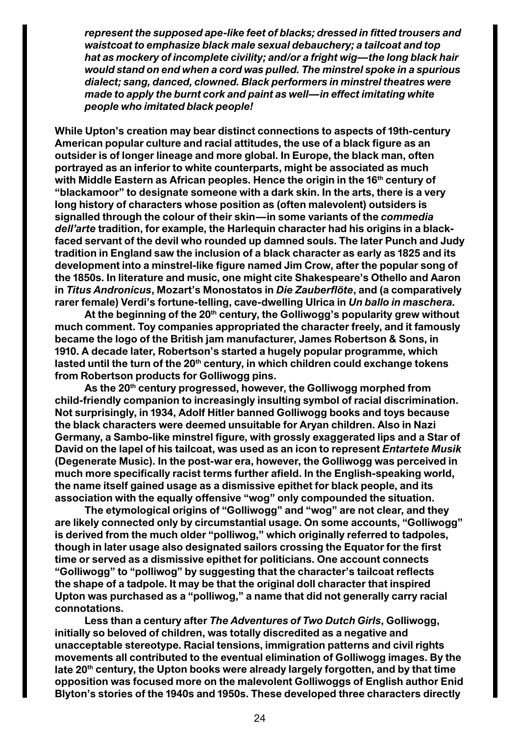*represent the supposed ape-like feet of blacks; dressed in fitted trousers and waistcoat to emphasize black male sexual debauchery; a tailcoat and top hat as mockery of incomplete civility; and/or a fright wig—the long black hair would stand on end when a cord was pulled. The minstrel spoke in a spurious dialect; sang, danced, clowned. Black performers in minstrel theatres were made to apply the burnt cork and paint as well—in effect imitating white people who imitated black people!*

**While Upton's creation may bear distinct connections to aspects of 19th-century American popular culture and racial attitudes, the use of a black figure as an outsider is of longer lineage and more global. In Europe, the black man, often portrayed as an inferior to white counterparts, might be associated as much with Middle Eastern as African peoples. Hence the origin in the 16th century of "blackamoor" to designate someone with a dark skin. In the arts, there is a very long history of characters whose position as (often malevolent) outsiders is signalled through the colour of their skin—in some variants of the *commedia dell'arte* tradition, for example, the Harlequin character had his origins in a black-faced servant of the devil who rounded up damned souls. The later Punch and Judy tradition in England saw the inclusion of a black character as early as 1825 and its development into a minstrel-like figure named Jim Crow, after the popular song of the 1850s. In literature and music, one might cite Shakespeare's Othello and Aaron in *Titus Andronicus*, Mozart's Monostatos in *Die Zauberflöte*, and (a comparatively rarer female) Verdi's fortune-telling, cave-dwelling Ulrica in *Un ballo in maschera.***

**At the beginning of the 20th century, the Golliwogg's popularity grew without much comment. Toy companies appropriated the character freely, and it famously became the logo of the British jam manufacturer, James Robertson & Sons, in 1910. A decade later, Robertson's started a hugely popular programme, which lasted until the turn of the 20th century, in which children could exchange tokens from Robertson products for Golliwogg pins.**

**As the 20th century progressed, however, the Golliwogg morphed from child-friendly companion to increasingly insulting symbol of racial discrimination. Not surprisingly, in 1934, Adolf Hitler banned Golliwogg books and toys because the black characters were deemed unsuitable for Aryan children. Also in Nazi Germany, a Sambo-like minstrel figure, with grossly exaggerated lips and a Star of David on the lapel of his tailcoat, was used as an icon to represent *Entartete Musik* (Degenerate Music). In the post-war era, however, the Golliwogg was perceived in much more specifically racist terms further afield. In the English-speaking world, the name itself gained usage as a dismissive epithet for black people, and its association with the equally offensive "wog" only compounded the situation.**

**The etymological origins of "Golliwogg" and "wog" are not clear, and they are likely connected only by circumstantial usage. On some accounts, "Golliwogg" is derived from the much older "polliwog," which originally referred to tadpoles, though in later usage also designated sailors crossing the Equator for the first time or served as a dismissive epithet for politicians. One account connects "Golliwogg" to "polliwog" by suggesting that the character's tailcoat reflects the shape of a tadpole. It may be that the original doll character that inspired Upton was purchased as a "polliwog," a name that did not generally carry racial connotations.**

**Less than a century after *The Adventures of Two Dutch Girls*, Golliwogg, initially so beloved of children, was totally discredited as a negative and unacceptable stereotype. Racial tensions, immigration patterns and civil rights movements all contributed to the eventual elimination of Golliwogg images. By the late 20th century, the Upton books were already largely forgotten, and by that time opposition was focused more on the malevolent Golliwoggs of English author Enid Blyton's stories of the 1940s and 1950s. These developed three characters directly**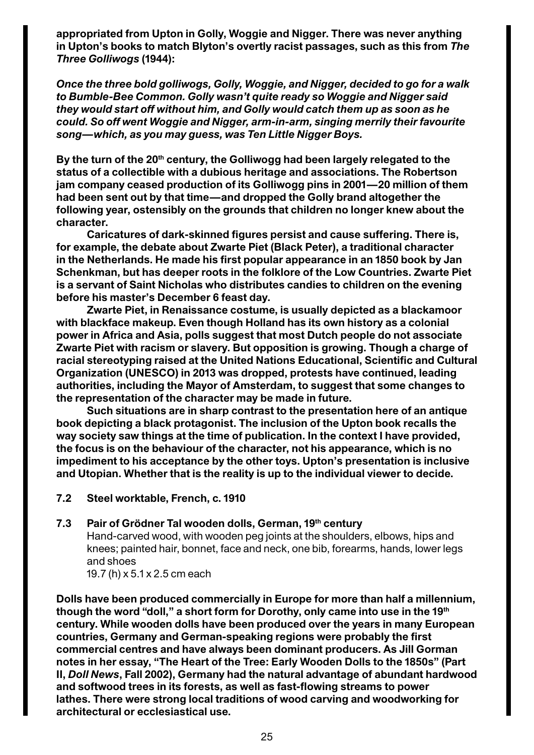**appropriated from Upton in Golly, Woggie and Nigger. There was never anything in Upton's books to match Blyton's overtly racist passages, such as this from *The Three Golliwogs* (1944):**

***Once the three bold golliwogs, Golly, Woggie, and Nigger, decided to go for a walk to Bumble-Bee Common. Golly wasn't quite ready so Woggie and Nigger said they would start off without him, and Golly would catch them up as soon as he could. So off went Woggie and Nigger, arm-in-arm, singing merrily their favourite song—which, as you may guess, was Ten Little Nigger Boys.***

**By the turn of the 20th century, the Golliwogg had been largely relegated to the status of a collectible with a dubious heritage and associations. The Robertson jam company ceased production of its Golliwogg pins in 2001—20 million of them had been sent out by that time—and dropped the Golly brand altogether the following year, ostensibly on the grounds that children no longer knew about the character.**

**Caricatures of dark-skinned figures persist and cause suffering. There is, for example, the debate about Zwarte Piet (Black Peter), a traditional character in the Netherlands. He made his first popular appearance in an 1850 book by Jan Schenkman, but has deeper roots in the folklore of the Low Countries. Zwarte Piet is a servant of Saint Nicholas who distributes candies to children on the evening before his master's December 6 feast day.**

**Zwarte Piet, in Renaissance costume, is usually depicted as a blackamoor with blackface makeup. Even though Holland has its own history as a colonial power in Africa and Asia, polls suggest that most Dutch people do not associate Zwarte Piet with racism or slavery. But opposition is growing. Though a charge of racial stereotyping raised at the United Nations Educational, Scientific and Cultural Organization (UNESCO) in 2013 was dropped, protests have continued, leading authorities, including the Mayor of Amsterdam, to suggest that some changes to the representation of the character may be made in future.**

**Such situations are in sharp contrast to the presentation here of an antique book depicting a black protagonist. The inclusion of the Upton book recalls the way society saw things at the time of publication. In the context I have provided, the focus is on the behaviour of the character, not his appearance, which is no impediment to his acceptance by the other toys. Upton's presentation is inclusive and Utopian. Whether that is the reality is up to the individual viewer to decide.**

**7.2 Steel worktable, French, c. 1910**

**7.3 Pair of Grödner Tal wooden dolls, German, 19th century**
Hand-carved wood, with wooden peg joints at the shoulders, elbows, hips and knees; painted hair, bonnet, face and neck, one bib, forearms, hands, lower legs and shoes
19.7 (h) x 5.1 x 2.5 cm each

**Dolls have been produced commercially in Europe for more than half a millennium, though the word "doll," a short form for Dorothy, only came into use in the 19th century. While wooden dolls have been produced over the years in many European countries, Germany and German-speaking regions were probably the first commercial centres and have always been dominant producers. As Jill Gorman notes in her essay, "The Heart of the Tree: Early Wooden Dolls to the 1850s" (Part II, *Doll News*, Fall 2002), Germany had the natural advantage of abundant hardwood and softwood trees in its forests, as well as fast-flowing streams to power lathes. There were strong local traditions of wood carving and woodworking for architectural or ecclesiastical use.**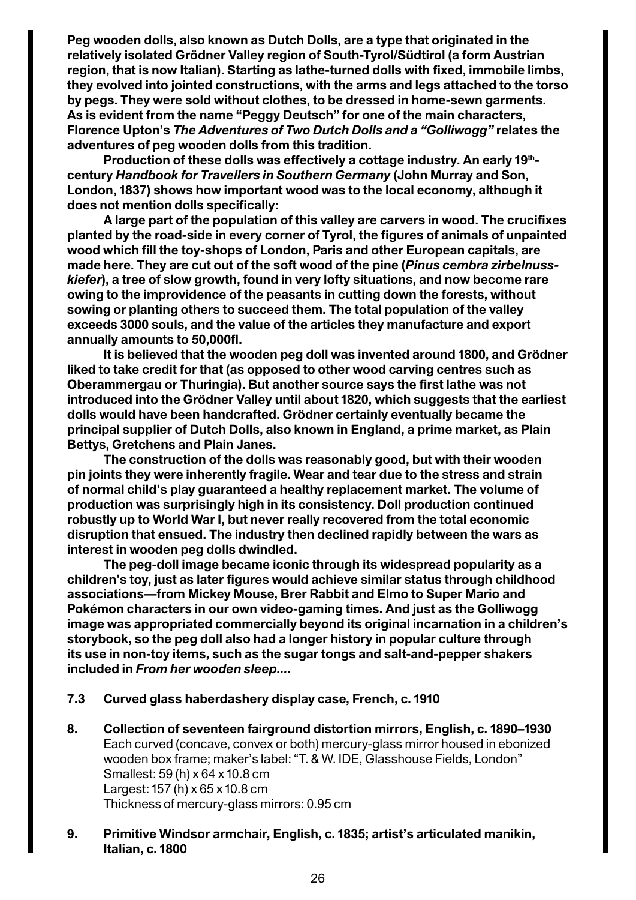**Peg wooden dolls, also known as Dutch Dolls, are a type that originated in the relatively isolated Grödner Valley region of South-Tyrol/Südtirol (a form Austrian region, that is now Italian). Starting as lathe-turned dolls with fixed, immobile limbs, they evolved into jointed constructions, with the arms and legs attached to the torso by pegs. They were sold without clothes, to be dressed in home-sewn garments. As is evident from the name "Peggy Deutsch" for one of the main characters, Florence Upton's *The Adventures of Two Dutch Dolls and a "Golliwogg"* relates the adventures of peg wooden dolls from this tradition.**

**Production of these dolls was effectively a cottage industry. An early 19th-century *Handbook for Travellers in Southern Germany* (John Murray and Son, London, 1837) shows how important wood was to the local economy, although it does not mention dolls specifically:**

**A large part of the population of this valley are carvers in wood. The crucifixes planted by the road-side in every corner of Tyrol, the figures of animals of unpainted wood which fill the toy-shops of London, Paris and other European capitals, are made here. They are cut out of the soft wood of the pine (*Pinus cembra zirbelnuss-kiefer*), a tree of slow growth, found in very lofty situations, and now become rare owing to the improvidence of the peasants in cutting down the forests, without sowing or planting others to succeed them. The total population of the valley exceeds 3000 souls, and the value of the articles they manufacture and export annually amounts to 50,000fl.**

**It is believed that the wooden peg doll was invented around 1800, and Grödner liked to take credit for that (as opposed to other wood carving centres such as Oberammergau or Thuringia). But another source says the first lathe was not introduced into the Grödner Valley until about 1820, which suggests that the earliest dolls would have been handcrafted. Grödner certainly eventually became the principal supplier of Dutch Dolls, also known in England, a prime market, as Plain Bettys, Gretchens and Plain Janes.**

**The construction of the dolls was reasonably good, but with their wooden pin joints they were inherently fragile. Wear and tear due to the stress and strain of normal child's play guaranteed a healthy replacement market. The volume of production was surprisingly high in its consistency. Doll production continued robustly up to World War I, but never really recovered from the total economic disruption that ensued. The industry then declined rapidly between the wars as interest in wooden peg dolls dwindled.**

**The peg-doll image became iconic through its widespread popularity as a children's toy, just as later figures would achieve similar status through childhood associations—from Mickey Mouse, Brer Rabbit and Elmo to Super Mario and Pokémon characters in our own video-gaming times. And just as the Golliwogg image was appropriated commercially beyond its original incarnation in a children's storybook, so the peg doll also had a longer history in popular culture through its use in non-toy items, such as the sugar tongs and salt-and-pepper shakers included in *From her wooden sleep....***

**7.3 Curved glass haberdashery display case, French, c. 1910**

**8. Collection of seventeen fairground distortion mirrors, English, c. 1890–1930**
Each curved (concave, convex or both) mercury-glass mirror housed in ebonized wooden box frame; maker's label: "T. & W. IDE, Glasshouse Fields, London"
Smallest: 59 (h) x 64 x 10.8 cm
Largest: 157 (h) x 65 x 10.8 cm
Thickness of mercury-glass mirrors: 0.95 cm

**9. Primitive Windsor armchair, English, c. 1835; artist's articulated manikin, Italian, c. 1800**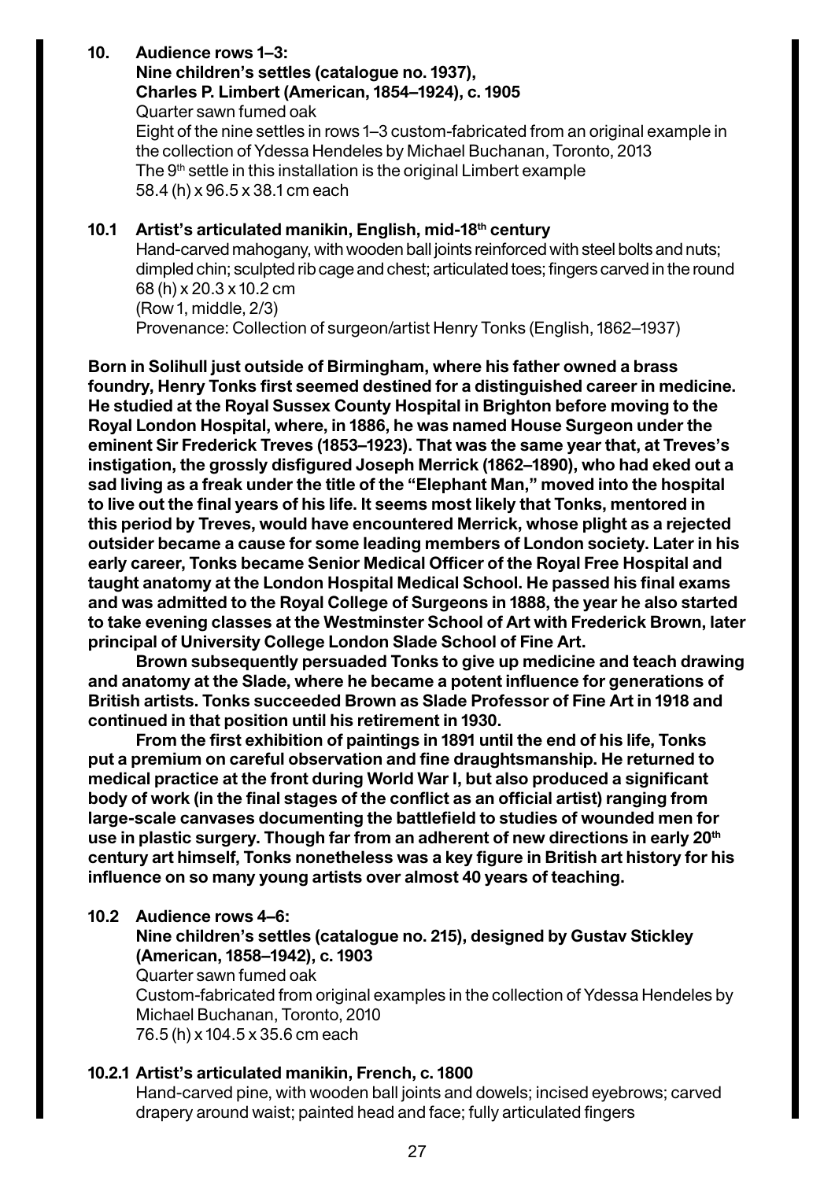**10. Audience rows 1–3:**
**Nine children's settles (catalogue no. 1937), Charles P. Limbert (American, 1854–1924), c. 1905**
Quarter sawn fumed oak
Eight of the nine settles in rows 1–3 custom-fabricated from an original example in the collection of Ydessa Hendeles by Michael Buchanan, Toronto, 2013
The 9th settle in this installation is the original Limbert example
58.4 (h) x 96.5 x 38.1 cm each

**10.1 Artist's articulated manikin, English, mid-18th century**
Hand-carved mahogany, with wooden ball joints reinforced with steel bolts and nuts; dimpled chin; sculpted rib cage and chest; articulated toes; fingers carved in the round
68 (h) x 20.3 x 10.2 cm
(Row 1, middle, 2/3)
Provenance: Collection of surgeon/artist Henry Tonks (English, 1862–1937)

**Born in Solihull just outside of Birmingham, where his father owned a brass foundry, Henry Tonks first seemed destined for a distinguished career in medicine. He studied at the Royal Sussex County Hospital in Brighton before moving to the Royal London Hospital, where, in 1886, he was named House Surgeon under the eminent Sir Frederick Treves (1853–1923). That was the same year that, at Treves's instigation, the grossly disfigured Joseph Merrick (1862–1890), who had eked out a sad living as a freak under the title of the "Elephant Man," moved into the hospital to live out the final years of his life. It seems most likely that Tonks, mentored in this period by Treves, would have encountered Merrick, whose plight as a rejected outsider became a cause for some leading members of London society. Later in his early career, Tonks became Senior Medical Officer of the Royal Free Hospital and taught anatomy at the London Hospital Medical School. He passed his final exams and was admitted to the Royal College of Surgeons in 1888, the year he also started to take evening classes at the Westminster School of Art with Frederick Brown, later principal of University College London Slade School of Fine Art.**

**Brown subsequently persuaded Tonks to give up medicine and teach drawing and anatomy at the Slade, where he became a potent influence for generations of British artists. Tonks succeeded Brown as Slade Professor of Fine Art in 1918 and continued in that position until his retirement in 1930.**

**From the first exhibition of paintings in 1891 until the end of his life, Tonks put a premium on careful observation and fine draughtsmanship. He returned to medical practice at the front during World War I, but also produced a significant body of work (in the final stages of the conflict as an official artist) ranging from large-scale canvases documenting the battlefield to studies of wounded men for use in plastic surgery. Though far from an adherent of new directions in early 20th century art himself, Tonks nonetheless was a key figure in British art history for his influence on so many young artists over almost 40 years of teaching.**

**10.2 Audience rows 4–6:**
**Nine children's settles (catalogue no. 215), designed by Gustav Stickley (American, 1858–1942), c. 1903**
Quarter sawn fumed oak
Custom-fabricated from original examples in the collection of Ydessa Hendeles by Michael Buchanan, Toronto, 2010
76.5 (h) x 104.5 x 35.6 cm each

**10.2.1 Artist's articulated manikin, French, c. 1800**
Hand-carved pine, with wooden ball joints and dowels; incised eyebrows; carved drapery around waist; painted head and face; fully articulated fingers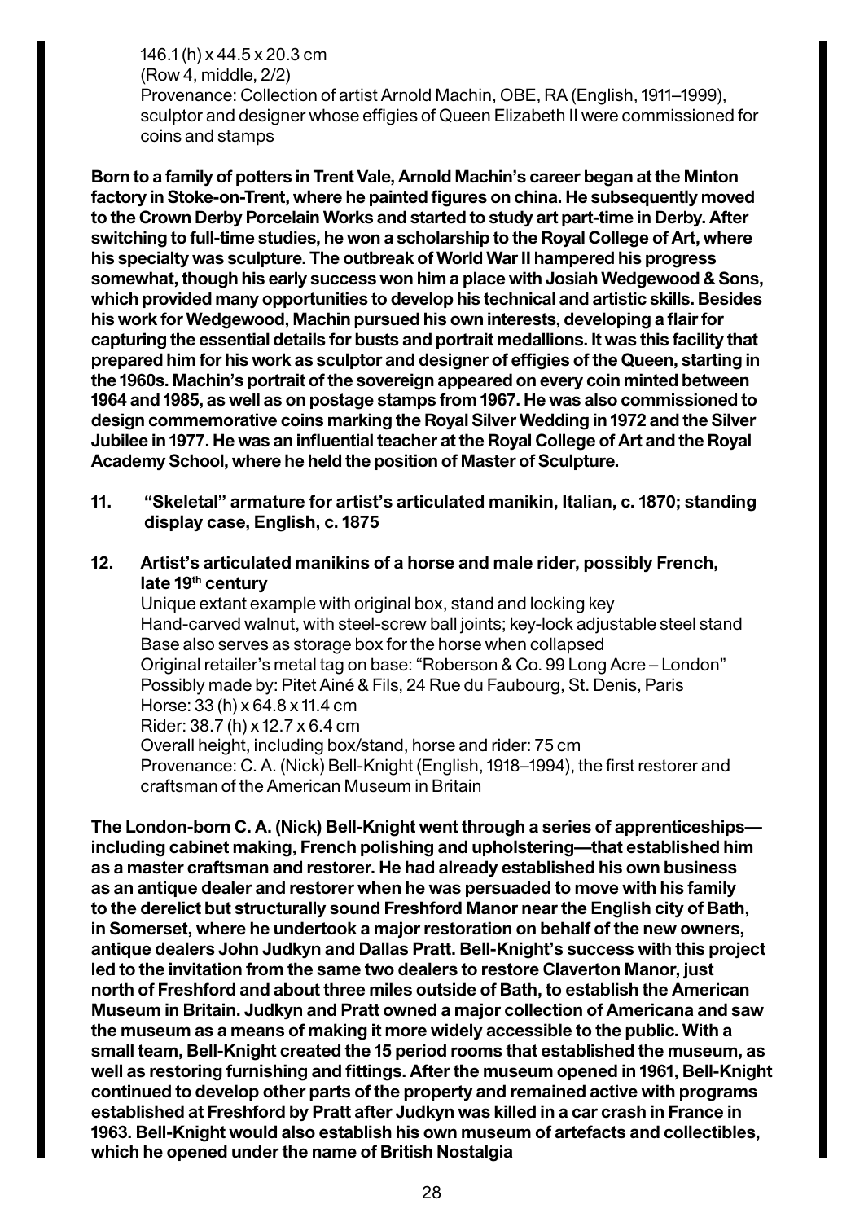146.1 (h) x 44.5 x 20.3 cm
(Row 4, middle, 2/2)
Provenance: Collection of artist Arnold Machin, OBE, RA (English, 1911–1999), sculptor and designer whose effigies of Queen Elizabeth II were commissioned for coins and stamps

**Born to a family of potters in Trent Vale, Arnold Machin's career began at the Minton factory in Stoke-on-Trent, where he painted figures on china. He subsequently moved to the Crown Derby Porcelain Works and started to study art part-time in Derby. After switching to full-time studies, he won a scholarship to the Royal College of Art, where his specialty was sculpture. The outbreak of World War II hampered his progress somewhat, though his early success won him a place with Josiah Wedgewood & Sons, which provided many opportunities to develop his technical and artistic skills. Besides his work for Wedgewood, Machin pursued his own interests, developing a flair for capturing the essential details for busts and portrait medallions. It was this facility that prepared him for his work as sculptor and designer of effigies of the Queen, starting in the 1960s. Machin's portrait of the sovereign appeared on every coin minted between 1964 and 1985, as well as on postage stamps from 1967. He was also commissioned to design commemorative coins marking the Royal Silver Wedding in 1972 and the Silver Jubilee in 1977. He was an influential teacher at the Royal College of Art and the Royal Academy School, where he held the position of Master of Sculpture.**

**11. "Skeletal" armature for artist's articulated manikin, Italian, c. 1870; standing display case, English, c. 1875**

**12. Artist's articulated manikins of a horse and male rider, possibly French, late 19th century**

Unique extant example with original box, stand and locking key
Hand-carved walnut, with steel-screw ball joints; key-lock adjustable steel stand
Base also serves as storage box for the horse when collapsed
Original retailer's metal tag on base: "Roberson & Co. 99 Long Acre – London"
Possibly made by: Pitet Ainé & Fils, 24 Rue du Faubourg, St. Denis, Paris
Horse: 33 (h) x 64.8 x 11.4 cm
Rider: 38.7 (h) x 12.7 x 6.4 cm
Overall height, including box/stand, horse and rider: 75 cm
Provenance: C. A. (Nick) Bell-Knight (English, 1918–1994), the first restorer and craftsman of the American Museum in Britain

**The London-born C. A. (Nick) Bell-Knight went through a series of apprenticeships—including cabinet making, French polishing and upholstering—that established him as a master craftsman and restorer. He had already established his own business as an antique dealer and restorer when he was persuaded to move with his family to the derelict but structurally sound Freshford Manor near the English city of Bath, in Somerset, where he undertook a major restoration on behalf of the new owners, antique dealers John Judkyn and Dallas Pratt. Bell-Knight's success with this project led to the invitation from the same two dealers to restore Claverton Manor, just north of Freshford and about three miles outside of Bath, to establish the American Museum in Britain. Judkyn and Pratt owned a major collection of Americana and saw the museum as a means of making it more widely accessible to the public. With a small team, Bell-Knight created the 15 period rooms that established the museum, as well as restoring furnishing and fittings. After the museum opened in 1961, Bell-Knight continued to develop other parts of the property and remained active with programs established at Freshford by Pratt after Judkyn was killed in a car crash in France in 1963. Bell-Knight would also establish his own museum of artefacts and collectibles, which he opened under the name of British Nostalgia**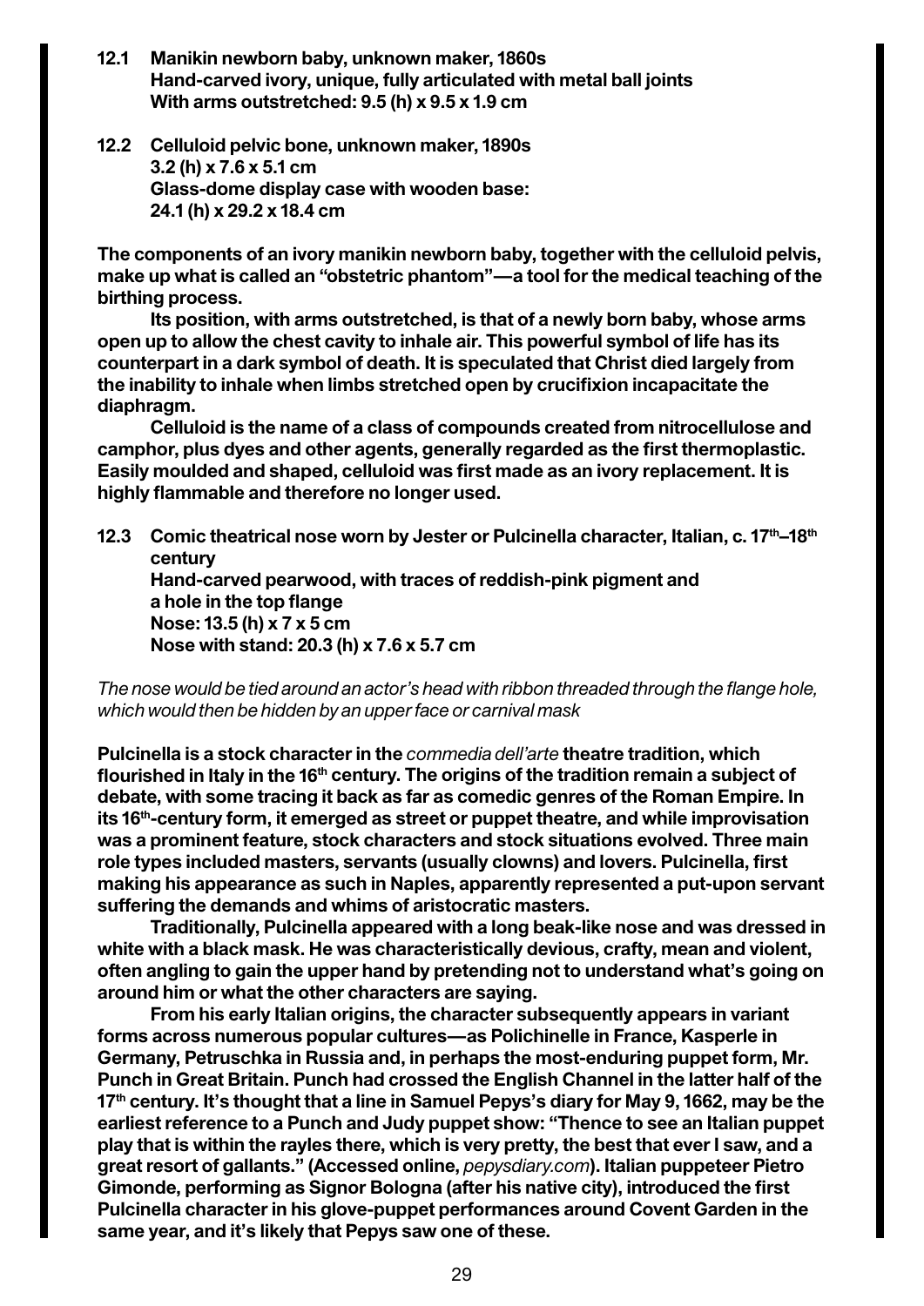**12.1 Manikin newborn baby, unknown maker, 1860s**
**Hand-carved ivory, unique, fully articulated with metal ball joints**
**With arms outstretched: 9.5 (h) x 9.5 x 1.9 cm**

**12.2 Celluloid pelvic bone, unknown maker, 1890s**
**3.2 (h) x 7.6 x 5.1 cm**
**Glass-dome display case with wooden base:**
**24.1 (h) x 29.2 x 18.4 cm**

**The components of an ivory manikin newborn baby, together with the celluloid pelvis, make up what is called an "obstetric phantom"—a tool for the medical teaching of the birthing process.**

**Its position, with arms outstretched, is that of a newly born baby, whose arms open up to allow the chest cavity to inhale air. This powerful symbol of life has its counterpart in a dark symbol of death. It is speculated that Christ died largely from the inability to inhale when limbs stretched open by crucifixion incapacitate the diaphragm.**

**Celluloid is the name of a class of compounds created from nitrocellulose and camphor, plus dyes and other agents, generally regarded as the first thermoplastic. Easily moulded and shaped, celluloid was first made as an ivory replacement. It is highly flammable and therefore no longer used.**

**12.3 Comic theatrical nose worn by Jester or Pulcinella character, Italian, c. 17th–18th century**
**Hand-carved pearwood, with traces of reddish-pink pigment and a hole in the top flange**
**Nose: 13.5 (h) x 7 x 5 cm**
**Nose with stand: 20.3 (h) x 7.6 x 5.7 cm**

*The nose would be tied around an actor's head with ribbon threaded through the flange hole, which would then be hidden by an upper face or carnival mask*

**Pulcinella is a stock character in the *commedia dell'arte* theatre tradition, which flourished in Italy in the 16th century. The origins of the tradition remain a subject of debate, with some tracing it back as far as comedic genres of the Roman Empire. In its 16th-century form, it emerged as street or puppet theatre, and while improvisation was a prominent feature, stock characters and stock situations evolved. Three main role types included masters, servants (usually clowns) and lovers. Pulcinella, first making his appearance as such in Naples, apparently represented a put-upon servant suffering the demands and whims of aristocratic masters.**

**Traditionally, Pulcinella appeared with a long beak-like nose and was dressed in white with a black mask. He was characteristically devious, crafty, mean and violent, often angling to gain the upper hand by pretending not to understand what's going on around him or what the other characters are saying.**

**From his early Italian origins, the character subsequently appears in variant forms across numerous popular cultures—as Polichinelle in France, Kasperle in Germany, Petruschka in Russia and, in perhaps the most-enduring puppet form, Mr. Punch in Great Britain. Punch had crossed the English Channel in the latter half of the 17th century. It's thought that a line in Samuel Pepys's diary for May 9, 1662, may be the earliest reference to a Punch and Judy puppet show: "Thence to see an Italian puppet play that is within the rayles there, which is very pretty, the best that ever I saw, and a great resort of gallants." (Accessed online, *pepysdiary.com*). Italian puppeteer Pietro Gimonde, performing as Signor Bologna (after his native city), introduced the first Pulcinella character in his glove-puppet performances around Covent Garden in the same year, and it's likely that Pepys saw one of these.**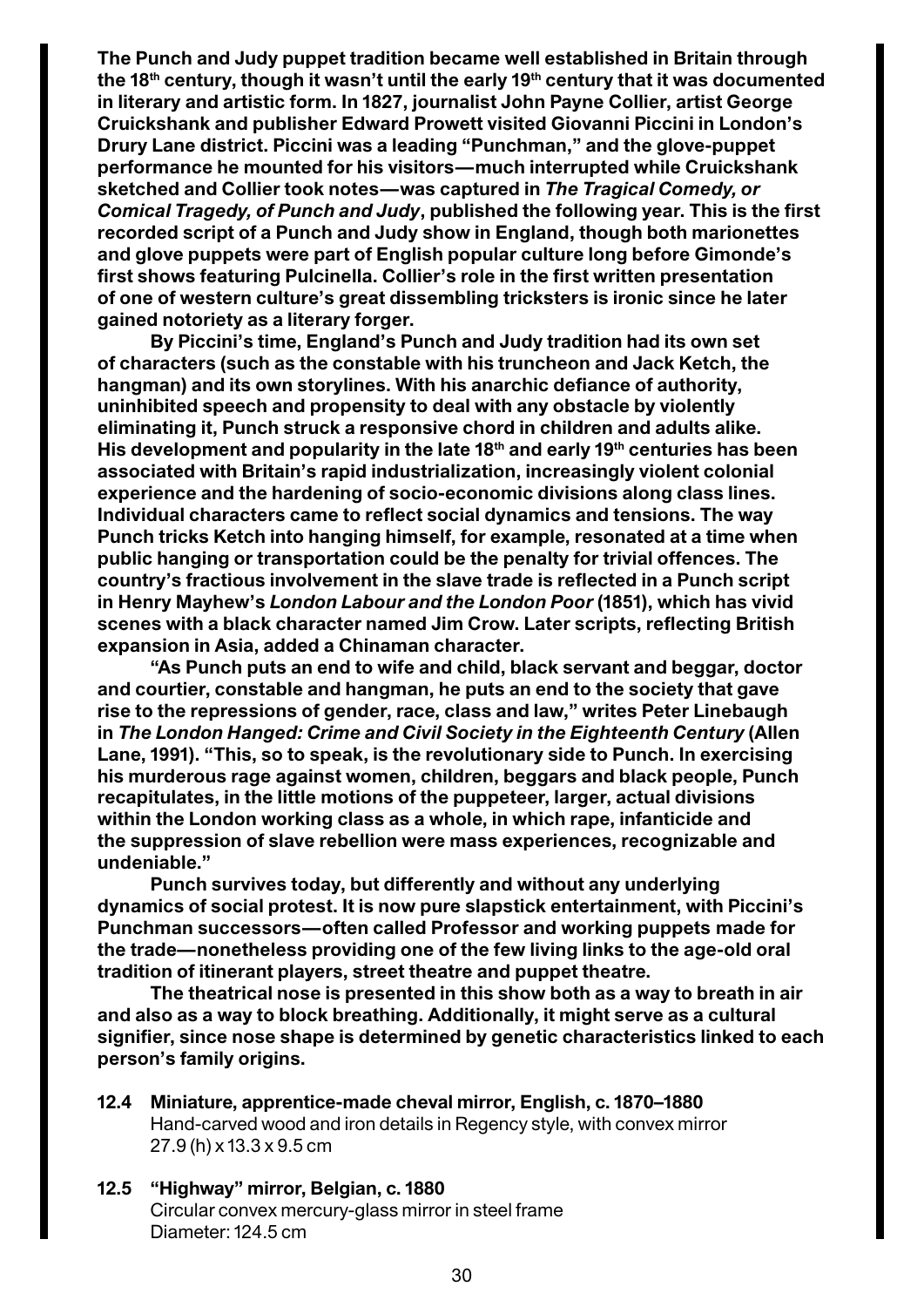**The Punch and Judy puppet tradition became well established in Britain through the 18th century, though it wasn't until the early 19th century that it was documented in literary and artistic form. In 1827, journalist John Payne Collier, artist George Cruickshank and publisher Edward Prowett visited Giovanni Piccini in London's Drury Lane district. Piccini was a leading "Punchman," and the glove-puppet performance he mounted for his visitors—much interrupted while Cruickshank sketched and Collier took notes—was captured in *The Tragical Comedy, or Comical Tragedy, of Punch and Judy*, published the following year. This is the first recorded script of a Punch and Judy show in England, though both marionettes and glove puppets were part of English popular culture long before Gimonde's first shows featuring Pulcinella. Collier's role in the first written presentation of one of western culture's great dissembling tricksters is ironic since he later gained notoriety as a literary forger.**

**By Piccini's time, England's Punch and Judy tradition had its own set of characters (such as the constable with his truncheon and Jack Ketch, the hangman) and its own storylines. With his anarchic defiance of authority, uninhibited speech and propensity to deal with any obstacle by violently eliminating it, Punch struck a responsive chord in children and adults alike. His development and popularity in the late 18th and early 19th centuries has been associated with Britain's rapid industrialization, increasingly violent colonial experience and the hardening of socio-economic divisions along class lines. Individual characters came to reflect social dynamics and tensions. The way Punch tricks Ketch into hanging himself, for example, resonated at a time when public hanging or transportation could be the penalty for trivial offences. The country's fractious involvement in the slave trade is reflected in a Punch script in Henry Mayhew's *London Labour and the London Poor* (1851), which has vivid scenes with a black character named Jim Crow. Later scripts, reflecting British expansion in Asia, added a Chinaman character.**

**"As Punch puts an end to wife and child, black servant and beggar, doctor and courtier, constable and hangman, he puts an end to the society that gave rise to the repressions of gender, race, class and law," writes Peter Linebaugh in *The London Hanged: Crime and Civil Society in the Eighteenth Century* (Allen Lane, 1991). "This, so to speak, is the revolutionary side to Punch. In exercising his murderous rage against women, children, beggars and black people, Punch recapitulates, in the little motions of the puppeteer, larger, actual divisions within the London working class as a whole, in which rape, infanticide and the suppression of slave rebellion were mass experiences, recognizable and undeniable."**

**Punch survives today, but differently and without any underlying dynamics of social protest. It is now pure slapstick entertainment, with Piccini's Punchman successors—often called Professor and working puppets made for the trade—nonetheless providing one of the few living links to the age-old oral tradition of itinerant players, street theatre and puppet theatre.**

**The theatrical nose is presented in this show both as a way to breath in air and also as a way to block breathing. Additionally, it might serve as a cultural signifier, since nose shape is determined by genetic characteristics linked to each person's family origins.**

**12.4 Miniature, apprentice-made cheval mirror, English, c. 1870–1880**
Hand-carved wood and iron details in Regency style, with convex mirror
27.9 (h) x 13.3 x 9.5 cm

**12.5 "Highway" mirror, Belgian, c. 1880**
Circular convex mercury-glass mirror in steel frame
Diameter: 124.5 cm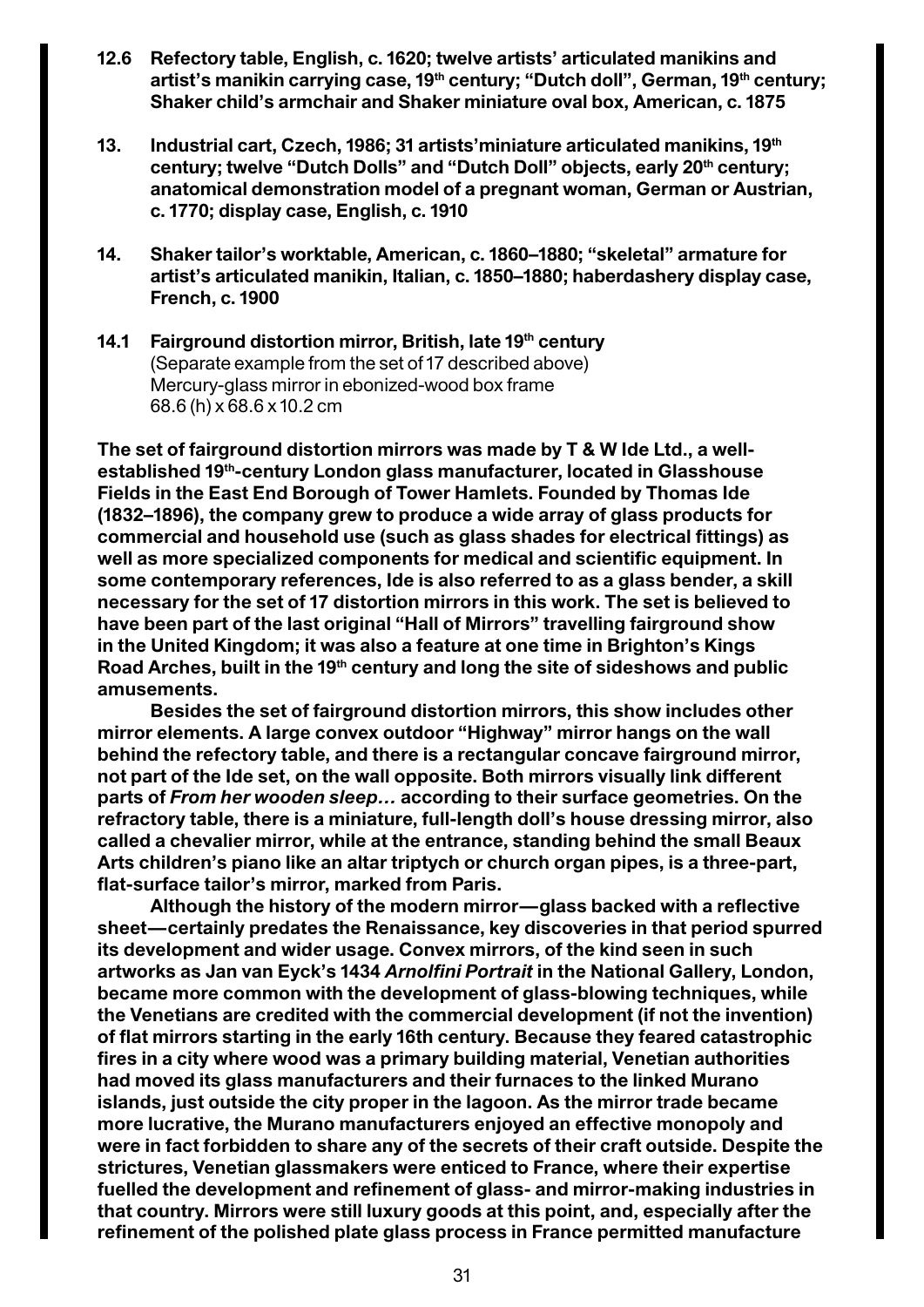**12.6 Refectory table, English, c. 1620; twelve artists' articulated manikins and artist's manikin carrying case, 19th century; "Dutch doll", German, 19th century; Shaker child's armchair and Shaker miniature oval box, American, c. 1875**

**13. Industrial cart, Czech, 1986; 31 artists'miniature articulated manikins, 19th century; twelve "Dutch Dolls" and "Dutch Doll" objects, early 20th century; anatomical demonstration model of a pregnant woman, German or Austrian, c. 1770; display case, English, c. 1910**

**14. Shaker tailor's worktable, American, c. 1860–1880; "skeletal" armature for artist's articulated manikin, Italian, c. 1850–1880; haberdashery display case, French, c. 1900**

**14.1 Fairground distortion mirror, British, late 19th century**
(Separate example from the set of 17 described above)
Mercury-glass mirror in ebonized-wood box frame
68.6 (h) x 68.6 x 10.2 cm

**The set of fairground distortion mirrors was made by T & W Ide Ltd., a well-established 19th-century London glass manufacturer, located in Glasshouse Fields in the East End Borough of Tower Hamlets. Founded by Thomas Ide (1832–1896), the company grew to produce a wide array of glass products for commercial and household use (such as glass shades for electrical fittings) as well as more specialized components for medical and scientific equipment. In some contemporary references, Ide is also referred to as a glass bender, a skill necessary for the set of 17 distortion mirrors in this work. The set is believed to have been part of the last original "Hall of Mirrors" travelling fairground show in the United Kingdom; it was also a feature at one time in Brighton's Kings Road Arches, built in the 19th century and long the site of sideshows and public amusements.**

**Besides the set of fairground distortion mirrors, this show includes other mirror elements. A large convex outdoor "Highway" mirror hangs on the wall behind the refectory table, and there is a rectangular concave fairground mirror, not part of the Ide set, on the wall opposite. Both mirrors visually link different parts of *From her wooden sleep…* according to their surface geometries. On the refractory table, there is a miniature, full-length doll's house dressing mirror, also called a chevalier mirror, while at the entrance, standing behind the small Beaux Arts children's piano like an altar triptych or church organ pipes, is a three-part, flat-surface tailor's mirror, marked from Paris.**

**Although the history of the modern mirror—glass backed with a reflective sheet—certainly predates the Renaissance, key discoveries in that period spurred its development and wider usage. Convex mirrors, of the kind seen in such artworks as Jan van Eyck's 1434 *Arnolfini Portrait* in the National Gallery, London, became more common with the development of glass-blowing techniques, while the Venetians are credited with the commercial development (if not the invention) of flat mirrors starting in the early 16th century. Because they feared catastrophic fires in a city where wood was a primary building material, Venetian authorities had moved its glass manufacturers and their furnaces to the linked Murano islands, just outside the city proper in the lagoon. As the mirror trade became more lucrative, the Murano manufacturers enjoyed an effective monopoly and were in fact forbidden to share any of the secrets of their craft outside. Despite the strictures, Venetian glassmakers were enticed to France, where their expertise fuelled the development and refinement of glass- and mirror-making industries in that country. Mirrors were still luxury goods at this point, and, especially after the refinement of the polished plate glass process in France permitted manufacture**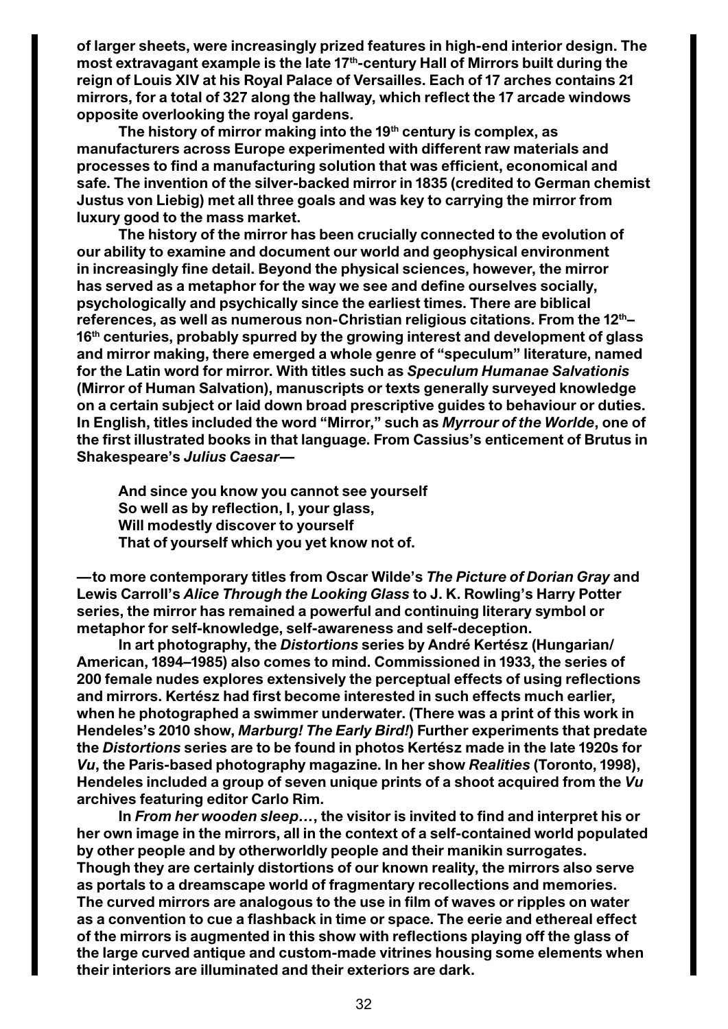of larger sheets, were increasingly prized features in high-end interior design. The most extravagant example is the late 17th-century Hall of Mirrors built during the reign of Louis XIV at his Royal Palace of Versailles. Each of 17 arches contains 21 mirrors, for a total of 327 along the hallway, which reflect the 17 arcade windows opposite overlooking the royal gardens.

The history of mirror making into the 19th century is complex, as manufacturers across Europe experimented with different raw materials and processes to find a manufacturing solution that was efficient, economical and safe. The invention of the silver-backed mirror in 1835 (credited to German chemist Justus von Liebig) met all three goals and was key to carrying the mirror from luxury good to the mass market.

The history of the mirror has been crucially connected to the evolution of our ability to examine and document our world and geophysical environment in increasingly fine detail. Beyond the physical sciences, however, the mirror has served as a metaphor for the way we see and define ourselves socially, psychologically and psychically since the earliest times. There are biblical references, as well as numerous non-Christian religious citations. From the 12th–16th centuries, probably spurred by the growing interest and development of glass and mirror making, there emerged a whole genre of "speculum" literature, named for the Latin word for mirror. With titles such as *Speculum Humanae Salvationis* (Mirror of Human Salvation), manuscripts or texts generally surveyed knowledge on a certain subject or laid down broad prescriptive guides to behaviour or duties. In English, titles included the word "Mirror," such as *Myrrour of the Worlde*, one of the first illustrated books in that language. From Cassius's enticement of Brutus in Shakespeare's *Julius Caesar*—

> And since you know you cannot see yourself
> So well as by reflection, I, your glass,
> Will modestly discover to yourself
> That of yourself which you yet know not of.

—to more contemporary titles from Oscar Wilde's *The Picture of Dorian Gray* and Lewis Carroll's *Alice Through the Looking Glass* to J. K. Rowling's Harry Potter series, the mirror has remained a powerful and continuing literary symbol or metaphor for self-knowledge, self-awareness and self-deception.

In art photography, the *Distortions* series by André Kertész (Hungarian/American, 1894–1985) also comes to mind. Commissioned in 1933, the series of 200 female nudes explores extensively the perceptual effects of using reflections and mirrors. Kertész had first become interested in such effects much earlier, when he photographed a swimmer underwater. (There was a print of this work in Hendeles's 2010 show, *Marburg! The Early Bird!*) Further experiments that predate the *Distortions* series are to be found in photos Kertész made in the late 1920s for *Vu*, the Paris-based photography magazine. In her show *Realities* (Toronto, 1998), Hendeles included a group of seven unique prints of a shoot acquired from the *Vu* archives featuring editor Carlo Rim.

In *From her wooden sleep…*, the visitor is invited to find and interpret his or her own image in the mirrors, all in the context of a self-contained world populated by other people and by otherworldly people and their manikin surrogates. Though they are certainly distortions of our known reality, the mirrors also serve as portals to a dreamscape world of fragmentary recollections and memories. The curved mirrors are analogous to the use in film of waves or ripples on water as a convention to cue a flashback in time or space. The eerie and ethereal effect of the mirrors is augmented in this show with reflections playing off the glass of the large curved antique and custom-made vitrines housing some elements when their interiors are illuminated and their exteriors are dark.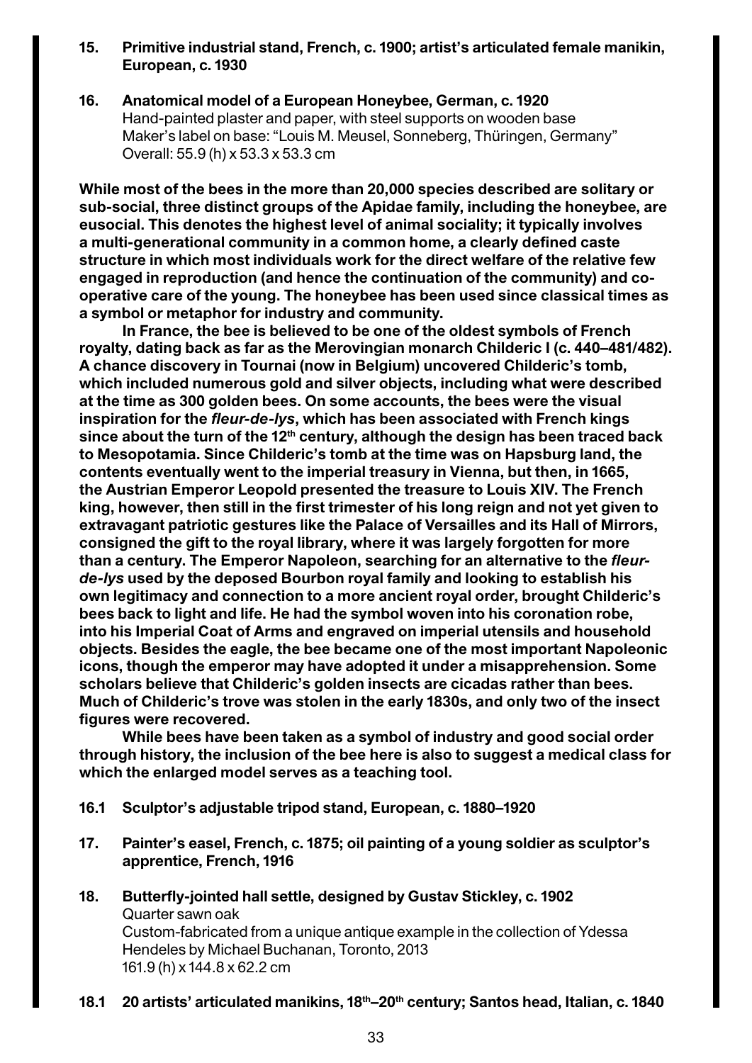**15. Primitive industrial stand, French, c. 1900; artist's articulated female manikin, European, c. 1930**

**16. Anatomical model of a European Honeybee, German, c. 1920**
Hand-painted plaster and paper, with steel supports on wooden base
Maker's label on base: "Louis M. Meusel, Sonneberg, Thüringen, Germany"
Overall: 55.9 (h) x 53.3 x 53.3 cm

**While most of the bees in the more than 20,000 species described are solitary or sub-social, three distinct groups of the Apidae family, including the honeybee, are eusocial. This denotes the highest level of animal sociality; it typically involves a multi-generational community in a common home, a clearly defined caste structure in which most individuals work for the direct welfare of the relative few engaged in reproduction (and hence the continuation of the community) and co-operative care of the young. The honeybee has been used since classical times as a symbol or metaphor for industry and community.**

**In France, the bee is believed to be one of the oldest symbols of French royalty, dating back as far as the Merovingian monarch Childeric I (c. 440–481/482). A chance discovery in Tournai (now in Belgium) uncovered Childeric's tomb, which included numerous gold and silver objects, including what were described at the time as 300 golden bees. On some accounts, the bees were the visual inspiration for the *fleur-de-lys*, which has been associated with French kings since about the turn of the 12th century, although the design has been traced back to Mesopotamia. Since Childeric's tomb at the time was on Hapsburg land, the contents eventually went to the imperial treasury in Vienna, but then, in 1665, the Austrian Emperor Leopold presented the treasure to Louis XIV. The French king, however, then still in the first trimester of his long reign and not yet given to extravagant patriotic gestures like the Palace of Versailles and its Hall of Mirrors, consigned the gift to the royal library, where it was largely forgotten for more than a century. The Emperor Napoleon, searching for an alternative to the *fleur-de-lys* used by the deposed Bourbon royal family and looking to establish his own legitimacy and connection to a more ancient royal order, brought Childeric's bees back to light and life. He had the symbol woven into his coronation robe, into his Imperial Coat of Arms and engraved on imperial utensils and household objects. Besides the eagle, the bee became one of the most important Napoleonic icons, though the emperor may have adopted it under a misapprehension. Some scholars believe that Childeric's golden insects are cicadas rather than bees. Much of Childeric's trove was stolen in the early 1830s, and only two of the insect figures were recovered.**

**While bees have been taken as a symbol of industry and good social order through history, the inclusion of the bee here is also to suggest a medical class for which the enlarged model serves as a teaching tool.**

**16.1 Sculptor's adjustable tripod stand, European, c. 1880–1920**

**17. Painter's easel, French, c. 1875; oil painting of a young soldier as sculptor's apprentice, French, 1916**

**18. Butterfly-jointed hall settle, designed by Gustav Stickley, c. 1902**
Quarter sawn oak
Custom-fabricated from a unique antique example in the collection of Ydessa Hendeles by Michael Buchanan, Toronto, 2013
161.9 (h) x 144.8 x 62.2 cm

**18.1 20 artists' articulated manikins, 18th–20th century; Santos head, Italian, c. 1840**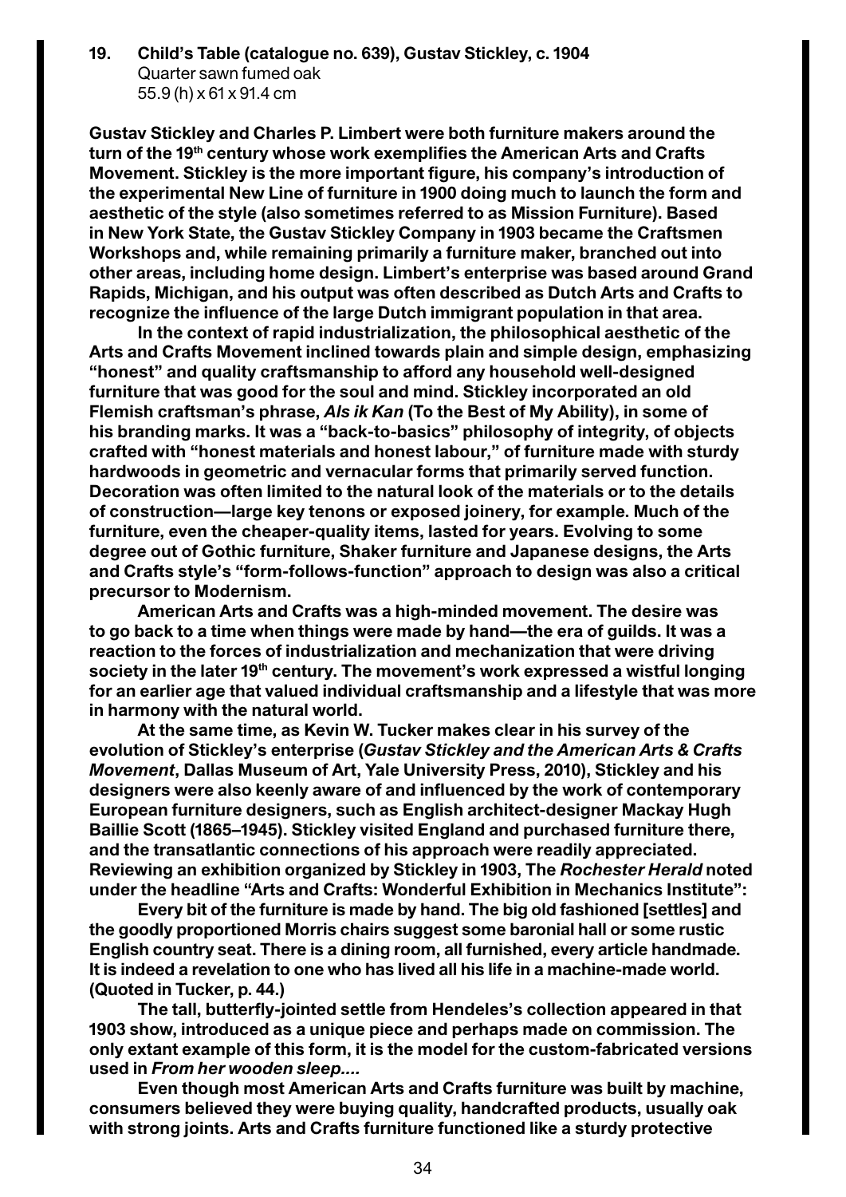**19. Child's Table (catalogue no. 639), Gustav Stickley, c. 1904**
Quarter sawn fumed oak
55.9 (h) x 61 x 91.4 cm

**Gustav Stickley and Charles P. Limbert were both furniture makers around the turn of the 19th century whose work exemplifies the American Arts and Crafts Movement. Stickley is the more important figure, his company's introduction of the experimental New Line of furniture in 1900 doing much to launch the form and aesthetic of the style (also sometimes referred to as Mission Furniture). Based in New York State, the Gustav Stickley Company in 1903 became the Craftsmen Workshops and, while remaining primarily a furniture maker, branched out into other areas, including home design. Limbert's enterprise was based around Grand Rapids, Michigan, and his output was often described as Dutch Arts and Crafts to recognize the influence of the large Dutch immigrant population in that area.**

**In the context of rapid industrialization, the philosophical aesthetic of the Arts and Crafts Movement inclined towards plain and simple design, emphasizing "honest" and quality craftsmanship to afford any household well-designed furniture that was good for the soul and mind. Stickley incorporated an old Flemish craftsman's phrase, *Als ik Kan* (To the Best of My Ability), in some of his branding marks. It was a "back-to-basics" philosophy of integrity, of objects crafted with "honest materials and honest labour," of furniture made with sturdy hardwoods in geometric and vernacular forms that primarily served function. Decoration was often limited to the natural look of the materials or to the details of construction—large key tenons or exposed joinery, for example. Much of the furniture, even the cheaper-quality items, lasted for years. Evolving to some degree out of Gothic furniture, Shaker furniture and Japanese designs, the Arts and Crafts style's "form-follows-function" approach to design was also a critical precursor to Modernism.**

**American Arts and Crafts was a high-minded movement. The desire was to go back to a time when things were made by hand—the era of guilds. It was a reaction to the forces of industrialization and mechanization that were driving society in the later 19th century. The movement's work expressed a wistful longing for an earlier age that valued individual craftsmanship and a lifestyle that was more in harmony with the natural world.**

**At the same time, as Kevin W. Tucker makes clear in his survey of the evolution of Stickley's enterprise (*Gustav Stickley and the American Arts & Crafts Movement*, Dallas Museum of Art, Yale University Press, 2010), Stickley and his designers were also keenly aware of and influenced by the work of contemporary European furniture designers, such as English architect-designer Mackay Hugh Baillie Scott (1865–1945). Stickley visited England and purchased furniture there, and the transatlantic connections of his approach were readily appreciated. Reviewing an exhibition organized by Stickley in 1903, The *Rochester Herald* noted under the headline "Arts and Crafts: Wonderful Exhibition in Mechanics Institute":**

**Every bit of the furniture is made by hand. The big old fashioned [settles] and the goodly proportioned Morris chairs suggest some baronial hall or some rustic English country seat. There is a dining room, all furnished, every article handmade. It is indeed a revelation to one who has lived all his life in a machine-made world. (Quoted in Tucker, p. 44.)**

**The tall, butterfly-jointed settle from Hendeles's collection appeared in that 1903 show, introduced as a unique piece and perhaps made on commission. The only extant example of this form, it is the model for the custom-fabricated versions used in *From her wooden sleep....***

**Even though most American Arts and Crafts furniture was built by machine, consumers believed they were buying quality, handcrafted products, usually oak with strong joints. Arts and Crafts furniture functioned like a sturdy protective**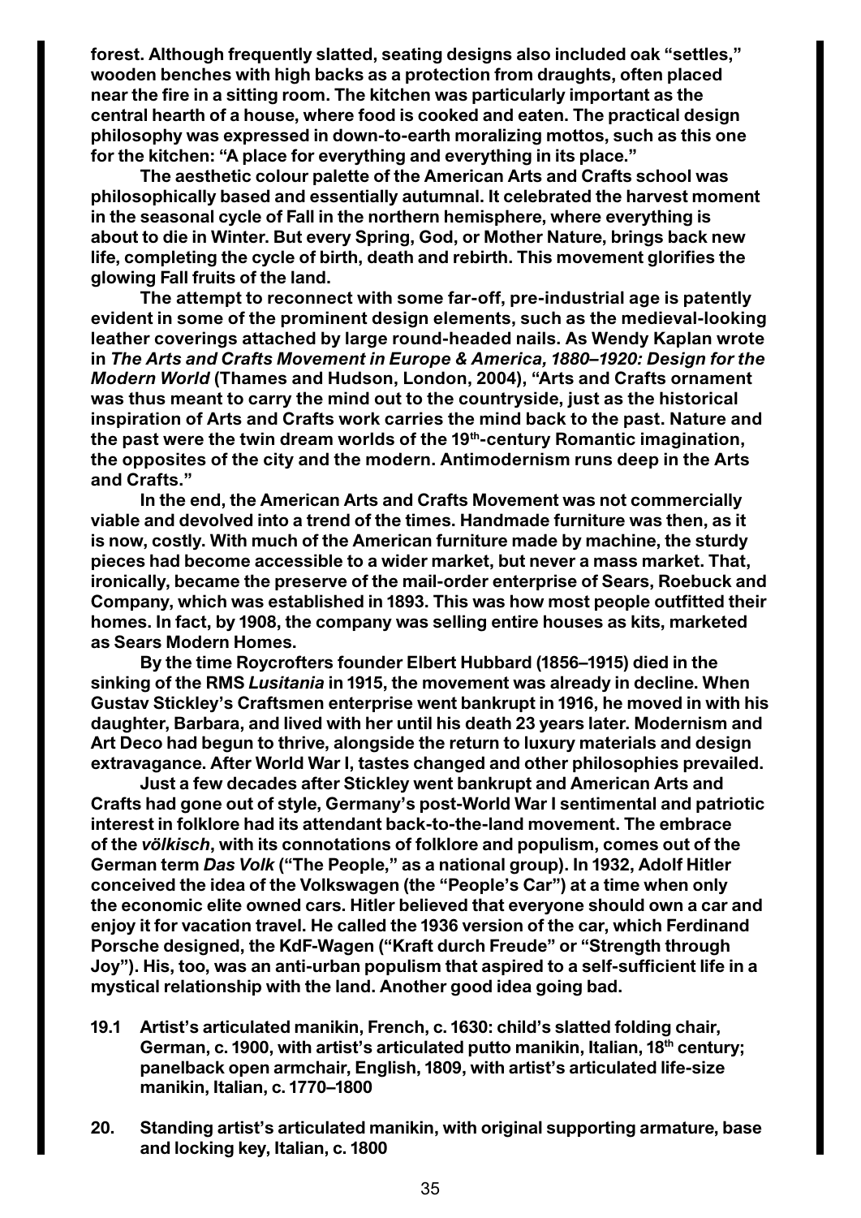forest. Although frequently slatted, seating designs also included oak "settles," wooden benches with high backs as a protection from draughts, often placed near the fire in a sitting room. The kitchen was particularly important as the central hearth of a house, where food is cooked and eaten. The practical design philosophy was expressed in down-to-earth moralizing mottos, such as this one for the kitchen: "A place for everything and everything in its place."

The aesthetic colour palette of the American Arts and Crafts school was philosophically based and essentially autumnal. It celebrated the harvest moment in the seasonal cycle of Fall in the northern hemisphere, where everything is about to die in Winter. But every Spring, God, or Mother Nature, brings back new life, completing the cycle of birth, death and rebirth. This movement glorifies the glowing Fall fruits of the land.

The attempt to reconnect with some far-off, pre-industrial age is patently evident in some of the prominent design elements, such as the medieval-looking leather coverings attached by large round-headed nails. As Wendy Kaplan wrote in *The Arts and Crafts Movement in Europe & America, 1880–1920: Design for the Modern World* (Thames and Hudson, London, 2004), "Arts and Crafts ornament was thus meant to carry the mind out to the countryside, just as the historical inspiration of Arts and Crafts work carries the mind back to the past. Nature and the past were the twin dream worlds of the 19th-century Romantic imagination, the opposites of the city and the modern. Antimodernism runs deep in the Arts and Crafts."

In the end, the American Arts and Crafts Movement was not commercially viable and devolved into a trend of the times. Handmade furniture was then, as it is now, costly. With much of the American furniture made by machine, the sturdy pieces had become accessible to a wider market, but never a mass market. That, ironically, became the preserve of the mail-order enterprise of Sears, Roebuck and Company, which was established in 1893. This was how most people outfitted their homes. In fact, by 1908, the company was selling entire houses as kits, marketed as Sears Modern Homes.

By the time Roycrofters founder Elbert Hubbard (1856–1915) died in the sinking of the RMS *Lusitania* in 1915, the movement was already in decline. When Gustav Stickley's Craftsmen enterprise went bankrupt in 1916, he moved in with his daughter, Barbara, and lived with her until his death 23 years later. Modernism and Art Deco had begun to thrive, alongside the return to luxury materials and design extravagance. After World War I, tastes changed and other philosophies prevailed.

Just a few decades after Stickley went bankrupt and American Arts and Crafts had gone out of style, Germany's post-World War I sentimental and patriotic interest in folklore had its attendant back-to-the-land movement. The embrace of the *völkisch*, with its connotations of folklore and populism, comes out of the German term *Das Volk* ("The People," as a national group). In 1932, Adolf Hitler conceived the idea of the Volkswagen (the "People's Car") at a time when only the economic elite owned cars. Hitler believed that everyone should own a car and enjoy it for vacation travel. He called the 1936 version of the car, which Ferdinand Porsche designed, the KdF-Wagen ("Kraft durch Freude" or "Strength through Joy"). His, too, was an anti-urban populism that aspired to a self-sufficient life in a mystical relationship with the land. Another good idea going bad.

19.1 Artist's articulated manikin, French, c. 1630: child's slatted folding chair, German, c. 1900, with artist's articulated putto manikin, Italian, 18th century; panelback open armchair, English, 1809, with artist's articulated life-size manikin, Italian, c. 1770–1800

20. Standing artist's articulated manikin, with original supporting armature, base and locking key, Italian, c. 1800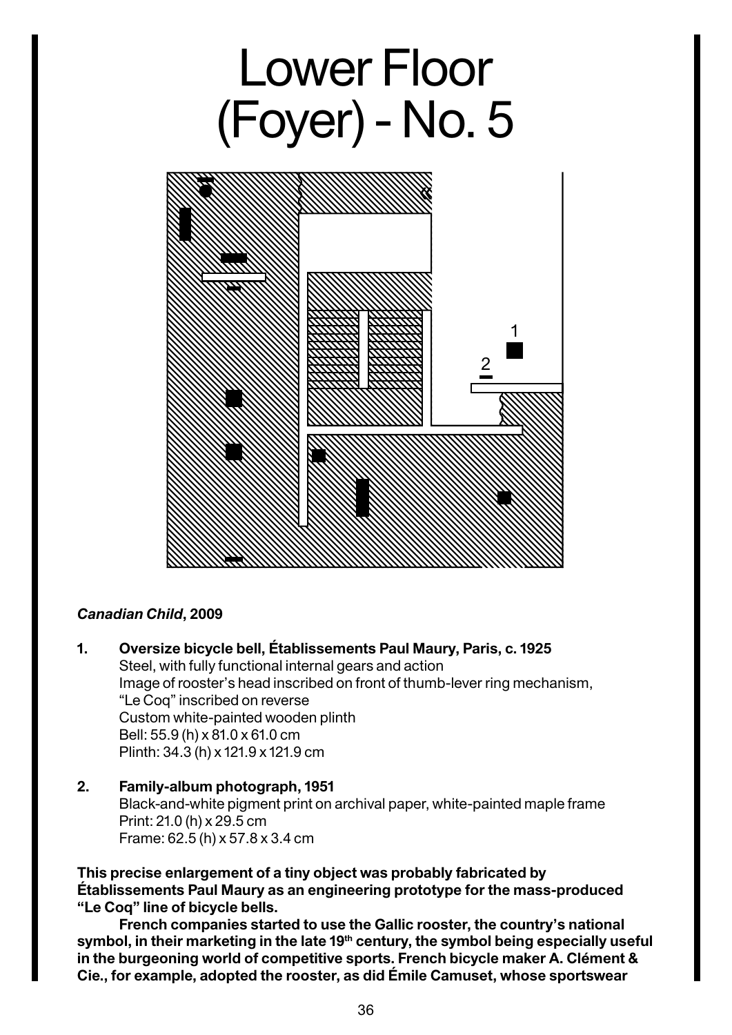# Lower Floor (Foyer) - No. 5

***Canadian Child*, 2009**

1. **Oversize bicycle bell, Établissements Paul Maury, Paris, c. 1925**
   Steel, with fully functional internal gears and action
   Image of rooster's head inscribed on front of thumb-lever ring mechanism, "Le Coq" inscribed on reverse
   Custom white-painted wooden plinth
   Bell: 55.9 (h) x 81.0 x 61.0 cm
   Plinth: 34.3 (h) x 121.9 x 121.9 cm

2. **Family-album photograph, 1951**
   Black-and-white pigment print on archival paper, white-painted maple frame
   Print: 21.0 (h) x 29.5 cm
   Frame: 62.5 (h) x 57.8 x 3.4 cm

**This precise enlargement of a tiny object was probably fabricated by Établissements Paul Maury as an engineering prototype for the mass-produced "Le Coq" line of bicycle bells.**

**French companies started to use the Gallic rooster, the country's national symbol, in their marketing in the late 19th century, the symbol being especially useful in the burgeoning world of competitive sports. French bicycle maker A. Clément & Cie., for example, adopted the rooster, as did Émile Camuset, whose sportswear**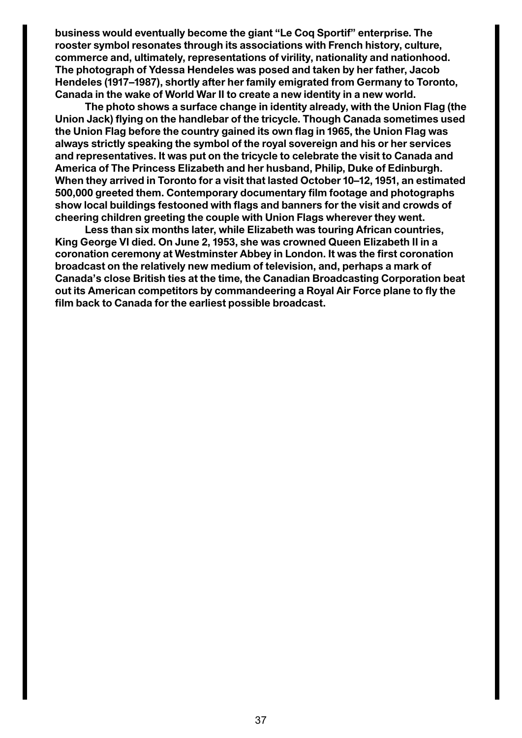**business would eventually become the giant "Le Coq Sportif" enterprise. The rooster symbol resonates through its associations with French history, culture, commerce and, ultimately, representations of virility, nationality and nationhood. The photograph of Ydessa Hendeles was posed and taken by her father, Jacob Hendeles (1917–1987), shortly after her family emigrated from Germany to Toronto, Canada in the wake of World War II to create a new identity in a new world.**

**The photo shows a surface change in identity already, with the Union Flag (the Union Jack) flying on the handlebar of the tricycle. Though Canada sometimes used the Union Flag before the country gained its own flag in 1965, the Union Flag was always strictly speaking the symbol of the royal sovereign and his or her services and representatives. It was put on the tricycle to celebrate the visit to Canada and America of The Princess Elizabeth and her husband, Philip, Duke of Edinburgh. When they arrived in Toronto for a visit that lasted October 10–12, 1951, an estimated 500,000 greeted them. Contemporary documentary film footage and photographs show local buildings festooned with flags and banners for the visit and crowds of cheering children greeting the couple with Union Flags wherever they went.**

**Less than six months later, while Elizabeth was touring African countries, King George VI died. On June 2, 1953, she was crowned Queen Elizabeth II in a coronation ceremony at Westminster Abbey in London. It was the first coronation broadcast on the relatively new medium of television, and, perhaps a mark of Canada's close British ties at the time, the Canadian Broadcasting Corporation beat out its American competitors by commandeering a Royal Air Force plane to fly the film back to Canada for the earliest possible broadcast.**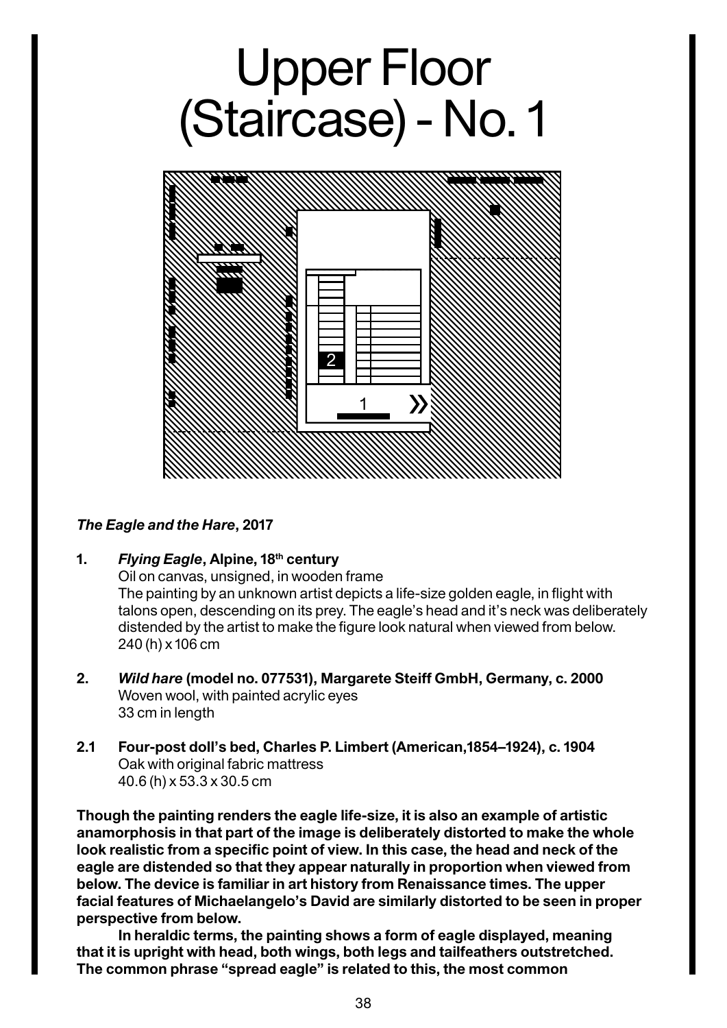# Upper Floor (Staircase) - No. 1

***The Eagle and the Hare*, 2017**

1. ***Flying Eagle*, Alpine, 18th century**
   Oil on canvas, unsigned, in wooden frame
   The painting by an unknown artist depicts a life-size golden eagle, in flight with talons open, descending on its prey. The eagle's head and it's neck was deliberately distended by the artist to make the figure look natural when viewed from below.
   240 (h) x 106 cm

2. ***Wild hare* (model no. 077531), Margarete Steiff GmbH, Germany, c. 2000**
   Woven wool, with painted acrylic eyes
   33 cm in length

2.1 **Four-post doll's bed, Charles P. Limbert (American,1854–1924), c. 1904**
   Oak with original fabric mattress
   40.6 (h) x 53.3 x 30.5 cm

**Though the painting renders the eagle life-size, it is also an example of artistic anamorphosis in that part of the image is deliberately distorted to make the whole look realistic from a specific point of view. In this case, the head and neck of the eagle are distended so that they appear naturally in proportion when viewed from below. The device is familiar in art history from Renaissance times. The upper facial features of Michaelangelo's David are similarly distorted to be seen in proper perspective from below.**

**In heraldic terms, the painting shows a form of eagle displayed, meaning that it is upright with head, both wings, both legs and tailfeathers outstretched. The common phrase "spread eagle" is related to this, the most common**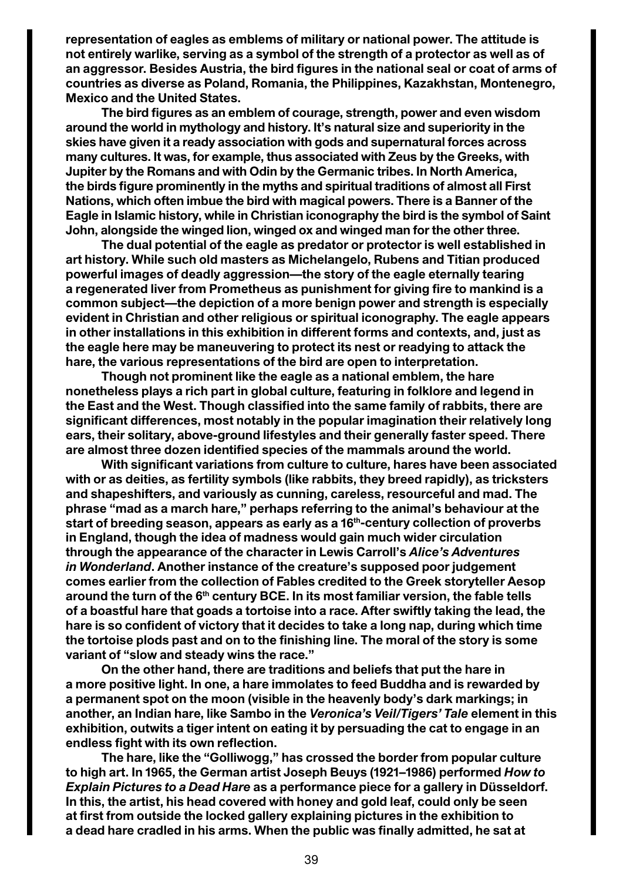**representation of eagles as emblems of military or national power. The attitude is not entirely warlike, serving as a symbol of the strength of a protector as well as of an aggressor. Besides Austria, the bird figures in the national seal or coat of arms of countries as diverse as Poland, Romania, the Philippines, Kazakhstan, Montenegro, Mexico and the United States.**

**The bird figures as an emblem of courage, strength, power and even wisdom around the world in mythology and history. It's natural size and superiority in the skies have given it a ready association with gods and supernatural forces across many cultures. It was, for example, thus associated with Zeus by the Greeks, with Jupiter by the Romans and with Odin by the Germanic tribes. In North America, the birds figure prominently in the myths and spiritual traditions of almost all First Nations, which often imbue the bird with magical powers. There is a Banner of the Eagle in Islamic history, while in Christian iconography the bird is the symbol of Saint John, alongside the winged lion, winged ox and winged man for the other three.**

**The dual potential of the eagle as predator or protector is well established in art history. While such old masters as Michelangelo, Rubens and Titian produced powerful images of deadly aggression—the story of the eagle eternally tearing a regenerated liver from Prometheus as punishment for giving fire to mankind is a common subject—the depiction of a more benign power and strength is especially evident in Christian and other religious or spiritual iconography. The eagle appears in other installations in this exhibition in different forms and contexts, and, just as the eagle here may be maneuvering to protect its nest or readying to attack the hare, the various representations of the bird are open to interpretation.**

**Though not prominent like the eagle as a national emblem, the hare nonetheless plays a rich part in global culture, featuring in folklore and legend in the East and the West. Though classified into the same family of rabbits, there are significant differences, most notably in the popular imagination their relatively long ears, their solitary, above-ground lifestyles and their generally faster speed. There are almost three dozen identified species of the mammals around the world.**

**With significant variations from culture to culture, hares have been associated with or as deities, as fertility symbols (like rabbits, they breed rapidly), as tricksters and shapeshifters, and variously as cunning, careless, resourceful and mad. The phrase "mad as a march hare," perhaps referring to the animal's behaviour at the start of breeding season, appears as early as a 16th-century collection of proverbs in England, though the idea of madness would gain much wider circulation through the appearance of the character in Lewis Carroll's *Alice's Adventures in Wonderland*. Another instance of the creature's supposed poor judgement comes earlier from the collection of Fables credited to the Greek storyteller Aesop around the turn of the 6th century BCE. In its most familiar version, the fable tells of a boastful hare that goads a tortoise into a race. After swiftly taking the lead, the hare is so confident of victory that it decides to take a long nap, during which time the tortoise plods past and on to the finishing line. The moral of the story is some variant of "slow and steady wins the race."**

**On the other hand, there are traditions and beliefs that put the hare in a more positive light. In one, a hare immolates to feed Buddha and is rewarded by a permanent spot on the moon (visible in the heavenly body's dark markings; in another, an Indian hare, like Sambo in the *Veronica's Veil/Tigers' Tale* element in this exhibition, outwits a tiger intent on eating it by persuading the cat to engage in an endless fight with its own reflection.**

**The hare, like the "Golliwogg," has crossed the border from popular culture to high art. In 1965, the German artist Joseph Beuys (1921–1986) performed *How to Explain Pictures to a Dead Hare* as a performance piece for a gallery in Düsseldorf. In this, the artist, his head covered with honey and gold leaf, could only be seen at first from outside the locked gallery explaining pictures in the exhibition to a dead hare cradled in his arms. When the public was finally admitted, he sat at**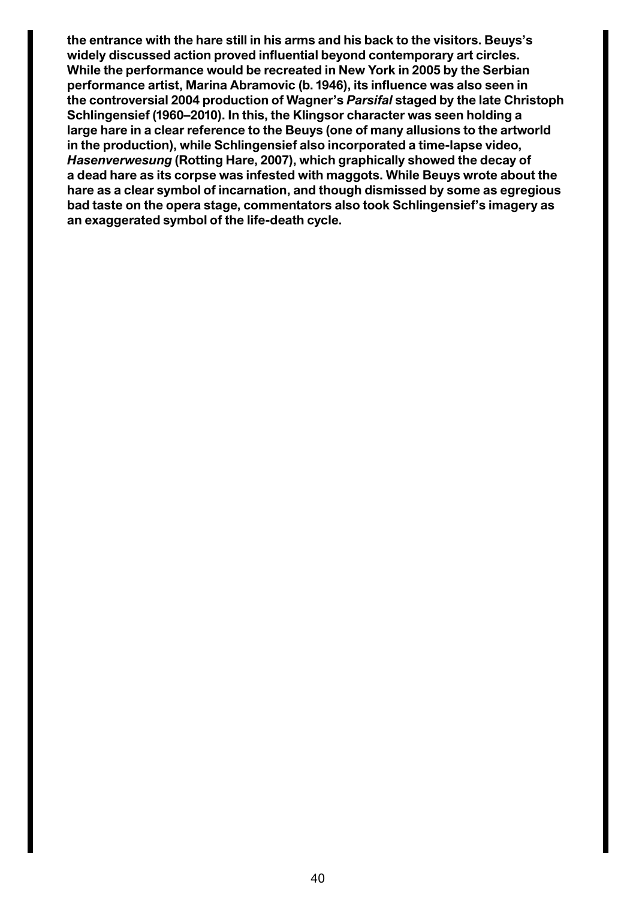**the entrance with the hare still in his arms and his back to the visitors. Beuys's widely discussed action proved influential beyond contemporary art circles. While the performance would be recreated in New York in 2005 by the Serbian performance artist, Marina Abramovic (b. 1946), its influence was also seen in the controversial 2004 production of Wagner's *Parsifal* staged by the late Christoph Schlingensief (1960–2010). In this, the Klingsor character was seen holding a large hare in a clear reference to the Beuys (one of many allusions to the artworld in the production), while Schlingensief also incorporated a time-lapse video, *Hasenverwesung* (Rotting Hare, 2007), which graphically showed the decay of a dead hare as its corpse was infested with maggots. While Beuys wrote about the hare as a clear symbol of incarnation, and though dismissed by some as egregious bad taste on the opera stage, commentators also took Schlingensief's imagery as an exaggerated symbol of the life-death cycle.**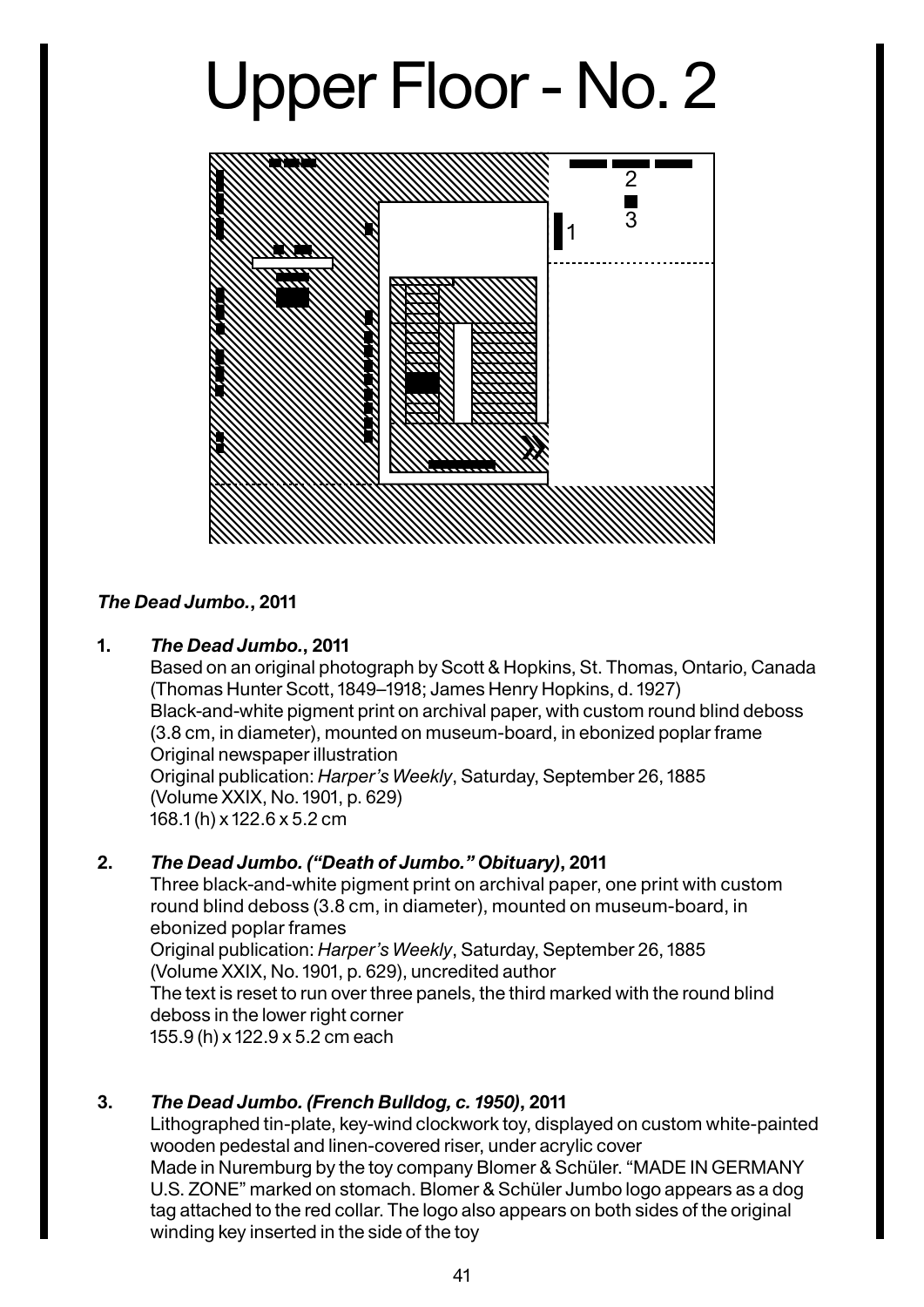# Upper Floor - No. 2

***The Dead Jumbo.*, 2011**

1. ***The Dead Jumbo.*, 2011**
   Based on an original photograph by Scott & Hopkins, St. Thomas, Ontario, Canada (Thomas Hunter Scott, 1849–1918; James Henry Hopkins, d. 1927)
   Black-and-white pigment print on archival paper, with custom round blind deboss (3.8 cm, in diameter), mounted on museum-board, in ebonized poplar frame
   Original newspaper illustration
   Original publication: *Harper's Weekly*, Saturday, September 26, 1885 (Volume XXIX, No. 1901, p. 629)
   168.1 (h) x 122.6 x 5.2 cm

2. ***The Dead Jumbo. ("Death of Jumbo." Obituary)*, 2011**
   Three black-and-white pigment print on archival paper, one print with custom round blind deboss (3.8 cm, in diameter), mounted on museum-board, in ebonized poplar frames
   Original publication: *Harper's Weekly*, Saturday, September 26, 1885 (Volume XXIX, No. 1901, p. 629), uncredited author
   The text is reset to run over three panels, the third marked with the round blind deboss in the lower right corner
   155.9 (h) x 122.9 x 5.2 cm each

3. ***The Dead Jumbo. (French Bulldog, c. 1950)*, 2011**
   Lithographed tin-plate, key-wind clockwork toy, displayed on custom white-painted wooden pedestal and linen-covered riser, under acrylic cover
   Made in Nuremburg by the toy company Blomer & Schüler. "MADE IN GERMANY U.S. ZONE" marked on stomach. Blomer & Schüler Jumbo logo appears as a dog tag attached to the red collar. The logo also appears on both sides of the original winding key inserted in the side of the toy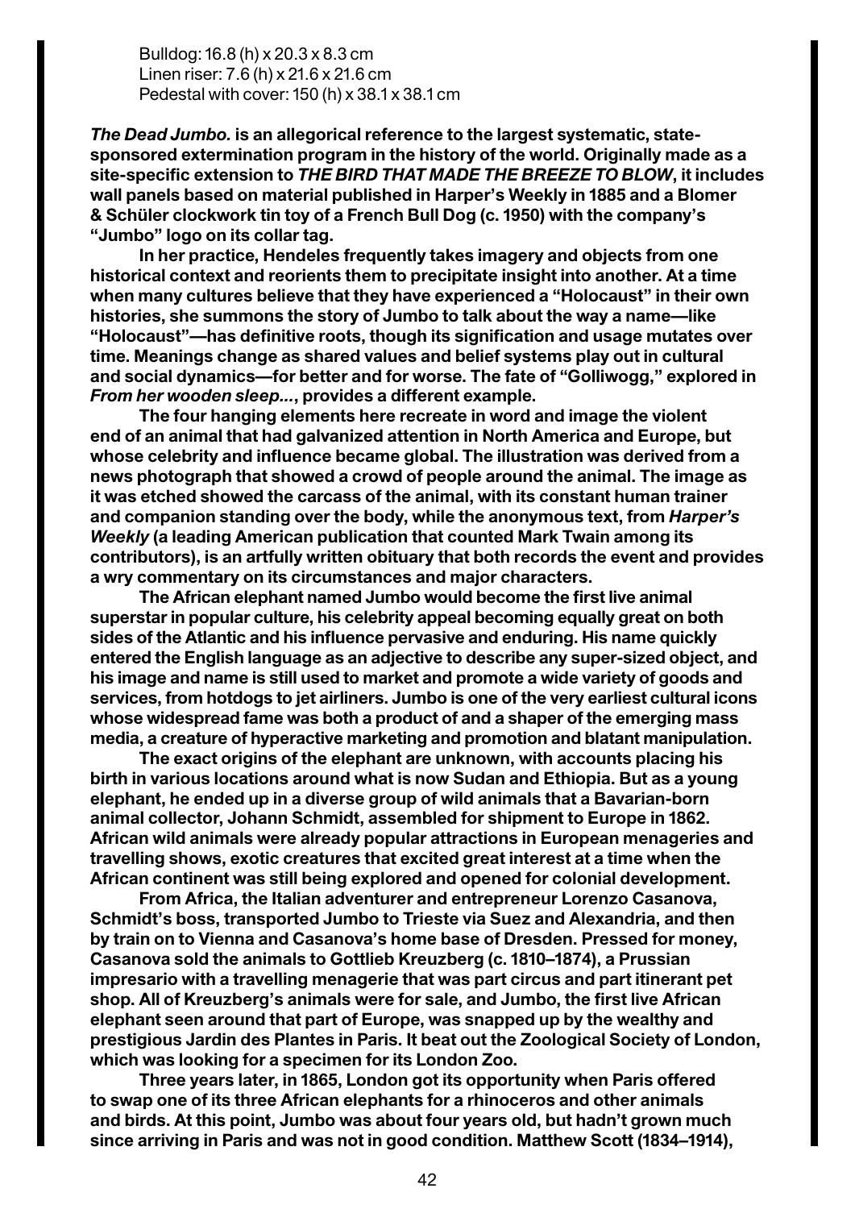Bulldog: 16.8 (h) x 20.3 x 8.3 cm
Linen riser: 7.6 (h) x 21.6 x 21.6 cm
Pedestal with cover: 150 (h) x 38.1 x 38.1 cm

***The Dead Jumbo.*** **is an allegorical reference to the largest systematic, state-sponsored extermination program in the history of the world. Originally made as a site-specific extension to *THE BIRD THAT MADE THE BREEZE TO BLOW*, it includes wall panels based on material published in Harper's Weekly in 1885 and a Blomer & Schüler clockwork tin toy of a French Bull Dog (c. 1950) with the company's "Jumbo" logo on its collar tag.**

**In her practice, Hendeles frequently takes imagery and objects from one historical context and reorients them to precipitate insight into another. At a time when many cultures believe that they have experienced a "Holocaust" in their own histories, she summons the story of Jumbo to talk about the way a name—like "Holocaust"—has definitive roots, though its signification and usage mutates over time. Meanings change as shared values and belief systems play out in cultural and social dynamics—for better and for worse. The fate of "Golliwogg," explored in *From her wooden sleep...*, provides a different example.**

**The four hanging elements here recreate in word and image the violent end of an animal that had galvanized attention in North America and Europe, but whose celebrity and influence became global. The illustration was derived from a news photograph that showed a crowd of people around the animal. The image as it was etched showed the carcass of the animal, with its constant human trainer and companion standing over the body, while the anonymous text, from *Harper's Weekly* (a leading American publication that counted Mark Twain among its contributors), is an artfully written obituary that both records the event and provides a wry commentary on its circumstances and major characters.**

**The African elephant named Jumbo would become the first live animal superstar in popular culture, his celebrity appeal becoming equally great on both sides of the Atlantic and his influence pervasive and enduring. His name quickly entered the English language as an adjective to describe any super-sized object, and his image and name is still used to market and promote a wide variety of goods and services, from hotdogs to jet airliners. Jumbo is one of the very earliest cultural icons whose widespread fame was both a product of and a shaper of the emerging mass media, a creature of hyperactive marketing and promotion and blatant manipulation.**

**The exact origins of the elephant are unknown, with accounts placing his birth in various locations around what is now Sudan and Ethiopia. But as a young elephant, he ended up in a diverse group of wild animals that a Bavarian-born animal collector, Johann Schmidt, assembled for shipment to Europe in 1862. African wild animals were already popular attractions in European menageries and travelling shows, exotic creatures that excited great interest at a time when the African continent was still being explored and opened for colonial development.**

**From Africa, the Italian adventurer and entrepreneur Lorenzo Casanova, Schmidt's boss, transported Jumbo to Trieste via Suez and Alexandria, and then by train on to Vienna and Casanova's home base of Dresden. Pressed for money, Casanova sold the animals to Gottlieb Kreuzberg (c. 1810–1874), a Prussian impresario with a travelling menagerie that was part circus and part itinerant pet shop. All of Kreuzberg's animals were for sale, and Jumbo, the first live African elephant seen around that part of Europe, was snapped up by the wealthy and prestigious Jardin des Plantes in Paris. It beat out the Zoological Society of London, which was looking for a specimen for its London Zoo.**

**Three years later, in 1865, London got its opportunity when Paris offered to swap one of its three African elephants for a rhinoceros and other animals and birds. At this point, Jumbo was about four years old, but hadn't grown much since arriving in Paris and was not in good condition. Matthew Scott (1834–1914),**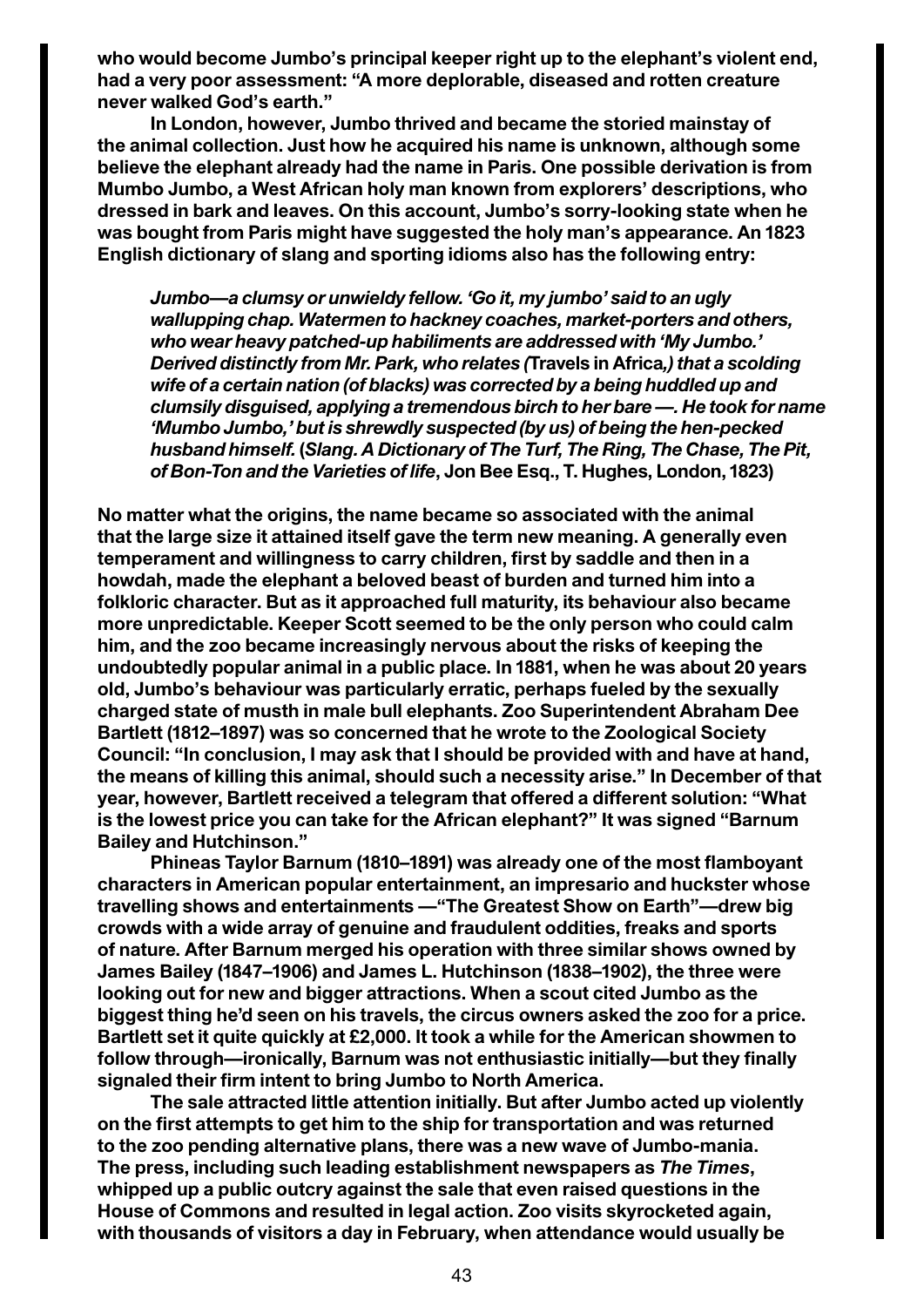**who would become Jumbo's principal keeper right up to the elephant's violent end, had a very poor assessment: "A more deplorable, diseased and rotten creature never walked God's earth."**

**In London, however, Jumbo thrived and became the storied mainstay of the animal collection. Just how he acquired his name is unknown, although some believe the elephant already had the name in Paris. One possible derivation is from Mumbo Jumbo, a West African holy man known from explorers' descriptions, who dressed in bark and leaves. On this account, Jumbo's sorry-looking state when he was bought from Paris might have suggested the holy man's appearance. An 1823 English dictionary of slang and sporting idioms also has the following entry:**

> ***Jumbo—a clumsy or unwieldy fellow. 'Go it, my jumbo' said to an ugly wallupping chap. Watermen to hackney coaches, market-porters and others, who wear heavy patched-up habiliments are addressed with 'My Jumbo.' Derived distinctly from Mr. Park, who relates (*****Travels in Africa*****,) that a scolding wife of a certain nation (of blacks) was corrected by a being huddled up and clumsily disguised, applying a tremendous birch to her bare —. He took for name 'Mumbo Jumbo,' but is shrewdly suspected (by us) of being the hen-pecked husband himself.* (*Slang. A Dictionary of The Turf, The Ring, The Chase, The Pit, of Bon-Ton and the Varieties of life*, Jon Bee Esq., T. Hughes, London, 1823)**

**No matter what the origins, the name became so associated with the animal that the large size it attained itself gave the term new meaning. A generally even temperament and willingness to carry children, first by saddle and then in a howdah, made the elephant a beloved beast of burden and turned him into a folkloric character. But as it approached full maturity, its behaviour also became more unpredictable. Keeper Scott seemed to be the only person who could calm him, and the zoo became increasingly nervous about the risks of keeping the undoubtedly popular animal in a public place. In 1881, when he was about 20 years old, Jumbo's behaviour was particularly erratic, perhaps fueled by the sexually charged state of musth in male bull elephants. Zoo Superintendent Abraham Dee Bartlett (1812–1897) was so concerned that he wrote to the Zoological Society Council: "In conclusion, I may ask that I should be provided with and have at hand, the means of killing this animal, should such a necessity arise." In December of that year, however, Bartlett received a telegram that offered a different solution: "What is the lowest price you can take for the African elephant?" It was signed "Barnum Bailey and Hutchinson."**

**Phineas Taylor Barnum (1810–1891) was already one of the most flamboyant characters in American popular entertainment, an impresario and huckster whose travelling shows and entertainments —"The Greatest Show on Earth"—drew big crowds with a wide array of genuine and fraudulent oddities, freaks and sports of nature. After Barnum merged his operation with three similar shows owned by James Bailey (1847–1906) and James L. Hutchinson (1838–1902), the three were looking out for new and bigger attractions. When a scout cited Jumbo as the biggest thing he'd seen on his travels, the circus owners asked the zoo for a price. Bartlett set it quite quickly at £2,000. It took a while for the American showmen to follow through—ironically, Barnum was not enthusiastic initially—but they finally signaled their firm intent to bring Jumbo to North America.**

**The sale attracted little attention initially. But after Jumbo acted up violently on the first attempts to get him to the ship for transportation and was returned to the zoo pending alternative plans, there was a new wave of Jumbo-mania. The press, including such leading establishment newspapers as *The Times*, whipped up a public outcry against the sale that even raised questions in the House of Commons and resulted in legal action. Zoo visits skyrocketed again, with thousands of visitors a day in February, when attendance would usually be**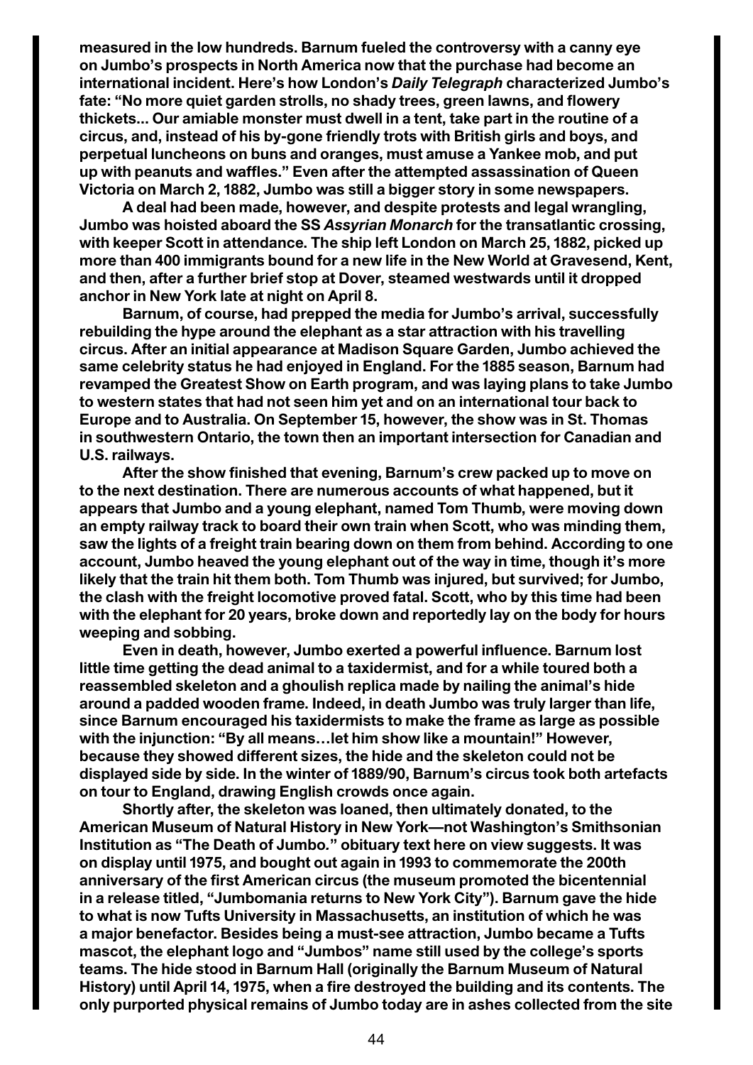measured in the low hundreds. Barnum fueled the controversy with a canny eye on Jumbo's prospects in North America now that the purchase had become an international incident. Here's how London's *Daily Telegraph* characterized Jumbo's fate: "No more quiet garden strolls, no shady trees, green lawns, and flowery thickets... Our amiable monster must dwell in a tent, take part in the routine of a circus, and, instead of his by-gone friendly trots with British girls and boys, and perpetual luncheons on buns and oranges, must amuse a Yankee mob, and put up with peanuts and waffles." Even after the attempted assassination of Queen Victoria on March 2, 1882, Jumbo was still a bigger story in some newspapers.

A deal had been made, however, and despite protests and legal wrangling, Jumbo was hoisted aboard the SS *Assyrian Monarch* for the transatlantic crossing, with keeper Scott in attendance. The ship left London on March 25, 1882, picked up more than 400 immigrants bound for a new life in the New World at Gravesend, Kent, and then, after a further brief stop at Dover, steamed westwards until it dropped anchor in New York late at night on April 8.

Barnum, of course, had prepped the media for Jumbo's arrival, successfully rebuilding the hype around the elephant as a star attraction with his travelling circus. After an initial appearance at Madison Square Garden, Jumbo achieved the same celebrity status he had enjoyed in England. For the 1885 season, Barnum had revamped the Greatest Show on Earth program, and was laying plans to take Jumbo to western states that had not seen him yet and on an international tour back to Europe and to Australia. On September 15, however, the show was in St. Thomas in southwestern Ontario, the town then an important intersection for Canadian and U.S. railways.

After the show finished that evening, Barnum's crew packed up to move on to the next destination. There are numerous accounts of what happened, but it appears that Jumbo and a young elephant, named Tom Thumb, were moving down an empty railway track to board their own train when Scott, who was minding them, saw the lights of a freight train bearing down on them from behind. According to one account, Jumbo heaved the young elephant out of the way in time, though it's more likely that the train hit them both. Tom Thumb was injured, but survived; for Jumbo, the clash with the freight locomotive proved fatal. Scott, who by this time had been with the elephant for 20 years, broke down and reportedly lay on the body for hours weeping and sobbing.

Even in death, however, Jumbo exerted a powerful influence. Barnum lost little time getting the dead animal to a taxidermist, and for a while toured both a reassembled skeleton and a ghoulish replica made by nailing the animal's hide around a padded wooden frame. Indeed, in death Jumbo was truly larger than life, since Barnum encouraged his taxidermists to make the frame as large as possible with the injunction: "By all means…let him show like a mountain!" However, because they showed different sizes, the hide and the skeleton could not be displayed side by side. In the winter of 1889/90, Barnum's circus took both artefacts on tour to England, drawing English crowds once again.

Shortly after, the skeleton was loaned, then ultimately donated, to the American Museum of Natural History in New York—not Washington's Smithsonian Institution as "The Death of Jumbo." obituary text here on view suggests. It was on display until 1975, and bought out again in 1993 to commemorate the 200th anniversary of the first American circus (the museum promoted the bicentennial in a release titled, "Jumbomania returns to New York City"). Barnum gave the hide to what is now Tufts University in Massachusetts, an institution of which he was a major benefactor. Besides being a must-see attraction, Jumbo became a Tufts mascot, the elephant logo and "Jumbos" name still used by the college's sports teams. The hide stood in Barnum Hall (originally the Barnum Museum of Natural History) until April 14, 1975, when a fire destroyed the building and its contents. The only purported physical remains of Jumbo today are in ashes collected from the site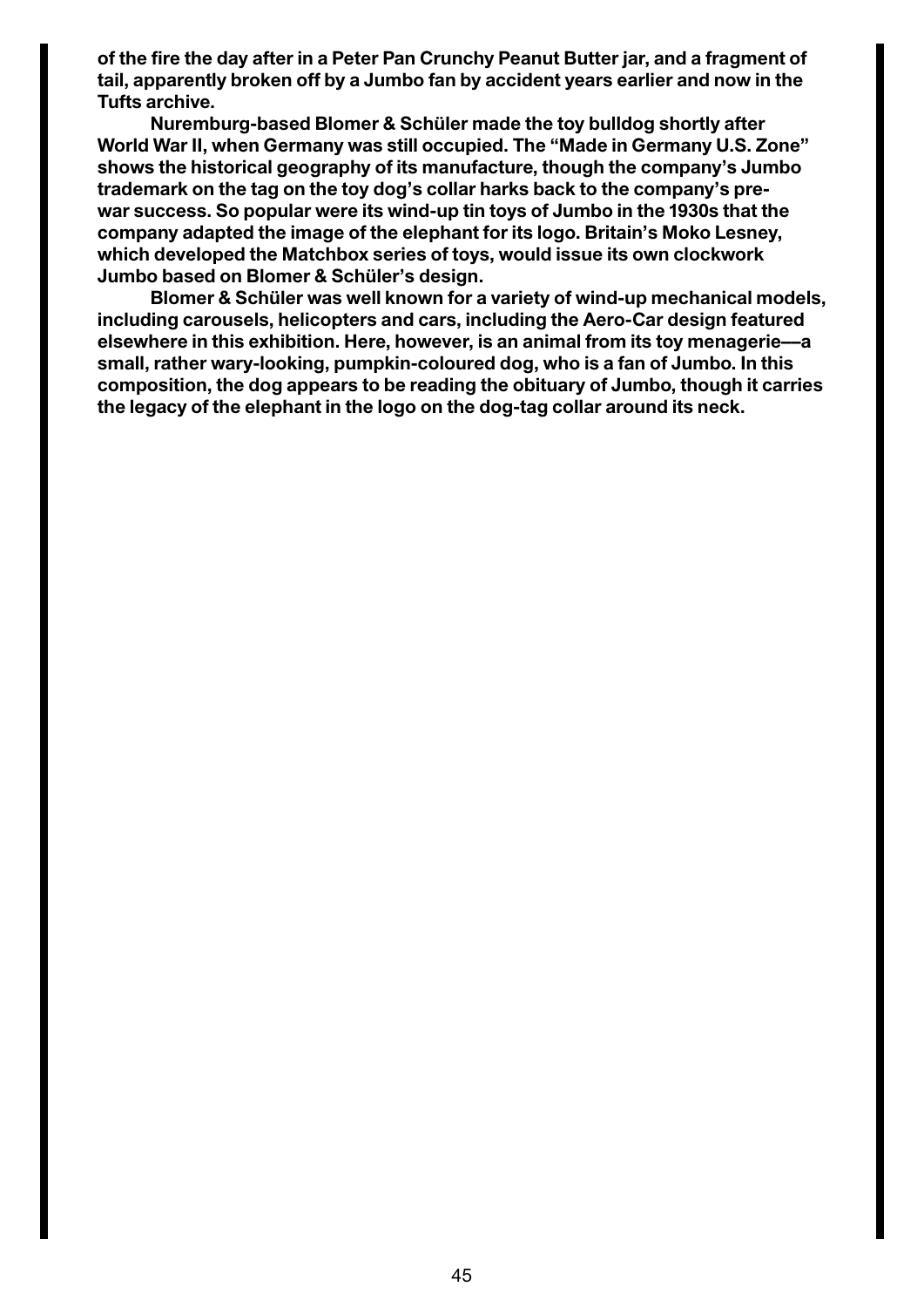**of the fire the day after in a Peter Pan Crunchy Peanut Butter jar, and a fragment of tail, apparently broken off by a Jumbo fan by accident years earlier and now in the Tufts archive.**

**Nuremburg-based Blomer & Schüler made the toy bulldog shortly after World War II, when Germany was still occupied. The "Made in Germany U.S. Zone" shows the historical geography of its manufacture, though the company's Jumbo trademark on the tag on the toy dog's collar harks back to the company's pre-war success. So popular were its wind-up tin toys of Jumbo in the 1930s that the company adapted the image of the elephant for its logo. Britain's Moko Lesney, which developed the Matchbox series of toys, would issue its own clockwork Jumbo based on Blomer & Schüler's design.**

**Blomer & Schüler was well known for a variety of wind-up mechanical models, including carousels, helicopters and cars, including the Aero-Car design featured elsewhere in this exhibition. Here, however, is an animal from its toy menagerie—a small, rather wary-looking, pumpkin-coloured dog, who is a fan of Jumbo. In this composition, the dog appears to be reading the obituary of Jumbo, though it carries the legacy of the elephant in the logo on the dog-tag collar around its neck.**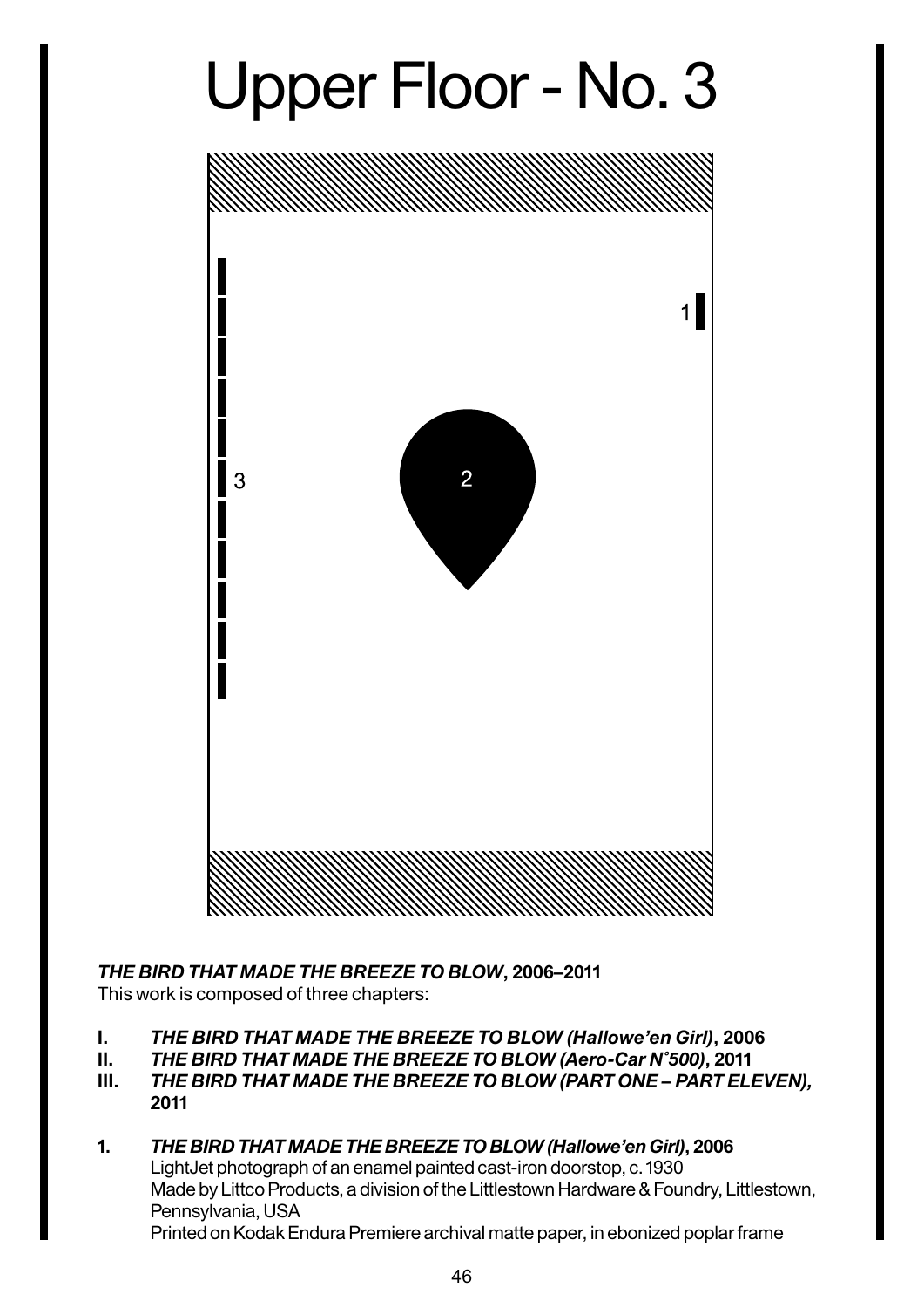# Upper Floor - No. 3

1

2

3

***THE BIRD THAT MADE THE BREEZE TO BLOW*, 2006–2011**
This work is composed of three chapters:

**I.** ***THE BIRD THAT MADE THE BREEZE TO BLOW (Hallowe'en Girl)*, 2006**
**II.** ***THE BIRD THAT MADE THE BREEZE TO BLOW (Aero-Car N°500)*, 2011**
**III.** ***THE BIRD THAT MADE THE BREEZE TO BLOW (PART ONE – PART ELEVEN),* 2011**

**1.** ***THE BIRD THAT MADE THE BREEZE TO BLOW (Hallowe'en Girl)*, 2006**
LightJet photograph of an enamel painted cast-iron doorstop, c. 1930
Made by Littco Products, a division of the Littlestown Hardware & Foundry, Littlestown, Pennsylvania, USA
Printed on Kodak Endura Premiere archival matte paper, in ebonized poplar frame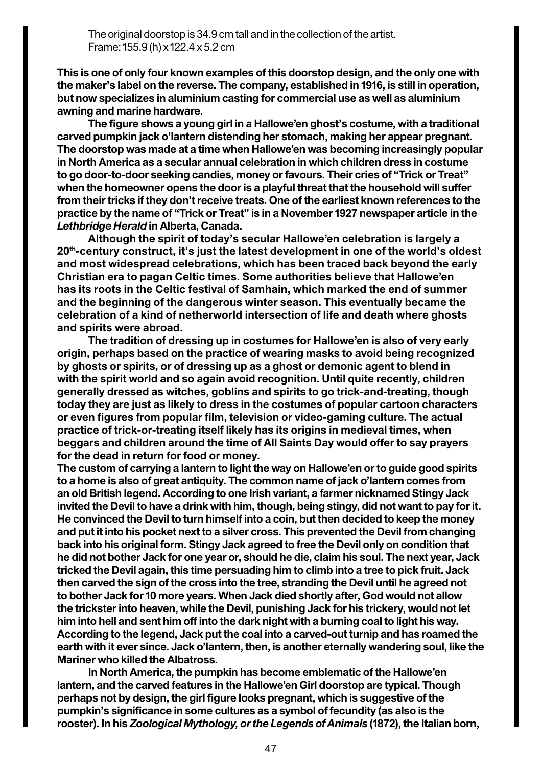The original doorstop is 34.9 cm tall and in the collection of the artist.
Frame: 155.9 (h) x 122.4 x 5.2 cm

**This is one of only four known examples of this doorstop design, and the only one with the maker's label on the reverse. The company, established in 1916, is still in operation, but now specializes in aluminium casting for commercial use as well as aluminium awning and marine hardware.**

**The figure shows a young girl in a Hallowe'en ghost's costume, with a traditional carved pumpkin jack o'lantern distending her stomach, making her appear pregnant. The doorstop was made at a time when Hallowe'en was becoming increasingly popular in North America as a secular annual celebration in which children dress in costume to go door-to-door seeking candies, money or favours. Their cries of "Trick or Treat" when the homeowner opens the door is a playful threat that the household will suffer from their tricks if they don't receive treats. One of the earliest known references to the practice by the name of "Trick or Treat" is in a November 1927 newspaper article in the *Lethbridge Herald* in Alberta, Canada.**

**Although the spirit of today's secular Hallowe'en celebration is largely a 20th-century construct, it's just the latest development in one of the world's oldest and most widespread celebrations, which has been traced back beyond the early Christian era to pagan Celtic times. Some authorities believe that Hallowe'en has its roots in the Celtic festival of Samhain, which marked the end of summer and the beginning of the dangerous winter season. This eventually became the celebration of a kind of netherworld intersection of life and death where ghosts and spirits were abroad.**

**The tradition of dressing up in costumes for Hallowe'en is also of very early origin, perhaps based on the practice of wearing masks to avoid being recognized by ghosts or spirits, or of dressing up as a ghost or demonic agent to blend in with the spirit world and so again avoid recognition. Until quite recently, children generally dressed as witches, goblins and spirits to go trick-and-treating, though today they are just as likely to dress in the costumes of popular cartoon characters or even figures from popular film, television or video-gaming culture. The actual practice of trick-or-treating itself likely has its origins in medieval times, when beggars and children around the time of All Saints Day would offer to say prayers for the dead in return for food or money.**

**The custom of carrying a lantern to light the way on Hallowe'en or to guide good spirits to a home is also of great antiquity. The common name of jack o'lantern comes from an old British legend. According to one Irish variant, a farmer nicknamed Stingy Jack invited the Devil to have a drink with him, though, being stingy, did not want to pay for it. He convinced the Devil to turn himself into a coin, but then decided to keep the money and put it into his pocket next to a silver cross. This prevented the Devil from changing back into his original form. Stingy Jack agreed to free the Devil only on condition that he did not bother Jack for one year or, should he die, claim his soul. The next year, Jack tricked the Devil again, this time persuading him to climb into a tree to pick fruit. Jack then carved the sign of the cross into the tree, stranding the Devil until he agreed not to bother Jack for 10 more years. When Jack died shortly after, God would not allow the trickster into heaven, while the Devil, punishing Jack for his trickery, would not let him into hell and sent him off into the dark night with a burning coal to light his way. According to the legend, Jack put the coal into a carved-out turnip and has roamed the earth with it ever since. Jack o'lantern, then, is another eternally wandering soul, like the Mariner who killed the Albatross.**

**In North America, the pumpkin has become emblematic of the Hallowe'en lantern, and the carved features in the Hallowe'en Girl doorstop are typical. Though perhaps not by design, the girl figure looks pregnant, which is suggestive of the pumpkin's significance in some cultures as a symbol of fecundity (as also is the rooster). In his *Zoological Mythology, or the Legends of Animals* (1872), the Italian born,**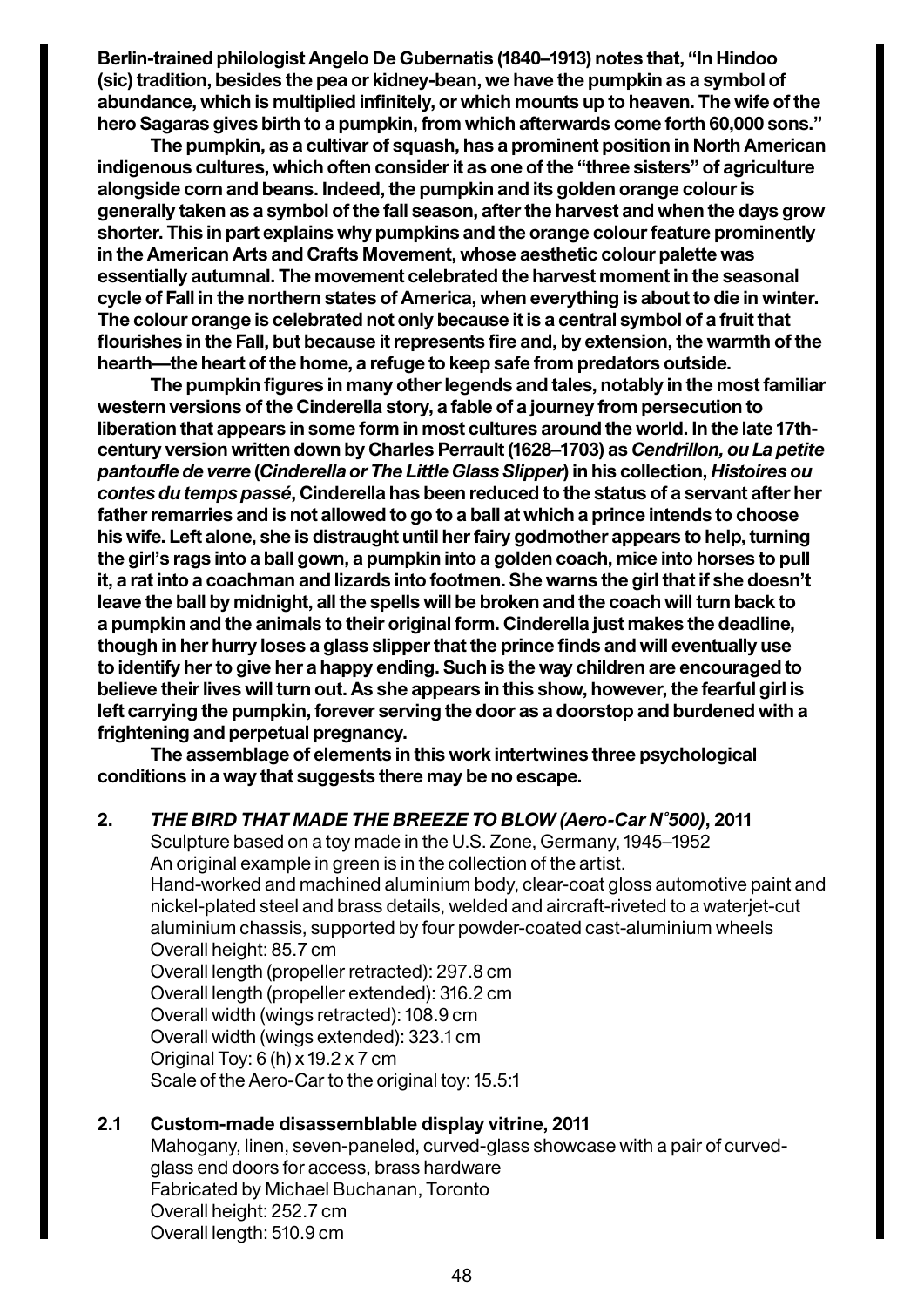**Berlin-trained philologist Angelo De Gubernatis (1840–1913) notes that, "In Hindoo (sic) tradition, besides the pea or kidney-bean, we have the pumpkin as a symbol of abundance, which is multiplied infinitely, or which mounts up to heaven. The wife of the hero Sagaras gives birth to a pumpkin, from which afterwards come forth 60,000 sons."**

**The pumpkin, as a cultivar of squash, has a prominent position in North American indigenous cultures, which often consider it as one of the "three sisters" of agriculture alongside corn and beans. Indeed, the pumpkin and its golden orange colour is generally taken as a symbol of the fall season, after the harvest and when the days grow shorter. This in part explains why pumpkins and the orange colour feature prominently in the American Arts and Crafts Movement, whose aesthetic colour palette was essentially autumnal. The movement celebrated the harvest moment in the seasonal cycle of Fall in the northern states of America, when everything is about to die in winter. The colour orange is celebrated not only because it is a central symbol of a fruit that flourishes in the Fall, but because it represents fire and, by extension, the warmth of the hearth—the heart of the home, a refuge to keep safe from predators outside.**

**The pumpkin figures in many other legends and tales, notably in the most familiar western versions of the Cinderella story, a fable of a journey from persecution to liberation that appears in some form in most cultures around the world. In the late 17th-century version written down by Charles Perrault (1628–1703) as *Cendrillon, ou La petite pantoufle de verre* (*Cinderella or The Little Glass Slipper*) in his collection, *Histoires ou contes du temps passé*, Cinderella has been reduced to the status of a servant after her father remarries and is not allowed to go to a ball at which a prince intends to choose his wife. Left alone, she is distraught until her fairy godmother appears to help, turning the girl's rags into a ball gown, a pumpkin into a golden coach, mice into horses to pull it, a rat into a coachman and lizards into footmen. She warns the girl that if she doesn't leave the ball by midnight, all the spells will be broken and the coach will turn back to a pumpkin and the animals to their original form. Cinderella just makes the deadline, though in her hurry loses a glass slipper that the prince finds and will eventually use to identify her to give her a happy ending. Such is the way children are encouraged to believe their lives will turn out. As she appears in this show, however, the fearful girl is left carrying the pumpkin, forever serving the door as a doorstop and burdened with a frightening and perpetual pregnancy.**

**The assemblage of elements in this work intertwines three psychological conditions in a way that suggests there may be no escape.**

**2. *THE BIRD THAT MADE THE BREEZE TO BLOW (Aero-Car N°500)*, 2011**

Sculpture based on a toy made in the U.S. Zone, Germany, 1945–1952
An original example in green is in the collection of the artist.
Hand-worked and machined aluminium body, clear-coat gloss automotive paint and nickel-plated steel and brass details, welded and aircraft-riveted to a waterjet-cut aluminium chassis, supported by four powder-coated cast-aluminium wheels
Overall height: 85.7 cm
Overall length (propeller retracted): 297.8 cm
Overall length (propeller extended): 316.2 cm
Overall width (wings retracted): 108.9 cm
Overall width (wings extended): 323.1 cm
Original Toy: 6 (h) x 19.2 x 7 cm
Scale of the Aero-Car to the original toy: 15.5:1

**2.1 Custom-made disassemblable display vitrine, 2011**

Mahogany, linen, seven-paneled, curved-glass showcase with a pair of curved-glass end doors for access, brass hardware
Fabricated by Michael Buchanan, Toronto
Overall height: 252.7 cm
Overall length: 510.9 cm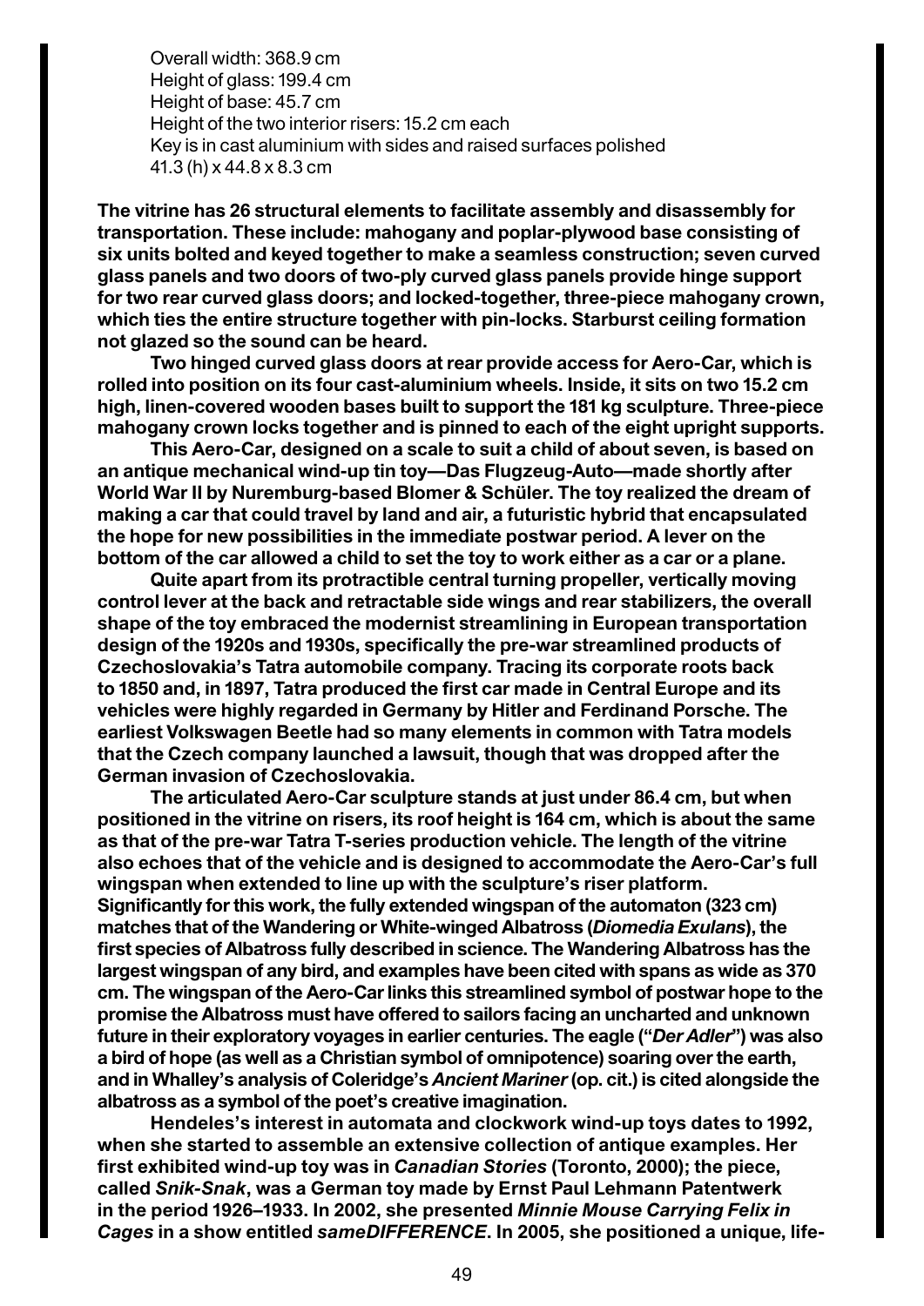Overall width: 368.9 cm
Height of glass: 199.4 cm
Height of base: 45.7 cm
Height of the two interior risers: 15.2 cm each
Key is in cast aluminium with sides and raised surfaces polished
41.3 (h) x 44.8 x 8.3 cm

**The vitrine has 26 structural elements to facilitate assembly and disassembly for transportation. These include: mahogany and poplar-plywood base consisting of six units bolted and keyed together to make a seamless construction; seven curved glass panels and two doors of two-ply curved glass panels provide hinge support for two rear curved glass doors; and locked-together, three-piece mahogany crown, which ties the entire structure together with pin-locks. Starburst ceiling formation not glazed so the sound can be heard.**

**Two hinged curved glass doors at rear provide access for Aero-Car, which is rolled into position on its four cast-aluminium wheels. Inside, it sits on two 15.2 cm high, linen-covered wooden bases built to support the 181 kg sculpture. Three-piece mahogany crown locks together and is pinned to each of the eight upright supports.**

**This Aero-Car, designed on a scale to suit a child of about seven, is based on an antique mechanical wind-up tin toy—Das Flugzeug-Auto—made shortly after World War II by Nuremburg-based Blomer & Schüler. The toy realized the dream of making a car that could travel by land and air, a futuristic hybrid that encapsulated the hope for new possibilities in the immediate postwar period. A lever on the bottom of the car allowed a child to set the toy to work either as a car or a plane.**

**Quite apart from its protractible central turning propeller, vertically moving control lever at the back and retractable side wings and rear stabilizers, the overall shape of the toy embraced the modernist streamlining in European transportation design of the 1920s and 1930s, specifically the pre-war streamlined products of Czechoslovakia's Tatra automobile company. Tracing its corporate roots back to 1850 and, in 1897, Tatra produced the first car made in Central Europe and its vehicles were highly regarded in Germany by Hitler and Ferdinand Porsche. The earliest Volkswagen Beetle had so many elements in common with Tatra models that the Czech company launched a lawsuit, though that was dropped after the German invasion of Czechoslovakia.**

**The articulated Aero-Car sculpture stands at just under 86.4 cm, but when positioned in the vitrine on risers, its roof height is 164 cm, which is about the same as that of the pre-war Tatra T-series production vehicle. The length of the vitrine also echoes that of the vehicle and is designed to accommodate the Aero-Car's full wingspan when extended to line up with the sculpture's riser platform. Significantly for this work, the fully extended wingspan of the automaton (323 cm) matches that of the Wandering or White-winged Albatross (*Diomedia Exulans*), the first species of Albatross fully described in science. The Wandering Albatross has the largest wingspan of any bird, and examples have been cited with spans as wide as 370 cm. The wingspan of the Aero-Car links this streamlined symbol of postwar hope to the promise the Albatross must have offered to sailors facing an uncharted and unknown future in their exploratory voyages in earlier centuries. The eagle ("*Der Adler*") was also a bird of hope (as well as a Christian symbol of omnipotence) soaring over the earth, and in Whalley's analysis of Coleridge's *Ancient Mariner* (op. cit.) is cited alongside the albatross as a symbol of the poet's creative imagination.**

**Hendeles's interest in automata and clockwork wind-up toys dates to 1992, when she started to assemble an extensive collection of antique examples. Her first exhibited wind-up toy was in *Canadian Stories* (Toronto, 2000); the piece, called *Snik-Snak*, was a German toy made by Ernst Paul Lehmann Patentwerk in the period 1926–1933. In 2002, she presented *Minnie Mouse Carrying Felix in Cages* in a show entitled *sameDIFFERENCE*. In 2005, she positioned a unique, life-**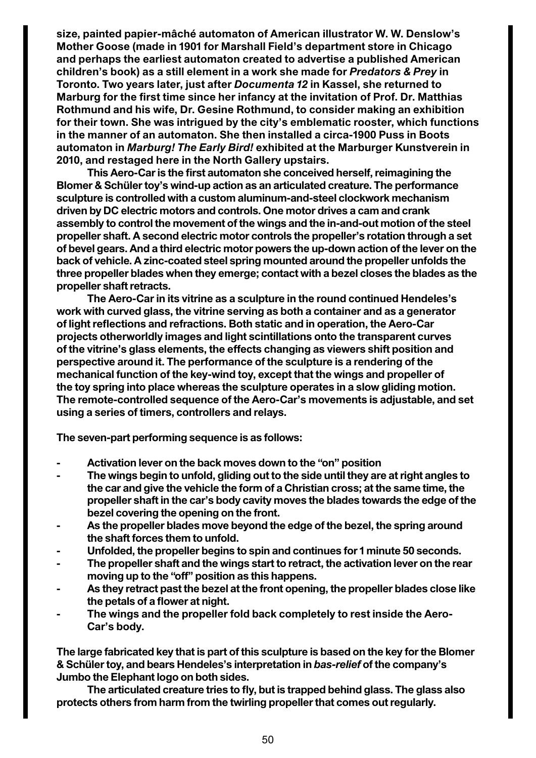size, painted papier-mâché automaton of American illustrator W. W. Denslow's Mother Goose (made in 1901 for Marshall Field's department store in Chicago and perhaps the earliest automaton created to advertise a published American children's book) as a still element in a work she made for *Predators & Prey* in Toronto. Two years later, just after *Documenta 12* in Kassel, she returned to Marburg for the first time since her infancy at the invitation of Prof. Dr. Matthias Rothmund and his wife, Dr. Gesine Rothmund, to consider making an exhibition for their town. She was intrigued by the city's emblematic rooster, which functions in the manner of an automaton. She then installed a circa-1900 Puss in Boots automaton in *Marburg! The Early Bird!* exhibited at the Marburger Kunstverein in 2010, and restaged here in the North Gallery upstairs.

This Aero-Car is the first automaton she conceived herself, reimagining the Blomer & Schüler toy's wind-up action as an articulated creature. The performance sculpture is controlled with a custom aluminum-and-steel clockwork mechanism driven by DC electric motors and controls. One motor drives a cam and crank assembly to control the movement of the wings and the in-and-out motion of the steel propeller shaft. A second electric motor controls the propeller's rotation through a set of bevel gears. And a third electric motor powers the up-down action of the lever on the back of vehicle. A zinc-coated steel spring mounted around the propeller unfolds the three propeller blades when they emerge; contact with a bezel closes the blades as the propeller shaft retracts.

The Aero-Car in its vitrine as a sculpture in the round continued Hendeles's work with curved glass, the vitrine serving as both a container and as a generator of light reflections and refractions. Both static and in operation, the Aero-Car projects otherworldly images and light scintillations onto the transparent curves of the vitrine's glass elements, the effects changing as viewers shift position and perspective around it. The performance of the sculpture is a rendering of the mechanical function of the key-wind toy, except that the wings and propeller of the toy spring into place whereas the sculpture operates in a slow gliding motion. The remote-controlled sequence of the Aero-Car's movements is adjustable, and set using a series of timers, controllers and relays.

The seven-part performing sequence is as follows:

- Activation lever on the back moves down to the "on" position
- The wings begin to unfold, gliding out to the side until they are at right angles to the car and give the vehicle the form of a Christian cross; at the same time, the propeller shaft in the car's body cavity moves the blades towards the edge of the bezel covering the opening on the front.
- As the propeller blades move beyond the edge of the bezel, the spring around the shaft forces them to unfold.
- Unfolded, the propeller begins to spin and continues for 1 minute 50 seconds.
- The propeller shaft and the wings start to retract, the activation lever on the rear moving up to the "off" position as this happens.
- As they retract past the bezel at the front opening, the propeller blades close like the petals of a flower at night.
- The wings and the propeller fold back completely to rest inside the Aero-Car's body.

The large fabricated key that is part of this sculpture is based on the key for the Blomer & Schüler toy, and bears Hendeles's interpretation in *bas-relief* of the company's Jumbo the Elephant logo on both sides.

The articulated creature tries to fly, but is trapped behind glass. The glass also protects others from harm from the twirling propeller that comes out regularly.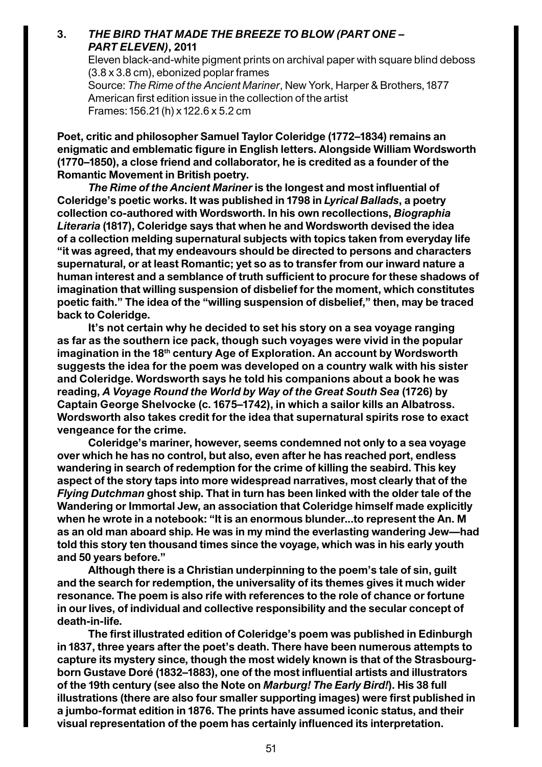**3.** ***THE BIRD THAT MADE THE BREEZE TO BLOW (PART ONE – PART ELEVEN)*, 2011**

Eleven black-and-white pigment prints on archival paper with square blind deboss (3.8 x 3.8 cm), ebonized poplar frames
Source: *The Rime of the Ancient Mariner*, New York, Harper & Brothers, 1877
American first edition issue in the collection of the artist
Frames: 156.21 (h) x 122.6 x 5.2 cm

**Poet, critic and philosopher Samuel Taylor Coleridge (1772–1834) remains an enigmatic and emblematic figure in English letters. Alongside William Wordsworth (1770–1850), a close friend and collaborator, he is credited as a founder of the Romantic Movement in British poetry.**

***The Rime of the Ancient Mariner* is the longest and most influential of Coleridge's poetic works. It was published in 1798 in *Lyrical Ballads*, a poetry collection co-authored with Wordsworth. In his own recollections, *Biographia Literaria* (1817), Coleridge says that when he and Wordsworth devised the idea of a collection melding supernatural subjects with topics taken from everyday life "it was agreed, that my endeavours should be directed to persons and characters supernatural, or at least Romantic; yet so as to transfer from our inward nature a human interest and a semblance of truth sufficient to procure for these shadows of imagination that willing suspension of disbelief for the moment, which constitutes poetic faith." The idea of the "willing suspension of disbelief," then, may be traced back to Coleridge.**

**It's not certain why he decided to set his story on a sea voyage ranging as far as the southern ice pack, though such voyages were vivid in the popular imagination in the 18th century Age of Exploration. An account by Wordsworth suggests the idea for the poem was developed on a country walk with his sister and Coleridge. Wordsworth says he told his companions about a book he was reading, *A Voyage Round the World by Way of the Great South Sea* (1726) by Captain George Shelvocke (c. 1675–1742), in which a sailor kills an Albatross. Wordsworth also takes credit for the idea that supernatural spirits rose to exact vengeance for the crime.**

**Coleridge's mariner, however, seems condemned not only to a sea voyage over which he has no control, but also, even after he has reached port, endless wandering in search of redemption for the crime of killing the seabird. This key aspect of the story taps into more widespread narratives, most clearly that of the *Flying Dutchman* ghost ship. That in turn has been linked with the older tale of the Wandering or Immortal Jew, an association that Coleridge himself made explicitly when he wrote in a notebook: "It is an enormous blunder...to represent the An. M as an old man aboard ship. He was in my mind the everlasting wandering Jew—had told this story ten thousand times since the voyage, which was in his early youth and 50 years before."**

**Although there is a Christian underpinning to the poem's tale of sin, guilt and the search for redemption, the universality of its themes gives it much wider resonance. The poem is also rife with references to the role of chance or fortune in our lives, of individual and collective responsibility and the secular concept of death-in-life.**

**The first illustrated edition of Coleridge's poem was published in Edinburgh in 1837, three years after the poet's death. There have been numerous attempts to capture its mystery since, though the most widely known is that of the Strasbourg-born Gustave Doré (1832–1883), one of the most influential artists and illustrators of the 19th century (see also the Note on *Marburg! The Early Bird!*). His 38 full illustrations (there are also four smaller supporting images) were first published in a jumbo-format edition in 1876. The prints have assumed iconic status, and their visual representation of the poem has certainly influenced its interpretation.**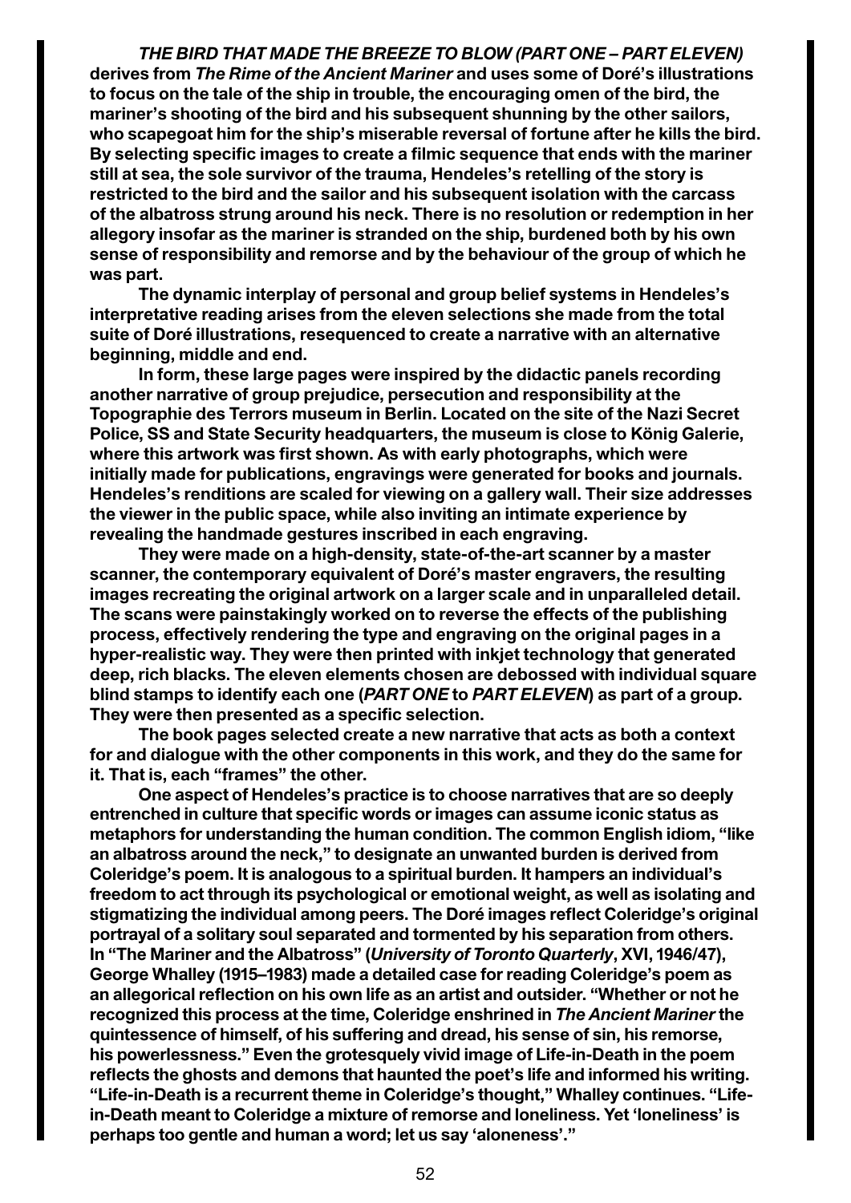***THE BIRD THAT MADE THE BREEZE TO BLOW (PART ONE – PART ELEVEN)*** **derives from *The Rime of the Ancient Mariner* and uses some of Doré's illustrations to focus on the tale of the ship in trouble, the encouraging omen of the bird, the mariner's shooting of the bird and his subsequent shunning by the other sailors, who scapegoat him for the ship's miserable reversal of fortune after he kills the bird. By selecting specific images to create a filmic sequence that ends with the mariner still at sea, the sole survivor of the trauma, Hendeles's retelling of the story is restricted to the bird and the sailor and his subsequent isolation with the carcass of the albatross strung around his neck. There is no resolution or redemption in her allegory insofar as the mariner is stranded on the ship, burdened both by his own sense of responsibility and remorse and by the behaviour of the group of which he was part.**

**The dynamic interplay of personal and group belief systems in Hendeles's interpretative reading arises from the eleven selections she made from the total suite of Doré illustrations, resequenced to create a narrative with an alternative beginning, middle and end.**

**In form, these large pages were inspired by the didactic panels recording another narrative of group prejudice, persecution and responsibility at the Topographie des Terrors museum in Berlin. Located on the site of the Nazi Secret Police, SS and State Security headquarters, the museum is close to König Galerie, where this artwork was first shown. As with early photographs, which were initially made for publications, engravings were generated for books and journals. Hendeles's renditions are scaled for viewing on a gallery wall. Their size addresses the viewer in the public space, while also inviting an intimate experience by revealing the handmade gestures inscribed in each engraving.**

**They were made on a high-density, state-of-the-art scanner by a master scanner, the contemporary equivalent of Doré's master engravers, the resulting images recreating the original artwork on a larger scale and in unparalleled detail. The scans were painstakingly worked on to reverse the effects of the publishing process, effectively rendering the type and engraving on the original pages in a hyper-realistic way. They were then printed with inkjet technology that generated deep, rich blacks. The eleven elements chosen are debossed with individual square blind stamps to identify each one (*PART ONE* to *PART ELEVEN*) as part of a group. They were then presented as a specific selection.**

**The book pages selected create a new narrative that acts as both a context for and dialogue with the other components in this work, and they do the same for it. That is, each "frames" the other.**

**One aspect of Hendeles's practice is to choose narratives that are so deeply entrenched in culture that specific words or images can assume iconic status as metaphors for understanding the human condition. The common English idiom, "like an albatross around the neck," to designate an unwanted burden is derived from Coleridge's poem. It is analogous to a spiritual burden. It hampers an individual's freedom to act through its psychological or emotional weight, as well as isolating and stigmatizing the individual among peers. The Doré images reflect Coleridge's original portrayal of a solitary soul separated and tormented by his separation from others. In "The Mariner and the Albatross" (*University of Toronto Quarterly*, XVI, 1946/47), George Whalley (1915–1983) made a detailed case for reading Coleridge's poem as an allegorical reflection on his own life as an artist and outsider. "Whether or not he recognized this process at the time, Coleridge enshrined in *The Ancient Mariner* the quintessence of himself, of his suffering and dread, his sense of sin, his remorse, his powerlessness." Even the grotesquely vivid image of Life-in-Death in the poem reflects the ghosts and demons that haunted the poet's life and informed his writing. "Life-in-Death is a recurrent theme in Coleridge's thought," Whalley continues. "Life-in-Death meant to Coleridge a mixture of remorse and loneliness. Yet 'loneliness' is perhaps too gentle and human a word; let us say 'aloneness'."**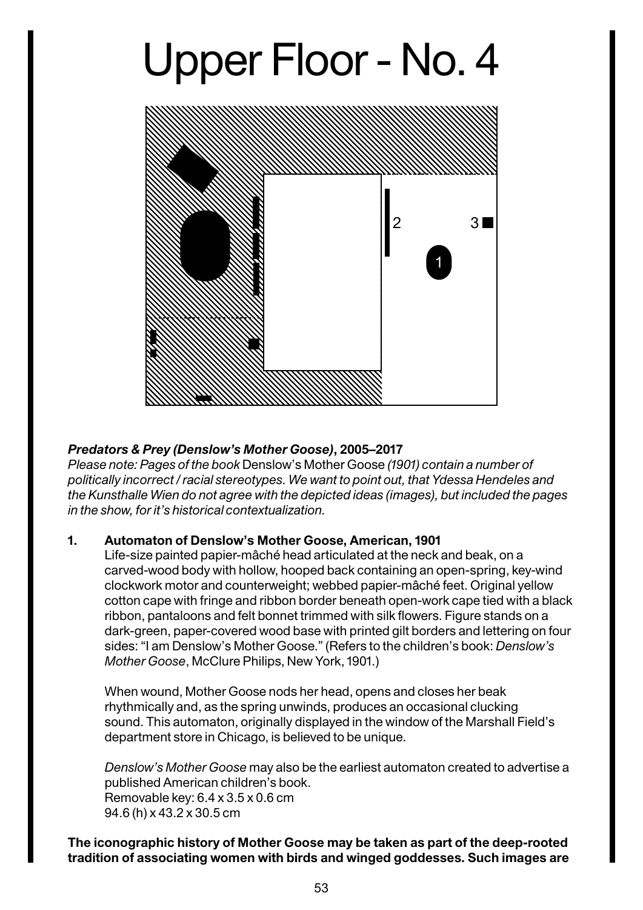# Upper Floor - No. 4

***Predators & Prey (Denslow's Mother Goose)*, 2005–2017**
*Please note: Pages of the book* Denslow's Mother Goose *(1901) contain a number of politically incorrect / racial stereotypes. We want to point out, that Ydessa Hendeles and the Kunsthalle Wien do not agree with the depicted ideas (images), but included the pages in the show, for it's historical contextualization.*

1. **Automaton of Denslow's Mother Goose, American, 1901**
   Life-size painted papier-mâché head articulated at the neck and beak, on a carved-wood body with hollow, hooped back containing an open-spring, key-wind clockwork motor and counterweight; webbed papier-mâché feet. Original yellow cotton cape with fringe and ribbon border beneath open-work cape tied with a black ribbon, pantaloons and felt bonnet trimmed with silk flowers. Figure stands on a dark-green, paper-covered wood base with printed gilt borders and lettering on four sides: "I am Denslow's Mother Goose." (Refers to the children's book: *Denslow's Mother Goose*, McClure Philips, New York, 1901.)

   When wound, Mother Goose nods her head, opens and closes her beak rhythmically and, as the spring unwinds, produces an occasional clucking sound. This automaton, originally displayed in the window of the Marshall Field's department store in Chicago, is believed to be unique.

   *Denslow's Mother Goose* may also be the earliest automaton created to advertise a published American children's book.
   Removable key: 6.4 x 3.5 x 0.6 cm
   94.6 (h) x 43.2 x 30.5 cm

**The iconographic history of Mother Goose may be taken as part of the deep-rooted tradition of associating women with birds and winged goddesses. Such images are**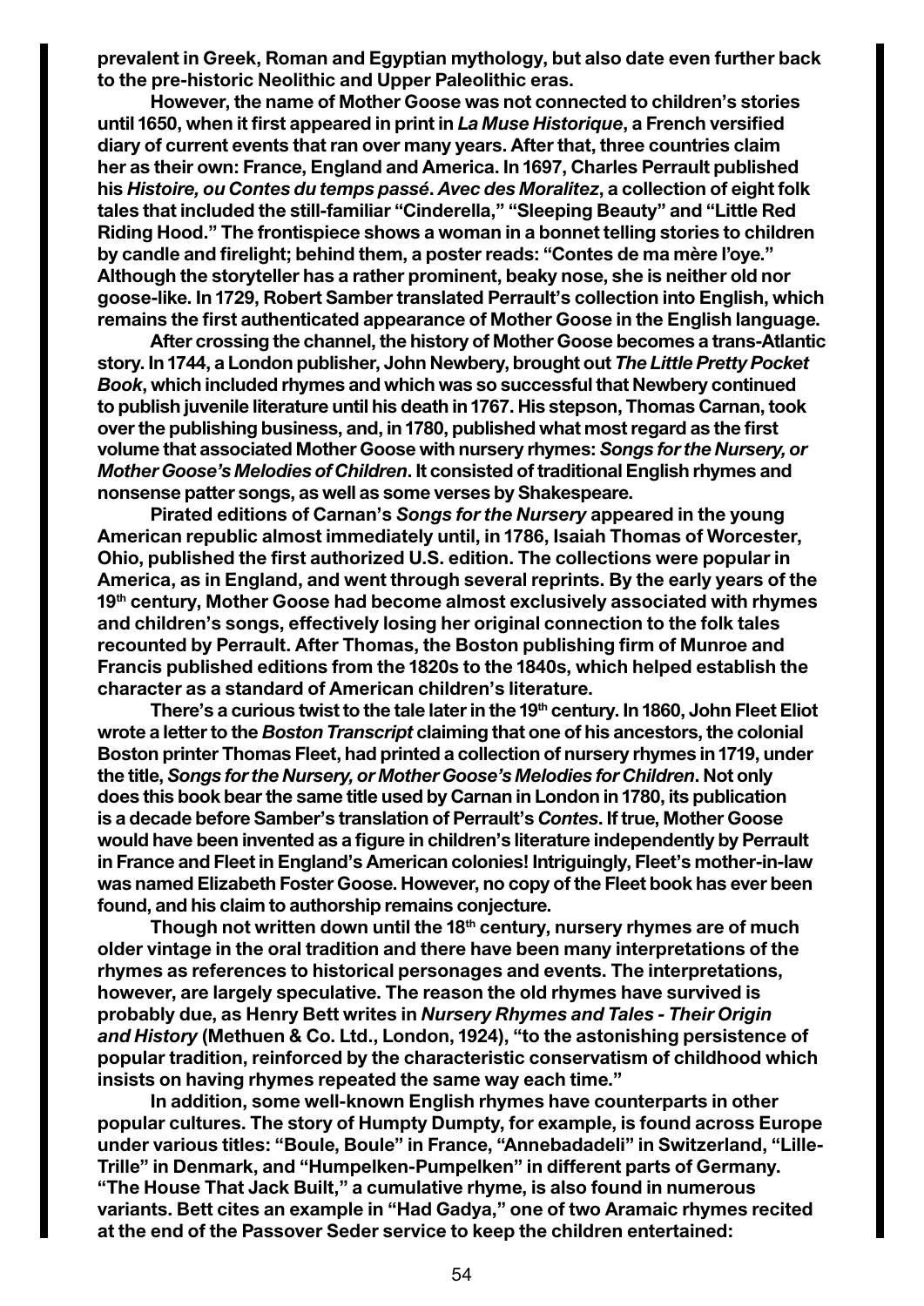prevalent in Greek, Roman and Egyptian mythology, but also date even further back to the pre-historic Neolithic and Upper Paleolithic eras.

However, the name of Mother Goose was not connected to children's stories until 1650, when it first appeared in print in *La Muse Historique*, a French versified diary of current events that ran over many years. After that, three countries claim her as their own: France, England and America. In 1697, Charles Perrault published his *Histoire, ou Contes du temps passé. Avec des Moralitez*, a collection of eight folk tales that included the still-familiar "Cinderella," "Sleeping Beauty" and "Little Red Riding Hood." The frontispiece shows a woman in a bonnet telling stories to children by candle and firelight; behind them, a poster reads: "Contes de ma mère l'oye." Although the storyteller has a rather prominent, beaky nose, she is neither old nor goose-like. In 1729, Robert Samber translated Perrault's collection into English, which remains the first authenticated appearance of Mother Goose in the English language.

After crossing the channel, the history of Mother Goose becomes a trans-Atlantic story. In 1744, a London publisher, John Newbery, brought out *The Little Pretty Pocket Book*, which included rhymes and which was so successful that Newbery continued to publish juvenile literature until his death in 1767. His stepson, Thomas Carnan, took over the publishing business, and, in 1780, published what most regard as the first volume that associated Mother Goose with nursery rhymes: *Songs for the Nursery, or Mother Goose's Melodies of Children*. It consisted of traditional English rhymes and nonsense patter songs, as well as some verses by Shakespeare.

Pirated editions of Carnan's *Songs for the Nursery* appeared in the young American republic almost immediately until, in 1786, Isaiah Thomas of Worcester, Ohio, published the first authorized U.S. edition. The collections were popular in America, as in England, and went through several reprints. By the early years of the 19th century, Mother Goose had become almost exclusively associated with rhymes and children's songs, effectively losing her original connection to the folk tales recounted by Perrault. After Thomas, the Boston publishing firm of Munroe and Francis published editions from the 1820s to the 1840s, which helped establish the character as a standard of American children's literature.

There's a curious twist to the tale later in the 19th century. In 1860, John Fleet Eliot wrote a letter to the *Boston Transcript* claiming that one of his ancestors, the colonial Boston printer Thomas Fleet, had printed a collection of nursery rhymes in 1719, under the title, *Songs for the Nursery, or Mother Goose's Melodies for Children*. Not only does this book bear the same title used by Carnan in London in 1780, its publication is a decade before Samber's translation of Perrault's *Contes*. If true, Mother Goose would have been invented as a figure in children's literature independently by Perrault in France and Fleet in England's American colonies! Intriguingly, Fleet's mother-in-law was named Elizabeth Foster Goose. However, no copy of the Fleet book has ever been found, and his claim to authorship remains conjecture.

Though not written down until the 18th century, nursery rhymes are of much older vintage in the oral tradition and there have been many interpretations of the rhymes as references to historical personages and events. The interpretations, however, are largely speculative. The reason the old rhymes have survived is probably due, as Henry Bett writes in *Nursery Rhymes and Tales - Their Origin and History* (Methuen & Co. Ltd., London, 1924), "to the astonishing persistence of popular tradition, reinforced by the characteristic conservatism of childhood which insists on having rhymes repeated the same way each time."

In addition, some well-known English rhymes have counterparts in other popular cultures. The story of Humpty Dumpty, for example, is found across Europe under various titles: "Boule, Boule" in France, "Annebadadeli" in Switzerland, "Lille-Trille" in Denmark, and "Humpelken-Pumpelken" in different parts of Germany. "The House That Jack Built," a cumulative rhyme, is also found in numerous variants. Bett cites an example in "Had Gadya," one of two Aramaic rhymes recited at the end of the Passover Seder service to keep the children entertained: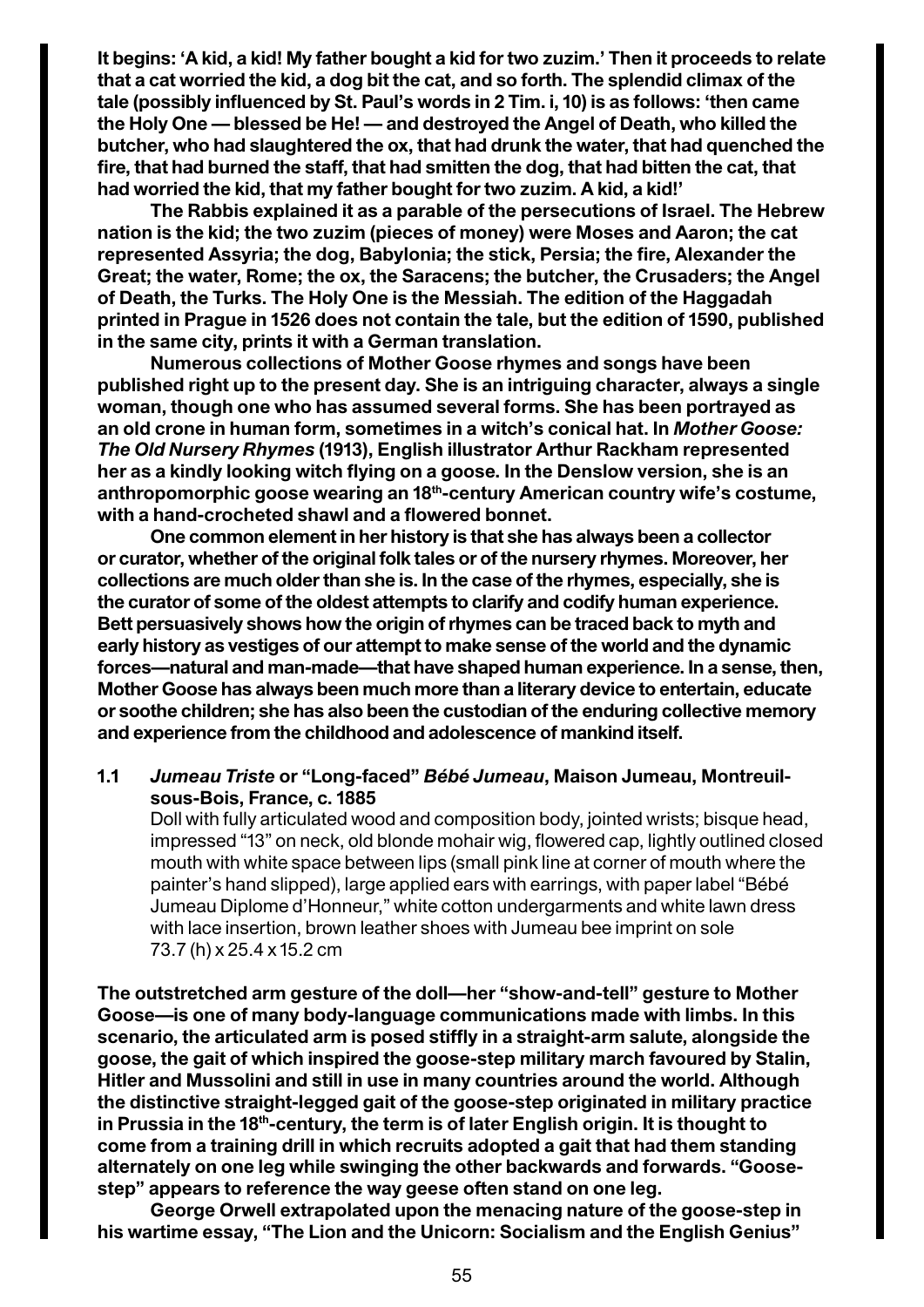**It begins: 'A kid, a kid! My father bought a kid for two zuzim.' Then it proceeds to relate that a cat worried the kid, a dog bit the cat, and so forth. The splendid climax of the tale (possibly influenced by St. Paul's words in 2 Tim. i, 10) is as follows: 'then came the Holy One — blessed be He! — and destroyed the Angel of Death, who killed the butcher, who had slaughtered the ox, that had drunk the water, that had quenched the fire, that had burned the staff, that had smitten the dog, that had bitten the cat, that had worried the kid, that my father bought for two zuzim. A kid, a kid!'**

**The Rabbis explained it as a parable of the persecutions of Israel. The Hebrew nation is the kid; the two zuzim (pieces of money) were Moses and Aaron; the cat represented Assyria; the dog, Babylonia; the stick, Persia; the fire, Alexander the Great; the water, Rome; the ox, the Saracens; the butcher, the Crusaders; the Angel of Death, the Turks. The Holy One is the Messiah. The edition of the Haggadah printed in Prague in 1526 does not contain the tale, but the edition of 1590, published in the same city, prints it with a German translation.**

**Numerous collections of Mother Goose rhymes and songs have been published right up to the present day. She is an intriguing character, always a single woman, though one who has assumed several forms. She has been portrayed as an old crone in human form, sometimes in a witch's conical hat. In *Mother Goose: The Old Nursery Rhymes* (1913), English illustrator Arthur Rackham represented her as a kindly looking witch flying on a goose. In the Denslow version, she is an anthropomorphic goose wearing an 18th-century American country wife's costume, with a hand-crocheted shawl and a flowered bonnet.**

**One common element in her history is that she has always been a collector or curator, whether of the original folk tales or of the nursery rhymes. Moreover, her collections are much older than she is. In the case of the rhymes, especially, she is the curator of some of the oldest attempts to clarify and codify human experience. Bett persuasively shows how the origin of rhymes can be traced back to myth and early history as vestiges of our attempt to make sense of the world and the dynamic forces—natural and man-made—that have shaped human experience. In a sense, then, Mother Goose has always been much more than a literary device to entertain, educate or soothe children; she has also been the custodian of the enduring collective memory and experience from the childhood and adolescence of mankind itself.**

**1.1 *Jumeau Triste* or "Long-faced" *Bébé Jumeau*, Maison Jumeau, Montreuil-sous-Bois, France, c. 1885**

Doll with fully articulated wood and composition body, jointed wrists; bisque head, impressed "13" on neck, old blonde mohair wig, flowered cap, lightly outlined closed mouth with white space between lips (small pink line at corner of mouth where the painter's hand slipped), large applied ears with earrings, with paper label "Bébé Jumeau Diplome d'Honneur," white cotton undergarments and white lawn dress with lace insertion, brown leather shoes with Jumeau bee imprint on sole
73.7 (h) x 25.4 x 15.2 cm

**The outstretched arm gesture of the doll—her "show-and-tell" gesture to Mother Goose—is one of many body-language communications made with limbs. In this scenario, the articulated arm is posed stiffly in a straight-arm salute, alongside the goose, the gait of which inspired the goose-step military march favoured by Stalin, Hitler and Mussolini and still in use in many countries around the world. Although the distinctive straight-legged gait of the goose-step originated in military practice in Prussia in the 18th-century, the term is of later English origin. It is thought to come from a training drill in which recruits adopted a gait that had them standing alternately on one leg while swinging the other backwards and forwards. "Goose-step" appears to reference the way geese often stand on one leg.**

**George Orwell extrapolated upon the menacing nature of the goose-step in his wartime essay, "The Lion and the Unicorn: Socialism and the English Genius"**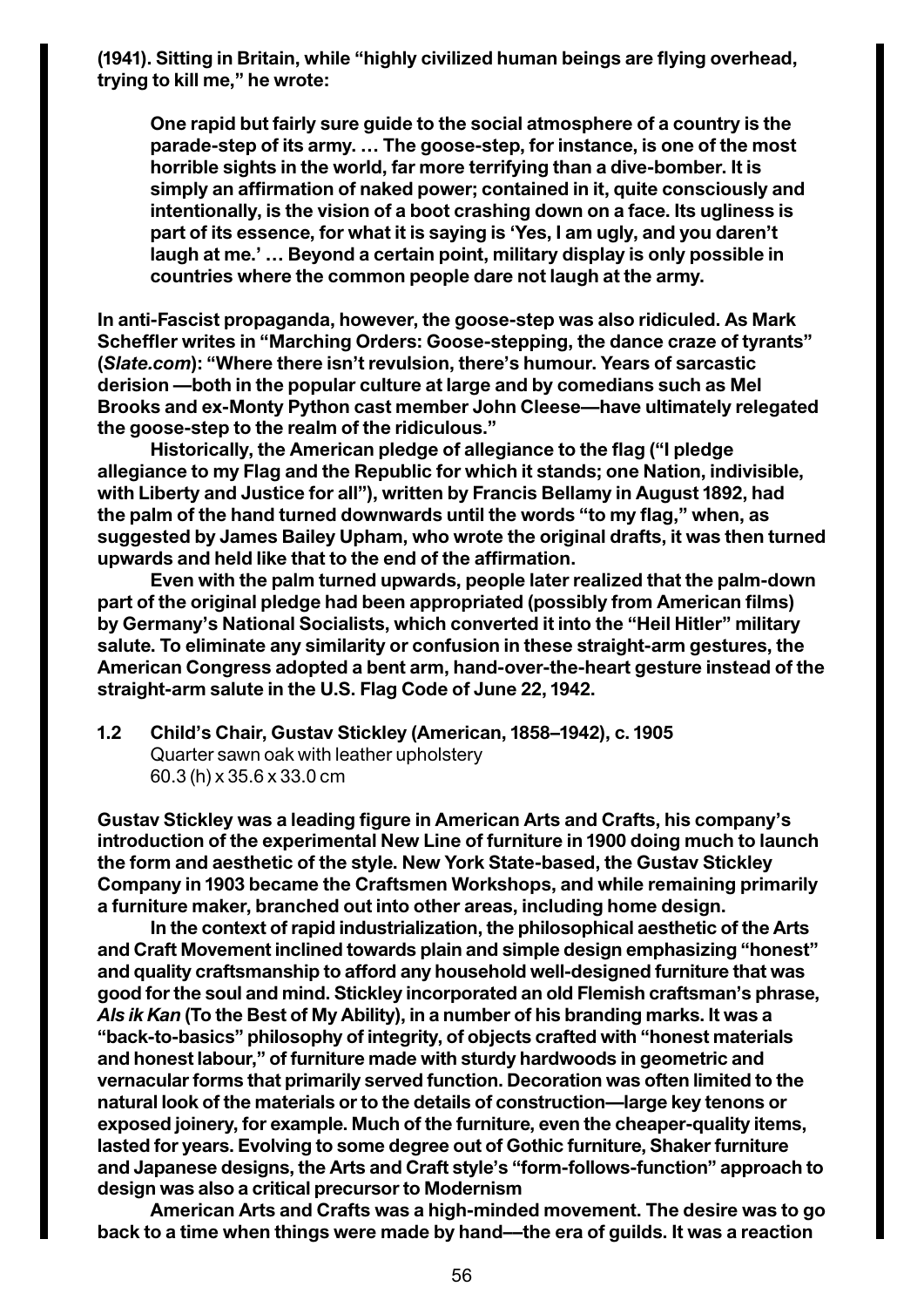**(1941). Sitting in Britain, while "highly civilized human beings are flying overhead, trying to kill me," he wrote:**

> **One rapid but fairly sure guide to the social atmosphere of a country is the parade-step of its army. … The goose-step, for instance, is one of the most horrible sights in the world, far more terrifying than a dive-bomber. It is simply an affirmation of naked power; contained in it, quite consciously and intentionally, is the vision of a boot crashing down on a face. Its ugliness is part of its essence, for what it is saying is 'Yes, I am ugly, and you daren't laugh at me.' … Beyond a certain point, military display is only possible in countries where the common people dare not laugh at the army.**

**In anti-Fascist propaganda, however, the goose-step was also ridiculed. As Mark Scheffler writes in "Marching Orders: Goose-stepping, the dance craze of tyrants" (*Slate.com*): "Where there isn't revulsion, there's humour. Years of sarcastic derision —both in the popular culture at large and by comedians such as Mel Brooks and ex-Monty Python cast member John Cleese—have ultimately relegated the goose-step to the realm of the ridiculous."**

**Historically, the American pledge of allegiance to the flag ("I pledge allegiance to my Flag and the Republic for which it stands; one Nation, indivisible, with Liberty and Justice for all"), written by Francis Bellamy in August 1892, had the palm of the hand turned downwards until the words "to my flag," when, as suggested by James Bailey Upham, who wrote the original drafts, it was then turned upwards and held like that to the end of the affirmation.**

**Even with the palm turned upwards, people later realized that the palm-down part of the original pledge had been appropriated (possibly from American films) by Germany's National Socialists, which converted it into the "Heil Hitler" military salute. To eliminate any similarity or confusion in these straight-arm gestures, the American Congress adopted a bent arm, hand-over-the-heart gesture instead of the straight-arm salute in the U.S. Flag Code of June 22, 1942.**

**1.2 Child's Chair, Gustav Stickley (American, 1858–1942), c. 1905**
Quarter sawn oak with leather upholstery
60.3 (h) x 35.6 x 33.0 cm

**Gustav Stickley was a leading figure in American Arts and Crafts, his company's introduction of the experimental New Line of furniture in 1900 doing much to launch the form and aesthetic of the style. New York State-based, the Gustav Stickley Company in 1903 became the Craftsmen Workshops, and while remaining primarily a furniture maker, branched out into other areas, including home design.**

**In the context of rapid industrialization, the philosophical aesthetic of the Arts and Craft Movement inclined towards plain and simple design emphasizing "honest" and quality craftsmanship to afford any household well-designed furniture that was good for the soul and mind. Stickley incorporated an old Flemish craftsman's phrase, *Als ik Kan* (To the Best of My Ability), in a number of his branding marks. It was a "back-to-basics" philosophy of integrity, of objects crafted with "honest materials and honest labour," of furniture made with sturdy hardwoods in geometric and vernacular forms that primarily served function. Decoration was often limited to the natural look of the materials or to the details of construction—large key tenons or exposed joinery, for example. Much of the furniture, even the cheaper-quality items, lasted for years. Evolving to some degree out of Gothic furniture, Shaker furniture and Japanese designs, the Arts and Craft style's "form-follows-function" approach to design was also a critical precursor to Modernism**

**American Arts and Crafts was a high-minded movement. The desire was to go back to a time when things were made by hand—the era of guilds. It was a reaction**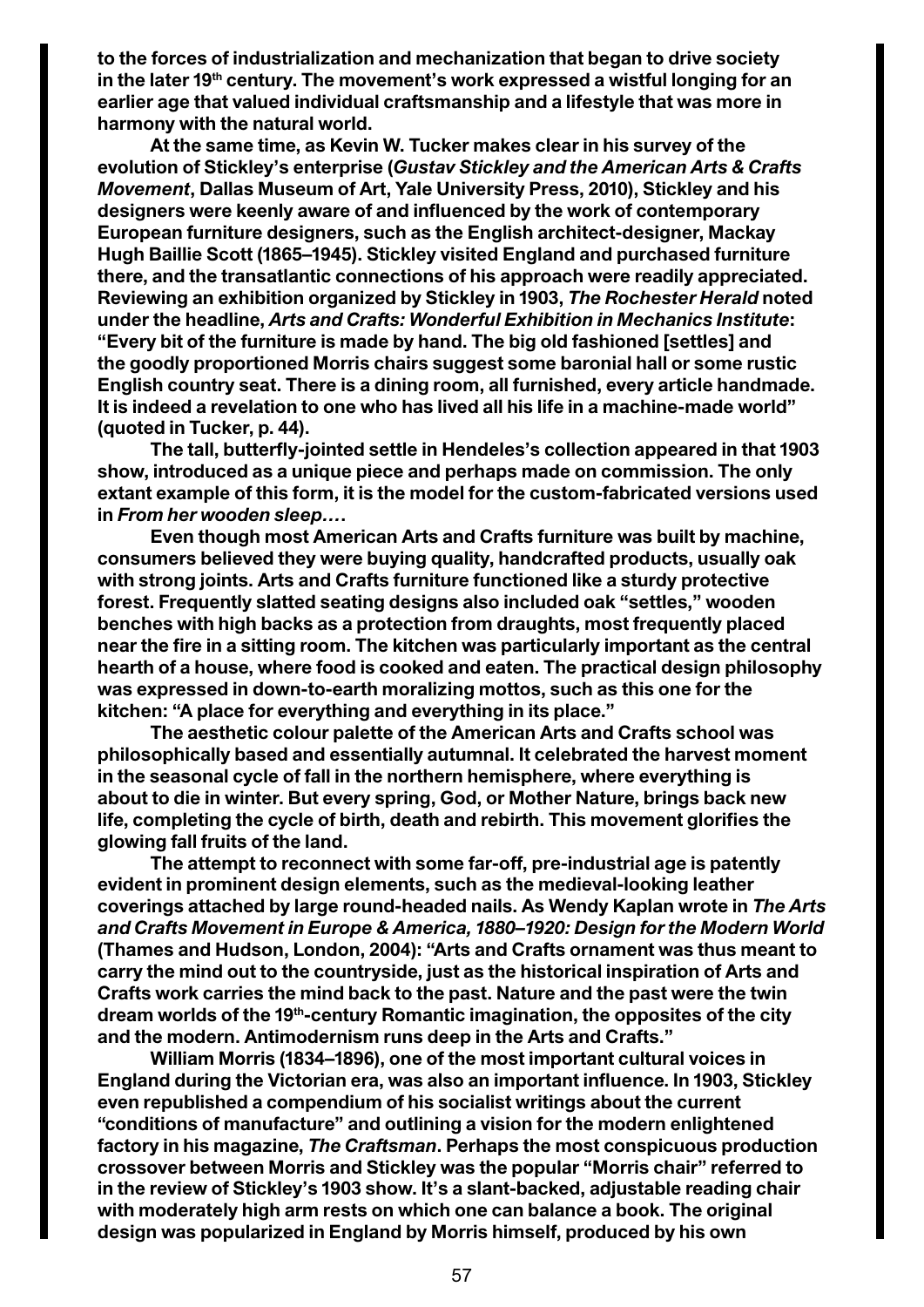to the forces of industrialization and mechanization that began to drive society in the later 19th century. The movement's work expressed a wistful longing for an earlier age that valued individual craftsmanship and a lifestyle that was more in harmony with the natural world.

At the same time, as Kevin W. Tucker makes clear in his survey of the evolution of Stickley's enterprise (*Gustav Stickley and the American Arts & Crafts Movement*, Dallas Museum of Art, Yale University Press, 2010), Stickley and his designers were keenly aware of and influenced by the work of contemporary European furniture designers, such as the English architect-designer, Mackay Hugh Baillie Scott (1865–1945). Stickley visited England and purchased furniture there, and the transatlantic connections of his approach were readily appreciated. Reviewing an exhibition organized by Stickley in 1903, *The Rochester Herald* noted under the headline, *Arts and Crafts: Wonderful Exhibition in Mechanics Institute*: "Every bit of the furniture is made by hand. The big old fashioned [settles] and the goodly proportioned Morris chairs suggest some baronial hall or some rustic English country seat. There is a dining room, all furnished, every article handmade. It is indeed a revelation to one who has lived all his life in a machine-made world" (quoted in Tucker, p. 44).

The tall, butterfly-jointed settle in Hendeles's collection appeared in that 1903 show, introduced as a unique piece and perhaps made on commission. The only extant example of this form, it is the model for the custom-fabricated versions used in *From her wooden sleep…*.

Even though most American Arts and Crafts furniture was built by machine, consumers believed they were buying quality, handcrafted products, usually oak with strong joints. Arts and Crafts furniture functioned like a sturdy protective forest. Frequently slatted seating designs also included oak "settles," wooden benches with high backs as a protection from draughts, most frequently placed near the fire in a sitting room. The kitchen was particularly important as the central hearth of a house, where food is cooked and eaten. The practical design philosophy was expressed in down-to-earth moralizing mottos, such as this one for the kitchen: "A place for everything and everything in its place."

The aesthetic colour palette of the American Arts and Crafts school was philosophically based and essentially autumnal. It celebrated the harvest moment in the seasonal cycle of fall in the northern hemisphere, where everything is about to die in winter. But every spring, God, or Mother Nature, brings back new life, completing the cycle of birth, death and rebirth. This movement glorifies the glowing fall fruits of the land.

The attempt to reconnect with some far-off, pre-industrial age is patently evident in prominent design elements, such as the medieval-looking leather coverings attached by large round-headed nails. As Wendy Kaplan wrote in *The Arts and Crafts Movement in Europe & America, 1880–1920: Design for the Modern World* (Thames and Hudson, London, 2004): "Arts and Crafts ornament was thus meant to carry the mind out to the countryside, just as the historical inspiration of Arts and Crafts work carries the mind back to the past. Nature and the past were the twin dream worlds of the 19th-century Romantic imagination, the opposites of the city and the modern. Antimodernism runs deep in the Arts and Crafts."

William Morris (1834–1896), one of the most important cultural voices in England during the Victorian era, was also an important influence. In 1903, Stickley even republished a compendium of his socialist writings about the current "conditions of manufacture" and outlining a vision for the modern enlightened factory in his magazine, *The Craftsman*. Perhaps the most conspicuous production crossover between Morris and Stickley was the popular "Morris chair" referred to in the review of Stickley's 1903 show. It's a slant-backed, adjustable reading chair with moderately high arm rests on which one can balance a book. The original design was popularized in England by Morris himself, produced by his own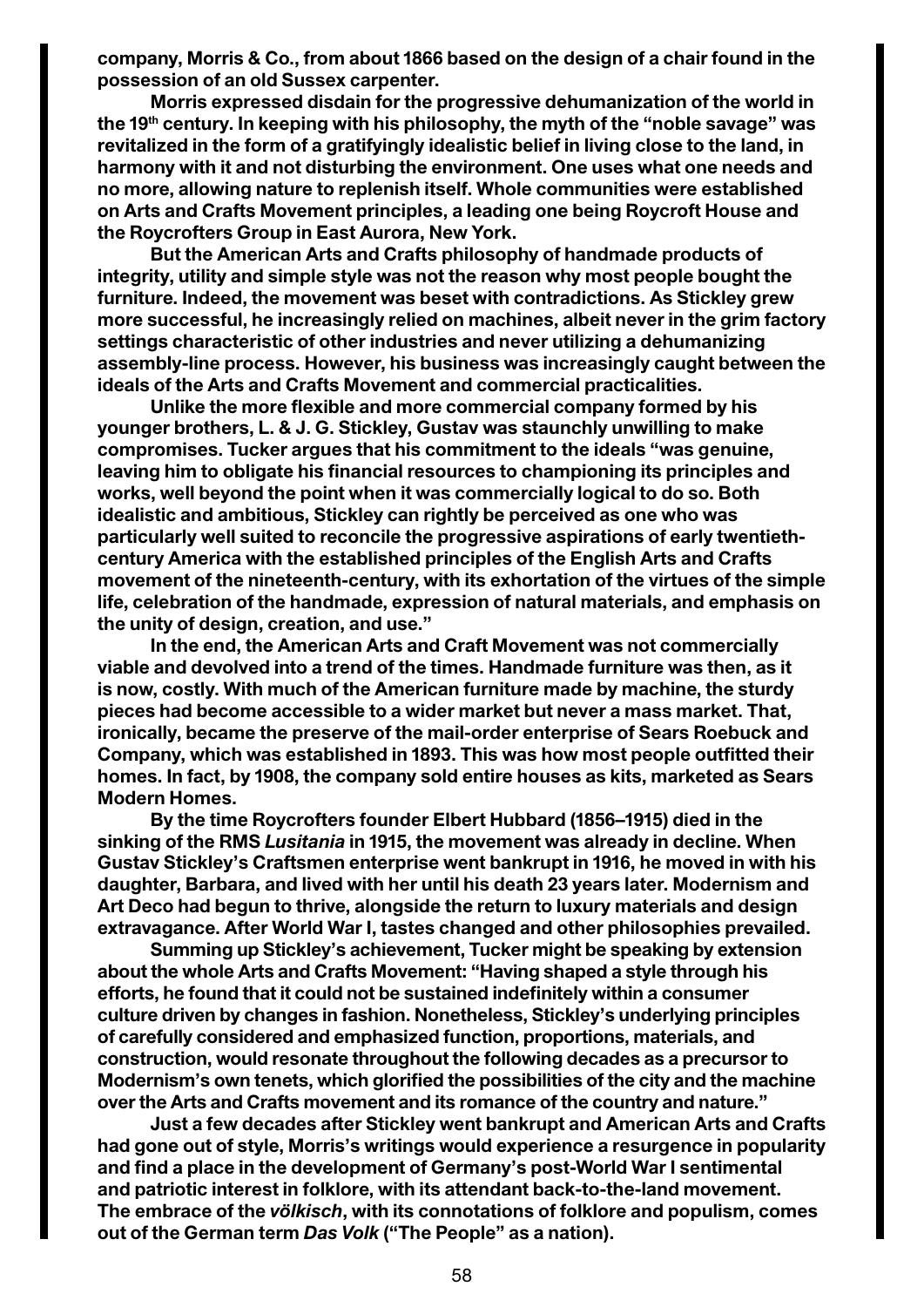company, Morris & Co., from about 1866 based on the design of a chair found in the possession of an old Sussex carpenter.

Morris expressed disdain for the progressive dehumanization of the world in the 19th century. In keeping with his philosophy, the myth of the "noble savage" was revitalized in the form of a gratifyingly idealistic belief in living close to the land, in harmony with it and not disturbing the environment. One uses what one needs and no more, allowing nature to replenish itself. Whole communities were established on Arts and Crafts Movement principles, a leading one being Roycroft House and the Roycrofters Group in East Aurora, New York.

But the American Arts and Crafts philosophy of handmade products of integrity, utility and simple style was not the reason why most people bought the furniture. Indeed, the movement was beset with contradictions. As Stickley grew more successful, he increasingly relied on machines, albeit never in the grim factory settings characteristic of other industries and never utilizing a dehumanizing assembly-line process. However, his business was increasingly caught between the ideals of the Arts and Crafts Movement and commercial practicalities.

Unlike the more flexible and more commercial company formed by his younger brothers, L. & J. G. Stickley, Gustav was staunchly unwilling to make compromises. Tucker argues that his commitment to the ideals "was genuine, leaving him to obligate his financial resources to championing its principles and works, well beyond the point when it was commercially logical to do so. Both idealistic and ambitious, Stickley can rightly be perceived as one who was particularly well suited to reconcile the progressive aspirations of early twentieth-century America with the established principles of the English Arts and Crafts movement of the nineteenth-century, with its exhortation of the virtues of the simple life, celebration of the handmade, expression of natural materials, and emphasis on the unity of design, creation, and use."

In the end, the American Arts and Craft Movement was not commercially viable and devolved into a trend of the times. Handmade furniture was then, as it is now, costly. With much of the American furniture made by machine, the sturdy pieces had become accessible to a wider market but never a mass market. That, ironically, became the preserve of the mail-order enterprise of Sears Roebuck and Company, which was established in 1893. This was how most people outfitted their homes. In fact, by 1908, the company sold entire houses as kits, marketed as Sears Modern Homes.

By the time Roycrofters founder Elbert Hubbard (1856–1915) died in the sinking of the RMS *Lusitania* in 1915, the movement was already in decline. When Gustav Stickley's Craftsmen enterprise went bankrupt in 1916, he moved in with his daughter, Barbara, and lived with her until his death 23 years later. Modernism and Art Deco had begun to thrive, alongside the return to luxury materials and design extravagance. After World War I, tastes changed and other philosophies prevailed.

Summing up Stickley's achievement, Tucker might be speaking by extension about the whole Arts and Crafts Movement: "Having shaped a style through his efforts, he found that it could not be sustained indefinitely within a consumer culture driven by changes in fashion. Nonetheless, Stickley's underlying principles of carefully considered and emphasized function, proportions, materials, and construction, would resonate throughout the following decades as a precursor to Modernism's own tenets, which glorified the possibilities of the city and the machine over the Arts and Crafts movement and its romance of the country and nature."

Just a few decades after Stickley went bankrupt and American Arts and Crafts had gone out of style, Morris's writings would experience a resurgence in popularity and find a place in the development of Germany's post-World War I sentimental and patriotic interest in folklore, with its attendant back-to-the-land movement. The embrace of the *völkisch*, with its connotations of folklore and populism, comes out of the German term *Das Volk* ("The People" as a nation).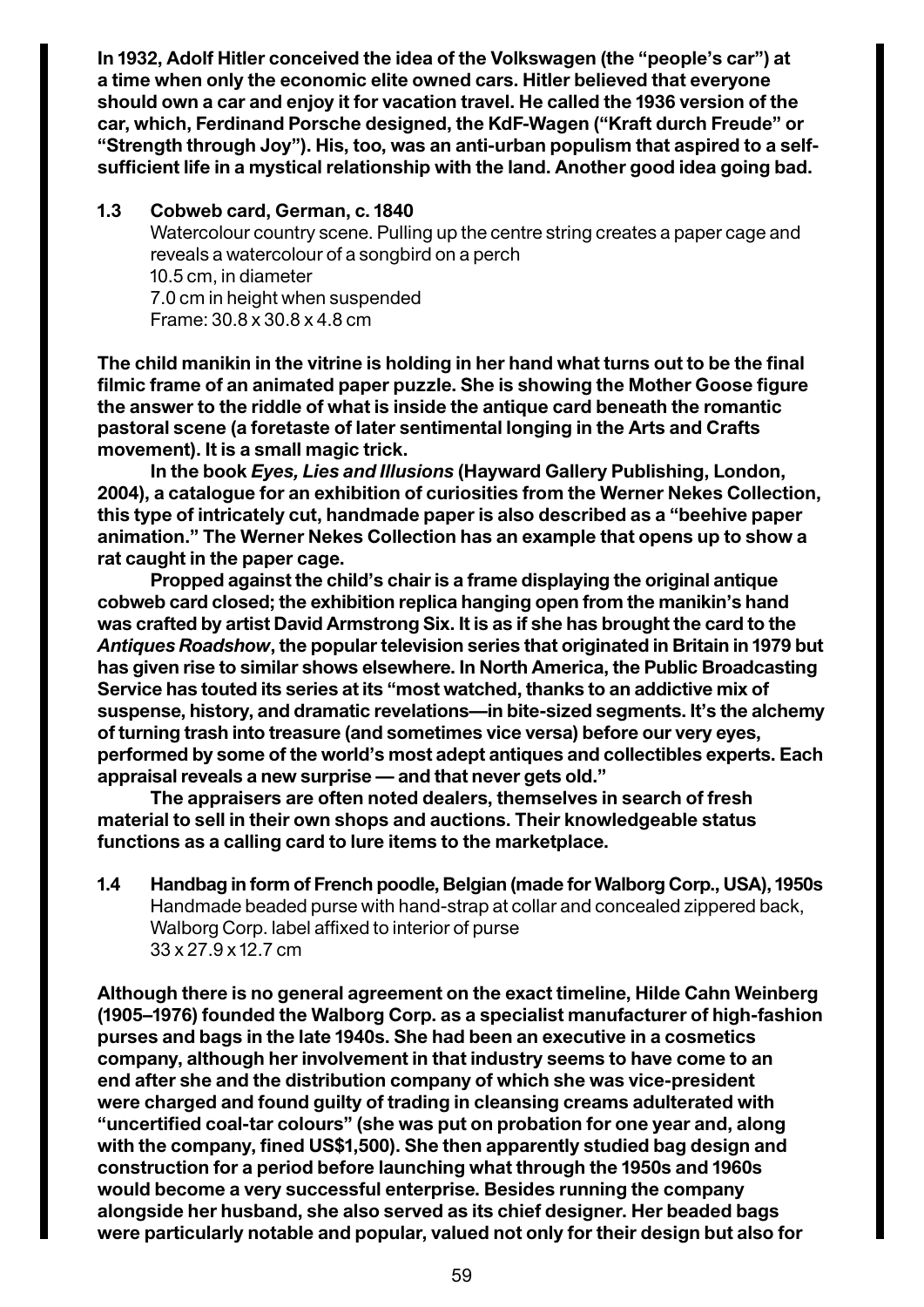**In 1932, Adolf Hitler conceived the idea of the Volkswagen (the "people's car") at a time when only the economic elite owned cars. Hitler believed that everyone should own a car and enjoy it for vacation travel. He called the 1936 version of the car, which, Ferdinand Porsche designed, the KdF-Wagen ("Kraft durch Freude" or "Strength through Joy"). His, too, was an anti-urban populism that aspired to a self-sufficient life in a mystical relationship with the land. Another good idea going bad.**

**1.3 Cobweb card, German, c. 1840**
Watercolour country scene. Pulling up the centre string creates a paper cage and reveals a watercolour of a songbird on a perch
10.5 cm, in diameter
7.0 cm in height when suspended
Frame: 30.8 x 30.8 x 4.8 cm

**The child manikin in the vitrine is holding in her hand what turns out to be the final filmic frame of an animated paper puzzle. She is showing the Mother Goose figure the answer to the riddle of what is inside the antique card beneath the romantic pastoral scene (a foretaste of later sentimental longing in the Arts and Crafts movement). It is a small magic trick.**

**In the book *Eyes, Lies and Illusions* (Hayward Gallery Publishing, London, 2004), a catalogue for an exhibition of curiosities from the Werner Nekes Collection, this type of intricately cut, handmade paper is also described as a "beehive paper animation." The Werner Nekes Collection has an example that opens up to show a rat caught in the paper cage.**

**Propped against the child's chair is a frame displaying the original antique cobweb card closed; the exhibition replica hanging open from the manikin's hand was crafted by artist David Armstrong Six. It is as if she has brought the card to the *Antiques Roadshow*, the popular television series that originated in Britain in 1979 but has given rise to similar shows elsewhere. In North America, the Public Broadcasting Service has touted its series at its "most watched, thanks to an addictive mix of suspense, history, and dramatic revelations—in bite-sized segments. It's the alchemy of turning trash into treasure (and sometimes vice versa) before our very eyes, performed by some of the world's most adept antiques and collectibles experts. Each appraisal reveals a new surprise — and that never gets old."**

**The appraisers are often noted dealers, themselves in search of fresh material to sell in their own shops and auctions. Their knowledgeable status functions as a calling card to lure items to the marketplace.**

**1.4 Handbag in form of French poodle, Belgian (made for Walborg Corp., USA), 1950s**
Handmade beaded purse with hand-strap at collar and concealed zippered back, Walborg Corp. label affixed to interior of purse
33 x 27.9 x 12.7 cm

**Although there is no general agreement on the exact timeline, Hilde Cahn Weinberg (1905–1976) founded the Walborg Corp. as a specialist manufacturer of high-fashion purses and bags in the late 1940s. She had been an executive in a cosmetics company, although her involvement in that industry seems to have come to an end after she and the distribution company of which she was vice-president were charged and found guilty of trading in cleansing creams adulterated with "uncertified coal-tar colours" (she was put on probation for one year and, along with the company, fined US$1,500). She then apparently studied bag design and construction for a period before launching what through the 1950s and 1960s would become a very successful enterprise. Besides running the company alongside her husband, she also served as its chief designer. Her beaded bags were particularly notable and popular, valued not only for their design but also for**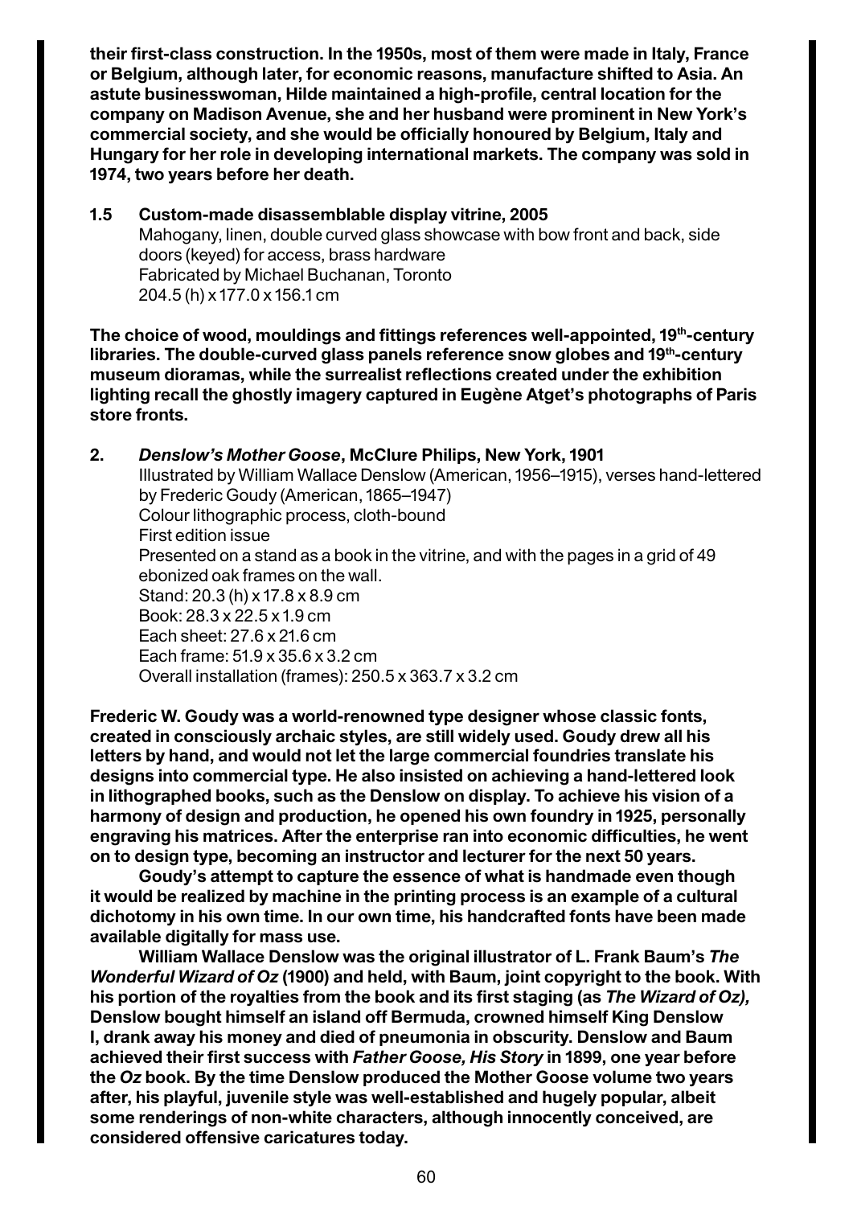**their first-class construction. In the 1950s, most of them were made in Italy, France or Belgium, although later, for economic reasons, manufacture shifted to Asia. An astute businesswoman, Hilde maintained a high-profile, central location for the company on Madison Avenue, she and her husband were prominent in New York's commercial society, and she would be officially honoured by Belgium, Italy and Hungary for her role in developing international markets. The company was sold in 1974, two years before her death.**

**1.5 Custom-made disassemblable display vitrine, 2005**
Mahogany, linen, double curved glass showcase with bow front and back, side doors (keyed) for access, brass hardware
Fabricated by Michael Buchanan, Toronto
204.5 (h) x 177.0 x 156.1 cm

**The choice of wood, mouldings and fittings references well-appointed, 19th-century libraries. The double-curved glass panels reference snow globes and 19th-century museum dioramas, while the surrealist reflections created under the exhibition lighting recall the ghostly imagery captured in Eugène Atget's photographs of Paris store fronts.**

**2. *Denslow's Mother Goose*, McClure Philips, New York, 1901**
Illustrated by William Wallace Denslow (American, 1956–1915), verses hand-lettered by Frederic Goudy (American, 1865–1947)
Colour lithographic process, cloth-bound
First edition issue
Presented on a stand as a book in the vitrine, and with the pages in a grid of 49 ebonized oak frames on the wall.
Stand: 20.3 (h) x 17.8 x 8.9 cm
Book: 28.3 x 22.5 x 1.9 cm
Each sheet: 27.6 x 21.6 cm
Each frame: 51.9 x 35.6 x 3.2 cm
Overall installation (frames): 250.5 x 363.7 x 3.2 cm

**Frederic W. Goudy was a world-renowned type designer whose classic fonts, created in consciously archaic styles, are still widely used. Goudy drew all his letters by hand, and would not let the large commercial foundries translate his designs into commercial type. He also insisted on achieving a hand-lettered look in lithographed books, such as the Denslow on display. To achieve his vision of a harmony of design and production, he opened his own foundry in 1925, personally engraving his matrices. After the enterprise ran into economic difficulties, he went on to design type, becoming an instructor and lecturer for the next 50 years.**

**Goudy's attempt to capture the essence of what is handmade even though it would be realized by machine in the printing process is an example of a cultural dichotomy in his own time. In our own time, his handcrafted fonts have been made available digitally for mass use.**

**William Wallace Denslow was the original illustrator of L. Frank Baum's *The Wonderful Wizard of Oz* (1900) and held, with Baum, joint copyright to the book. With his portion of the royalties from the book and its first staging (as *The Wizard of Oz),* Denslow bought himself an island off Bermuda, crowned himself King Denslow I, drank away his money and died of pneumonia in obscurity. Denslow and Baum achieved their first success with *Father Goose, His Story* in 1899, one year before the *Oz* book. By the time Denslow produced the Mother Goose volume two years after, his playful, juvenile style was well-established and hugely popular, albeit some renderings of non-white characters, although innocently conceived, are considered offensive caricatures today.**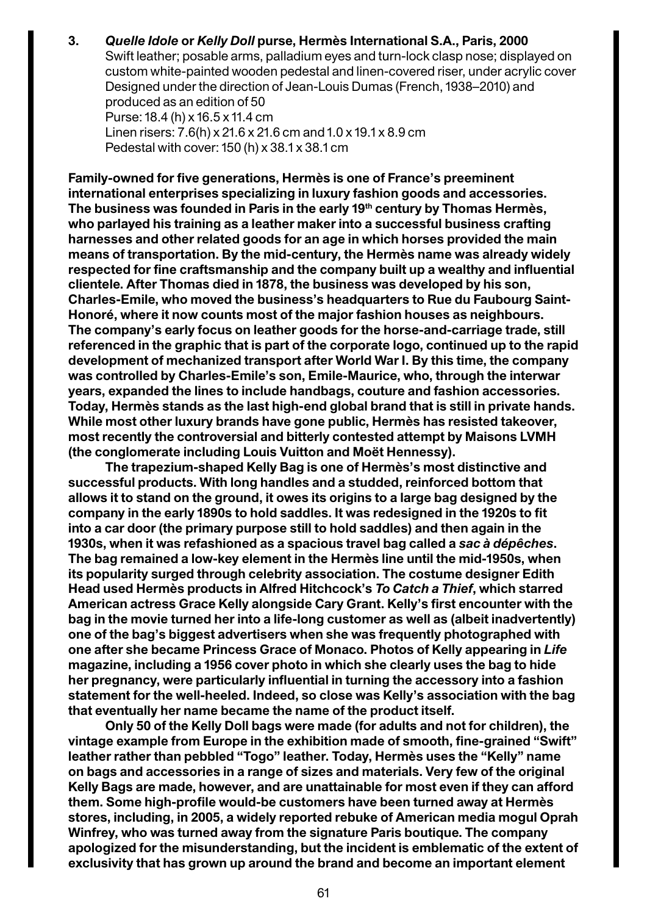**3. *Quelle Idole* or *Kelly Doll* purse, Hermès International S.A., Paris, 2000**
Swift leather; posable arms, palladium eyes and turn-lock clasp nose; displayed on custom white-painted wooden pedestal and linen-covered riser, under acrylic cover
Designed under the direction of Jean-Louis Dumas (French, 1938–2010) and produced as an edition of 50
Purse: 18.4 (h) x 16.5 x 11.4 cm
Linen risers: 7.6(h) x 21.6 x 21.6 cm and 1.0 x 19.1 x 8.9 cm
Pedestal with cover: 150 (h) x 38.1 x 38.1 cm

**Family-owned for five generations, Hermès is one of France's preeminent international enterprises specializing in luxury fashion goods and accessories. The business was founded in Paris in the early 19th century by Thomas Hermès, who parlayed his training as a leather maker into a successful business crafting harnesses and other related goods for an age in which horses provided the main means of transportation. By the mid-century, the Hermès name was already widely respected for fine craftsmanship and the company built up a wealthy and influential clientele. After Thomas died in 1878, the business was developed by his son, Charles-Emile, who moved the business's headquarters to Rue du Faubourg Saint-Honoré, where it now counts most of the major fashion houses as neighbours. The company's early focus on leather goods for the horse-and-carriage trade, still referenced in the graphic that is part of the corporate logo, continued up to the rapid development of mechanized transport after World War I. By this time, the company was controlled by Charles-Emile's son, Emile-Maurice, who, through the interwar years, expanded the lines to include handbags, couture and fashion accessories. Today, Hermès stands as the last high-end global brand that is still in private hands. While most other luxury brands have gone public, Hermès has resisted takeover, most recently the controversial and bitterly contested attempt by Maisons LVMH (the conglomerate including Louis Vuitton and Moët Hennessy).**

**The trapezium-shaped Kelly Bag is one of Hermès's most distinctive and successful products. With long handles and a studded, reinforced bottom that allows it to stand on the ground, it owes its origins to a large bag designed by the company in the early 1890s to hold saddles. It was redesigned in the 1920s to fit into a car door (the primary purpose still to hold saddles) and then again in the 1930s, when it was refashioned as a spacious travel bag called a *sac à dépêches*. The bag remained a low-key element in the Hermès line until the mid-1950s, when its popularity surged through celebrity association. The costume designer Edith Head used Hermès products in Alfred Hitchcock's *To Catch a Thief*, which starred American actress Grace Kelly alongside Cary Grant. Kelly's first encounter with the bag in the movie turned her into a life-long customer as well as (albeit inadvertently) one of the bag's biggest advertisers when she was frequently photographed with one after she became Princess Grace of Monaco. Photos of Kelly appearing in *Life* magazine, including a 1956 cover photo in which she clearly uses the bag to hide her pregnancy, were particularly influential in turning the accessory into a fashion statement for the well-heeled. Indeed, so close was Kelly's association with the bag that eventually her name became the name of the product itself.**

**Only 50 of the Kelly Doll bags were made (for adults and not for children), the vintage example from Europe in the exhibition made of smooth, fine-grained "Swift" leather rather than pebbled "Togo" leather. Today, Hermès uses the "Kelly" name on bags and accessories in a range of sizes and materials. Very few of the original Kelly Bags are made, however, and are unattainable for most even if they can afford them. Some high-profile would-be customers have been turned away at Hermès stores, including, in 2005, a widely reported rebuke of American media mogul Oprah Winfrey, who was turned away from the signature Paris boutique. The company apologized for the misunderstanding, but the incident is emblematic of the extent of exclusivity that has grown up around the brand and become an important element**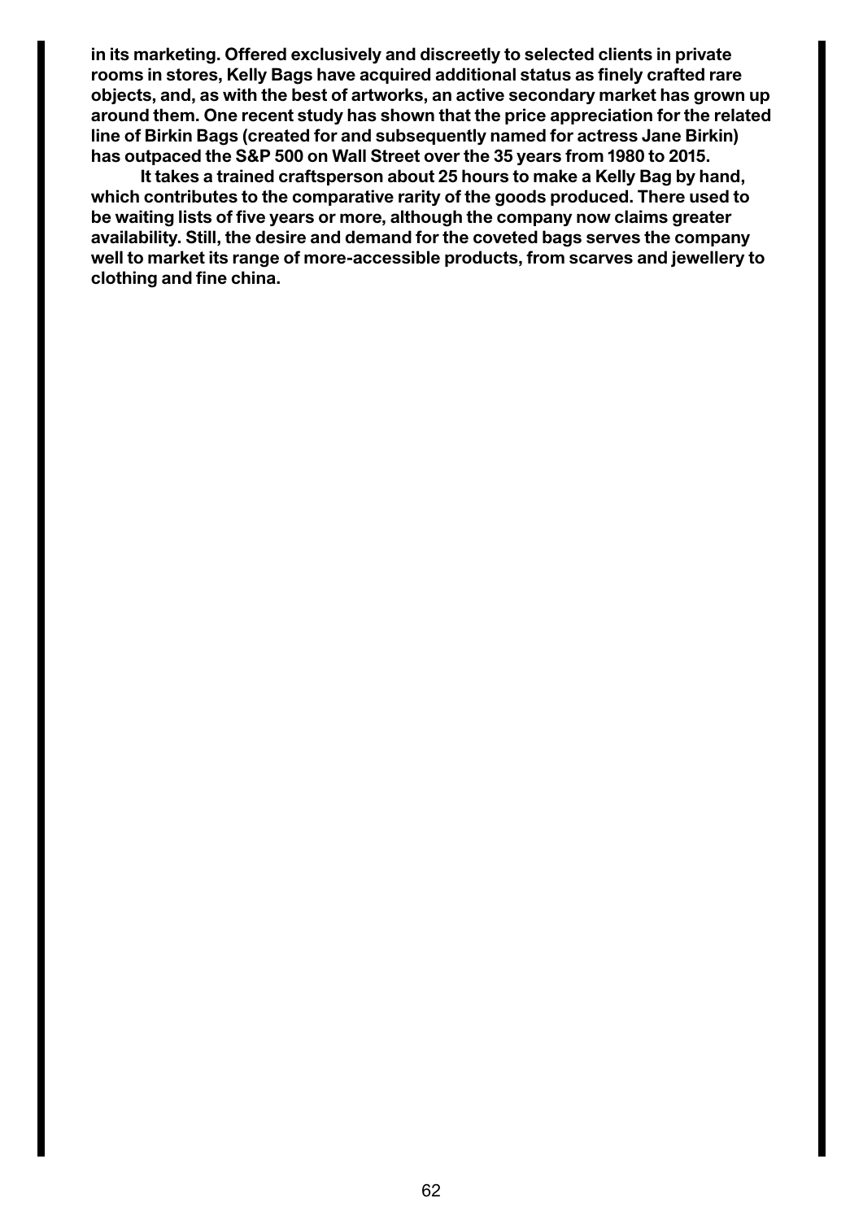**in its marketing. Offered exclusively and discreetly to selected clients in private rooms in stores, Kelly Bags have acquired additional status as finely crafted rare objects, and, as with the best of artworks, an active secondary market has grown up around them. One recent study has shown that the price appreciation for the related line of Birkin Bags (created for and subsequently named for actress Jane Birkin) has outpaced the S&P 500 on Wall Street over the 35 years from 1980 to 2015.**

**It takes a trained craftsperson about 25 hours to make a Kelly Bag by hand, which contributes to the comparative rarity of the goods produced. There used to be waiting lists of five years or more, although the company now claims greater availability. Still, the desire and demand for the coveted bags serves the company well to market its range of more-accessible products, from scarves and jewellery to clothing and fine china.**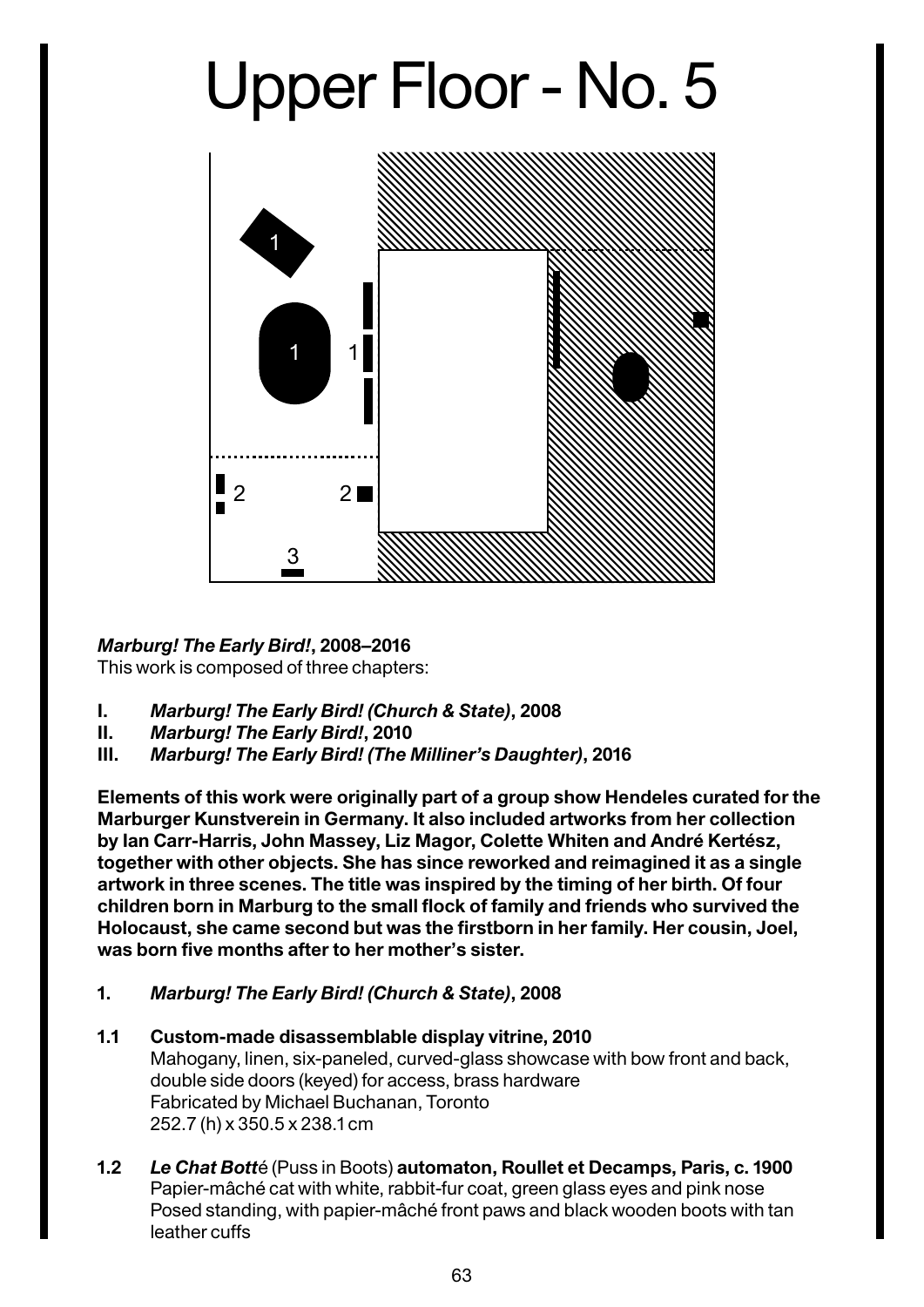# Upper Floor - No. 5

***Marburg! The Early Bird!*, 2008–2016**
This work is composed of three chapters:

- **I.** ***Marburg! The Early Bird! (Church & State)*, 2008**
- **II.** ***Marburg! The Early Bird!*, 2010**
- **III.** ***Marburg! The Early Bird! (The Milliner's Daughter)*, 2016**

**Elements of this work were originally part of a group show Hendeles curated for the Marburger Kunstverein in Germany. It also included artworks from her collection by Ian Carr-Harris, John Massey, Liz Magor, Colette Whiten and André Kertész, together with other objects. She has since reworked and reimagined it as a single artwork in three scenes. The title was inspired by the timing of her birth. Of four children born in Marburg to the small flock of family and friends who survived the Holocaust, she came second but was the firstborn in her family. Her cousin, Joel, was born five months after to her mother's sister.**

**1.** ***Marburg! The Early Bird! (Church & State)*, 2008**

**1.1** **Custom-made disassemblable display vitrine, 2010**
Mahogany, linen, six-paneled, curved-glass showcase with bow front and back, double side doors (keyed) for access, brass hardware
Fabricated by Michael Buchanan, Toronto
252.7 (h) x 350.5 x 238.1 cm

**1.2** ***Le Chat Bott*é (Puss in Boots) automaton, Roullet et Decamps, Paris, c. 1900**
Papier-mâché cat with white, rabbit-fur coat, green glass eyes and pink nose
Posed standing, with papier-mâché front paws and black wooden boots with tan leather cuffs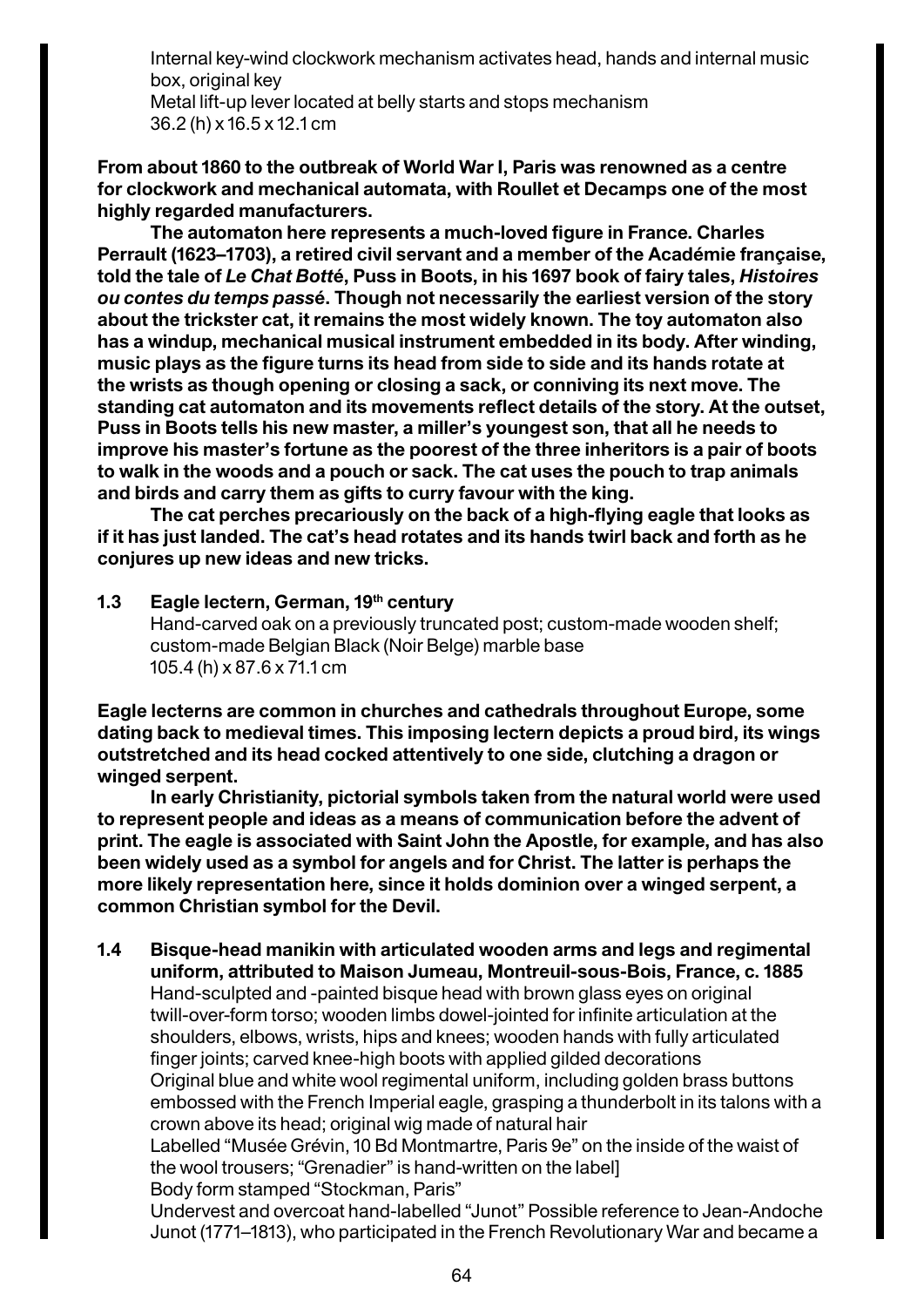Internal key-wind clockwork mechanism activates head, hands and internal music box, original key
Metal lift-up lever located at belly starts and stops mechanism
36.2 (h) x 16.5 x 12.1 cm

**From about 1860 to the outbreak of World War I, Paris was renowned as a centre for clockwork and mechanical automata, with Roullet et Decamps one of the most highly regarded manufacturers.**

**The automaton here represents a much-loved figure in France. Charles Perrault (1623–1703), a retired civil servant and a member of the Académie française, told the tale of *Le Chat Botté*, Puss in Boots, in his 1697 book of fairy tales, *Histoires ou contes du temps passé*. Though not necessarily the earliest version of the story about the trickster cat, it remains the most widely known. The toy automaton also has a windup, mechanical musical instrument embedded in its body. After winding, music plays as the figure turns its head from side to side and its hands rotate at the wrists as though opening or closing a sack, or conniving its next move. The standing cat automaton and its movements reflect details of the story. At the outset, Puss in Boots tells his new master, a miller's youngest son, that all he needs to improve his master's fortune as the poorest of the three inheritors is a pair of boots to walk in the woods and a pouch or sack. The cat uses the pouch to trap animals and birds and carry them as gifts to curry favour with the king.**

**The cat perches precariously on the back of a high-flying eagle that looks as if it has just landed. The cat's head rotates and its hands twirl back and forth as he conjures up new ideas and new tricks.**

**1.3 Eagle lectern, German, 19th century**
Hand-carved oak on a previously truncated post; custom-made wooden shelf; custom-made Belgian Black (Noir Belge) marble base
105.4 (h) x 87.6 x 71.1 cm

**Eagle lecterns are common in churches and cathedrals throughout Europe, some dating back to medieval times. This imposing lectern depicts a proud bird, its wings outstretched and its head cocked attentively to one side, clutching a dragon or winged serpent.**

**In early Christianity, pictorial symbols taken from the natural world were used to represent people and ideas as a means of communication before the advent of print. The eagle is associated with Saint John the Apostle, for example, and has also been widely used as a symbol for angels and for Christ. The latter is perhaps the more likely representation here, since it holds dominion over a winged serpent, a common Christian symbol for the Devil.**

**1.4 Bisque-head manikin with articulated wooden arms and legs and regimental uniform, attributed to Maison Jumeau, Montreuil-sous-Bois, France, c. 1885**
Hand-sculpted and -painted bisque head with brown glass eyes on original twill-over-form torso; wooden limbs dowel-jointed for infinite articulation at the shoulders, elbows, wrists, hips and knees; wooden hands with fully articulated finger joints; carved knee-high boots with applied gilded decorations
Original blue and white wool regimental uniform, including golden brass buttons embossed with the French Imperial eagle, grasping a thunderbolt in its talons with a crown above its head; original wig made of natural hair
Labelled "Musée Grévin, 10 Bd Montmartre, Paris 9e" on the inside of the waist of the wool trousers; "Grenadier" is hand-written on the label]
Body form stamped "Stockman, Paris"
Undervest and overcoat hand-labelled "Junot" Possible reference to Jean-Andoche Junot (1771–1813), who participated in the French Revolutionary War and became a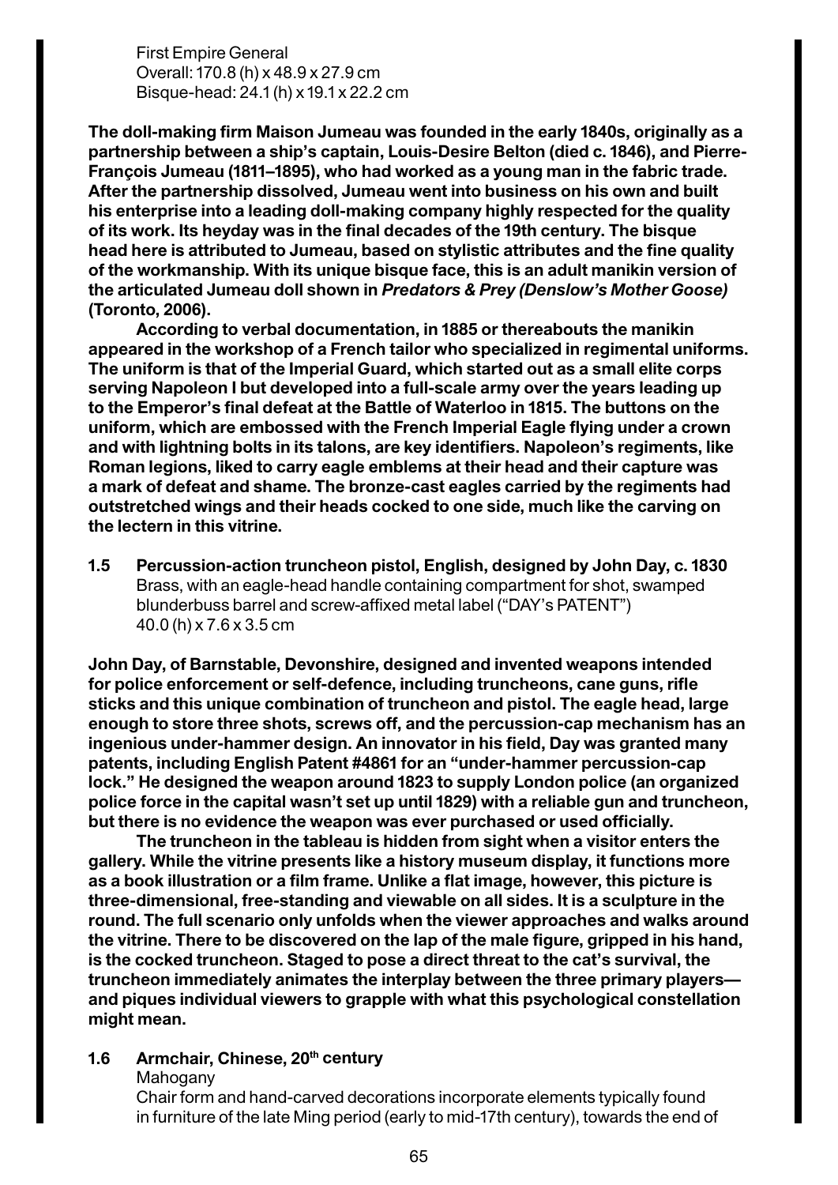First Empire General
Overall: 170.8 (h) x 48.9 x 27.9 cm
Bisque-head: 24.1 (h) x 19.1 x 22.2 cm

**The doll-making firm Maison Jumeau was founded in the early 1840s, originally as a partnership between a ship's captain, Louis-Desire Belton (died c. 1846), and Pierre-François Jumeau (1811–1895), who had worked as a young man in the fabric trade. After the partnership dissolved, Jumeau went into business on his own and built his enterprise into a leading doll-making company highly respected for the quality of its work. Its heyday was in the final decades of the 19th century. The bisque head here is attributed to Jumeau, based on stylistic attributes and the fine quality of the workmanship. With its unique bisque face, this is an adult manikin version of the articulated Jumeau doll shown in *Predators & Prey (Denslow's Mother Goose)* (Toronto, 2006).**

**According to verbal documentation, in 1885 or thereabouts the manikin appeared in the workshop of a French tailor who specialized in regimental uniforms. The uniform is that of the Imperial Guard, which started out as a small elite corps serving Napoleon I but developed into a full-scale army over the years leading up to the Emperor's final defeat at the Battle of Waterloo in 1815. The buttons on the uniform, which are embossed with the French Imperial Eagle flying under a crown and with lightning bolts in its talons, are key identifiers. Napoleon's regiments, like Roman legions, liked to carry eagle emblems at their head and their capture was a mark of defeat and shame. The bronze-cast eagles carried by the regiments had outstretched wings and their heads cocked to one side, much like the carving on the lectern in this vitrine.**

**1.5 Percussion-action truncheon pistol, English, designed by John Day, c. 1830**
Brass, with an eagle-head handle containing compartment for shot, swamped blunderbuss barrel and screw-affixed metal label ("DAY's PATENT")
40.0 (h) x 7.6 x 3.5 cm

**John Day, of Barnstable, Devonshire, designed and invented weapons intended for police enforcement or self-defence, including truncheons, cane guns, rifle sticks and this unique combination of truncheon and pistol. The eagle head, large enough to store three shots, screws off, and the percussion-cap mechanism has an ingenious under-hammer design. An innovator in his field, Day was granted many patents, including English Patent #4861 for an "under-hammer percussion-cap lock." He designed the weapon around 1823 to supply London police (an organized police force in the capital wasn't set up until 1829) with a reliable gun and truncheon, but there is no evidence the weapon was ever purchased or used officially.**

**The truncheon in the tableau is hidden from sight when a visitor enters the gallery. While the vitrine presents like a history museum display, it functions more as a book illustration or a film frame. Unlike a flat image, however, this picture is three-dimensional, free-standing and viewable on all sides. It is a sculpture in the round. The full scenario only unfolds when the viewer approaches and walks around the vitrine. There to be discovered on the lap of the male figure, gripped in his hand, is the cocked truncheon. Staged to pose a direct threat to the cat's survival, the truncheon immediately animates the interplay between the three primary players—and piques individual viewers to grapple with what this psychological constellation might mean.**

**1.6 Armchair, Chinese, 20th century**
Mahogany
Chair form and hand-carved decorations incorporate elements typically found in furniture of the late Ming period (early to mid-17th century), towards the end of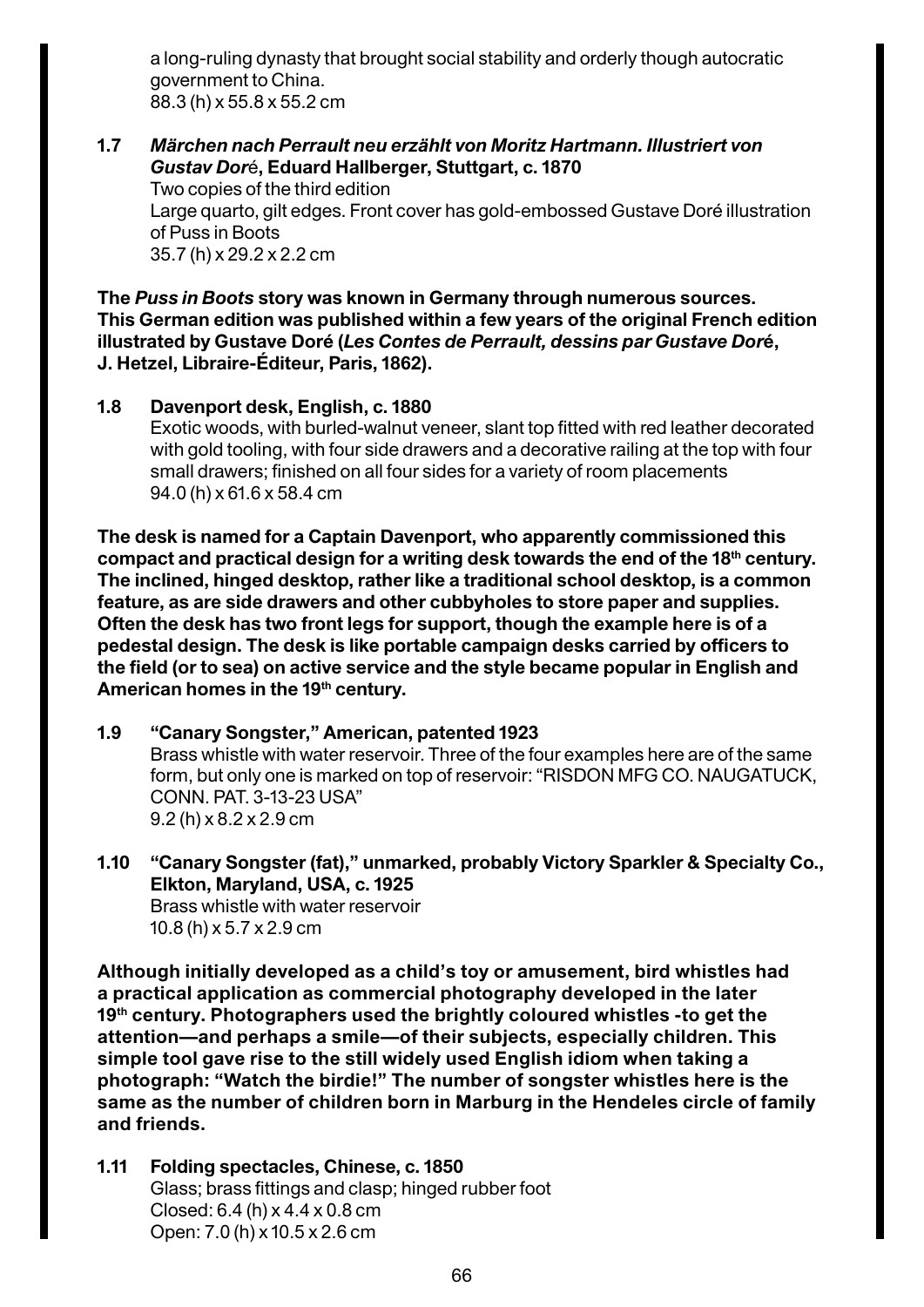a long-ruling dynasty that brought social stability and orderly though autocratic government to China.
88.3 (h) x 55.8 x 55.2 cm

**1.7** ***Märchen nach Perrault neu erzählt von Moritz Hartmann. Illustriert von Gustav Dor*****é, Eduard Hallberger, Stuttgart, c. 1870**
Two copies of the third edition
Large quarto, gilt edges. Front cover has gold-embossed Gustave Doré illustration of Puss in Boots
35.7 (h) x 29.2 x 2.2 cm

**The *Puss in Boots* story was known in Germany through numerous sources. This German edition was published within a few years of the original French edition illustrated by Gustave Doré (*Les Contes de Perrault, dessins par Gustave Dor*é, J. Hetzel, Libraire-Éditeur, Paris, 1862).**

**1.8** **Davenport desk, English, c. 1880**
Exotic woods, with burled-walnut veneer, slant top fitted with red leather decorated with gold tooling, with four side drawers and a decorative railing at the top with four small drawers; finished on all four sides for a variety of room placements
94.0 (h) x 61.6 x 58.4 cm

**The desk is named for a Captain Davenport, who apparently commissioned this compact and practical design for a writing desk towards the end of the 18th century. The inclined, hinged desktop, rather like a traditional school desktop, is a common feature, as are side drawers and other cubbyholes to store paper and supplies. Often the desk has two front legs for support, though the example here is of a pedestal design. The desk is like portable campaign desks carried by officers to the field (or to sea) on active service and the style became popular in English and American homes in the 19th century.**

**1.9** **"Canary Songster," American, patented 1923**
Brass whistle with water reservoir. Three of the four examples here are of the same form, but only one is marked on top of reservoir: "RISDON MFG CO. NAUGATUCK, CONN. PAT. 3-13-23 USA"
9.2 (h) x 8.2 x 2.9 cm

**1.10** **"Canary Songster (fat)," unmarked, probably Victory Sparkler & Specialty Co., Elkton, Maryland, USA, c. 1925**
Brass whistle with water reservoir
10.8 (h) x 5.7 x 2.9 cm

**Although initially developed as a child's toy or amusement, bird whistles had a practical application as commercial photography developed in the later 19th century. Photographers used the brightly coloured whistles -to get the attention—and perhaps a smile—of their subjects, especially children. This simple tool gave rise to the still widely used English idiom when taking a photograph: "Watch the birdie!" The number of songster whistles here is the same as the number of children born in Marburg in the Hendeles circle of family and friends.**

**1.11** **Folding spectacles, Chinese, c. 1850**
Glass; brass fittings and clasp; hinged rubber foot
Closed: 6.4 (h) x 4.4 x 0.8 cm
Open: 7.0 (h) x 10.5 x 2.6 cm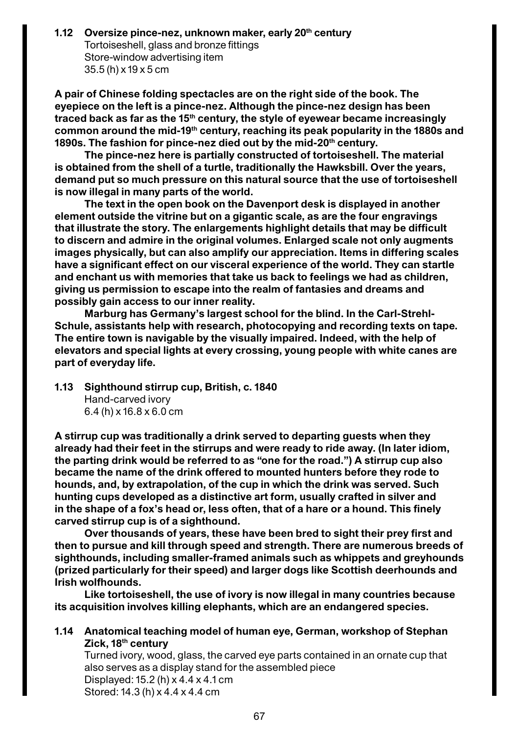**1.12 Oversize pince-nez, unknown maker, early 20th century**
Tortoiseshell, glass and bronze fittings
Store-window advertising item
35.5 (h) x 19 x 5 cm

**A pair of Chinese folding spectacles are on the right side of the book. The eyepiece on the left is a pince-nez. Although the pince-nez design has been traced back as far as the 15th century, the style of eyewear became increasingly common around the mid-19th century, reaching its peak popularity in the 1880s and 1890s. The fashion for pince-nez died out by the mid-20th century.**

**The pince-nez here is partially constructed of tortoiseshell. The material is obtained from the shell of a turtle, traditionally the Hawksbill. Over the years, demand put so much pressure on this natural source that the use of tortoiseshell is now illegal in many parts of the world.**

**The text in the open book on the Davenport desk is displayed in another element outside the vitrine but on a gigantic scale, as are the four engravings that illustrate the story. The enlargements highlight details that may be difficult to discern and admire in the original volumes. Enlarged scale not only augments images physically, but can also amplify our appreciation. Items in differing scales have a significant effect on our visceral experience of the world. They can startle and enchant us with memories that take us back to feelings we had as children, giving us permission to escape into the realm of fantasies and dreams and possibly gain access to our inner reality.**

**Marburg has Germany's largest school for the blind. In the Carl-Strehl-Schule, assistants help with research, photocopying and recording texts on tape. The entire town is navigable by the visually impaired. Indeed, with the help of elevators and special lights at every crossing, young people with white canes are part of everyday life.**

**1.13 Sighthound stirrup cup, British, c. 1840**
Hand-carved ivory
6.4 (h) x 16.8 x 6.0 cm

**A stirrup cup was traditionally a drink served to departing guests when they already had their feet in the stirrups and were ready to ride away. (In later idiom, the parting drink would be referred to as "one for the road.") A stirrup cup also became the name of the drink offered to mounted hunters before they rode to hounds, and, by extrapolation, of the cup in which the drink was served. Such hunting cups developed as a distinctive art form, usually crafted in silver and in the shape of a fox's head or, less often, that of a hare or a hound. This finely carved stirrup cup is of a sighthound.**

**Over thousands of years, these have been bred to sight their prey first and then to pursue and kill through speed and strength. There are numerous breeds of sighthounds, including smaller-framed animals such as whippets and greyhounds (prized particularly for their speed) and larger dogs like Scottish deerhounds and Irish wolfhounds.**

**Like tortoiseshell, the use of ivory is now illegal in many countries because its acquisition involves killing elephants, which are an endangered species.**

**1.14 Anatomical teaching model of human eye, German, workshop of Stephan Zick, 18th century**
Turned ivory, wood, glass, the carved eye parts contained in an ornate cup that also serves as a display stand for the assembled piece
Displayed: 15.2 (h) x 4.4 x 4.1 cm
Stored: 14.3 (h) x 4.4 x 4.4 cm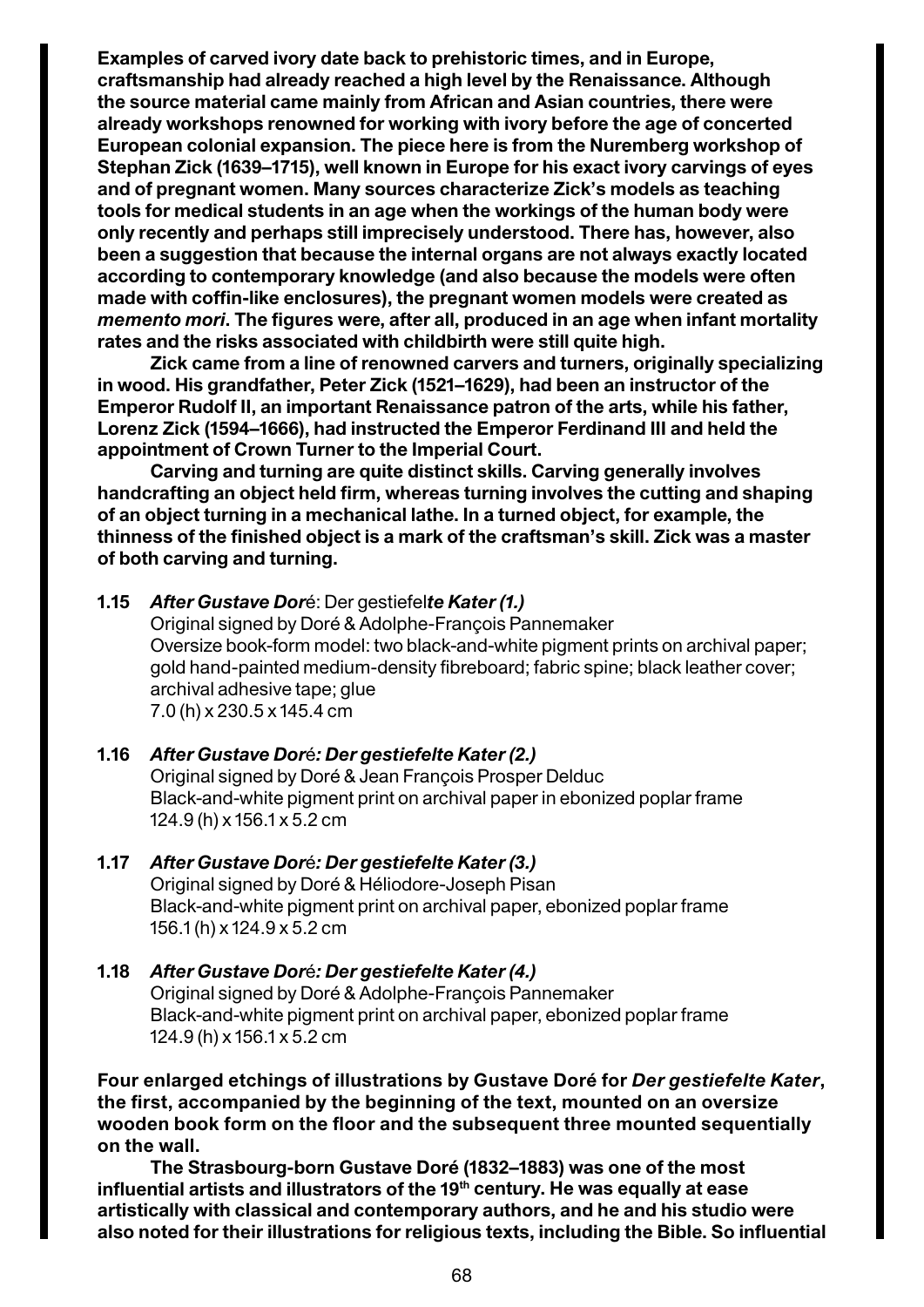**Examples of carved ivory date back to prehistoric times, and in Europe, craftsmanship had already reached a high level by the Renaissance. Although the source material came mainly from African and Asian countries, there were already workshops renowned for working with ivory before the age of concerted European colonial expansion. The piece here is from the Nuremberg workshop of Stephan Zick (1639–1715), well known in Europe for his exact ivory carvings of eyes and of pregnant women. Many sources characterize Zick's models as teaching tools for medical students in an age when the workings of the human body were only recently and perhaps still imprecisely understood. There has, however, also been a suggestion that because the internal organs are not always exactly located according to contemporary knowledge (and also because the models were often made with coffin-like enclosures), the pregnant women models were created as *memento mori*. The figures were, after all, produced in an age when infant mortality rates and the risks associated with childbirth were still quite high.**

**Zick came from a line of renowned carvers and turners, originally specializing in wood. His grandfather, Peter Zick (1521–1629), had been an instructor of the Emperor Rudolf II, an important Renaissance patron of the arts, while his father, Lorenz Zick (1594–1666), had instructed the Emperor Ferdinand III and held the appointment of Crown Turner to the Imperial Court.**

**Carving and turning are quite distinct skills. Carving generally involves handcrafting an object held firm, whereas turning involves the cutting and shaping of an object turning in a mechanical lathe. In a turned object, for example, the thinness of the finished object is a mark of the craftsman's skill. Zick was a master of both carving and turning.**

**1.15** ***After Gustave Dor*é: Der gestiefel*te Kater (1.)***
Original signed by Doré & Adolphe-François Pannemaker
Oversize book-form model: two black-and-white pigment prints on archival paper; gold hand-painted medium-density fibreboard; fabric spine; black leather cover; archival adhesive tape; glue
7.0 (h) x 230.5 x 145.4 cm

**1.16** ***After Gustave Dor*é*: Der gestiefelte Kater (2.)***
Original signed by Doré & Jean François Prosper Delduc
Black-and-white pigment print on archival paper in ebonized poplar frame
124.9 (h) x 156.1 x 5.2 cm

**1.17** ***After Gustave Dor*é*: Der gestiefelte Kater (3.)***
Original signed by Doré & Héliodore-Joseph Pisan
Black-and-white pigment print on archival paper, ebonized poplar frame
156.1 (h) x 124.9 x 5.2 cm

**1.18** ***After Gustave Dor*é*: Der gestiefelte Kater (4.)***
Original signed by Doré & Adolphe-François Pannemaker
Black-and-white pigment print on archival paper, ebonized poplar frame
124.9 (h) x 156.1 x 5.2 cm

**Four enlarged etchings of illustrations by Gustave Doré for *Der gestiefelte Kater*, the first, accompanied by the beginning of the text, mounted on an oversize wooden book form on the floor and the subsequent three mounted sequentially on the wall.**

**The Strasbourg-born Gustave Doré (1832–1883) was one of the most influential artists and illustrators of the 19th century. He was equally at ease artistically with classical and contemporary authors, and he and his studio were also noted for their illustrations for religious texts, including the Bible. So influential**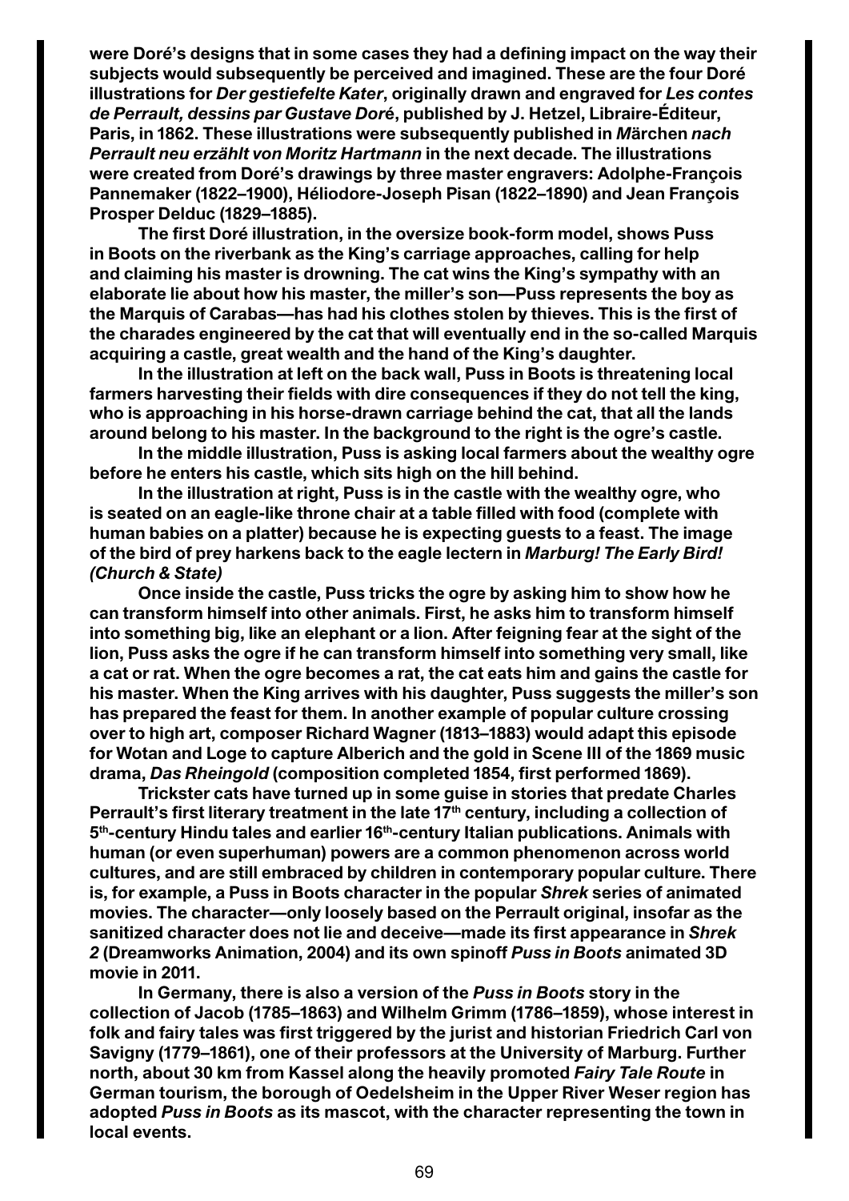**were Doré's designs that in some cases they had a defining impact on the way their subjects would subsequently be perceived and imagined. These are the four Doré illustrations for *Der gestiefelte Kater*, originally drawn and engraved for *Les contes de Perrault, dessins par Gustave Doré*, published by J. Hetzel, Libraire-Éditeur, Paris, in 1862. These illustrations were subsequently published in *Märchen nach Perrault neu erzählt von Moritz Hartmann* in the next decade. The illustrations were created from Doré's drawings by three master engravers: Adolphe-François Pannemaker (1822–1900), Héliodore-Joseph Pisan (1822–1890) and Jean François Prosper Delduc (1829–1885).**

**The first Doré illustration, in the oversize book-form model, shows Puss in Boots on the riverbank as the King's carriage approaches, calling for help and claiming his master is drowning. The cat wins the King's sympathy with an elaborate lie about how his master, the miller's son—Puss represents the boy as the Marquis of Carabas—has had his clothes stolen by thieves. This is the first of the charades engineered by the cat that will eventually end in the so-called Marquis acquiring a castle, great wealth and the hand of the King's daughter.**

**In the illustration at left on the back wall, Puss in Boots is threatening local farmers harvesting their fields with dire consequences if they do not tell the king, who is approaching in his horse-drawn carriage behind the cat, that all the lands around belong to his master. In the background to the right is the ogre's castle.**

**In the middle illustration, Puss is asking local farmers about the wealthy ogre before he enters his castle, which sits high on the hill behind.**

**In the illustration at right, Puss is in the castle with the wealthy ogre, who is seated on an eagle-like throne chair at a table filled with food (complete with human babies on a platter) because he is expecting guests to a feast. The image of the bird of prey harkens back to the eagle lectern in *Marburg! The Early Bird! (Church & State)***

**Once inside the castle, Puss tricks the ogre by asking him to show how he can transform himself into other animals. First, he asks him to transform himself into something big, like an elephant or a lion. After feigning fear at the sight of the lion, Puss asks the ogre if he can transform himself into something very small, like a cat or rat. When the ogre becomes a rat, the cat eats him and gains the castle for his master. When the King arrives with his daughter, Puss suggests the miller's son has prepared the feast for them. In another example of popular culture crossing over to high art, composer Richard Wagner (1813–1883) would adapt this episode for Wotan and Loge to capture Alberich and the gold in Scene III of the 1869 music drama, *Das Rheingold* (composition completed 1854, first performed 1869).**

**Trickster cats have turned up in some guise in stories that predate Charles Perrault's first literary treatment in the late 17th century, including a collection of 5th-century Hindu tales and earlier 16th-century Italian publications. Animals with human (or even superhuman) powers are a common phenomenon across world cultures, and are still embraced by children in contemporary popular culture. There is, for example, a Puss in Boots character in the popular *Shrek* series of animated movies. The character—only loosely based on the Perrault original, insofar as the sanitized character does not lie and deceive—made its first appearance in *Shrek 2* (Dreamworks Animation, 2004) and its own spinoff *Puss in Boots* animated 3D movie in 2011.**

**In Germany, there is also a version of the *Puss in Boots* story in the collection of Jacob (1785–1863) and Wilhelm Grimm (1786–1859), whose interest in folk and fairy tales was first triggered by the jurist and historian Friedrich Carl von Savigny (1779–1861), one of their professors at the University of Marburg. Further north, about 30 km from Kassel along the heavily promoted *Fairy Tale Route* in German tourism, the borough of Oedelsheim in the Upper River Weser region has adopted *Puss in Boots* as its mascot, with the character representing the town in local events.**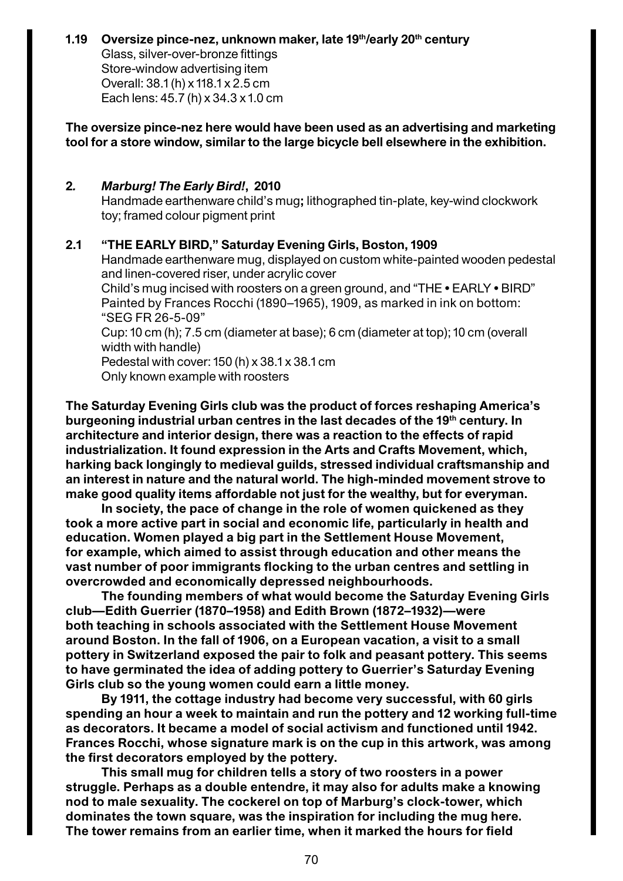**1.19 Oversize pince-nez, unknown maker, late 19th/early 20th century**
Glass, silver-over-bronze fittings
Store-window advertising item
Overall: 38.1 (h) x 118.1 x 2.5 cm
Each lens: 45.7 (h) x 34.3 x 1.0 cm

**The oversize pince-nez here would have been used as an advertising and marketing tool for a store window, similar to the large bicycle bell elsewhere in the exhibition.**

**2. *Marburg! The Early Bird!*, 2010**
Handmade earthenware child's mug**;** lithographed tin-plate, key-wind clockwork toy; framed colour pigment print

**2.1 "THE EARLY BIRD," Saturday Evening Girls, Boston, 1909**
Handmade earthenware mug, displayed on custom white-painted wooden pedestal and linen-covered riser, under acrylic cover
Child's mug incised with roosters on a green ground, and "THE • EARLY • BIRD"
Painted by Frances Rocchi (1890–1965), 1909, as marked in ink on bottom: "SEG FR 26-5-09"
Cup: 10 cm (h); 7.5 cm (diameter at base); 6 cm (diameter at top); 10 cm (overall width with handle)
Pedestal with cover: 150 (h) x 38.1 x 38.1 cm
Only known example with roosters

**The Saturday Evening Girls club was the product of forces reshaping America's burgeoning industrial urban centres in the last decades of the 19th century. In architecture and interior design, there was a reaction to the effects of rapid industrialization. It found expression in the Arts and Crafts Movement, which, harking back longingly to medieval guilds, stressed individual craftsmanship and an interest in nature and the natural world. The high-minded movement strove to make good quality items affordable not just for the wealthy, but for everyman.**

**In society, the pace of change in the role of women quickened as they took a more active part in social and economic life, particularly in health and education. Women played a big part in the Settlement House Movement, for example, which aimed to assist through education and other means the vast number of poor immigrants flocking to the urban centres and settling in overcrowded and economically depressed neighbourhoods.**

**The founding members of what would become the Saturday Evening Girls club—Edith Guerrier (1870–1958) and Edith Brown (1872–1932)—were both teaching in schools associated with the Settlement House Movement around Boston. In the fall of 1906, on a European vacation, a visit to a small pottery in Switzerland exposed the pair to folk and peasant pottery. This seems to have germinated the idea of adding pottery to Guerrier's Saturday Evening Girls club so the young women could earn a little money.**

**By 1911, the cottage industry had become very successful, with 60 girls spending an hour a week to maintain and run the pottery and 12 working full-time as decorators. It became a model of social activism and functioned until 1942. Frances Rocchi, whose signature mark is on the cup in this artwork, was among the first decorators employed by the pottery.**

**This small mug for children tells a story of two roosters in a power struggle. Perhaps as a double entendre, it may also for adults make a knowing nod to male sexuality. The cockerel on top of Marburg's clock-tower, which dominates the town square, was the inspiration for including the mug here. The tower remains from an earlier time, when it marked the hours for field**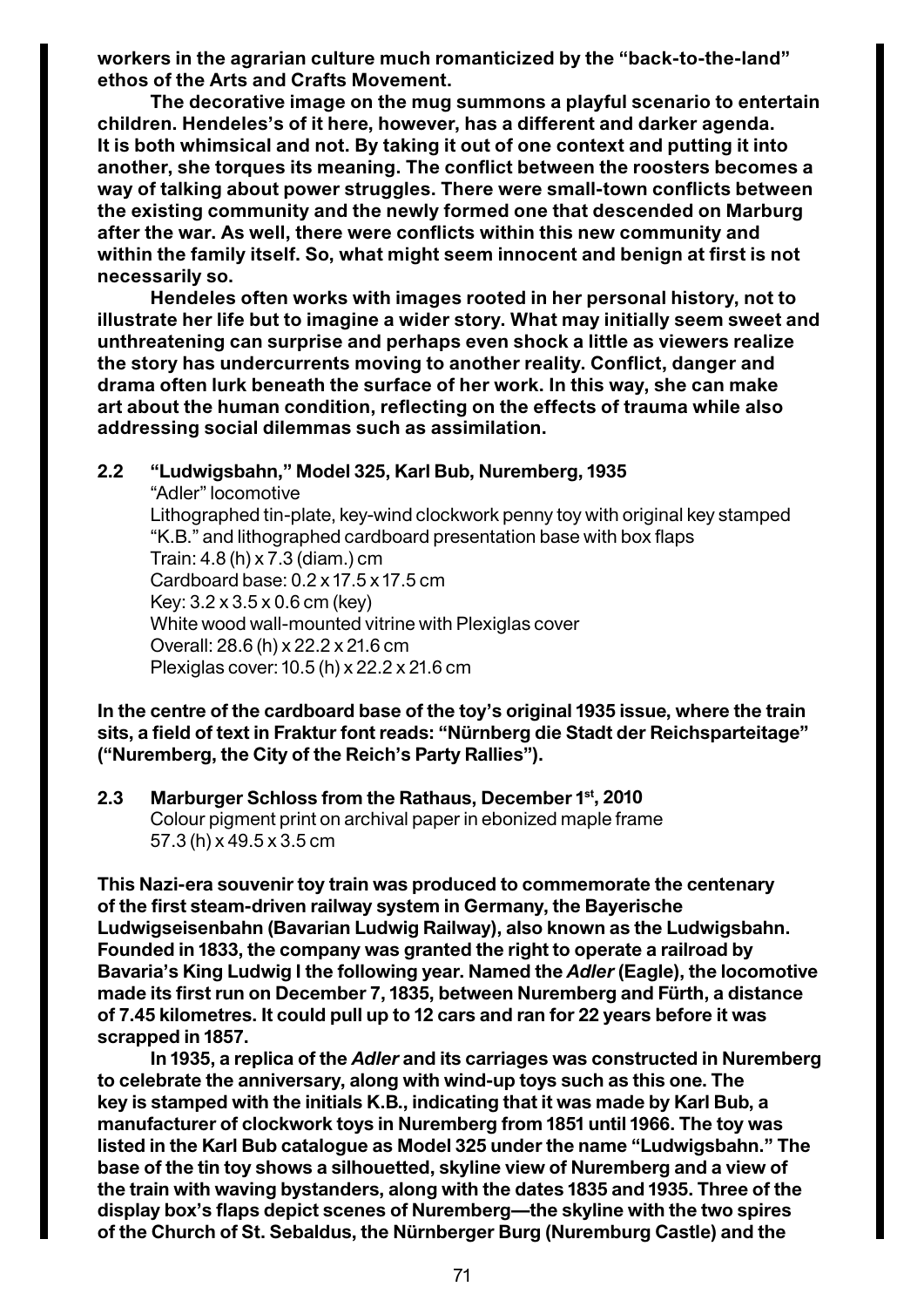**workers in the agrarian culture much romanticized by the "back-to-the-land" ethos of the Arts and Crafts Movement.**

**The decorative image on the mug summons a playful scenario to entertain children. Hendeles's of it here, however, has a different and darker agenda. It is both whimsical and not. By taking it out of one context and putting it into another, she torques its meaning. The conflict between the roosters becomes a way of talking about power struggles. There were small-town conflicts between the existing community and the newly formed one that descended on Marburg after the war. As well, there were conflicts within this new community and within the family itself. So, what might seem innocent and benign at first is not necessarily so.**

**Hendeles often works with images rooted in her personal history, not to illustrate her life but to imagine a wider story. What may initially seem sweet and unthreatening can surprise and perhaps even shock a little as viewers realize the story has undercurrents moving to another reality. Conflict, danger and drama often lurk beneath the surface of her work. In this way, she can make art about the human condition, reflecting on the effects of trauma while also addressing social dilemmas such as assimilation.**

**2.2 "Ludwigsbahn," Model 325, Karl Bub, Nuremberg, 1935**
"Adler" locomotive
Lithographed tin-plate, key-wind clockwork penny toy with original key stamped "K.B." and lithographed cardboard presentation base with box flaps
Train: 4.8 (h) x 7.3 (diam.) cm
Cardboard base: 0.2 x 17.5 x 17.5 cm
Key: 3.2 x 3.5 x 0.6 cm (key)
White wood wall-mounted vitrine with Plexiglas cover
Overall: 28.6 (h) x 22.2 x 21.6 cm
Plexiglas cover: 10.5 (h) x 22.2 x 21.6 cm

**In the centre of the cardboard base of the toy's original 1935 issue, where the train sits, a field of text in Fraktur font reads: "Nürnberg die Stadt der Reichsparteitage" ("Nuremberg, the City of the Reich's Party Rallies").**

**2.3 Marburger Schloss from the Rathaus, December 1st, 2010**
Colour pigment print on archival paper in ebonized maple frame
57.3 (h) x 49.5 x 3.5 cm

**This Nazi-era souvenir toy train was produced to commemorate the centenary of the first steam-driven railway system in Germany, the Bayerische Ludwigseisenbahn (Bavarian Ludwig Railway), also known as the Ludwigsbahn. Founded in 1833, the company was granted the right to operate a railroad by Bavaria's King Ludwig I the following year. Named the *Adler* (Eagle), the locomotive made its first run on December 7, 1835, between Nuremberg and Fürth, a distance of 7.45 kilometres. It could pull up to 12 cars and ran for 22 years before it was scrapped in 1857.**

**In 1935, a replica of the *Adler* and its carriages was constructed in Nuremberg to celebrate the anniversary, along with wind-up toys such as this one. The key is stamped with the initials K.B., indicating that it was made by Karl Bub, a manufacturer of clockwork toys in Nuremberg from 1851 until 1966. The toy was listed in the Karl Bub catalogue as Model 325 under the name "Ludwigsbahn." The base of the tin toy shows a silhouetted, skyline view of Nuremberg and a view of the train with waving bystanders, along with the dates 1835 and 1935. Three of the display box's flaps depict scenes of Nuremberg—the skyline with the two spires of the Church of St. Sebaldus, the Nürnberger Burg (Nuremburg Castle) and the**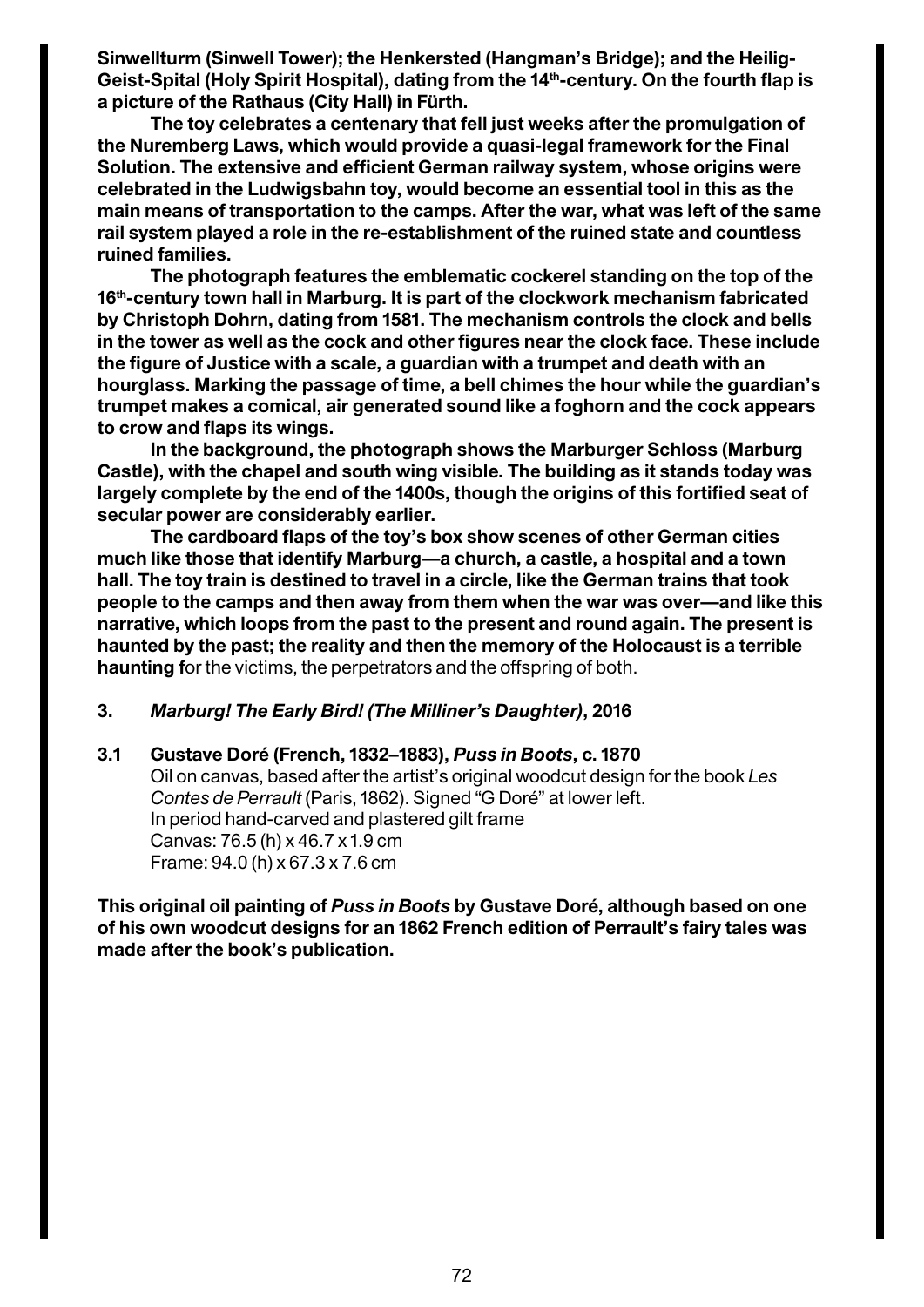**Sinwellturm (Sinwell Tower); the Henkersted (Hangman's Bridge); and the Heilig-Geist-Spital (Holy Spirit Hospital), dating from the 14th-century. On the fourth flap is a picture of the Rathaus (City Hall) in Fürth.**

**The toy celebrates a centenary that fell just weeks after the promulgation of the Nuremberg Laws, which would provide a quasi-legal framework for the Final Solution. The extensive and efficient German railway system, whose origins were celebrated in the Ludwigsbahn toy, would become an essential tool in this as the main means of transportation to the camps. After the war, what was left of the same rail system played a role in the re-establishment of the ruined state and countless ruined families.**

**The photograph features the emblematic cockerel standing on the top of the 16th-century town hall in Marburg. It is part of the clockwork mechanism fabricated by Christoph Dohrn, dating from 1581. The mechanism controls the clock and bells in the tower as well as the cock and other figures near the clock face. These include the figure of Justice with a scale, a guardian with a trumpet and death with an hourglass. Marking the passage of time, a bell chimes the hour while the guardian's trumpet makes a comical, air generated sound like a foghorn and the cock appears to crow and flaps its wings.**

**In the background, the photograph shows the Marburger Schloss (Marburg Castle), with the chapel and south wing visible. The building as it stands today was largely complete by the end of the 1400s, though the origins of this fortified seat of secular power are considerably earlier.**

**The cardboard flaps of the toy's box show scenes of other German cities much like those that identify Marburg—a church, a castle, a hospital and a town hall. The toy train is destined to travel in a circle, like the German trains that took people to the camps and then away from them when the war was over—and like this narrative, which loops from the past to the present and round again. The present is haunted by the past; the reality and then the memory of the Holocaust is a terrible haunting f**or the victims, the perpetrators and the offspring of both.

## 3. *Marburg! The Early Bird! (The Milliner's Daughter)*, 2016

### 3.1 Gustave Doré (French, 1832–1883), *Puss in Boots*, c. 1870

Oil on canvas, based after the artist's original woodcut design for the book *Les Contes de Perrault* (Paris, 1862). Signed "G Doré" at lower left.
In period hand-carved and plastered gilt frame
Canvas: 76.5 (h) x 46.7 x 1.9 cm
Frame: 94.0 (h) x 67.3 x 7.6 cm

**This original oil painting of *Puss in Boots* by Gustave Doré, although based on one of his own woodcut designs for an 1862 French edition of Perrault's fairy tales was made after the book's publication.**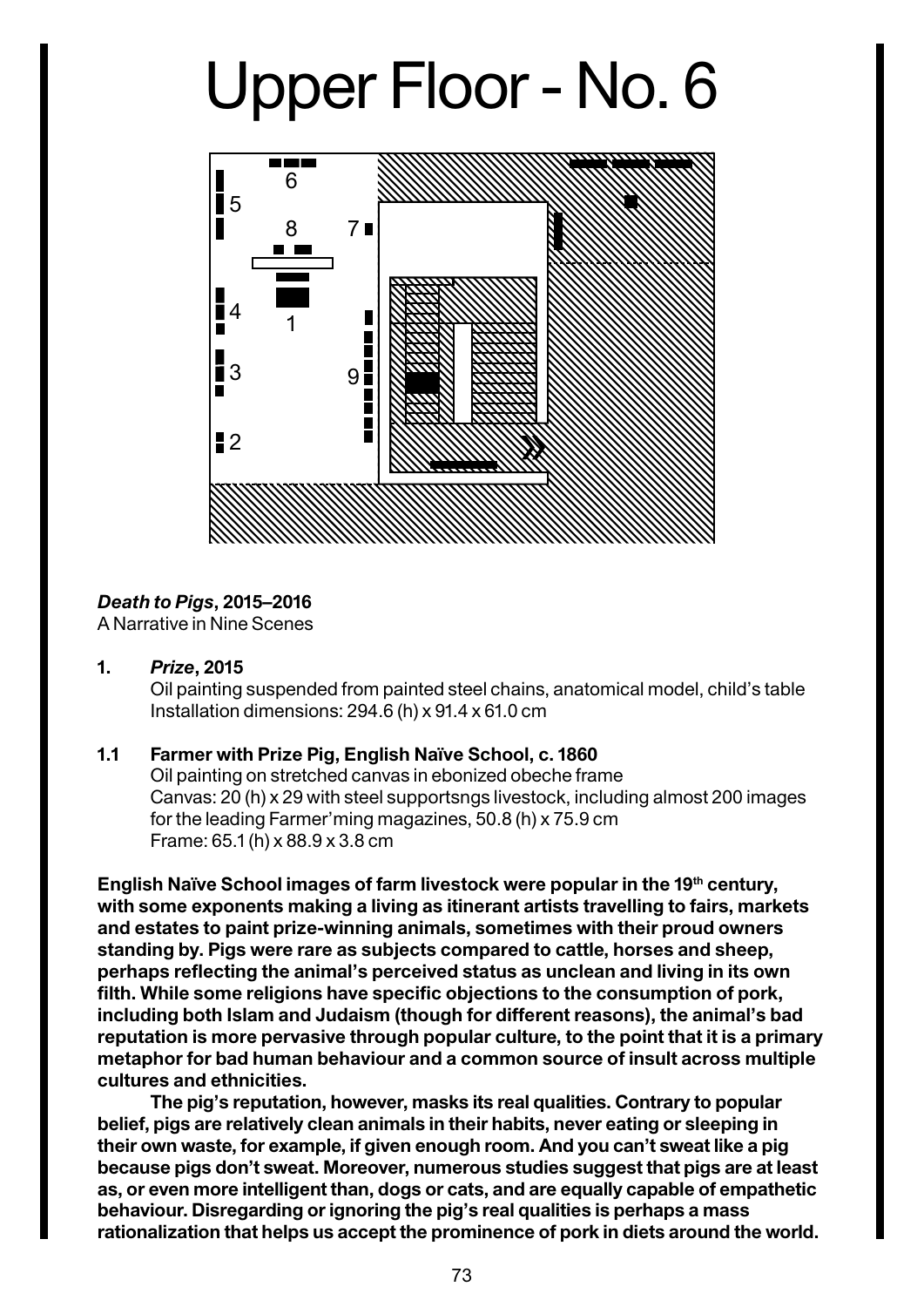# Upper Floor - No. 6

***Death to Pigs*, 2015–2016**
A Narrative in Nine Scenes

**1. *Prize*, 2015**
Oil painting suspended from painted steel chains, anatomical model, child's table
Installation dimensions: 294.6 (h) x 91.4 x 61.0 cm

**1.1 Farmer with Prize Pig, English Naïve School, c. 1860**
Oil painting on stretched canvas in ebonized obeche frame
Canvas: 20 (h) x 29 with steel supportsngs livestock, including almost 200 images for the leading Farmer'ming magazines, 50.8 (h) x 75.9 cm
Frame: 65.1 (h) x 88.9 x 3.8 cm

**English Naïve School images of farm livestock were popular in the 19th century, with some exponents making a living as itinerant artists travelling to fairs, markets and estates to paint prize-winning animals, sometimes with their proud owners standing by. Pigs were rare as subjects compared to cattle, horses and sheep, perhaps reflecting the animal's perceived status as unclean and living in its own filth. While some religions have specific objections to the consumption of pork, including both Islam and Judaism (though for different reasons), the animal's bad reputation is more pervasive through popular culture, to the point that it is a primary metaphor for bad human behaviour and a common source of insult across multiple cultures and ethnicities.**

**The pig's reputation, however, masks its real qualities. Contrary to popular belief, pigs are relatively clean animals in their habits, never eating or sleeping in their own waste, for example, if given enough room. And you can't sweat like a pig because pigs don't sweat. Moreover, numerous studies suggest that pigs are at least as, or even more intelligent than, dogs or cats, and are equally capable of empathetic behaviour. Disregarding or ignoring the pig's real qualities is perhaps a mass rationalization that helps us accept the prominence of pork in diets around the world.**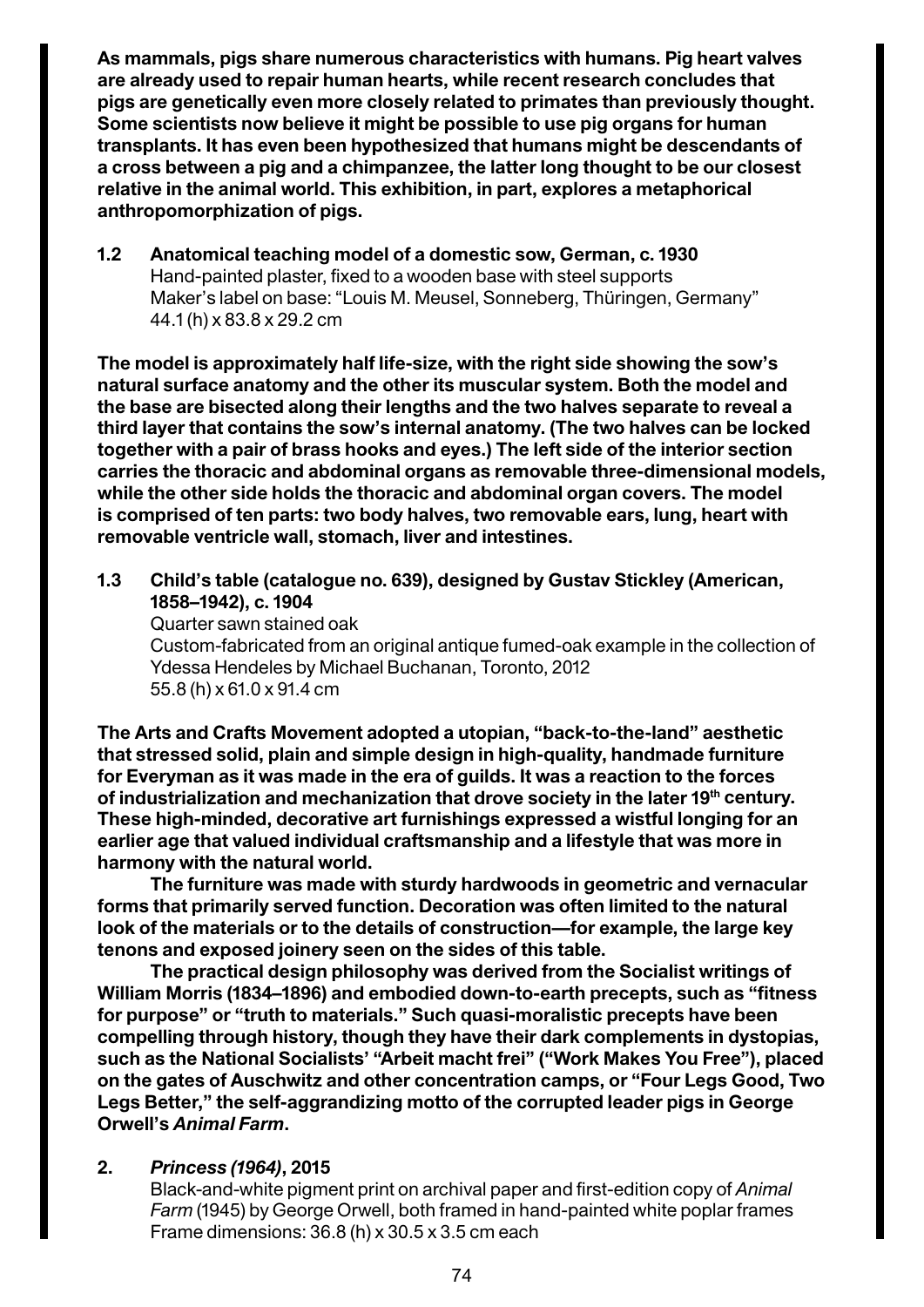**As mammals, pigs share numerous characteristics with humans. Pig heart valves are already used to repair human hearts, while recent research concludes that pigs are genetically even more closely related to primates than previously thought. Some scientists now believe it might be possible to use pig organs for human transplants. It has even been hypothesized that humans might be descendants of a cross between a pig and a chimpanzee, the latter long thought to be our closest relative in the animal world. This exhibition, in part, explores a metaphorical anthropomorphization of pigs.**

**1.2 Anatomical teaching model of a domestic sow, German, c. 1930**
Hand-painted plaster, fixed to a wooden base with steel supports
Maker's label on base: "Louis M. Meusel, Sonneberg, Thüringen, Germany"
44.1 (h) x 83.8 x 29.2 cm

**The model is approximately half life-size, with the right side showing the sow's natural surface anatomy and the other its muscular system. Both the model and the base are bisected along their lengths and the two halves separate to reveal a third layer that contains the sow's internal anatomy. (The two halves can be locked together with a pair of brass hooks and eyes.) The left side of the interior section carries the thoracic and abdominal organs as removable three-dimensional models, while the other side holds the thoracic and abdominal organ covers. The model is comprised of ten parts: two body halves, two removable ears, lung, heart with removable ventricle wall, stomach, liver and intestines.**

**1.3 Child's table (catalogue no. 639), designed by Gustav Stickley (American, 1858–1942), c. 1904**
Quarter sawn stained oak
Custom-fabricated from an original antique fumed-oak example in the collection of Ydessa Hendeles by Michael Buchanan, Toronto, 2012
55.8 (h) x 61.0 x 91.4 cm

**The Arts and Crafts Movement adopted a utopian, "back-to-the-land" aesthetic that stressed solid, plain and simple design in high-quality, handmade furniture for Everyman as it was made in the era of guilds. It was a reaction to the forces of industrialization and mechanization that drove society in the later 19th century. These high-minded, decorative art furnishings expressed a wistful longing for an earlier age that valued individual craftsmanship and a lifestyle that was more in harmony with the natural world.**

**The furniture was made with sturdy hardwoods in geometric and vernacular forms that primarily served function. Decoration was often limited to the natural look of the materials or to the details of construction—for example, the large key tenons and exposed joinery seen on the sides of this table.**

**The practical design philosophy was derived from the Socialist writings of William Morris (1834–1896) and embodied down-to-earth precepts, such as "fitness for purpose" or "truth to materials." Such quasi-moralistic precepts have been compelling through history, though they have their dark complements in dystopias, such as the National Socialists' "Arbeit macht frei" ("Work Makes You Free"), placed on the gates of Auschwitz and other concentration camps, or "Four Legs Good, Two Legs Better," the self-aggrandizing motto of the corrupted leader pigs in George Orwell's *Animal Farm*.**

**2. *Princess (1964)*, 2015**
Black-and-white pigment print on archival paper and first-edition copy of *Animal Farm* (1945) by George Orwell, both framed in hand-painted white poplar frames
Frame dimensions: 36.8 (h) x 30.5 x 3.5 cm each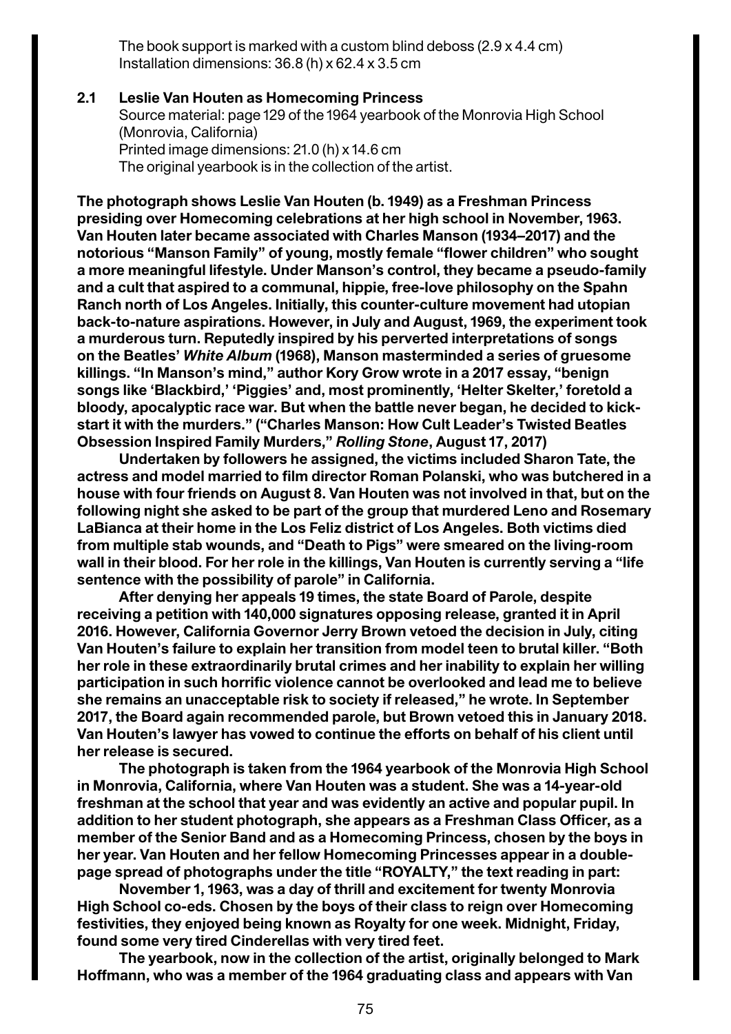The book support is marked with a custom blind deboss (2.9 x 4.4 cm)
Installation dimensions: 36.8 (h) x 62.4 x 3.5 cm

**2.1 Leslie Van Houten as Homecoming Princess**
Source material: page 129 of the 1964 yearbook of the Monrovia High School (Monrovia, California)
Printed image dimensions: 21.0 (h) x 14.6 cm
The original yearbook is in the collection of the artist.

**The photograph shows Leslie Van Houten (b. 1949) as a Freshman Princess presiding over Homecoming celebrations at her high school in November, 1963. Van Houten later became associated with Charles Manson (1934–2017) and the notorious "Manson Family" of young, mostly female "flower children" who sought a more meaningful lifestyle. Under Manson's control, they became a pseudo-family and a cult that aspired to a communal, hippie, free-love philosophy on the Spahn Ranch north of Los Angeles. Initially, this counter-culture movement had utopian back-to-nature aspirations. However, in July and August, 1969, the experiment took a murderous turn. Reputedly inspired by his perverted interpretations of songs on the Beatles' *White Album* (1968), Manson masterminded a series of gruesome killings. "In Manson's mind," author Kory Grow wrote in a 2017 essay, "benign songs like 'Blackbird,' 'Piggies' and, most prominently, 'Helter Skelter,' foretold a bloody, apocalyptic race war. But when the battle never began, he decided to kick-start it with the murders." ("Charles Manson: How Cult Leader's Twisted Beatles Obsession Inspired Family Murders," *Rolling Stone*, August 17, 2017)**

**Undertaken by followers he assigned, the victims included Sharon Tate, the actress and model married to film director Roman Polanski, who was butchered in a house with four friends on August 8. Van Houten was not involved in that, but on the following night she asked to be part of the group that murdered Leno and Rosemary LaBianca at their home in the Los Feliz district of Los Angeles. Both victims died from multiple stab wounds, and "Death to Pigs" were smeared on the living-room wall in their blood. For her role in the killings, Van Houten is currently serving a "life sentence with the possibility of parole" in California.**

**After denying her appeals 19 times, the state Board of Parole, despite receiving a petition with 140,000 signatures opposing release, granted it in April 2016. However, California Governor Jerry Brown vetoed the decision in July, citing Van Houten's failure to explain her transition from model teen to brutal killer. "Both her role in these extraordinarily brutal crimes and her inability to explain her willing participation in such horrific violence cannot be overlooked and lead me to believe she remains an unacceptable risk to society if released," he wrote. In September 2017, the Board again recommended parole, but Brown vetoed this in January 2018. Van Houten's lawyer has vowed to continue the efforts on behalf of his client until her release is secured.**

**The photograph is taken from the 1964 yearbook of the Monrovia High School in Monrovia, California, where Van Houten was a student. She was a 14-year-old freshman at the school that year and was evidently an active and popular pupil. In addition to her student photograph, she appears as a Freshman Class Officer, as a member of the Senior Band and as a Homecoming Princess, chosen by the boys in her year. Van Houten and her fellow Homecoming Princesses appear in a double-page spread of photographs under the title "ROYALTY," the text reading in part:**

**November 1, 1963, was a day of thrill and excitement for twenty Monrovia High School co-eds. Chosen by the boys of their class to reign over Homecoming festivities, they enjoyed being known as Royalty for one week. Midnight, Friday, found some very tired Cinderellas with very tired feet.**

**The yearbook, now in the collection of the artist, originally belonged to Mark Hoffmann, who was a member of the 1964 graduating class and appears with Van**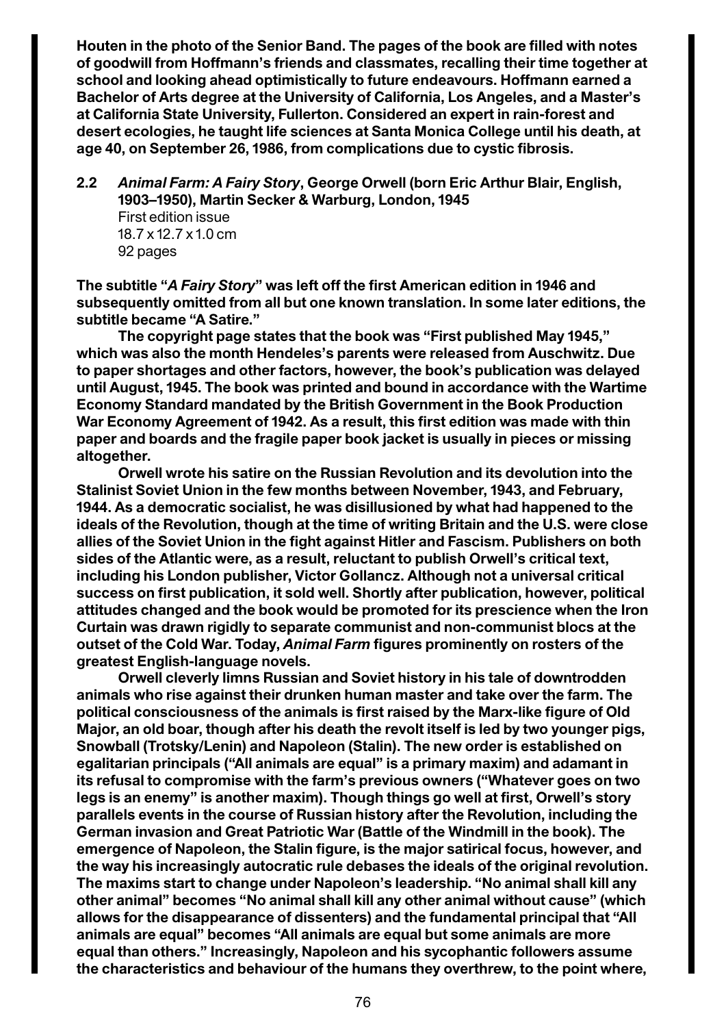**Houten in the photo of the Senior Band. The pages of the book are filled with notes of goodwill from Hoffmann's friends and classmates, recalling their time together at school and looking ahead optimistically to future endeavours. Hoffmann earned a Bachelor of Arts degree at the University of California, Los Angeles, and a Master's at California State University, Fullerton. Considered an expert in rain-forest and desert ecologies, he taught life sciences at Santa Monica College until his death, at age 40, on September 26, 1986, from complications due to cystic fibrosis.**

**2.2 *Animal Farm: A Fairy Story*, George Orwell (born Eric Arthur Blair, English, 1903–1950), Martin Secker & Warburg, London, 1945**
First edition issue
18.7 x 12.7 x 1.0 cm
92 pages

**The subtitle "*A Fairy Story*" was left off the first American edition in 1946 and subsequently omitted from all but one known translation. In some later editions, the subtitle became "A Satire."**

**The copyright page states that the book was "First published May 1945," which was also the month Hendeles's parents were released from Auschwitz. Due to paper shortages and other factors, however, the book's publication was delayed until August, 1945. The book was printed and bound in accordance with the Wartime Economy Standard mandated by the British Government in the Book Production War Economy Agreement of 1942. As a result, this first edition was made with thin paper and boards and the fragile paper book jacket is usually in pieces or missing altogether.**

**Orwell wrote his satire on the Russian Revolution and its devolution into the Stalinist Soviet Union in the few months between November, 1943, and February, 1944. As a democratic socialist, he was disillusioned by what had happened to the ideals of the Revolution, though at the time of writing Britain and the U.S. were close allies of the Soviet Union in the fight against Hitler and Fascism. Publishers on both sides of the Atlantic were, as a result, reluctant to publish Orwell's critical text, including his London publisher, Victor Gollancz. Although not a universal critical success on first publication, it sold well. Shortly after publication, however, political attitudes changed and the book would be promoted for its prescience when the Iron Curtain was drawn rigidly to separate communist and non-communist blocs at the outset of the Cold War. Today, *Animal Farm* figures prominently on rosters of the greatest English-language novels.**

**Orwell cleverly limns Russian and Soviet history in his tale of downtrodden animals who rise against their drunken human master and take over the farm. The political consciousness of the animals is first raised by the Marx-like figure of Old Major, an old boar, though after his death the revolt itself is led by two younger pigs, Snowball (Trotsky/Lenin) and Napoleon (Stalin). The new order is established on egalitarian principals ("All animals are equal" is a primary maxim) and adamant in its refusal to compromise with the farm's previous owners ("Whatever goes on two legs is an enemy" is another maxim). Though things go well at first, Orwell's story parallels events in the course of Russian history after the Revolution, including the German invasion and Great Patriotic War (Battle of the Windmill in the book). The emergence of Napoleon, the Stalin figure, is the major satirical focus, however, and the way his increasingly autocratic rule debases the ideals of the original revolution. The maxims start to change under Napoleon's leadership. "No animal shall kill any other animal" becomes "No animal shall kill any other animal without cause" (which allows for the disappearance of dissenters) and the fundamental principal that "All animals are equal" becomes "All animals are equal but some animals are more equal than others." Increasingly, Napoleon and his sycophantic followers assume the characteristics and behaviour of the humans they overthrew, to the point where,**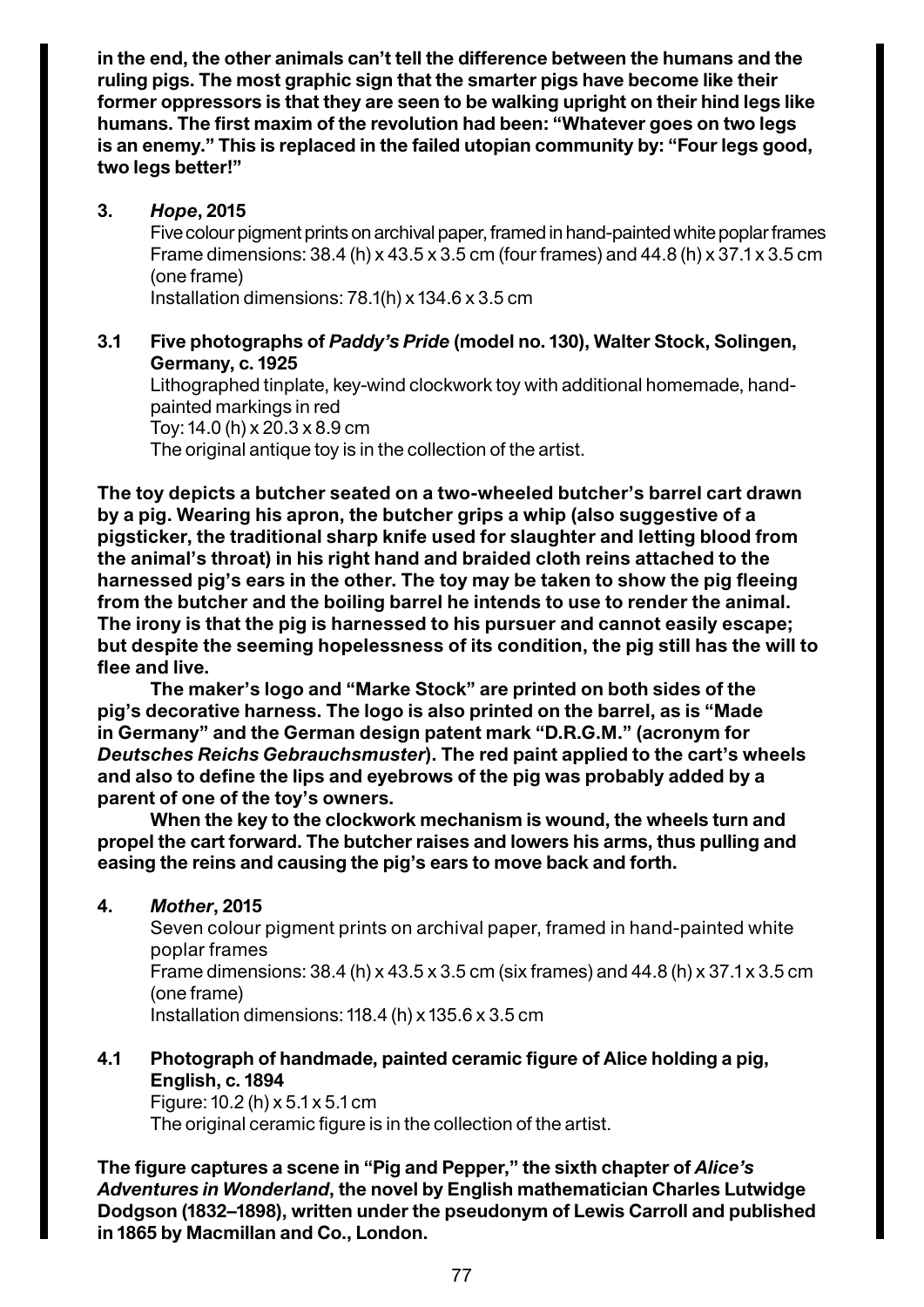**in the end, the other animals can't tell the difference between the humans and the ruling pigs. The most graphic sign that the smarter pigs have become like their former oppressors is that they are seen to be walking upright on their hind legs like humans. The first maxim of the revolution had been: "Whatever goes on two legs is an enemy." This is replaced in the failed utopian community by: "Four legs good, two legs better!"**

**3. *Hope*, 2015**

Five colour pigment prints on archival paper, framed in hand-painted white poplar frames
Frame dimensions: 38.4 (h) x 43.5 x 3.5 cm (four frames) and 44.8 (h) x 37.1 x 3.5 cm (one frame)
Installation dimensions: 78.1(h) x 134.6 x 3.5 cm

**3.1 Five photographs of *Paddy's Pride* (model no. 130), Walter Stock, Solingen, Germany, c. 1925**

Lithographed tinplate, key-wind clockwork toy with additional homemade, hand-painted markings in red
Toy: 14.0 (h) x 20.3 x 8.9 cm
The original antique toy is in the collection of the artist.

**The toy depicts a butcher seated on a two-wheeled butcher's barrel cart drawn by a pig. Wearing his apron, the butcher grips a whip (also suggestive of a pigsticker, the traditional sharp knife used for slaughter and letting blood from the animal's throat) in his right hand and braided cloth reins attached to the harnessed pig's ears in the other. The toy may be taken to show the pig fleeing from the butcher and the boiling barrel he intends to use to render the animal. The irony is that the pig is harnessed to his pursuer and cannot easily escape; but despite the seeming hopelessness of its condition, the pig still has the will to flee and live.**

**The maker's logo and "Marke Stock" are printed on both sides of the pig's decorative harness. The logo is also printed on the barrel, as is "Made in Germany" and the German design patent mark "D.R.G.M." (acronym for *Deutsches Reichs Gebrauchsmuster*). The red paint applied to the cart's wheels and also to define the lips and eyebrows of the pig was probably added by a parent of one of the toy's owners.**

**When the key to the clockwork mechanism is wound, the wheels turn and propel the cart forward. The butcher raises and lowers his arms, thus pulling and easing the reins and causing the pig's ears to move back and forth.**

**4. *Mother*, 2015**

Seven colour pigment prints on archival paper, framed in hand-painted white poplar frames
Frame dimensions: 38.4 (h) x 43.5 x 3.5 cm (six frames) and 44.8 (h) x 37.1 x 3.5 cm (one frame)
Installation dimensions: 118.4 (h) x 135.6 x 3.5 cm

**4.1 Photograph of handmade, painted ceramic figure of Alice holding a pig, English, c. 1894**

Figure: 10.2 (h) x 5.1 x 5.1 cm
The original ceramic figure is in the collection of the artist.

**The figure captures a scene in "Pig and Pepper," the sixth chapter of *Alice's Adventures in Wonderland*, the novel by English mathematician Charles Lutwidge Dodgson (1832–1898), written under the pseudonym of Lewis Carroll and published in 1865 by Macmillan and Co., London.**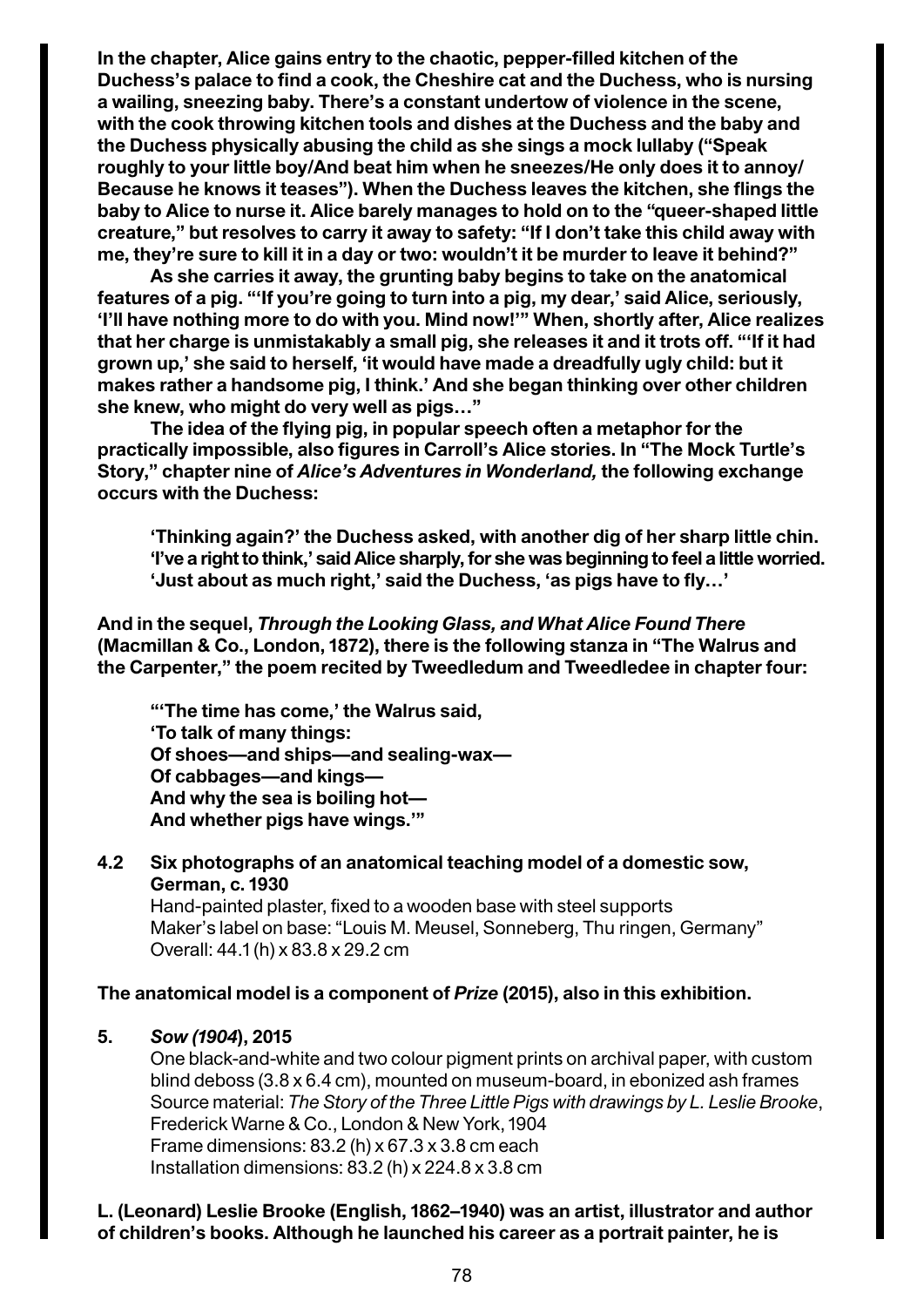**In the chapter, Alice gains entry to the chaotic, pepper-filled kitchen of the Duchess's palace to find a cook, the Cheshire cat and the Duchess, who is nursing a wailing, sneezing baby. There's a constant undertow of violence in the scene, with the cook throwing kitchen tools and dishes at the Duchess and the baby and the Duchess physically abusing the child as she sings a mock lullaby ("Speak roughly to your little boy/And beat him when he sneezes/He only does it to annoy/ Because he knows it teases"). When the Duchess leaves the kitchen, she flings the baby to Alice to nurse it. Alice barely manages to hold on to the "queer-shaped little creature," but resolves to carry it away to safety: "If I don't take this child away with me, they're sure to kill it in a day or two: wouldn't it be murder to leave it behind?"**

**As she carries it away, the grunting baby begins to take on the anatomical features of a pig. "'If you're going to turn into a pig, my dear,' said Alice, seriously, 'I'll have nothing more to do with you. Mind now!'" When, shortly after, Alice realizes that her charge is unmistakably a small pig, she releases it and it trots off. "'If it had grown up,' she said to herself, 'it would have made a dreadfully ugly child: but it makes rather a handsome pig, I think.' And she began thinking over other children she knew, who might do very well as pigs…"**

**The idea of the flying pig, in popular speech often a metaphor for the practically impossible, also figures in Carroll's Alice stories. In "The Mock Turtle's Story," chapter nine of *Alice's Adventures in Wonderland,* the following exchange occurs with the Duchess:**

> **'Thinking again?' the Duchess asked, with another dig of her sharp little chin. 'I've a right to think,' said Alice sharply, for she was beginning to feel a little worried. 'Just about as much right,' said the Duchess, 'as pigs have to fly…'**

**And in the sequel, *Through the Looking Glass, and What Alice Found There* (Macmillan & Co., London, 1872), there is the following stanza in "The Walrus and the Carpenter," the poem recited by Tweedledum and Tweedledee in chapter four:**

> **"'The time has come,' the Walrus said,**
> **'To talk of many things:**
> **Of shoes—and ships—and sealing-wax—**
> **Of cabbages—and kings—**
> **And why the sea is boiling hot—**
> **And whether pigs have wings.'"**

**4.2 Six photographs of an anatomical teaching model of a domestic sow, German, c. 1930**
Hand-painted plaster, fixed to a wooden base with steel supports
Maker's label on base: "Louis M. Meusel, Sonneberg, Thu ringen, Germany"
Overall: 44.1 (h) x 83.8 x 29.2 cm

**The anatomical model is a component of *Prize* (2015), also in this exhibition.**

**5. *Sow (1904)*, 2015**
One black-and-white and two colour pigment prints on archival paper, with custom blind deboss (3.8 x 6.4 cm), mounted on museum-board, in ebonized ash frames
Source material: *The Story of the Three Little Pigs with drawings by L. Leslie Brooke*, Frederick Warne & Co., London & New York, 1904
Frame dimensions: 83.2 (h) x 67.3 x 3.8 cm each
Installation dimensions: 83.2 (h) x 224.8 x 3.8 cm

**L. (Leonard) Leslie Brooke (English, 1862–1940) was an artist, illustrator and author of children's books. Although he launched his career as a portrait painter, he is**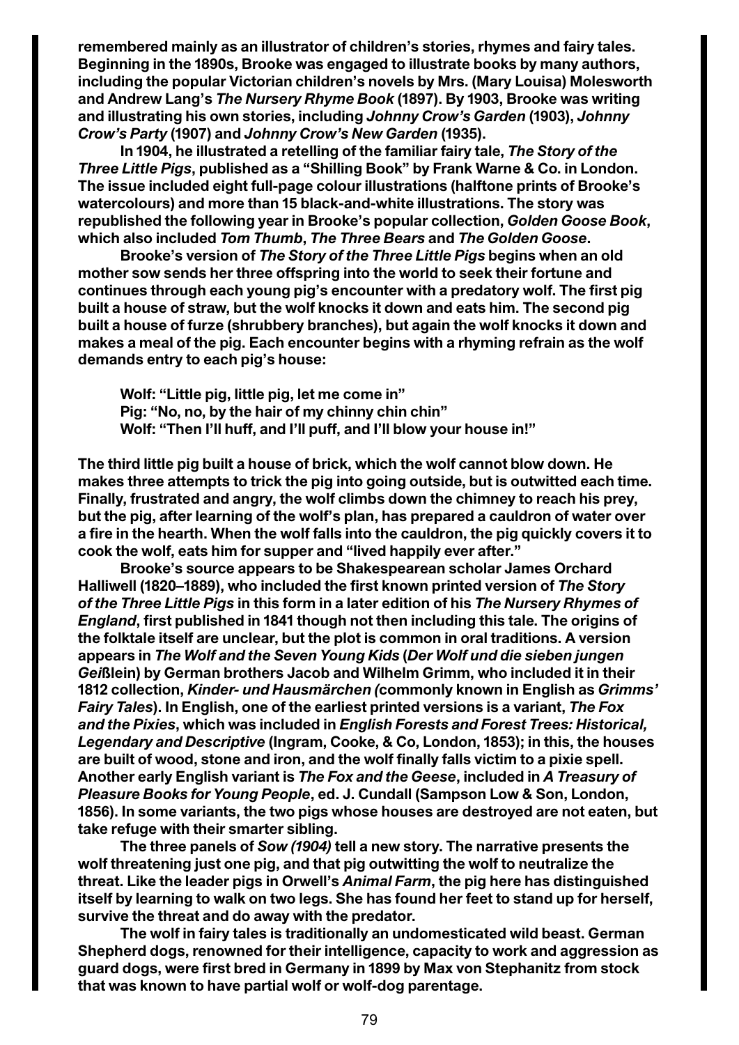**remembered mainly as an illustrator of children's stories, rhymes and fairy tales. Beginning in the 1890s, Brooke was engaged to illustrate books by many authors, including the popular Victorian children's novels by Mrs. (Mary Louisa) Molesworth and Andrew Lang's *The Nursery Rhyme Book* (1897). By 1903, Brooke was writing and illustrating his own stories, including *Johnny Crow's Garden* (1903), *Johnny Crow's Party* (1907) and *Johnny Crow's New Garden* (1935).**

**In 1904, he illustrated a retelling of the familiar fairy tale, *The Story of the Three Little Pigs*, published as a "Shilling Book" by Frank Warne & Co. in London. The issue included eight full-page colour illustrations (halftone prints of Brooke's watercolours) and more than 15 black-and-white illustrations. The story was republished the following year in Brooke's popular collection, *Golden Goose Book*, which also included *Tom Thumb*, *The Three Bears* and *The Golden Goose*.**

**Brooke's version of *The Story of the Three Little Pigs* begins when an old mother sow sends her three offspring into the world to seek their fortune and continues through each young pig's encounter with a predatory wolf. The first pig built a house of straw, but the wolf knocks it down and eats him. The second pig built a house of furze (shrubbery branches), but again the wolf knocks it down and makes a meal of the pig. Each encounter begins with a rhyming refrain as the wolf demands entry to each pig's house:**

> **Wolf: "Little pig, little pig, let me come in"**
> **Pig: "No, no, by the hair of my chinny chin chin"**
> **Wolf: "Then I'll huff, and I'll puff, and I'll blow your house in!"**

**The third little pig built a house of brick, which the wolf cannot blow down. He makes three attempts to trick the pig into going outside, but is outwitted each time. Finally, frustrated and angry, the wolf climbs down the chimney to reach his prey, but the pig, after learning of the wolf's plan, has prepared a cauldron of water over a fire in the hearth. When the wolf falls into the cauldron, the pig quickly covers it to cook the wolf, eats him for supper and "lived happily ever after."**

**Brooke's source appears to be Shakespearean scholar James Orchard Halliwell (1820–1889), who included the first known printed version of *The Story of the Three Little Pigs* in this form in a later edition of his *The Nursery Rhymes of England*, first published in 1841 though not then including this tale. The origins of the folktale itself are unclear, but the plot is common in oral traditions. A version appears in *The Wolf and the Seven Young Kids* (*Der Wolf und die sieben jungen Geißlein*) by German brothers Jacob and Wilhelm Grimm, who included it in their 1812 collection, *Kinder- und Hausmärchen (*commonly known in English as *Grimms' Fairy Tales*). In English, one of the earliest printed versions is a variant, *The Fox and the Pixies*, which was included in *English Forests and Forest Trees: Historical, Legendary and Descriptive* (Ingram, Cooke, & Co, London, 1853); in this, the houses are built of wood, stone and iron, and the wolf finally falls victim to a pixie spell. Another early English variant is *The Fox and the Geese*, included in *A Treasury of Pleasure Books for Young People*, ed. J. Cundall (Sampson Low & Son, London, 1856). In some variants, the two pigs whose houses are destroyed are not eaten, but take refuge with their smarter sibling.**

**The three panels of *Sow (1904)* tell a new story. The narrative presents the wolf threatening just one pig, and that pig outwitting the wolf to neutralize the threat. Like the leader pigs in Orwell's *Animal Farm*, the pig here has distinguished itself by learning to walk on two legs. She has found her feet to stand up for herself, survive the threat and do away with the predator.**

**The wolf in fairy tales is traditionally an undomesticated wild beast. German Shepherd dogs, renowned for their intelligence, capacity to work and aggression as guard dogs, were first bred in Germany in 1899 by Max von Stephanitz from stock that was known to have partial wolf or wolf-dog parentage.**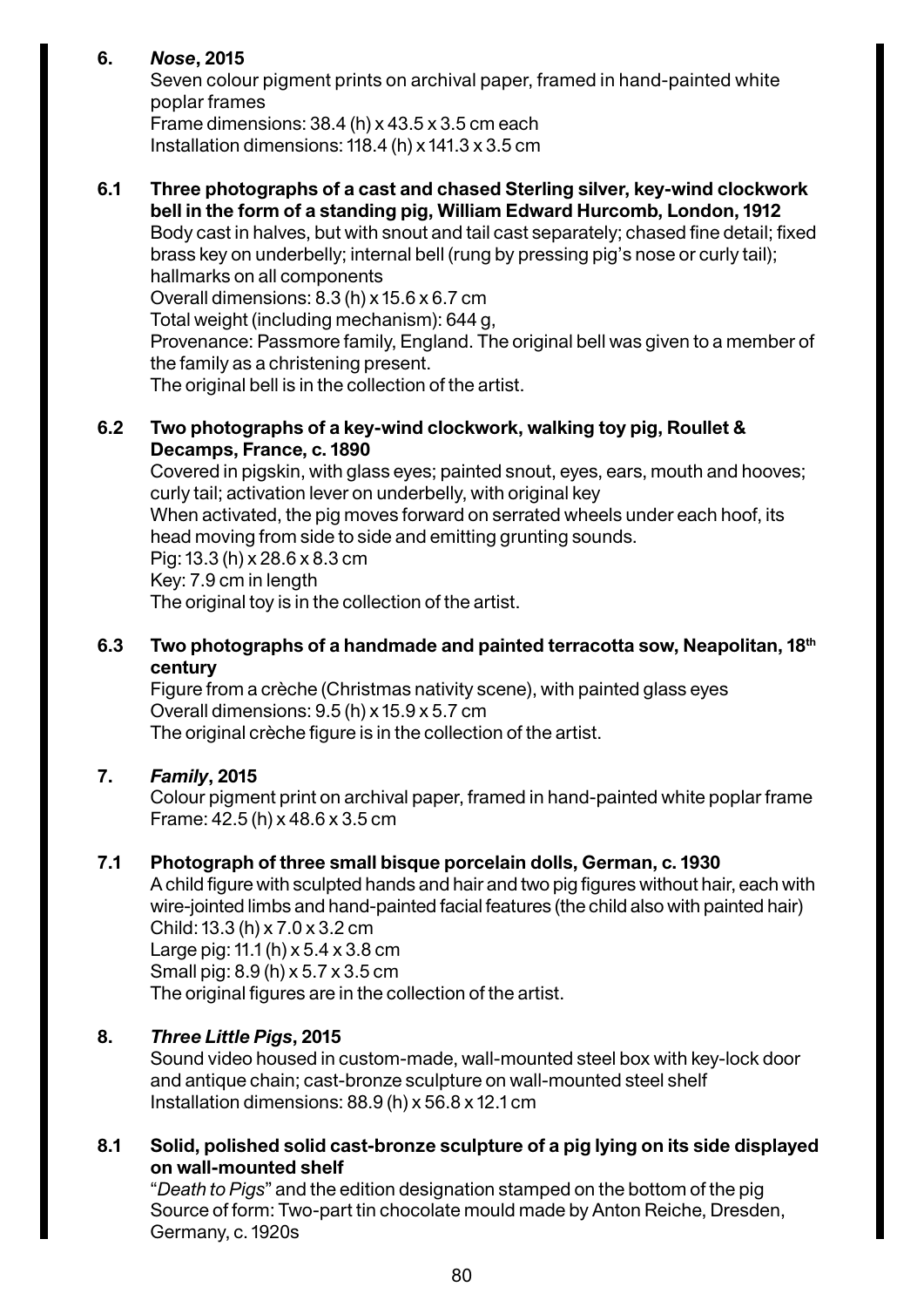**6.** ***Nose*, 2015**

Seven colour pigment prints on archival paper, framed in hand-painted white poplar frames
Frame dimensions: 38.4 (h) x 43.5 x 3.5 cm each
Installation dimensions: 118.4 (h) x 141.3 x 3.5 cm

**6.1 Three photographs of a cast and chased Sterling silver, key-wind clockwork bell in the form of a standing pig, William Edward Hurcomb, London, 1912**

Body cast in halves, but with snout and tail cast separately; chased fine detail; fixed brass key on underbelly; internal bell (rung by pressing pig's nose or curly tail); hallmarks on all components
Overall dimensions: 8.3 (h) x 15.6 x 6.7 cm
Total weight (including mechanism): 644 g,
Provenance: Passmore family, England. The original bell was given to a member of the family as a christening present.
The original bell is in the collection of the artist.

**6.2 Two photographs of a key-wind clockwork, walking toy pig, Roullet & Decamps, France, c. 1890**

Covered in pigskin, with glass eyes; painted snout, eyes, ears, mouth and hooves; curly tail; activation lever on underbelly, with original key
When activated, the pig moves forward on serrated wheels under each hoof, its head moving from side to side and emitting grunting sounds.
Pig: 13.3 (h) x 28.6 x 8.3 cm
Key: 7.9 cm in length
The original toy is in the collection of the artist.

**6.3 Two photographs of a handmade and painted terracotta sow, Neapolitan, 18th century**

Figure from a crèche (Christmas nativity scene), with painted glass eyes
Overall dimensions: 9.5 (h) x 15.9 x 5.7 cm
The original crèche figure is in the collection of the artist.

**7.** ***Family*, 2015**

Colour pigment print on archival paper, framed in hand-painted white poplar frame
Frame: 42.5 (h) x 48.6 x 3.5 cm

**7.1 Photograph of three small bisque porcelain dolls, German, c. 1930**

A child figure with sculpted hands and hair and two pig figures without hair, each with wire-jointed limbs and hand-painted facial features (the child also with painted hair)
Child: 13.3 (h) x 7.0 x 3.2 cm
Large pig: 11.1 (h) x 5.4 x 3.8 cm
Small pig: 8.9 (h) x 5.7 x 3.5 cm
The original figures are in the collection of the artist.

**8.** ***Three Little Pigs*, 2015**

Sound video housed in custom-made, wall-mounted steel box with key-lock door and antique chain; cast-bronze sculpture on wall-mounted steel shelf
Installation dimensions: 88.9 (h) x 56.8 x 12.1 cm

**8.1 Solid, polished solid cast-bronze sculpture of a pig lying on its side displayed on wall-mounted shelf**

"*Death to Pigs*" and the edition designation stamped on the bottom of the pig
Source of form: Two-part tin chocolate mould made by Anton Reiche, Dresden, Germany, c. 1920s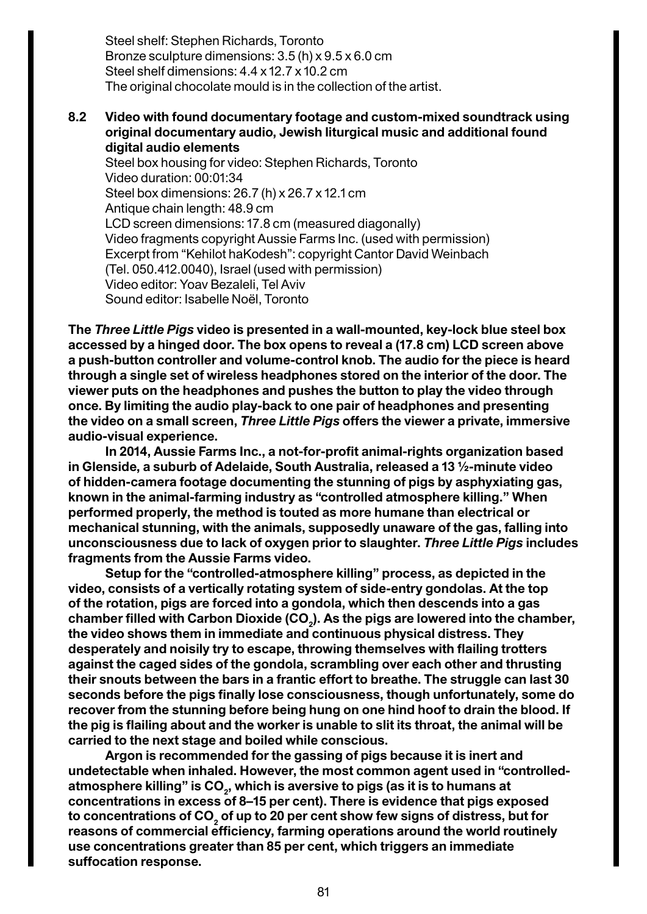Steel shelf: Stephen Richards, Toronto
Bronze sculpture dimensions: 3.5 (h) x 9.5 x 6.0 cm
Steel shelf dimensions: 4.4 x 12.7 x 10.2 cm
The original chocolate mould is in the collection of the artist.

**8.2 Video with found documentary footage and custom-mixed soundtrack using original documentary audio, Jewish liturgical music and additional found digital audio elements**

Steel box housing for video: Stephen Richards, Toronto
Video duration: 00:01:34
Steel box dimensions: 26.7 (h) x 26.7 x 12.1 cm
Antique chain length: 48.9 cm
LCD screen dimensions: 17.8 cm (measured diagonally)
Video fragments copyright Aussie Farms Inc. (used with permission)
Excerpt from "Kehilot haKodesh": copyright Cantor David Weinbach (Tel. 050.412.0040), Israel (used with permission)
Video editor: Yoav Bezaleli, Tel Aviv
Sound editor: Isabelle Noël, Toronto

**The *Three Little Pigs* video is presented in a wall-mounted, key-lock blue steel box accessed by a hinged door. The box opens to reveal a (17.8 cm) LCD screen above a push-button controller and volume-control knob. The audio for the piece is heard through a single set of wireless headphones stored on the interior of the door. The viewer puts on the headphones and pushes the button to play the video through once. By limiting the audio play-back to one pair of headphones and presenting the video on a small screen, *Three Little Pigs* offers the viewer a private, immersive audio-visual experience.**

**In 2014, Aussie Farms Inc., a not-for-profit animal-rights organization based in Glenside, a suburb of Adelaide, South Australia, released a 13 ½-minute video of hidden-camera footage documenting the stunning of pigs by asphyxiating gas, known in the animal-farming industry as "controlled atmosphere killing." When performed properly, the method is touted as more humane than electrical or mechanical stunning, with the animals, supposedly unaware of the gas, falling into unconsciousness due to lack of oxygen prior to slaughter. *Three Little Pigs* includes fragments from the Aussie Farms video.**

**Setup for the "controlled-atmosphere killing" process, as depicted in the video, consists of a vertically rotating system of side-entry gondolas. At the top of the rotation, pigs are forced into a gondola, which then descends into a gas chamber filled with Carbon Dioxide ($CO_2$). As the pigs are lowered into the chamber, the video shows them in immediate and continuous physical distress. They desperately and noisily try to escape, throwing themselves with flailing trotters against the caged sides of the gondola, scrambling over each other and thrusting their snouts between the bars in a frantic effort to breathe. The struggle can last 30 seconds before the pigs finally lose consciousness, though unfortunately, some do recover from the stunning before being hung on one hind hoof to drain the blood. If the pig is flailing about and the worker is unable to slit its throat, the animal will be carried to the next stage and boiled while conscious.**

**Argon is recommended for the gassing of pigs because it is inert and undetectable when inhaled. However, the most common agent used in "controlled-atmosphere killing" is $CO_2$, which is aversive to pigs (as it is to humans at concentrations in excess of 8–15 per cent). There is evidence that pigs exposed to concentrations of $CO_2$ of up to 20 per cent show few signs of distress, but for reasons of commercial efficiency, farming operations around the world routinely use concentrations greater than 85 per cent, which triggers an immediate suffocation response.**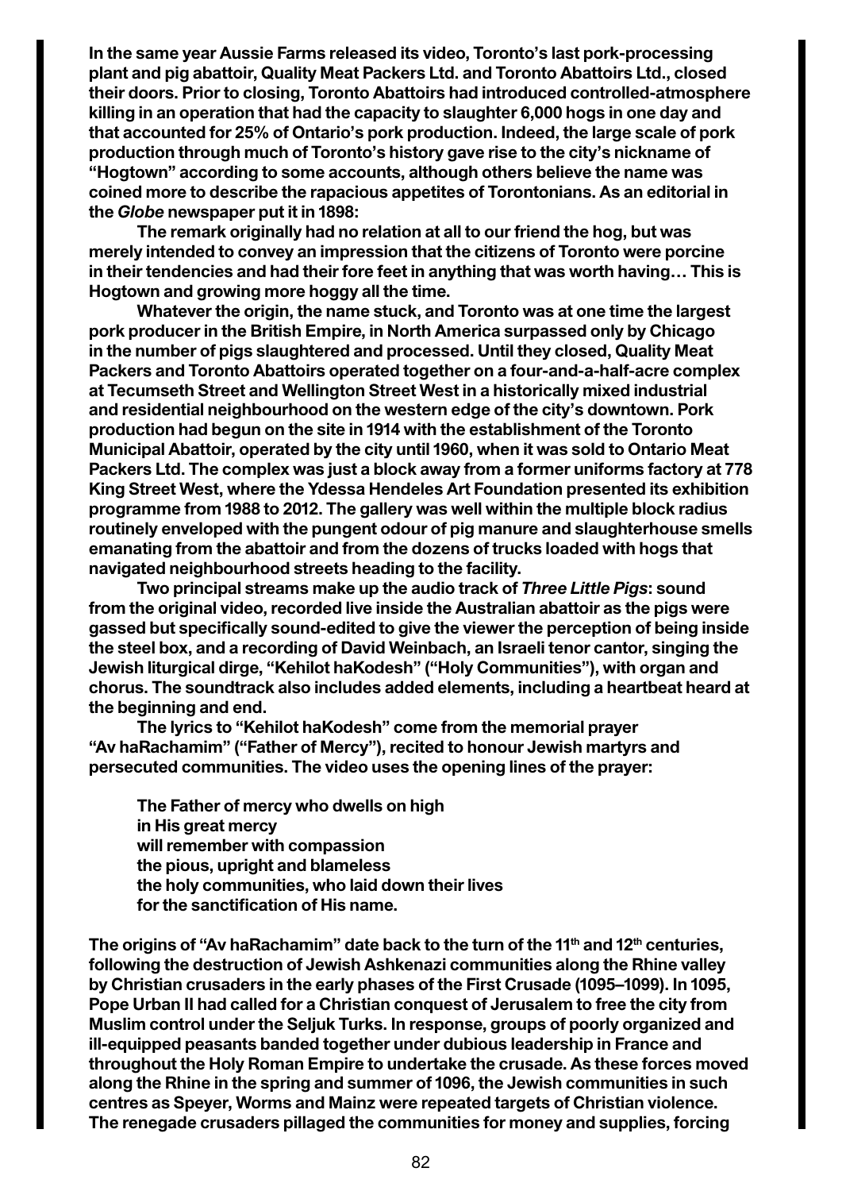In the same year Aussie Farms released its video, Toronto's last pork-processing plant and pig abattoir, Quality Meat Packers Ltd. and Toronto Abattoirs Ltd., closed their doors. Prior to closing, Toronto Abattoirs had introduced controlled-atmosphere killing in an operation that had the capacity to slaughter 6,000 hogs in one day and that accounted for 25% of Ontario's pork production. Indeed, the large scale of pork production through much of Toronto's history gave rise to the city's nickname of "Hogtown" according to some accounts, although others believe the name was coined more to describe the rapacious appetites of Torontonians. As an editorial in the *Globe* newspaper put it in 1898:

> The remark originally had no relation at all to our friend the hog, but was merely intended to convey an impression that the citizens of Toronto were porcine in their tendencies and had their fore feet in anything that was worth having… This is Hogtown and growing more hoggy all the time.

Whatever the origin, the name stuck, and Toronto was at one time the largest pork producer in the British Empire, in North America surpassed only by Chicago in the number of pigs slaughtered and processed. Until they closed, Quality Meat Packers and Toronto Abattoirs operated together on a four-and-a-half-acre complex at Tecumseth Street and Wellington Street West in a historically mixed industrial and residential neighbourhood on the western edge of the city's downtown. Pork production had begun on the site in 1914 with the establishment of the Toronto Municipal Abattoir, operated by the city until 1960, when it was sold to Ontario Meat Packers Ltd. The complex was just a block away from a former uniforms factory at 778 King Street West, where the Ydessa Hendeles Art Foundation presented its exhibition programme from 1988 to 2012. The gallery was well within the multiple block radius routinely enveloped with the pungent odour of pig manure and slaughterhouse smells emanating from the abattoir and from the dozens of trucks loaded with hogs that navigated neighbourhood streets heading to the facility.

Two principal streams make up the audio track of *Three Little Pigs*: sound from the original video, recorded live inside the Australian abattoir as the pigs were gassed but specifically sound-edited to give the viewer the perception of being inside the steel box, and a recording of David Weinbach, an Israeli tenor cantor, singing the Jewish liturgical dirge, "Kehilot haKodesh" ("Holy Communities"), with organ and chorus. The soundtrack also includes added elements, including a heartbeat heard at the beginning and end.

The lyrics to "Kehilot haKodesh" come from the memorial prayer "Av haRachamim" ("Father of Mercy"), recited to honour Jewish martyrs and persecuted communities. The video uses the opening lines of the prayer:

> The Father of mercy who dwells on high
> in His great mercy
> will remember with compassion
> the pious, upright and blameless
> the holy communities, who laid down their lives
> for the sanctification of His name.

The origins of "Av haRachamim" date back to the turn of the 11th and 12th centuries, following the destruction of Jewish Ashkenazi communities along the Rhine valley by Christian crusaders in the early phases of the First Crusade (1095–1099). In 1095, Pope Urban II had called for a Christian conquest of Jerusalem to free the city from Muslim control under the Seljuk Turks. In response, groups of poorly organized and ill-equipped peasants banded together under dubious leadership in France and throughout the Holy Roman Empire to undertake the crusade. As these forces moved along the Rhine in the spring and summer of 1096, the Jewish communities in such centres as Speyer, Worms and Mainz were repeated targets of Christian violence. The renegade crusaders pillaged the communities for money and supplies, forcing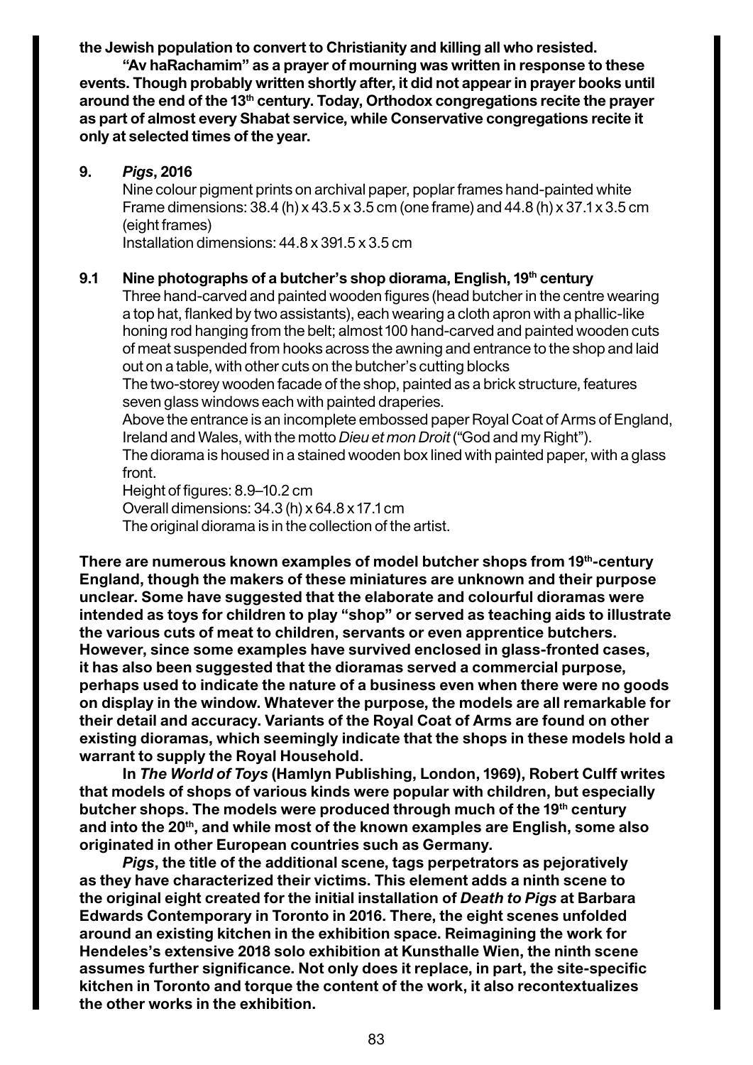**the Jewish population to convert to Christianity and killing all who resisted.**

**"Av haRachamim" as a prayer of mourning was written in response to these events. Though probably written shortly after, it did not appear in prayer books until around the end of the 13th century. Today, Orthodox congregations recite the prayer as part of almost every Shabat service, while Conservative congregations recite it only at selected times of the year.**

**9. *Pigs*, 2016**

Nine colour pigment prints on archival paper, poplar frames hand-painted white
Frame dimensions: 38.4 (h) x 43.5 x 3.5 cm (one frame) and 44.8 (h) x 37.1 x 3.5 cm (eight frames)
Installation dimensions: 44.8 x 391.5 x 3.5 cm

**9.1 Nine photographs of a butcher's shop diorama, English, 19th century**

Three hand-carved and painted wooden figures (head butcher in the centre wearing a top hat, flanked by two assistants), each wearing a cloth apron with a phallic-like honing rod hanging from the belt; almost 100 hand-carved and painted wooden cuts of meat suspended from hooks across the awning and entrance to the shop and laid out on a table, with other cuts on the butcher's cutting blocks
The two-storey wooden facade of the shop, painted as a brick structure, features seven glass windows each with painted draperies.
Above the entrance is an incomplete embossed paper Royal Coat of Arms of England, Ireland and Wales, with the motto *Dieu et mon Droit* ("God and my Right").
The diorama is housed in a stained wooden box lined with painted paper, with a glass front.
Height of figures: 8.9–10.2 cm
Overall dimensions: 34.3 (h) x 64.8 x 17.1 cm
The original diorama is in the collection of the artist.

**There are numerous known examples of model butcher shops from 19th-century England, though the makers of these miniatures are unknown and their purpose unclear. Some have suggested that the elaborate and colourful dioramas were intended as toys for children to play "shop" or served as teaching aids to illustrate the various cuts of meat to children, servants or even apprentice butchers. However, since some examples have survived enclosed in glass-fronted cases, it has also been suggested that the dioramas served a commercial purpose, perhaps used to indicate the nature of a business even when there were no goods on display in the window. Whatever the purpose, the models are all remarkable for their detail and accuracy. Variants of the Royal Coat of Arms are found on other existing dioramas, which seemingly indicate that the shops in these models hold a warrant to supply the Royal Household.**

**In *The World of Toys* (Hamlyn Publishing, London, 1969), Robert Culff writes that models of shops of various kinds were popular with children, but especially butcher shops. The models were produced through much of the 19th century and into the 20th, and while most of the known examples are English, some also originated in other European countries such as Germany.**

***Pigs*, the title of the additional scene, tags perpetrators as pejoratively as they have characterized their victims. This element adds a ninth scene to the original eight created for the initial installation of *Death to Pigs* at Barbara Edwards Contemporary in Toronto in 2016. There, the eight scenes unfolded around an existing kitchen in the exhibition space. Reimagining the work for Hendeles's extensive 2018 solo exhibition at Kunsthalle Wien, the ninth scene assumes further significance. Not only does it replace, in part, the site-specific kitchen in Toronto and torque the content of the work, it also recontextualizes the other works in the exhibition.**